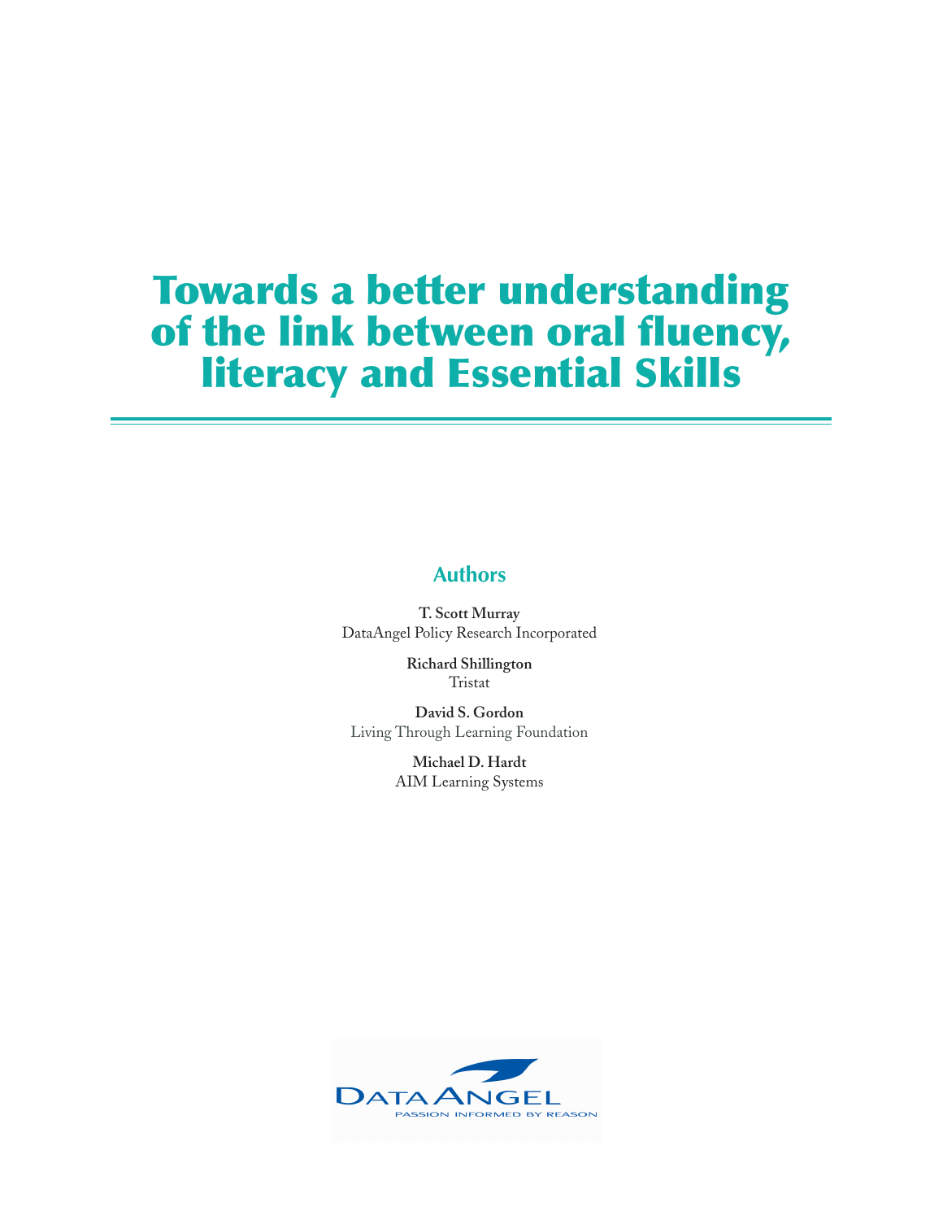# Towards a better understanding of the link between oral fluency, literacy and Essential Skills

## Authors

**T. Scott Murray**
DataAngel Policy Research Incorporated

**Richard Shillington**
Tristat

**David S. Gordon**
Living Through Learning Foundation

**Michael D. Hardt**
AIM Learning Systems

DATA ANGEL
PASSION INFORMED BY REASON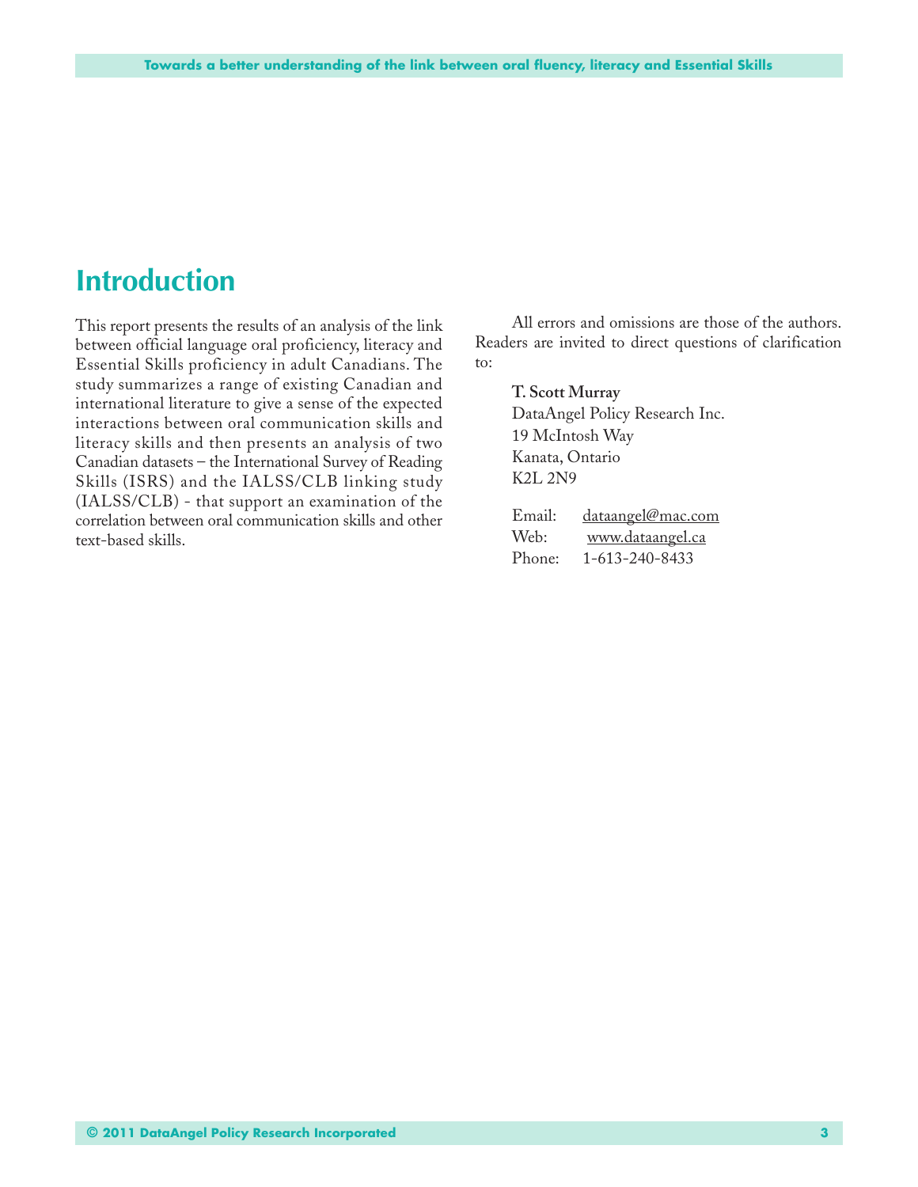# Introduction

This report presents the results of an analysis of the link between official language oral proficiency, literacy and Essential Skills proficiency in adult Canadians. The study summarizes a range of existing Canadian and international literature to give a sense of the expected interactions between oral communication skills and literacy skills and then presents an analysis of two Canadian datasets – the International Survey of Reading Skills (ISRS) and the IALSS/CLB linking study (IALSS/CLB) - that support an examination of the correlation between oral communication skills and other text-based skills.

All errors and omissions are those of the authors. Readers are invited to direct questions of clarification to:

**T. Scott Murray**
DataAngel Policy Research Inc.
19 McIntosh Way
Kanata, Ontario
K2L 2N9

Email: dataangel@mac.com
Web: www.dataangel.ca
Phone: 1-613-240-8433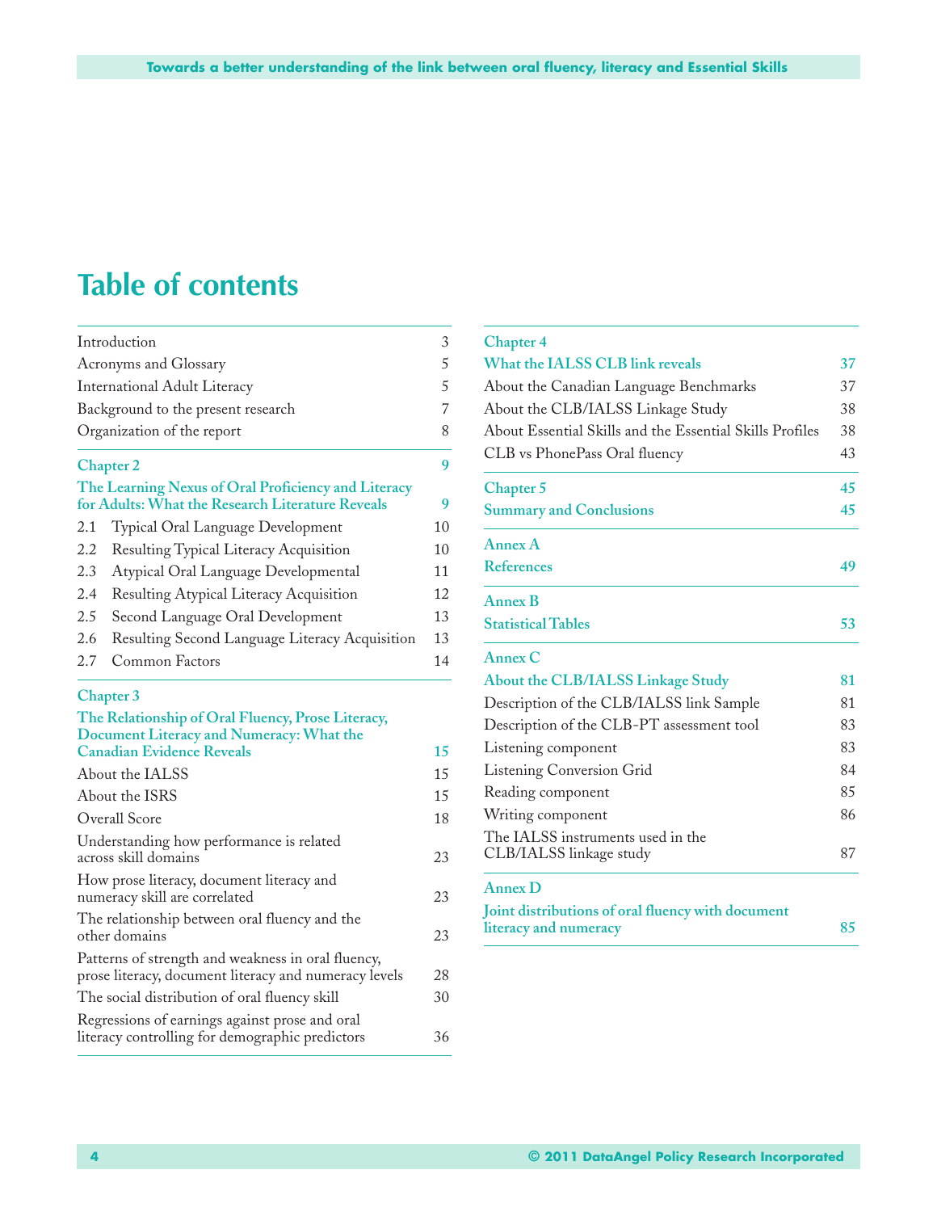# Table of contents

| | |
|---|---|
| Introduction | 3 |
| Acronyms and Glossary | 5 |
| International Adult Literacy | 5 |
| Background to the present research | 7 |
| Organization of the report | 8 |
| **Chapter 2** | **9** |
| **The Learning Nexus of Oral Proficiency and Literacy for Adults: What the Research Literature Reveals** | **9** |
| 2.1 Typical Oral Language Development | 10 |
| 2.2 Resulting Typical Literacy Acquisition | 10 |
| 2.3 Atypical Oral Language Developmental | 11 |
| 2.4 Resulting Atypical Literacy Acquisition | 12 |
| 2.5 Second Language Oral Development | 13 |
| 2.6 Resulting Second Language Literacy Acquisition | 13 |
| 2.7 Common Factors | 14 |
| **Chapter 3** | |
| **The Relationship of Oral Fluency, Prose Literacy, Document Literacy and Numeracy: What the Canadian Evidence Reveals** | **15** |
| About the IALSS | 15 |
| About the ISRS | 15 |
| Overall Score | 18 |
| Understanding how performance is related across skill domains | 23 |
| How prose literacy, document literacy and numeracy skill are correlated | 23 |
| The relationship between oral fluency and the other domains | 23 |
| Patterns of strength and weakness in oral fluency, prose literacy, document literacy and numeracy levels | 28 |
| The social distribution of oral fluency skill | 30 |
| Regressions of earnings against prose and oral literacy controlling for demographic predictors | 36 |
| **Chapter 4** | |
| **What the IALSS CLB link reveals** | **37** |
| About the Canadian Language Benchmarks | 37 |
| About the CLB/IALSS Linkage Study | 38 |
| About Essential Skills and the Essential Skills Profiles | 38 |
| CLB vs PhonePass Oral fluency | 43 |
| **Chapter 5** | **45** |
| **Summary and Conclusions** | **45** |
| **Annex A** | |
| **References** | **49** |
| **Annex B** | |
| **Statistical Tables** | **53** |
| **Annex C** | |
| **About the CLB/IALSS Linkage Study** | **81** |
| Description of the CLB/IALSS link Sample | 81 |
| Description of the CLB-PT assessment tool | 83 |
| Listening component | 83 |
| Listening Conversion Grid | 84 |
| Reading component | 85 |
| Writing component | 86 |
| The IALSS instruments used in the CLB/IALSS linkage study | 87 |
| **Annex D** | |
| **Joint distributions of oral fluency with document literacy and numeracy** | **85** |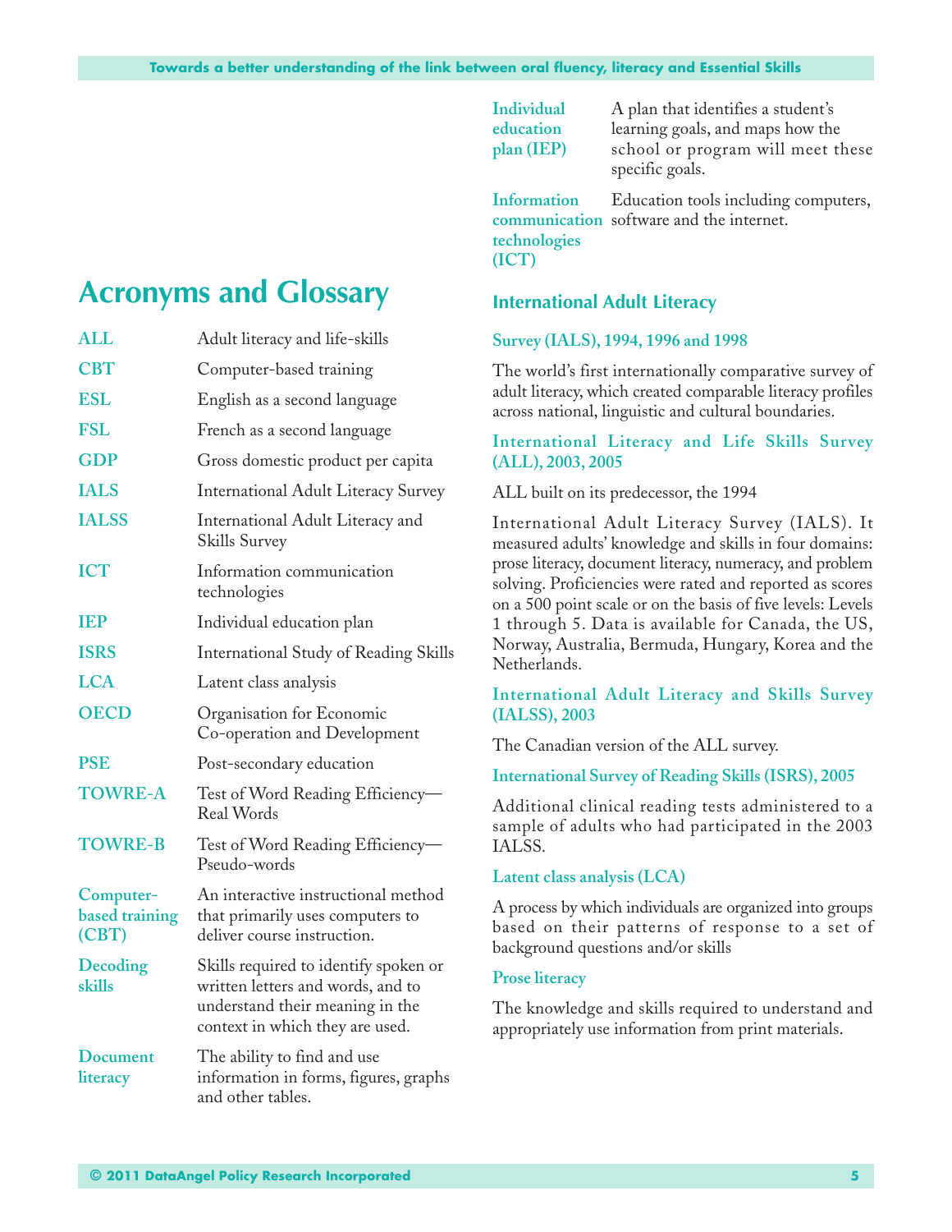## Acronyms and Glossary

| | |
|---|---|
| **ALL** | Adult literacy and life-skills |
| **CBT** | Computer-based training |
| **ESL** | English as a second language |
| **FSL** | French as a second language |
| **GDP** | Gross domestic product per capita |
| **IALS** | International Adult Literacy Survey |
| **IALSS** | International Adult Literacy and Skills Survey |
| **ICT** | Information communication technologies |
| **IEP** | Individual education plan |
| **ISRS** | International Study of Reading Skills |
| **LCA** | Latent class analysis |
| **OECD** | Organisation for Economic Co-operation and Development |
| **PSE** | Post-secondary education |
| **TOWRE-A** | Test of Word Reading Efficiency—Real Words |
| **TOWRE-B** | Test of Word Reading Efficiency—Pseudo-words |
| **Computer-based training (CBT)** | An interactive instructional method that primarily uses computers to deliver course instruction. |
| **Decoding skills** | Skills required to identify spoken or written letters and words, and to understand their meaning in the context in which they are used. |
| **Document literacy** | The ability to find and use information in forms, figures, graphs and other tables. |
| **Individual education plan (IEP)** | A plan that identifies a student's learning goals, and maps how the school or program will meet these specific goals. |
| **Information communication technologies (ICT)** | Education tools including computers, software and the internet. |

### International Adult Literacy Survey (IALS), 1994, 1996 and 1998

The world's first internationally comparative survey of adult literacy, which created comparable literacy profiles across national, linguistic and cultural boundaries.

### International Literacy and Life Skills Survey (ALL), 2003, 2005

ALL built on its predecessor, the 1994 International Adult Literacy Survey (IALS). It measured adults' knowledge and skills in four domains: prose literacy, document literacy, numeracy, and problem solving. Proficiencies were rated and reported as scores on a 500 point scale or on the basis of five levels: Levels 1 through 5. Data is available for Canada, the US, Norway, Australia, Bermuda, Hungary, Korea and the Netherlands.

### International Adult Literacy and Skills Survey (IALSS), 2003

The Canadian version of the ALL survey.

### International Survey of Reading Skills (ISRS), 2005

Additional clinical reading tests administered to a sample of adults who had participated in the 2003 IALSS.

### Latent class analysis (LCA)

A process by which individuals are organized into groups based on their patterns of response to a set of background questions and/or skills

### Prose literacy

The knowledge and skills required to understand and appropriately use information from print materials.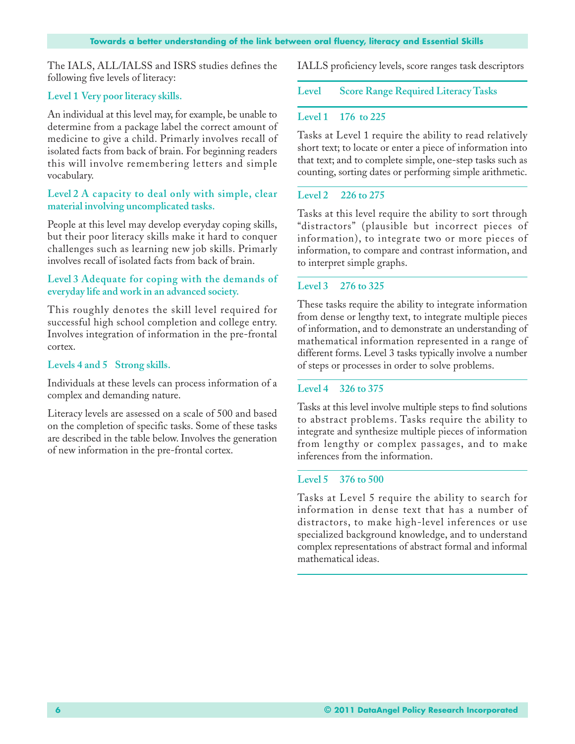The IALS, ALL/IALSS and ISRS studies defines the following five levels of literacy:

### Level 1 Very poor literacy skills.

An individual at this level may, for example, be unable to determine from a package label the correct amount of medicine to give a child. Primarily involves recall of isolated facts from back of brain. For beginning readers this will involve remembering letters and simple vocabulary.

### Level 2 A capacity to deal only with simple, clear material involving uncomplicated tasks.

People at this level may develop everyday coping skills, but their poor literacy skills make it hard to conquer challenges such as learning new job skills. Primarily involves recall of isolated facts from back of brain.

### Level 3 Adequate for coping with the demands of everyday life and work in an advanced society.

This roughly denotes the skill level required for successful high school completion and college entry. Involves integration of information in the pre-frontal cortex.

### Levels 4 and 5 Strong skills.

Individuals at these levels can process information of a complex and demanding nature.

Literacy levels are assessed on a scale of 500 and based on the completion of specific tasks. Some of these tasks are described in the table below. Involves the generation of new information in the pre-frontal cortex.

IALLS proficiency levels, score ranges task descriptors

| Level | Score Range | Required Literacy Tasks |
|---|---|---|
| Level 1 | 176 to 225 | Tasks at Level 1 require the ability to read relatively short text; to locate or enter a piece of information into that text; and to complete simple, one-step tasks such as counting, sorting dates or performing simple arithmetic. |
| Level 2 | 226 to 275 | Tasks at this level require the ability to sort through "distractors" (plausible but incorrect pieces of information), to integrate two or more pieces of information, to compare and contrast information, and to interpret simple graphs. |
| Level 3 | 276 to 325 | These tasks require the ability to integrate information from dense or lengthy text, to integrate multiple pieces of information, and to demonstrate an understanding of mathematical information represented in a range of different forms. Level 3 tasks typically involve a number of steps or processes in order to solve problems. |
| Level 4 | 326 to 375 | Tasks at this level involve multiple steps to find solutions to abstract problems. Tasks require the ability to integrate and synthesize multiple pieces of information from lengthy or complex passages, and to make inferences from the information. |
| Level 5 | 376 to 500 | Tasks at Level 5 require the ability to search for information in dense text that has a number of distractors, to make high-level inferences or use specialized background knowledge, and to understand complex representations of abstract formal and informal mathematical ideas. |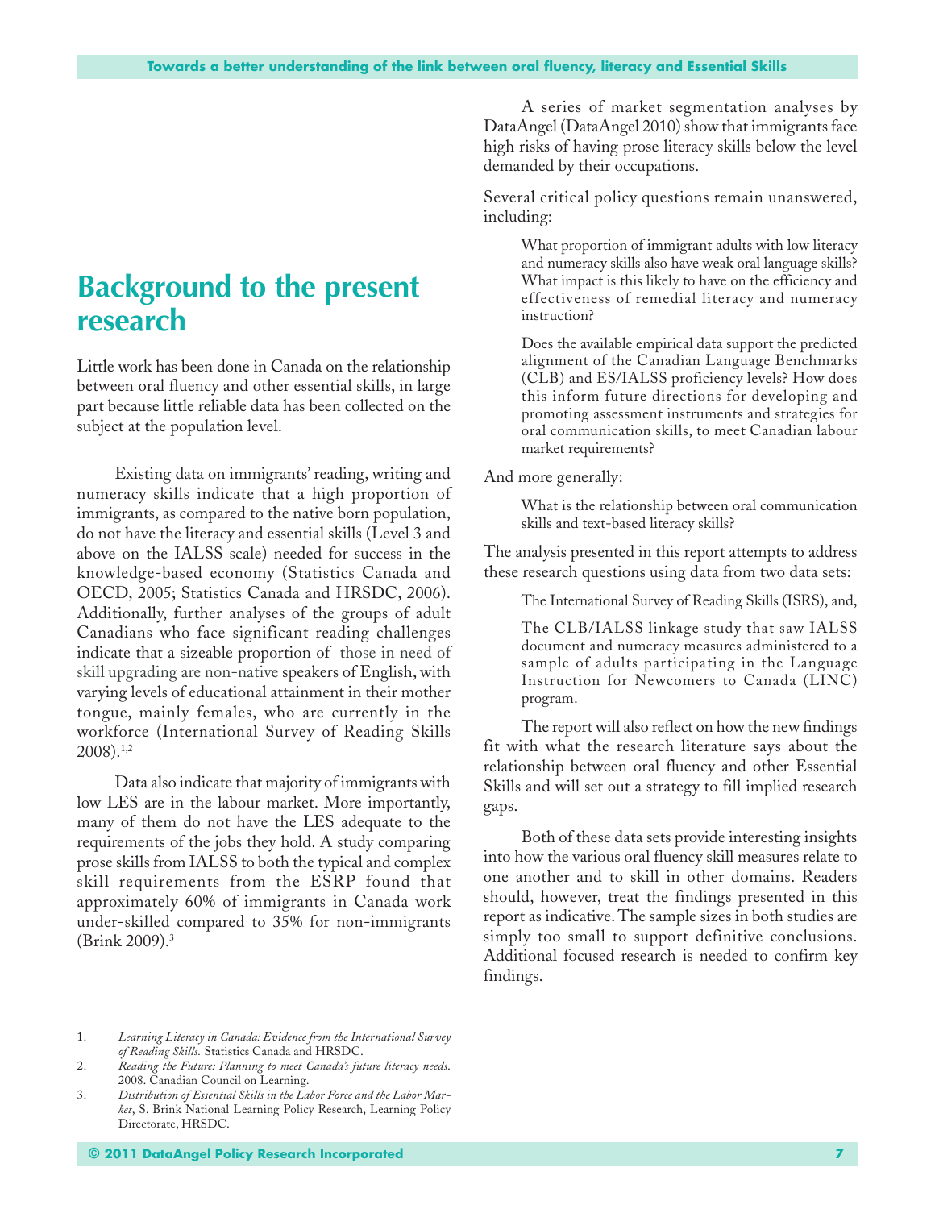# Background to the present research

Little work has been done in Canada on the relationship between oral fluency and other essential skills, in large part because little reliable data has been collected on the subject at the population level.

Existing data on immigrants' reading, writing and numeracy skills indicate that a high proportion of immigrants, as compared to the native born population, do not have the literacy and essential skills (Level 3 and above on the IALSS scale) needed for success in the knowledge-based economy (Statistics Canada and OECD, 2005; Statistics Canada and HRSDC, 2006). Additionally, further analyses of the groups of adult Canadians who face significant reading challenges indicate that a sizeable proportion of those in need of skill upgrading are non-native speakers of English, with varying levels of educational attainment in their mother tongue, mainly females, who are currently in the workforce (International Survey of Reading Skills 2008).[1,2]

Data also indicate that majority of immigrants with low LES are in the labour market. More importantly, many of them do not have the LES adequate to the requirements of the jobs they hold. A study comparing prose skills from IALSS to both the typical and complex skill requirements from the ESRP found that approximately 60% of immigrants in Canada work under-skilled compared to 35% for non-immigrants (Brink 2009).[3]

A series of market segmentation analyses by DataAngel (DataAngel 2010) show that immigrants face high risks of having prose literacy skills below the level demanded by their occupations.

Several critical policy questions remain unanswered, including:

> What proportion of immigrant adults with low literacy and numeracy skills also have weak oral language skills? What impact is this likely to have on the efficiency and effectiveness of remedial literacy and numeracy instruction?
>
> Does the available empirical data support the predicted alignment of the Canadian Language Benchmarks (CLB) and ES/IALSS proficiency levels? How does this inform future directions for developing and promoting assessment instruments and strategies for oral communication skills, to meet Canadian labour market requirements?

And more generally:

> What is the relationship between oral communication skills and text-based literacy skills?

The analysis presented in this report attempts to address these research questions using data from two data sets:

> The International Survey of Reading Skills (ISRS), and,
>
> The CLB/IALSS linkage study that saw IALSS document and numeracy measures administered to a sample of adults participating in the Language Instruction for Newcomers to Canada (LINC) program.

The report will also reflect on how the new findings fit with what the research literature says about the relationship between oral fluency and other Essential Skills and will set out a strategy to fill implied research gaps.

Both of these data sets provide interesting insights into how the various oral fluency skill measures relate to one another and to skill in other domains. Readers should, however, treat the findings presented in this report as indicative. The sample sizes in both studies are simply too small to support definitive conclusions. Additional focused research is needed to confirm key findings.

---

1. *Learning Literacy in Canada: Evidence from the International Survey of Reading Skills.* Statistics Canada and HRSDC.
2. *Reading the Future: Planning to meet Canada's future literacy needs.* 2008. Canadian Council on Learning.
3. *Distribution of Essential Skills in the Labor Force and the Labor Market*, S. Brink National Learning Policy Research, Learning Policy Directorate, HRSDC.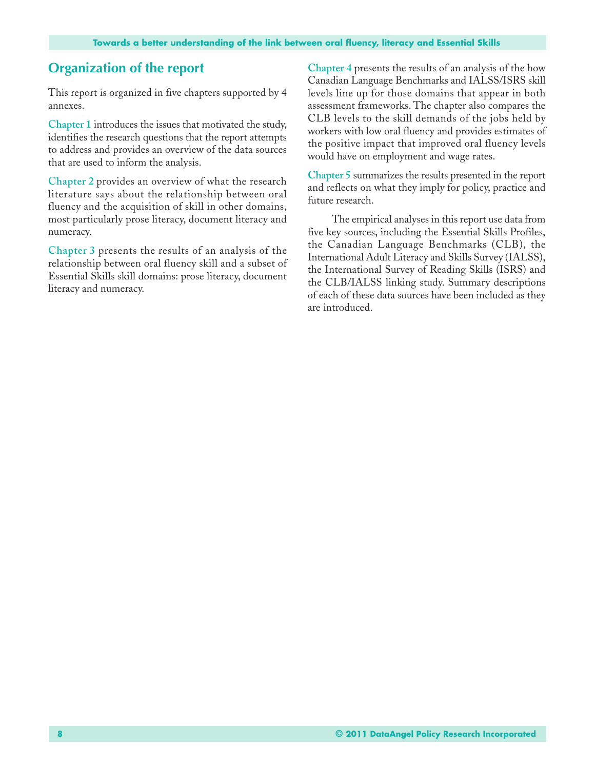## Organization of the report

This report is organized in five chapters supported by 4 annexes.

**Chapter 1** introduces the issues that motivated the study, identifies the research questions that the report attempts to address and provides an overview of the data sources that are used to inform the analysis.

**Chapter 2** provides an overview of what the research literature says about the relationship between oral fluency and the acquisition of skill in other domains, most particularly prose literacy, document literacy and numeracy.

**Chapter 3** presents the results of an analysis of the relationship between oral fluency skill and a subset of Essential Skills skill domains: prose literacy, document literacy and numeracy.

**Chapter 4** presents the results of an analysis of the how Canadian Language Benchmarks and IALSS/ISRS skill levels line up for those domains that appear in both assessment frameworks. The chapter also compares the CLB levels to the skill demands of the jobs held by workers with low oral fluency and provides estimates of the positive impact that improved oral fluency levels would have on employment and wage rates.

**Chapter 5** summarizes the results presented in the report and reflects on what they imply for policy, practice and future research.

The empirical analyses in this report use data from five key sources, including the Essential Skills Profiles, the Canadian Language Benchmarks (CLB), the International Adult Literacy and Skills Survey (IALSS), the International Survey of Reading Skills (ISRS) and the CLB/IALSS linking study. Summary descriptions of each of these data sources have been included as they are introduced.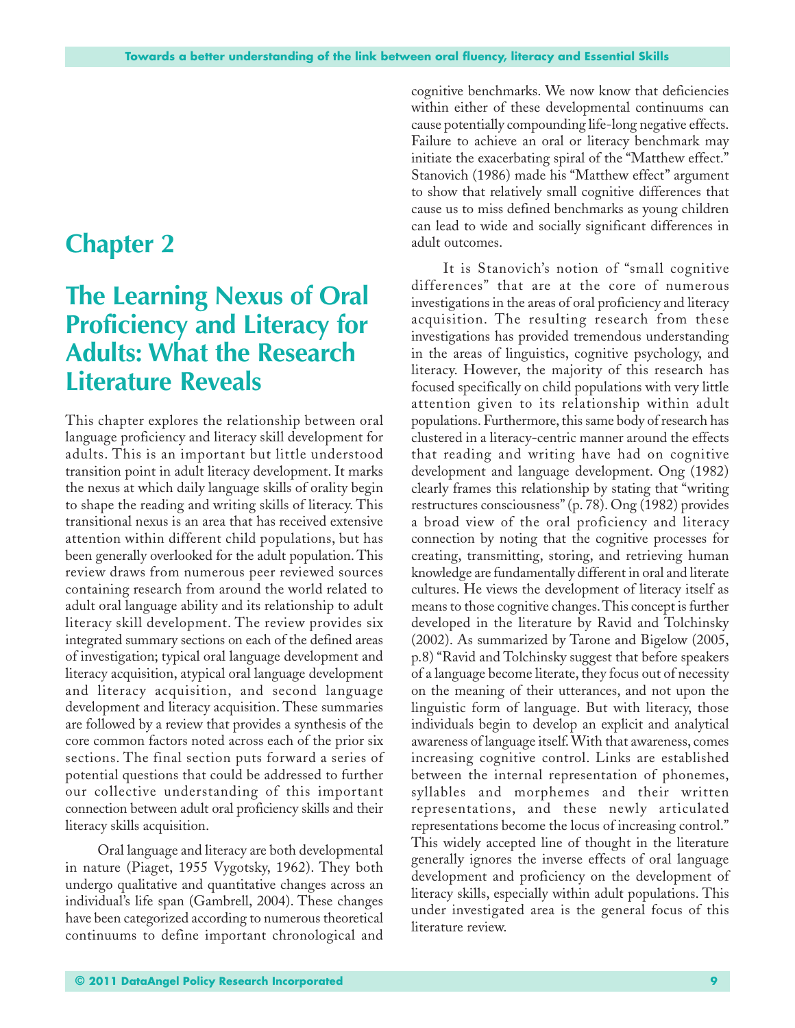# Chapter 2

# The Learning Nexus of Oral Proficiency and Literacy for Adults: What the Research Literature Reveals

This chapter explores the relationship between oral language proficiency and literacy skill development for adults. This is an important but little understood transition point in adult literacy development. It marks the nexus at which daily language skills of orality begin to shape the reading and writing skills of literacy. This transitional nexus is an area that has received extensive attention within different child populations, but has been generally overlooked for the adult population. This review draws from numerous peer reviewed sources containing research from around the world related to adult oral language ability and its relationship to adult literacy skill development. The review provides six integrated summary sections on each of the defined areas of investigation; typical oral language development and literacy acquisition, atypical oral language development and literacy acquisition, and second language development and literacy acquisition. These summaries are followed by a review that provides a synthesis of the core common factors noted across each of the prior six sections. The final section puts forward a series of potential questions that could be addressed to further our collective understanding of this important connection between adult oral proficiency skills and their literacy skills acquisition.

Oral language and literacy are both developmental in nature (Piaget, 1955 Vygotsky, 1962). They both undergo qualitative and quantitative changes across an individual's life span (Gambrell, 2004). These changes have been categorized according to numerous theoretical continuums to define important chronological and cognitive benchmarks. We now know that deficiencies within either of these developmental continuums can cause potentially compounding life-long negative effects. Failure to achieve an oral or literacy benchmark may initiate the exacerbating spiral of the "Matthew effect." Stanovich (1986) made his "Matthew effect" argument to show that relatively small cognitive differences that cause us to miss defined benchmarks as young children can lead to wide and socially significant differences in adult outcomes.

It is Stanovich's notion of "small cognitive differences" that are at the core of numerous investigations in the areas of oral proficiency and literacy acquisition. The resulting research from these investigations has provided tremendous understanding in the areas of linguistics, cognitive psychology, and literacy. However, the majority of this research has focused specifically on child populations with very little attention given to its relationship within adult populations. Furthermore, this same body of research has clustered in a literacy-centric manner around the effects that reading and writing have had on cognitive development and language development. Ong (1982) clearly frames this relationship by stating that "writing restructures consciousness" (p. 78). Ong (1982) provides a broad view of the oral proficiency and literacy connection by noting that the cognitive processes for creating, transmitting, storing, and retrieving human knowledge are fundamentally different in oral and literate cultures. He views the development of literacy itself as means to those cognitive changes. This concept is further developed in the literature by Ravid and Tolchinsky (2002). As summarized by Tarone and Bigelow (2005, p.8) "Ravid and Tolchinsky suggest that before speakers of a language become literate, they focus out of necessity on the meaning of their utterances, and not upon the linguistic form of language. But with literacy, those individuals begin to develop an explicit and analytical awareness of language itself. With that awareness, comes increasing cognitive control. Links are established between the internal representation of phonemes, syllables and morphemes and their written representations, and these newly articulated representations become the locus of increasing control." This widely accepted line of thought in the literature generally ignores the inverse effects of oral language development and proficiency on the development of literacy skills, especially within adult populations. This under investigated area is the general focus of this literature review.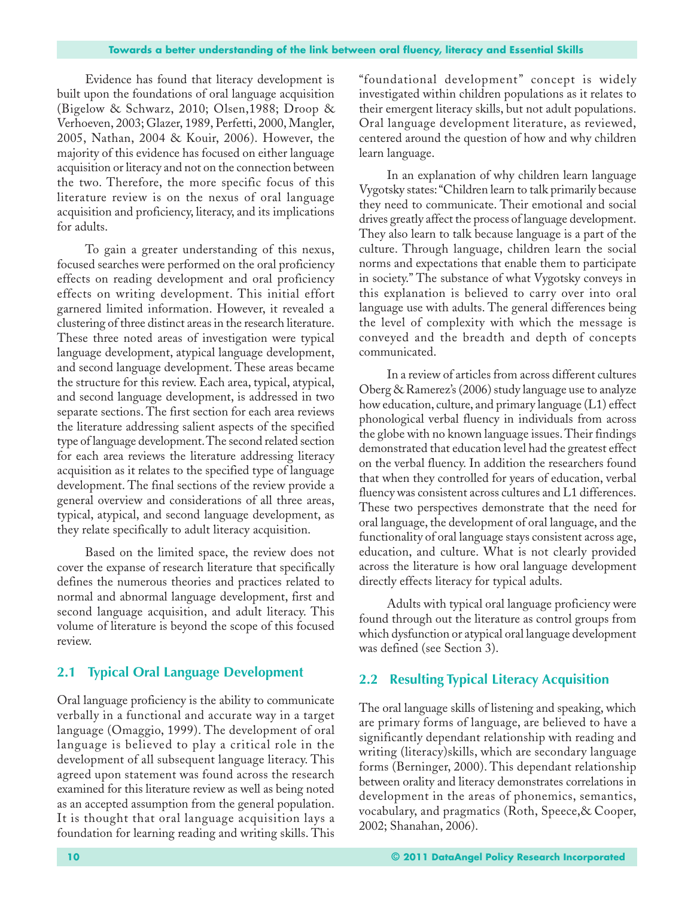Evidence has found that literacy development is built upon the foundations of oral language acquisition (Bigelow & Schwarz, 2010; Olsen,1988; Droop & Verhoeven, 2003; Glazer, 1989, Perfetti, 2000, Mangler, 2005, Nathan, 2004 & Kouir, 2006). However, the majority of this evidence has focused on either language acquisition or literacy and not on the connection between the two. Therefore, the more specific focus of this literature review is on the nexus of oral language acquisition and proficiency, literacy, and its implications for adults.

To gain a greater understanding of this nexus, focused searches were performed on the oral proficiency effects on reading development and oral proficiency effects on writing development. This initial effort garnered limited information. However, it revealed a clustering of three distinct areas in the research literature. These three noted areas of investigation were typical language development, atypical language development, and second language development. These areas became the structure for this review. Each area, typical, atypical, and second language development, is addressed in two separate sections. The first section for each area reviews the literature addressing salient aspects of the specified type of language development. The second related section for each area reviews the literature addressing literacy acquisition as it relates to the specified type of language development. The final sections of the review provide a general overview and considerations of all three areas, typical, atypical, and second language development, as they relate specifically to adult literacy acquisition.

Based on the limited space, the review does not cover the expanse of research literature that specifically defines the numerous theories and practices related to normal and abnormal language development, first and second language acquisition, and adult literacy. This volume of literature is beyond the scope of this focused review.

## 2.1 Typical Oral Language Development

Oral language proficiency is the ability to communicate verbally in a functional and accurate way in a target language (Omaggio, 1999). The development of oral language is believed to play a critical role in the development of all subsequent language literacy. This agreed upon statement was found across the research examined for this literature review as well as being noted as an accepted assumption from the general population. It is thought that oral language acquisition lays a foundation for learning reading and writing skills. This "foundational development" concept is widely investigated within children populations as it relates to their emergent literacy skills, but not adult populations. Oral language development literature, as reviewed, centered around the question of how and why children learn language.

In an explanation of why children learn language Vygotsky states: "Children learn to talk primarily because they need to communicate. Their emotional and social drives greatly affect the process of language development. They also learn to talk because language is a part of the culture. Through language, children learn the social norms and expectations that enable them to participate in society." The substance of what Vygotsky conveys in this explanation is believed to carry over into oral language use with adults. The general differences being the level of complexity with which the message is conveyed and the breadth and depth of concepts communicated.

In a review of articles from across different cultures Oberg & Ramerez's (2006) study language use to analyze how education, culture, and primary language (L1) effect phonological verbal fluency in individuals from across the globe with no known language issues. Their findings demonstrated that education level had the greatest effect on the verbal fluency. In addition the researchers found that when they controlled for years of education, verbal fluency was consistent across cultures and L1 differences. These two perspectives demonstrate that the need for oral language, the development of oral language, and the functionality of oral language stays consistent across age, education, and culture. What is not clearly provided across the literature is how oral language development directly effects literacy for typical adults.

Adults with typical oral language proficiency were found through out the literature as control groups from which dysfunction or atypical oral language development was defined (see Section 3).

## 2.2 Resulting Typical Literacy Acquisition

The oral language skills of listening and speaking, which are primary forms of language, are believed to have a significantly dependant relationship with reading and writing (literacy)skills, which are secondary language forms (Berninger, 2000). This dependant relationship between orality and literacy demonstrates correlations in development in the areas of phonemics, semantics, vocabulary, and pragmatics (Roth, Speece,& Cooper, 2002; Shanahan, 2006).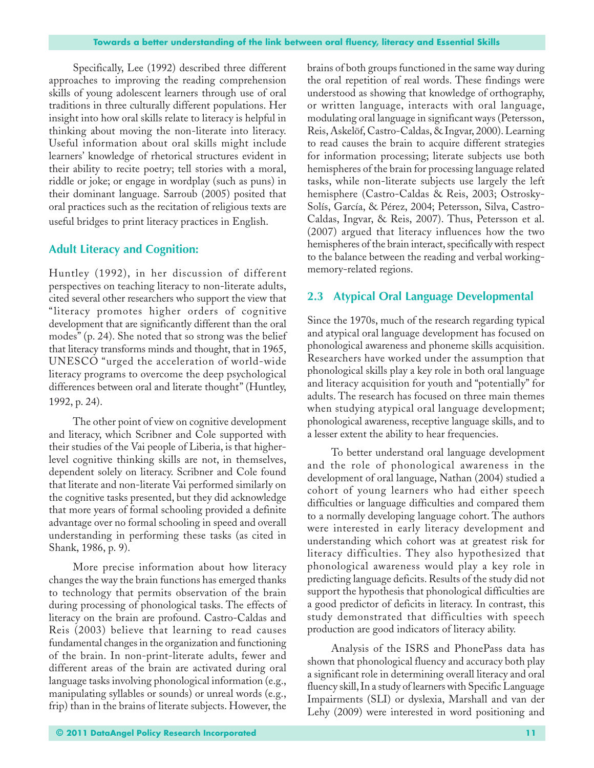Specifically, Lee (1992) described three different approaches to improving the reading comprehension skills of young adolescent learners through use of oral traditions in three culturally different populations. Her insight into how oral skills relate to literacy is helpful in thinking about moving the non-literate into literacy. Useful information about oral skills might include learners' knowledge of rhetorical structures evident in their ability to recite poetry; tell stories with a moral, riddle or joke; or engage in wordplay (such as puns) in their dominant language. Sarroub (2005) posited that oral practices such as the recitation of religious texts are useful bridges to print literacy practices in English.

### Adult Literacy and Cognition:

Huntley (1992), in her discussion of different perspectives on teaching literacy to non-literate adults, cited several other researchers who support the view that "literacy promotes higher orders of cognitive development that are significantly different than the oral modes" (p. 24). She noted that so strong was the belief that literacy transforms minds and thought, that in 1965, UNESCO "urged the acceleration of world-wide literacy programs to overcome the deep psychological differences between oral and literate thought" (Huntley, 1992, p. 24).

The other point of view on cognitive development and literacy, which Scribner and Cole supported with their studies of the Vai people of Liberia, is that higher-level cognitive thinking skills are not, in themselves, dependent solely on literacy. Scribner and Cole found that literate and non-literate Vai performed similarly on the cognitive tasks presented, but they did acknowledge that more years of formal schooling provided a definite advantage over no formal schooling in speed and overall understanding in performing these tasks (as cited in Shank, 1986, p. 9).

More precise information about how literacy changes the way the brain functions has emerged thanks to technology that permits observation of the brain during processing of phonological tasks. The effects of literacy on the brain are profound. Castro-Caldas and Reis (2003) believe that learning to read causes fundamental changes in the organization and functioning of the brain. In non-print-literate adults, fewer and different areas of the brain are activated during oral language tasks involving phonological information (e.g., manipulating syllables or sounds) or unreal words (e.g., frip) than in the brains of literate subjects. However, the brains of both groups functioned in the same way during the oral repetition of real words. These findings were understood as showing that knowledge of orthography, or written language, interacts with oral language, modulating oral language in significant ways (Petersson, Reis, Askelöf, Castro-Caldas, & Ingvar, 2000). Learning to read causes the brain to acquire different strategies for information processing; literate subjects use both hemispheres of the brain for processing language related tasks, while non-literate subjects use largely the left hemisphere (Castro-Caldas & Reis, 2003; Ostrosky-Solís, García, & Pérez, 2004; Petersson, Silva, Castro-Caldas, Ingvar, & Reis, 2007). Thus, Petersson et al. (2007) argued that literacy influences how the two hemispheres of the brain interact, specifically with respect to the balance between the reading and verbal working-memory-related regions.

## 2.3 Atypical Oral Language Developmental

Since the 1970s, much of the research regarding typical and atypical oral language development has focused on phonological awareness and phoneme skills acquisition. Researchers have worked under the assumption that phonological skills play a key role in both oral language and literacy acquisition for youth and "potentially" for adults. The research has focused on three main themes when studying atypical oral language development; phonological awareness, receptive language skills, and to a lesser extent the ability to hear frequencies.

To better understand oral language development and the role of phonological awareness in the development of oral language, Nathan (2004) studied a cohort of young learners who had either speech difficulties or language difficulties and compared them to a normally developing language cohort. The authors were interested in early literacy development and understanding which cohort was at greatest risk for literacy difficulties. They also hypothesized that phonological awareness would play a key role in predicting language deficits. Results of the study did not support the hypothesis that phonological difficulties are a good predictor of deficits in literacy. In contrast, this study demonstrated that difficulties with speech production are good indicators of literacy ability.

Analysis of the ISRS and PhonePass data has shown that phonological fluency and accuracy both play a significant role in determining overall literacy and oral fluency skill, In a study of learners with Specific Language Impairments (SLI) or dyslexia, Marshall and van der Lehy (2009) were interested in word positioning and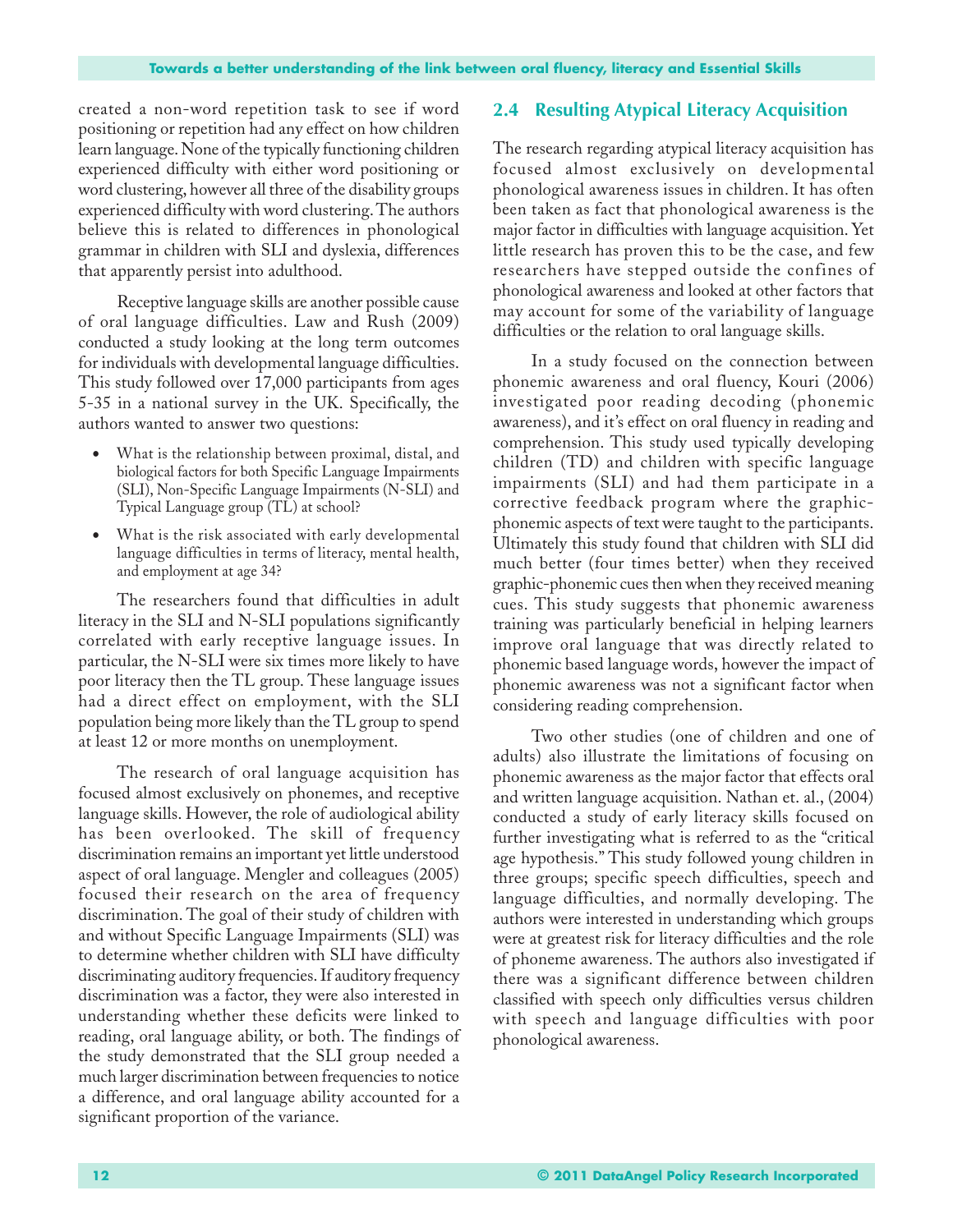created a non-word repetition task to see if word positioning or repetition had any effect on how children learn language. None of the typically functioning children experienced difficulty with either word positioning or word clustering, however all three of the disability groups experienced difficulty with word clustering. The authors believe this is related to differences in phonological grammar in children with SLI and dyslexia, differences that apparently persist into adulthood.

Receptive language skills are another possible cause of oral language difficulties. Law and Rush (2009) conducted a study looking at the long term outcomes for individuals with developmental language difficulties. This study followed over 17,000 participants from ages 5-35 in a national survey in the UK. Specifically, the authors wanted to answer two questions:

- What is the relationship between proximal, distal, and biological factors for both Specific Language Impairments (SLI), Non-Specific Language Impairments (N-SLI) and Typical Language group (TL) at school?
- What is the risk associated with early developmental language difficulties in terms of literacy, mental health, and employment at age 34?

The researchers found that difficulties in adult literacy in the SLI and N-SLI populations significantly correlated with early receptive language issues. In particular, the N-SLI were six times more likely to have poor literacy then the TL group. These language issues had a direct effect on employment, with the SLI population being more likely than the TL group to spend at least 12 or more months on unemployment.

The research of oral language acquisition has focused almost exclusively on phonemes, and receptive language skills. However, the role of audiological ability has been overlooked. The skill of frequency discrimination remains an important yet little understood aspect of oral language. Mengler and colleagues (2005) focused their research on the area of frequency discrimination. The goal of their study of children with and without Specific Language Impairments (SLI) was to determine whether children with SLI have difficulty discriminating auditory frequencies. If auditory frequency discrimination was a factor, they were also interested in understanding whether these deficits were linked to reading, oral language ability, or both. The findings of the study demonstrated that the SLI group needed a much larger discrimination between frequencies to notice a difference, and oral language ability accounted for a significant proportion of the variance.

## 2.4 Resulting Atypical Literacy Acquisition

The research regarding atypical literacy acquisition has focused almost exclusively on developmental phonological awareness issues in children. It has often been taken as fact that phonological awareness is the major factor in difficulties with language acquisition. Yet little research has proven this to be the case, and few researchers have stepped outside the confines of phonological awareness and looked at other factors that may account for some of the variability of language difficulties or the relation to oral language skills.

In a study focused on the connection between phonemic awareness and oral fluency, Kouri (2006) investigated poor reading decoding (phonemic awareness), and it's effect on oral fluency in reading and comprehension. This study used typically developing children (TD) and children with specific language impairments (SLI) and had them participate in a corrective feedback program where the graphic-phonemic aspects of text were taught to the participants. Ultimately this study found that children with SLI did much better (four times better) when they received graphic-phonemic cues then when they received meaning cues. This study suggests that phonemic awareness training was particularly beneficial in helping learners improve oral language that was directly related to phonemic based language words, however the impact of phonemic awareness was not a significant factor when considering reading comprehension.

Two other studies (one of children and one of adults) also illustrate the limitations of focusing on phonemic awareness as the major factor that effects oral and written language acquisition. Nathan et. al., (2004) conducted a study of early literacy skills focused on further investigating what is referred to as the "critical age hypothesis." This study followed young children in three groups; specific speech difficulties, speech and language difficulties, and normally developing. The authors were interested in understanding which groups were at greatest risk for literacy difficulties and the role of phoneme awareness. The authors also investigated if there was a significant difference between children classified with speech only difficulties versus children with speech and language difficulties with poor phonological awareness.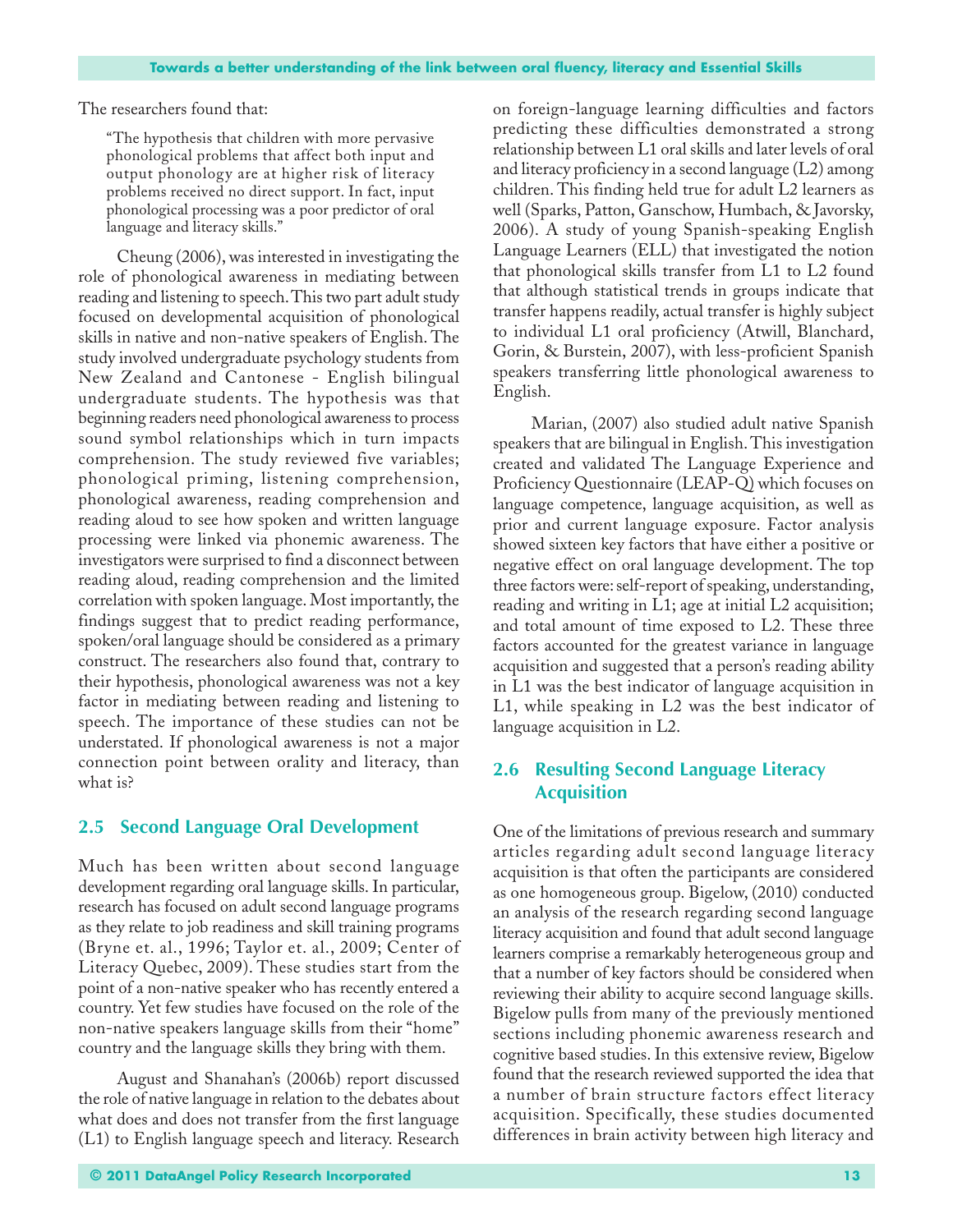The researchers found that:

> "The hypothesis that children with more pervasive phonological problems that affect both input and output phonology are at higher risk of literacy problems received no direct support. In fact, input phonological processing was a poor predictor of oral language and literacy skills."

Cheung (2006), was interested in investigating the role of phonological awareness in mediating between reading and listening to speech. This two part adult study focused on developmental acquisition of phonological skills in native and non-native speakers of English. The study involved undergraduate psychology students from New Zealand and Cantonese - English bilingual undergraduate students. The hypothesis was that beginning readers need phonological awareness to process sound symbol relationships which in turn impacts comprehension. The study reviewed five variables; phonological priming, listening comprehension, phonological awareness, reading comprehension and reading aloud to see how spoken and written language processing were linked via phonemic awareness. The investigators were surprised to find a disconnect between reading aloud, reading comprehension and the limited correlation with spoken language. Most importantly, the findings suggest that to predict reading performance, spoken/oral language should be considered as a primary construct. The researchers also found that, contrary to their hypothesis, phonological awareness was not a key factor in mediating between reading and listening to speech. The importance of these studies can not be understated. If phonological awareness is not a major connection point between orality and literacy, than what is?

## 2.5 Second Language Oral Development

Much has been written about second language development regarding oral language skills. In particular, research has focused on adult second language programs as they relate to job readiness and skill training programs (Bryne et. al., 1996; Taylor et. al., 2009; Center of Literacy Quebec, 2009). These studies start from the point of a non-native speaker who has recently entered a country. Yet few studies have focused on the role of the non-native speakers language skills from their "home" country and the language skills they bring with them.

August and Shanahan's (2006b) report discussed the role of native language in relation to the debates about what does and does not transfer from the first language (L1) to English language speech and literacy. Research on foreign-language learning difficulties and factors predicting these difficulties demonstrated a strong relationship between L1 oral skills and later levels of oral and literacy proficiency in a second language (L2) among children. This finding held true for adult L2 learners as well (Sparks, Patton, Ganschow, Humbach, & Javorsky, 2006). A study of young Spanish-speaking English Language Learners (ELL) that investigated the notion that phonological skills transfer from L1 to L2 found that although statistical trends in groups indicate that transfer happens readily, actual transfer is highly subject to individual L1 oral proficiency (Atwill, Blanchard, Gorin, & Burstein, 2007), with less-proficient Spanish speakers transferring little phonological awareness to English.

Marian, (2007) also studied adult native Spanish speakers that are bilingual in English. This investigation created and validated The Language Experience and Proficiency Questionnaire (LEAP-Q) which focuses on language competence, language acquisition, as well as prior and current language exposure. Factor analysis showed sixteen key factors that have either a positive or negative effect on oral language development. The top three factors were: self-report of speaking, understanding, reading and writing in L1; age at initial L2 acquisition; and total amount of time exposed to L2. These three factors accounted for the greatest variance in language acquisition and suggested that a person's reading ability in L1 was the best indicator of language acquisition in L1, while speaking in L2 was the best indicator of language acquisition in L2.

## 2.6 Resulting Second Language Literacy Acquisition

One of the limitations of previous research and summary articles regarding adult second language literacy acquisition is that often the participants are considered as one homogeneous group. Bigelow, (2010) conducted an analysis of the research regarding second language literacy acquisition and found that adult second language learners comprise a remarkably heterogeneous group and that a number of key factors should be considered when reviewing their ability to acquire second language skills. Bigelow pulls from many of the previously mentioned sections including phonemic awareness research and cognitive based studies. In this extensive review, Bigelow found that the research reviewed supported the idea that a number of brain structure factors effect literacy acquisition. Specifically, these studies documented differences in brain activity between high literacy and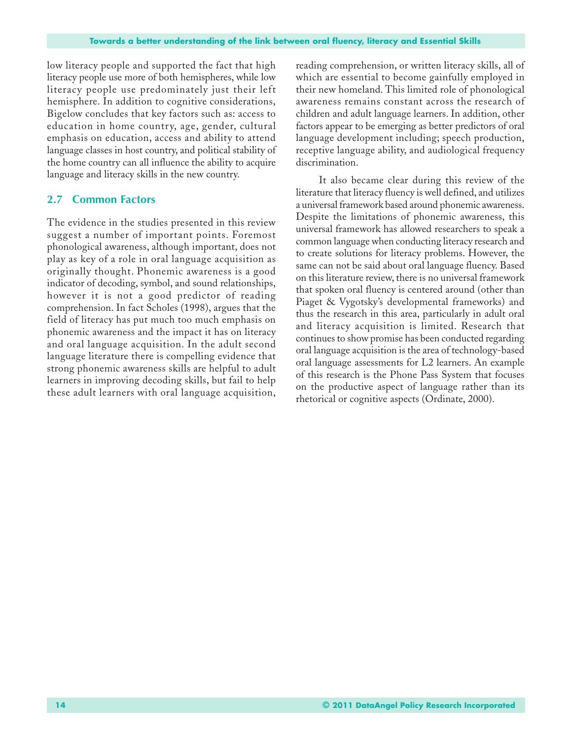low literacy people and supported the fact that high literacy people use more of both hemispheres, while low literacy people use predominately just their left hemisphere. In addition to cognitive considerations, Bigelow concludes that key factors such as: access to education in home country, age, gender, cultural emphasis on education, access and ability to attend language classes in host country, and political stability of the home country can all influence the ability to acquire language and literacy skills in the new country.

## 2.7 Common Factors

The evidence in the studies presented in this review suggest a number of important points. Foremost phonological awareness, although important, does not play as key of a role in oral language acquisition as originally thought. Phonemic awareness is a good indicator of decoding, symbol, and sound relationships, however it is not a good predictor of reading comprehension. In fact Scholes (1998), argues that the field of literacy has put much too much emphasis on phonemic awareness and the impact it has on literacy and oral language acquisition. In the adult second language literature there is compelling evidence that strong phonemic awareness skills are helpful to adult learners in improving decoding skills, but fail to help these adult learners with oral language acquisition, reading comprehension, or written literacy skills, all of which are essential to become gainfully employed in their new homeland. This limited role of phonological awareness remains constant across the research of children and adult language learners. In addition, other factors appear to be emerging as better predictors of oral language development including; speech production, receptive language ability, and audiological frequency discrimination.

It also became clear during this review of the literature that literacy fluency is well defined, and utilizes a universal framework based around phonemic awareness. Despite the limitations of phonemic awareness, this universal framework has allowed researchers to speak a common language when conducting literacy research and to create solutions for literacy problems. However, the same can not be said about oral language fluency. Based on this literature review, there is no universal framework that spoken oral fluency is centered around (other than Piaget & Vygotsky's developmental frameworks) and thus the research in this area, particularly in adult oral and literacy acquisition is limited. Research that continues to show promise has been conducted regarding oral language acquisition is the area of technology-based oral language assessments for L2 learners. An example of this research is the Phone Pass System that focuses on the productive aspect of language rather than its rhetorical or cognitive aspects (Ordinate, 2000).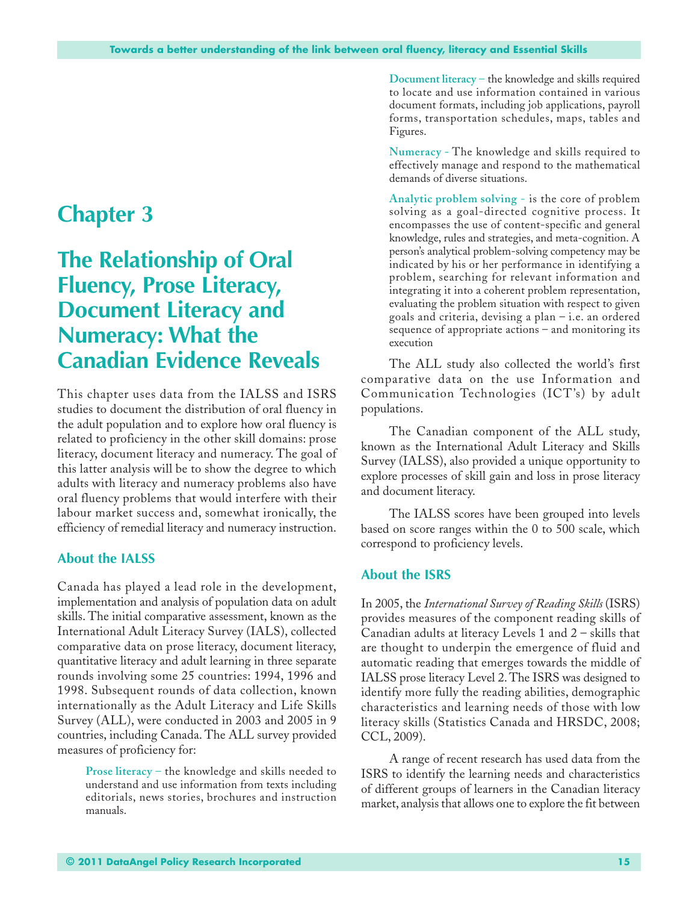# Chapter 3

# The Relationship of Oral Fluency, Prose Literacy, Document Literacy and Numeracy: What the Canadian Evidence Reveals

This chapter uses data from the IALSS and ISRS studies to document the distribution of oral fluency in the adult population and to explore how oral fluency is related to proficiency in the other skill domains: prose literacy, document literacy and numeracy. The goal of this latter analysis will be to show the degree to which adults with literacy and numeracy problems also have oral fluency problems that would interfere with their labour market success and, somewhat ironically, the efficiency of remedial literacy and numeracy instruction.

## About the IALSS

Canada has played a lead role in the development, implementation and analysis of population data on adult skills. The initial comparative assessment, known as the International Adult Literacy Survey (IALS), collected comparative data on prose literacy, document literacy, quantitative literacy and adult learning in three separate rounds involving some 25 countries: 1994, 1996 and 1998. Subsequent rounds of data collection, known internationally as the Adult Literacy and Life Skills Survey (ALL), were conducted in 2003 and 2005 in 9 countries, including Canada. The ALL survey provided measures of proficiency for:

**Prose literacy** – the knowledge and skills needed to understand and use information from texts including editorials, news stories, brochures and instruction manuals.

**Document literacy** – the knowledge and skills required to locate and use information contained in various document formats, including job applications, payroll forms, transportation schedules, maps, tables and Figures.

**Numeracy** - The knowledge and skills required to effectively manage and respond to the mathematical demands of diverse situations.

**Analytic problem solving** - is the core of problem solving as a goal-directed cognitive process. It encompasses the use of content-specific and general knowledge, rules and strategies, and meta-cognition. A person's analytical problem-solving competency may be indicated by his or her performance in identifying a problem, searching for relevant information and integrating it into a coherent problem representation, evaluating the problem situation with respect to given goals and criteria, devising a plan – i.e. an ordered sequence of appropriate actions – and monitoring its execution

The ALL study also collected the world's first comparative data on the use Information and Communication Technologies (ICT's) by adult populations.

The Canadian component of the ALL study, known as the International Adult Literacy and Skills Survey (IALSS), also provided a unique opportunity to explore processes of skill gain and loss in prose literacy and document literacy.

The IALSS scores have been grouped into levels based on score ranges within the 0 to 500 scale, which correspond to proficiency levels.

## About the ISRS

In 2005, the *International Survey of Reading Skills* (ISRS) provides measures of the component reading skills of Canadian adults at literacy Levels 1 and 2 – skills that are thought to underpin the emergence of fluid and automatic reading that emerges towards the middle of IALSS prose literacy Level 2. The ISRS was designed to identify more fully the reading abilities, demographic characteristics and learning needs of those with low literacy skills (Statistics Canada and HRSDC, 2008; CCL, 2009).

A range of recent research has used data from the ISRS to identify the learning needs and characteristics of different groups of learners in the Canadian literacy market, analysis that allows one to explore the fit between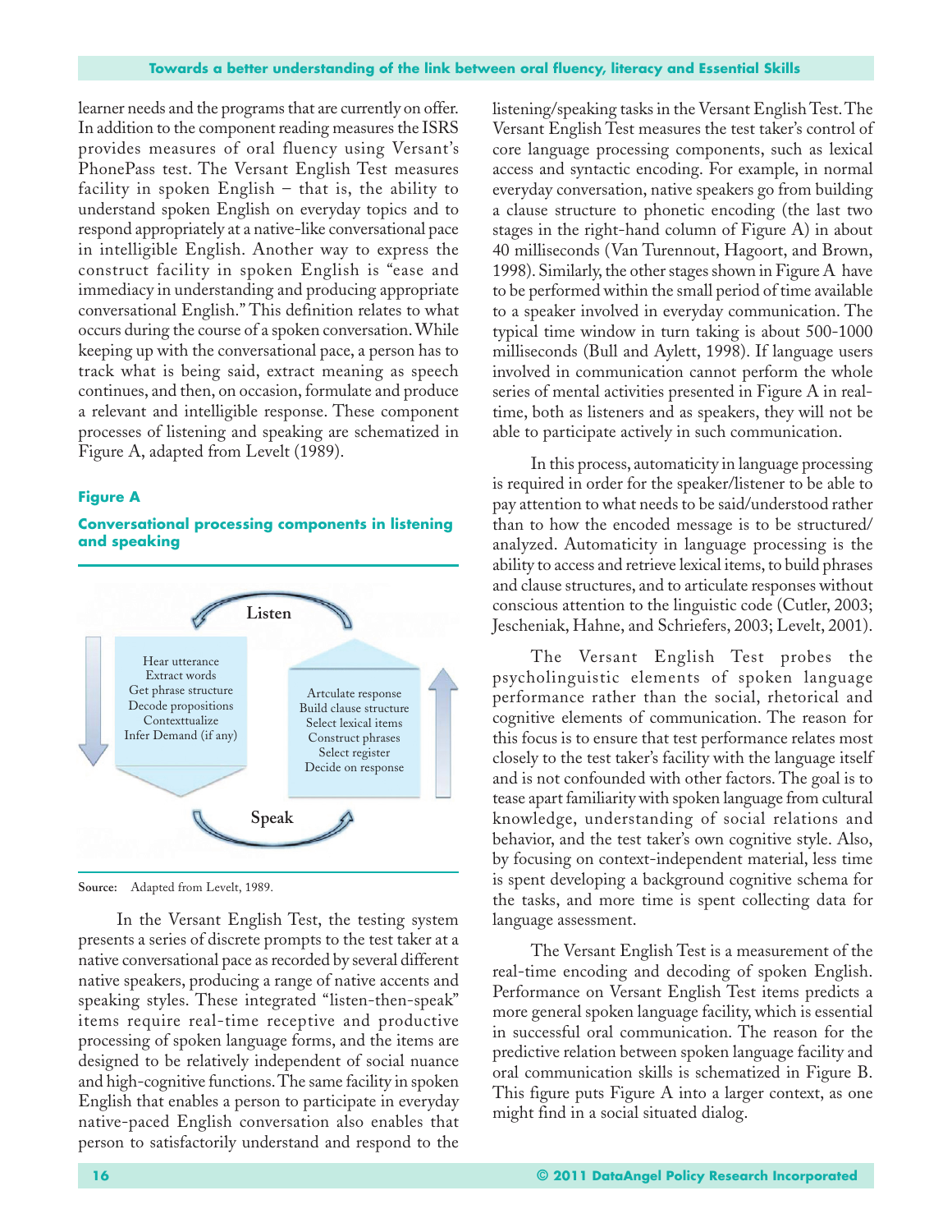learner needs and the programs that are currently on offer. In addition to the component reading measures the ISRS provides measures of oral fluency using Versant's PhonePass test. The Versant English Test measures facility in spoken English – that is, the ability to understand spoken English on everyday topics and to respond appropriately at a native-like conversational pace in intelligible English. Another way to express the construct facility in spoken English is "ease and immediacy in understanding and producing appropriate conversational English." This definition relates to what occurs during the course of a spoken conversation. While keeping up with the conversational pace, a person has to track what is being said, extract meaning as speech continues, and then, on occasion, formulate and produce a relevant and intelligible response. These component processes of listening and speaking are schematized in Figure A, adapted from Levelt (1989).

**Figure A**

**Conversational processing components in listening and speaking**

Listen

Hear utterance
Extract words
Get phrase structure
Decode propositions
Contexttualize
Infer Demand (if any)

Arctulate response
Build clause structure
Select lexical items
Construct phrases
Select register
Decide on response

Speak

**Source:** Adapted from Levelt, 1989.

In the Versant English Test, the testing system presents a series of discrete prompts to the test taker at a native conversational pace as recorded by several different native speakers, producing a range of native accents and speaking styles. These integrated "listen-then-speak" items require real-time receptive and productive processing of spoken language forms, and the items are designed to be relatively independent of social nuance and high-cognitive functions. The same facility in spoken English that enables a person to participate in everyday native-paced English conversation also enables that person to satisfactorily understand and respond to the listening/speaking tasks in the Versant English Test. The Versant English Test measures the test taker's control of core language processing components, such as lexical access and syntactic encoding. For example, in normal everyday conversation, native speakers go from building a clause structure to phonetic encoding (the last two stages in the right-hand column of Figure A) in about 40 milliseconds (Van Turennout, Hagoort, and Brown, 1998). Similarly, the other stages shown in Figure A have to be performed within the small period of time available to a speaker involved in everyday communication. The typical time window in turn taking is about 500-1000 milliseconds (Bull and Aylett, 1998). If language users involved in communication cannot perform the whole series of mental activities presented in Figure A in real-time, both as listeners and as speakers, they will not be able to participate actively in such communication.

In this process, automaticity in language processing is required in order for the speaker/listener to be able to pay attention to what needs to be said/understood rather than to how the encoded message is to be structured/analyzed. Automaticity in language processing is the ability to access and retrieve lexical items, to build phrases and clause structures, and to articulate responses without conscious attention to the linguistic code (Cutler, 2003; Jescheniak, Hahne, and Schriefers, 2003; Levelt, 2001).

The Versant English Test probes the psycholinguistic elements of spoken language performance rather than the social, rhetorical and cognitive elements of communication. The reason for this focus is to ensure that test performance relates most closely to the test taker's facility with the language itself and is not confounded with other factors. The goal is to tease apart familiarity with spoken language from cultural knowledge, understanding of social relations and behavior, and the test taker's own cognitive style. Also, by focusing on context-independent material, less time is spent developing a background cognitive schema for the tasks, and more time is spent collecting data for language assessment.

The Versant English Test is a measurement of the real-time encoding and decoding of spoken English. Performance on Versant English Test items predicts a more general spoken language facility, which is essential in successful oral communication. The reason for the predictive relation between spoken language facility and oral communication skills is schematized in Figure B. This figure puts Figure A into a larger context, as one might find in a social situated dialog.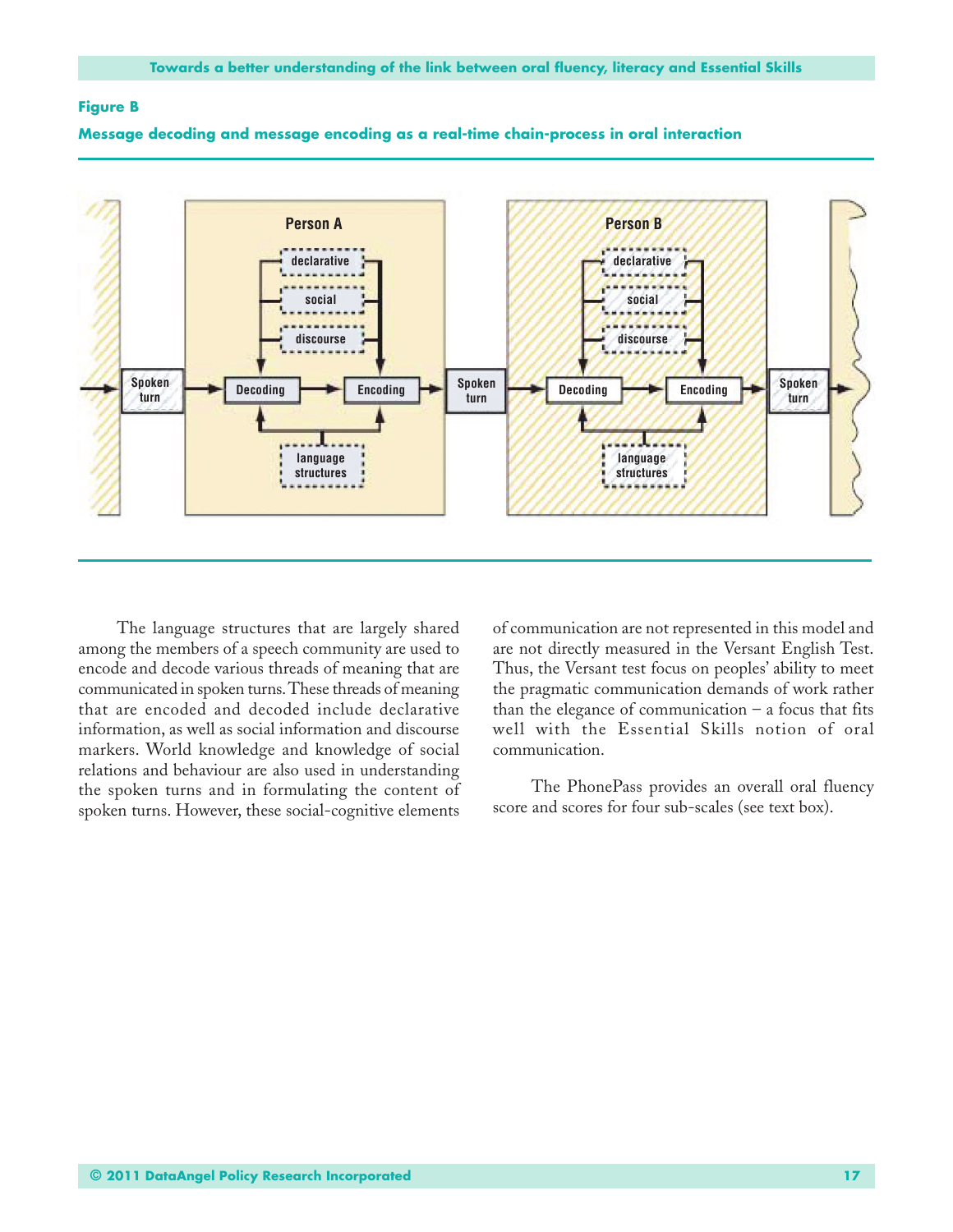**Figure B**

**Message decoding and message encoding as a real-time chain-process in oral interaction**

The language structures that are largely shared among the members of a speech community are used to encode and decode various threads of meaning that are communicated in spoken turns. These threads of meaning that are encoded and decoded include declarative information, as well as social information and discourse markers. World knowledge and knowledge of social relations and behaviour are also used in understanding the spoken turns and in formulating the content of spoken turns. However, these social-cognitive elements of communication are not represented in this model and are not directly measured in the Versant English Test. Thus, the Versant test focus on peoples' ability to meet the pragmatic communication demands of work rather than the elegance of communication – a focus that fits well with the Essential Skills notion of oral communication.

The PhonePass provides an overall oral fluency score and scores for four sub-scales (see text box).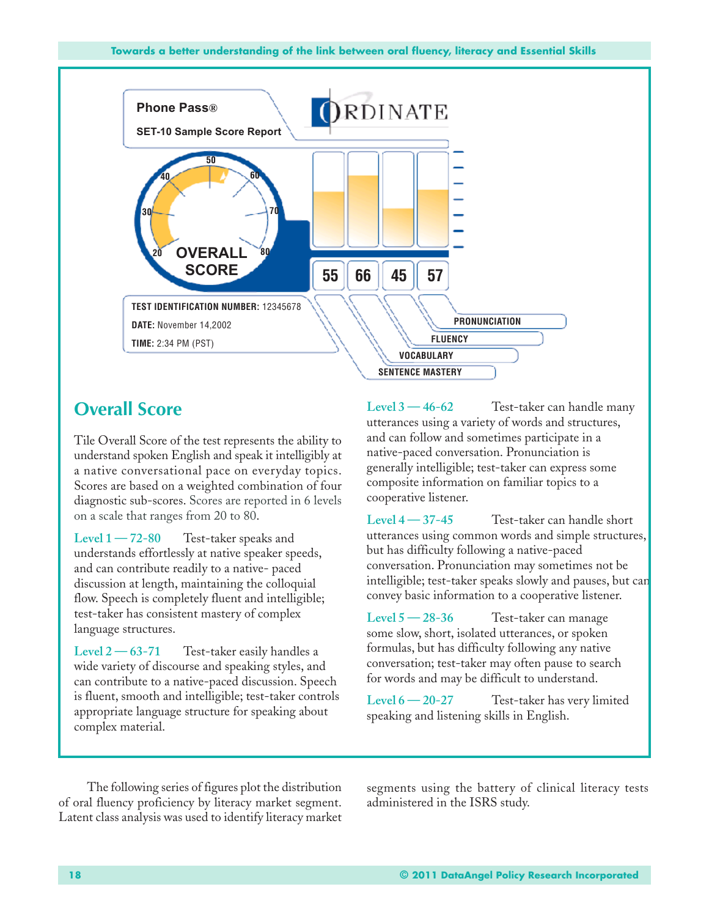Phone Pass®

SET-10 Sample Score Report

ORDINATE

OVERALL SCORE

| 55 | 66 | 45 | 57 |
|---|---|---|---|
| SENTENCE MASTERY | VOCABULARY | FLUENCY | PRONUNCIATION |

**TEST IDENTIFICATION NUMBER:** 12345678

**DATE:** November 14,2002

**TIME:** 2:34 PM (PST)

## Overall Score

Tile Overall Score of the test represents the ability to understand spoken English and speak it intelligibly at a native conversational pace on everyday topics. Scores are based on a weighted combination of four diagnostic sub-scores. Scores are reported in 6 levels on a scale that ranges from 20 to 80.

Level 1 — 72-80 Test-taker speaks and understands effortlessly at native speaker speeds, and can contribute readily to a native- paced discussion at length, maintaining the colloquial flow. Speech is completely fluent and intelligible; test-taker has consistent mastery of complex language structures.

Level 2 — 63-71 Test-taker easily handles a wide variety of discourse and speaking styles, and can contribute to a native-paced discussion. Speech is fluent, smooth and intelligible; test-taker controls appropriate language structure for speaking about complex material.

Level 3 — 46-62 Test-taker can handle many utterances using a variety of words and structures, and can follow and sometimes participate in a native-paced conversation. Pronunciation is generally intelligible; test-taker can express some composite information on familiar topics to a cooperative listener.

Level 4 — 37-45 Test-taker can handle short utterances using common words and simple structures, but has difficulty following a native-paced conversation. Pronunciation may sometimes not be intelligible; test-taker speaks slowly and pauses, but can convey basic information to a cooperative listener.

Level 5 — 28-36 Test-taker can manage some slow, short, isolated utterances, or spoken formulas, but has difficulty following any native conversation; test-taker may often pause to search for words and may be difficult to understand.

Level 6 — 20-27 Test-taker has very limited speaking and listening skills in English.

The following series of figures plot the distribution of oral fluency proficiency by literacy market segment. Latent class analysis was used to identify literacy market segments using the battery of clinical literacy tests administered in the ISRS study.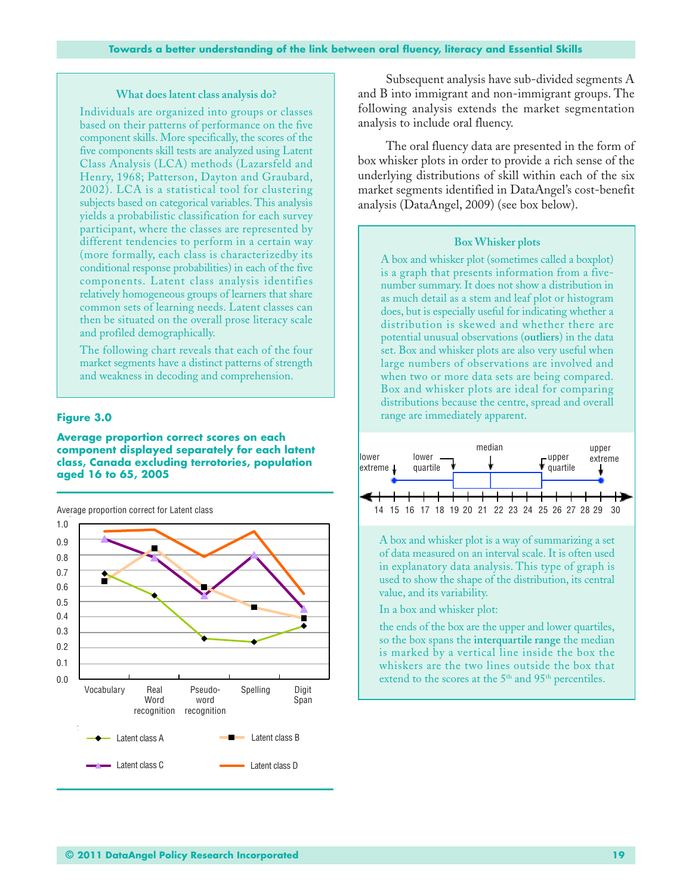### What does latent class analysis do?

Individuals are organized into groups or classes based on their patterns of performance on the five component skills. More specifically, the scores of the five components skill tests are analyzed using Latent Class Analysis (LCA) methods (Lazarsfeld and Henry, 1968; Patterson, Dayton and Graubard, 2002). LCA is a statistical tool for clustering subjects based on categorical variables. This analysis yields a probabilistic classification for each survey participant, where the classes are represented by different tendencies to perform in a certain way (more formally, each class is characterizedby its conditional response probabilities) in each of the five components. Latent class analysis identifies relatively homogeneous groups of learners that share common sets of learning needs. Latent classes can then be situated on the overall prose literacy scale and profiled demographically.

The following chart reveals that each of the four market segments have a distinct patterns of strength and weakness in decoding and comprehension.

**Figure 3.0**

**Average proportion correct scores on each component displayed separately for each latent class, Canada excluding terrotories, population aged 16 to 65, 2005**

Average proportion correct for Latent class

Subsequent analysis have sub-divided segments A and B into immigrant and non-immigrant groups. The following analysis extends the market segmentation analysis to include oral fluency.

The oral fluency data are presented in the form of box whisker plots in order to provide a rich sense of the underlying distributions of skill within each of the six market segments identified in DataAngel's cost-benefit analysis (DataAngel, 2009) (see box below).

### Box Whisker plots

A box and whisker plot (sometimes called a boxplot) is a graph that presents information from a five-number summary. It does not show a distribution in as much detail as a stem and leaf plot or histogram does, but is especially useful for indicating whether a distribution is skewed and whether there are potential unusual observations (**outliers**) in the data set. Box and whisker plots are also very useful when large numbers of observations are involved and when two or more data sets are being compared. Box and whisker plots are ideal for comparing distributions because the centre, spread and overall range are immediately apparent.

A box and whisker plot is a way of summarizing a set of data measured on an interval scale. It is often used in explanatory data analysis. This type of graph is used to show the shape of the distribution, its central value, and its variability.

In a box and whisker plot:

the ends of the box are the upper and lower quartiles, so the box spans the **interquartile range** the median is marked by a vertical line inside the box the whiskers are the two lines outside the box that extend to the scores at the 5th and 95th percentiles.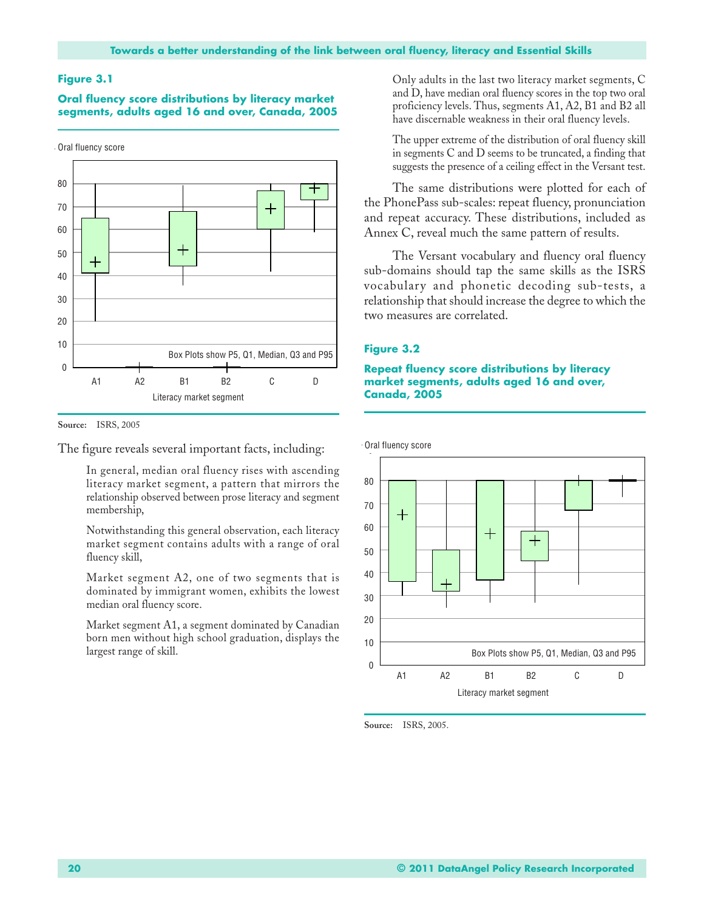**Figure 3.1**

**Oral fluency score distributions by literacy market segments, adults aged 16 and over, Canada, 2005**

Oral fluency score

Box Plots show P5, Q1, Median, Q3 and P95

Literacy market segment: A1, A2, B1, B2, C, D

**Source:** ISRS, 2005

The figure reveals several important facts, including:

In general, median oral fluency rises with ascending literacy market segment, a pattern that mirrors the relationship observed between prose literacy and segment membership,

Notwithstanding this general observation, each literacy market segment contains adults with a range of oral fluency skill,

Market segment A2, one of two segments that is dominated by immigrant women, exhibits the lowest median oral fluency score.

Market segment A1, a segment dominated by Canadian born men without high school graduation, displays the largest range of skill.

Only adults in the last two literacy market segments, C and D, have median oral fluency scores in the top two oral proficiency levels. Thus, segments A1, A2, B1 and B2 all have discernable weakness in their oral fluency levels.

The upper extreme of the distribution of oral fluency skill in segments C and D seems to be truncated, a finding that suggests the presence of a ceiling effect in the Versant test.

The same distributions were plotted for each of the PhonePass sub-scales: repeat fluency, pronunciation and repeat accuracy. These distributions, included as Annex C, reveal much the same pattern of results.

The Versant vocabulary and fluency oral fluency sub-domains should tap the same skills as the ISRS vocabulary and phonetic decoding sub-tests, a relationship that should increase the degree to which the two measures are correlated.

**Figure 3.2**

**Repeat fluency score distributions by literacy market segments, adults aged 16 and over, Canada, 2005**

Oral fluency score

Box Plots show P5, Q1, Median, Q3 and P95

Literacy market segment: A1, A2, B1, B2, C, D

**Source:** ISRS, 2005.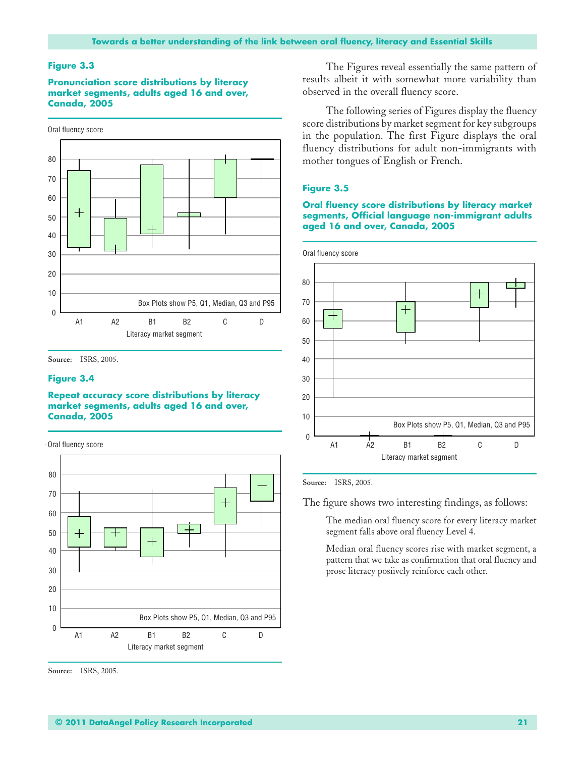### Figure 3.3

**Pronunciation score distributions by literacy market segments, adults aged 16 and over, Canada, 2005**

Oral fluency score

Box Plots show P5, Q1, Median, Q3 and P95

Literacy market segment: A1, A2, B1, B2, C, D

**Source:** ISRS, 2005.

### Figure 3.4

**Repeat accuracy score distributions by literacy market segments, adults aged 16 and over, Canada, 2005**

Oral fluency score

Box Plots show P5, Q1, Median, Q3 and P95

Literacy market segment: A1, A2, B1, B2, C, D

**Source:** ISRS, 2005.

The Figures reveal essentially the same pattern of results albeit it with somewhat more variability than observed in the overall fluency score.

The following series of Figures display the fluency score distributions by market segment for key subgroups in the population. The first Figure displays the oral fluency distributions for adult non-immigrants with mother tongues of English or French.

### Figure 3.5

**Oral fluency score distributions by literacy market segments, Official language non-immigrant adults aged 16 and over, Canada, 2005**

Oral fluency score

Box Plots show P5, Q1, Median, Q3 and P95

Literacy market segment: A1, A2, B1, B2, C, D

**Source:** ISRS, 2005.

The figure shows two interesting findings, as follows:

The median oral fluency score for every literacy market segment falls above oral fluency Level 4.

Median oral fluency scores rise with market segment, a pattern that we take as confirmation that oral fluency and prose literacy posiively reinforce each other.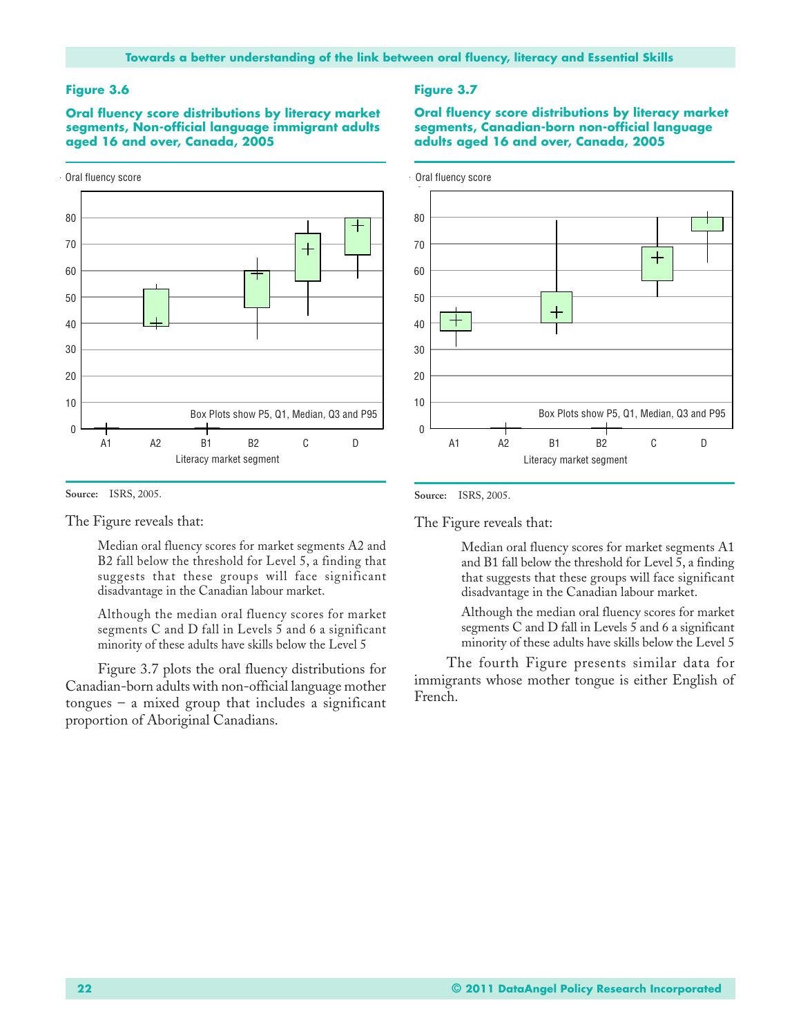**Figure 3.6**

**Oral fluency score distributions by literacy market segments, Non-official language immigrant adults aged 16 and over, Canada, 2005**

Oral fluency score

Box Plots show P5, Q1, Median, Q3 and P95

Literacy market segment

**Source:** ISRS, 2005.

The Figure reveals that:

> Median oral fluency scores for market segments A2 and B2 fall below the threshold for Level 5, a finding that suggests that these groups will face significant disadvantage in the Canadian labour market.
>
> Although the median oral fluency scores for market segments C and D fall in Levels 5 and 6 a significant minority of these adults have skills below the Level 5

Figure 3.7 plots the oral fluency distributions for Canadian-born adults with non-official language mother tongues – a mixed group that includes a significant proportion of Aboriginal Canadians.

**Figure 3.7**

**Oral fluency score distributions by literacy market segments, Canadian-born non-official language adults aged 16 and over, Canada, 2005**

Oral fluency score

Box Plots show P5, Q1, Median, Q3 and P95

Literacy market segment

**Source:** ISRS, 2005.

The Figure reveals that:

> Median oral fluency scores for market segments A1 and B1 fall below the threshold for Level 5, a finding that suggests that these groups will face significant disadvantage in the Canadian labour market.
>
> Although the median oral fluency scores for market segments C and D fall in Levels 5 and 6 a significant minority of these adults have skills below the Level 5

The fourth Figure presents similar data for immigrants whose mother tongue is either English of French.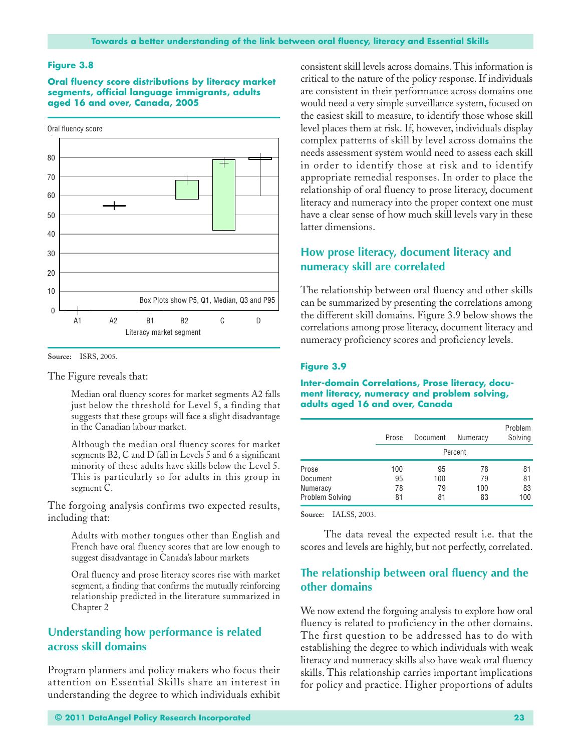**Figure 3.8**

**Oral fluency score distributions by literacy market segments, official language immigrants, adults aged 16 and over, Canada, 2005**

Source: ISRS, 2005.

The Figure reveals that:

> Median oral fluency scores for market segments A2 falls just below the threshold for Level 5, a finding that suggests that these groups will face a slight disadvantage in the Canadian labour market.
>
> Although the median oral fluency scores for market segments B2, C and D fall in Levels 5 and 6 a significant minority of these adults have skills below the Level 5. This is particularly so for adults in this group in segment C.

The forgoing analysis confirms two expected results, including that:

> Adults with mother tongues other than English and French have oral fluency scores that are low enough to suggest disadvantage in Canada's labour markets
>
> Oral fluency and prose literacy scores rise with market segment, a finding that confirms the mutually reinforcing relationship predicted in the literature summarized in Chapter 2

## Understanding how performance is related across skill domains

Program planners and policy makers who focus their attention on Essential Skills share an interest in understanding the degree to which individuals exhibit consistent skill levels across domains. This information is critical to the nature of the policy response. If individuals are consistent in their performance across domains one would need a very simple surveillance system, focused on the easiest skill to measure, to identify those whose skill level places them at risk. If, however, individuals display complex patterns of skill by level across domains the needs assessment system would need to assess each skill in order to identify those at risk and to identify appropriate remedial responses. In order to place the relationship of oral fluency to prose literacy, document literacy and numeracy into the proper context one must have a clear sense of how much skill levels vary in these latter dimensions.

## How prose literacy, document literacy and numeracy skill are correlated

The relationship between oral fluency and other skills can be summarized by presenting the correlations among the different skill domains. Figure 3.9 below shows the correlations among prose literacy, document literacy and numeracy proficiency scores and proficiency levels.

**Figure 3.9**

**Inter-domain Correlations, Prose literacy, document literacy, numeracy and problem solving, adults aged 16 and over, Canada**

| | Prose | Document | Numeracy | Problem Solving |
|---|---|---|---|---|
| | Percent | | | |
| Prose | 100 | 95 | 78 | 81 |
| Document | 95 | 100 | 79 | 81 |
| Numeracy | 78 | 79 | 100 | 83 |
| Problem Solving | 81 | 81 | 83 | 100 |

Source: IALSS, 2003.

The data reveal the expected result i.e. that the scores and levels are highly, but not perfectly, correlated.

## The relationship between oral fluency and the other domains

We now extend the forgoing analysis to explore how oral fluency is related to proficiency in the other domains. The first question to be addressed has to do with establishing the degree to which individuals with weak literacy and numeracy skills also have weak oral fluency skills. This relationship carries important implications for policy and practice. Higher proportions of adults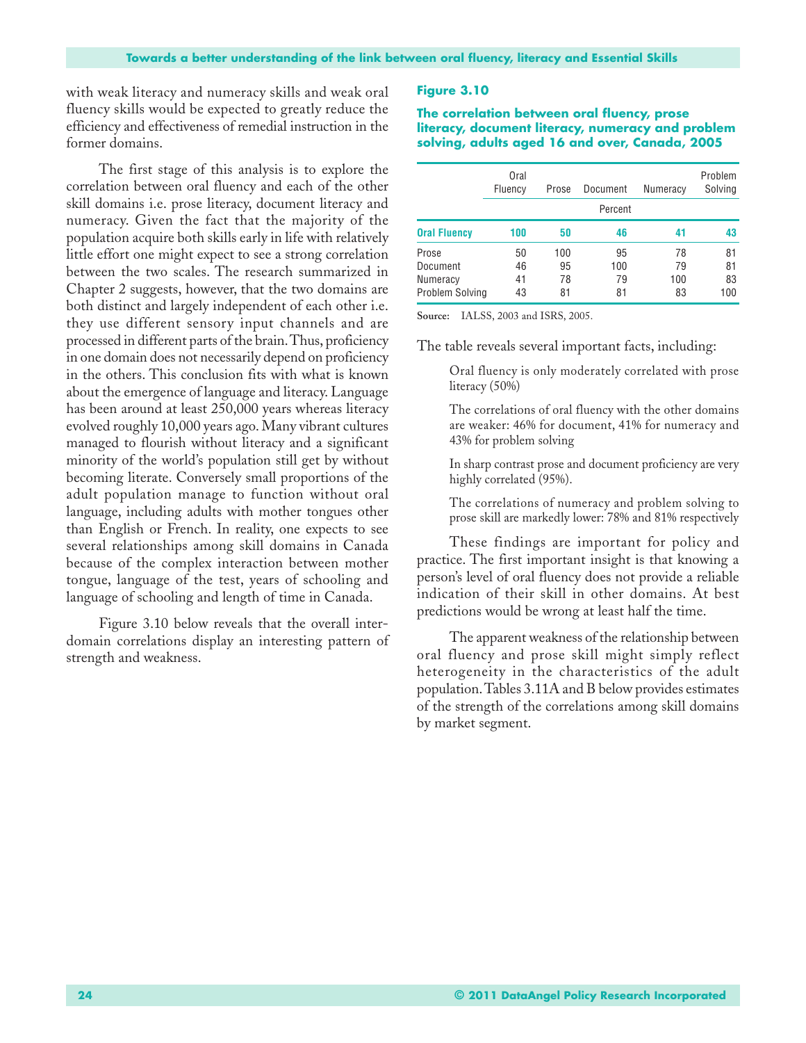with weak literacy and numeracy skills and weak oral fluency skills would be expected to greatly reduce the efficiency and effectiveness of remedial instruction in the former domains.

The first stage of this analysis is to explore the correlation between oral fluency and each of the other skill domains i.e. prose literacy, document literacy and numeracy. Given the fact that the majority of the population acquire both skills early in life with relatively little effort one might expect to see a strong correlation between the two scales. The research summarized in Chapter 2 suggests, however, that the two domains are both distinct and largely independent of each other i.e. they use different sensory input channels and are processed in different parts of the brain. Thus, proficiency in one domain does not necessarily depend on proficiency in the others. This conclusion fits with what is known about the emergence of language and literacy. Language has been around at least 250,000 years whereas literacy evolved roughly 10,000 years ago. Many vibrant cultures managed to flourish without literacy and a significant minority of the world's population still get by without becoming literate. Conversely small proportions of the adult population manage to function without oral language, including adults with mother tongues other than English or French. In reality, one expects to see several relationships among skill domains in Canada because of the complex interaction between mother tongue, language of the test, years of schooling and language of schooling and length of time in Canada.

Figure 3.10 below reveals that the overall inter-domain correlations display an interesting pattern of strength and weakness.

**Figure 3.10**

**The correlation between oral fluency, prose literacy, document literacy, numeracy and problem solving, adults aged 16 and over, Canada, 2005**

| | Oral Fluency | Prose | Document | Numeracy | Problem Solving |
|---|---|---|---|---|---|
| | Percent | | | | |
| **Oral Fluency** | **100** | **50** | **46** | **41** | **43** |
| Prose | 50 | 100 | 95 | 78 | 81 |
| Document | 46 | 95 | 100 | 79 | 81 |
| Numeracy | 41 | 78 | 79 | 100 | 83 |
| Problem Solving | 43 | 81 | 81 | 83 | 100 |

**Source:** IALSS, 2003 and ISRS, 2005.

The table reveals several important facts, including:

Oral fluency is only moderately correlated with prose literacy (50%)

The correlations of oral fluency with the other domains are weaker: 46% for document, 41% for numeracy and 43% for problem solving

In sharp contrast prose and document proficiency are very highly correlated (95%).

The correlations of numeracy and problem solving to prose skill are markedly lower: 78% and 81% respectively

These findings are important for policy and practice. The first important insight is that knowing a person's level of oral fluency does not provide a reliable indication of their skill in other domains. At best predictions would be wrong at least half the time.

The apparent weakness of the relationship between oral fluency and prose skill might simply reflect heterogeneity in the characteristics of the adult population. Tables 3.11A and B below provides estimates of the strength of the correlations among skill domains by market segment.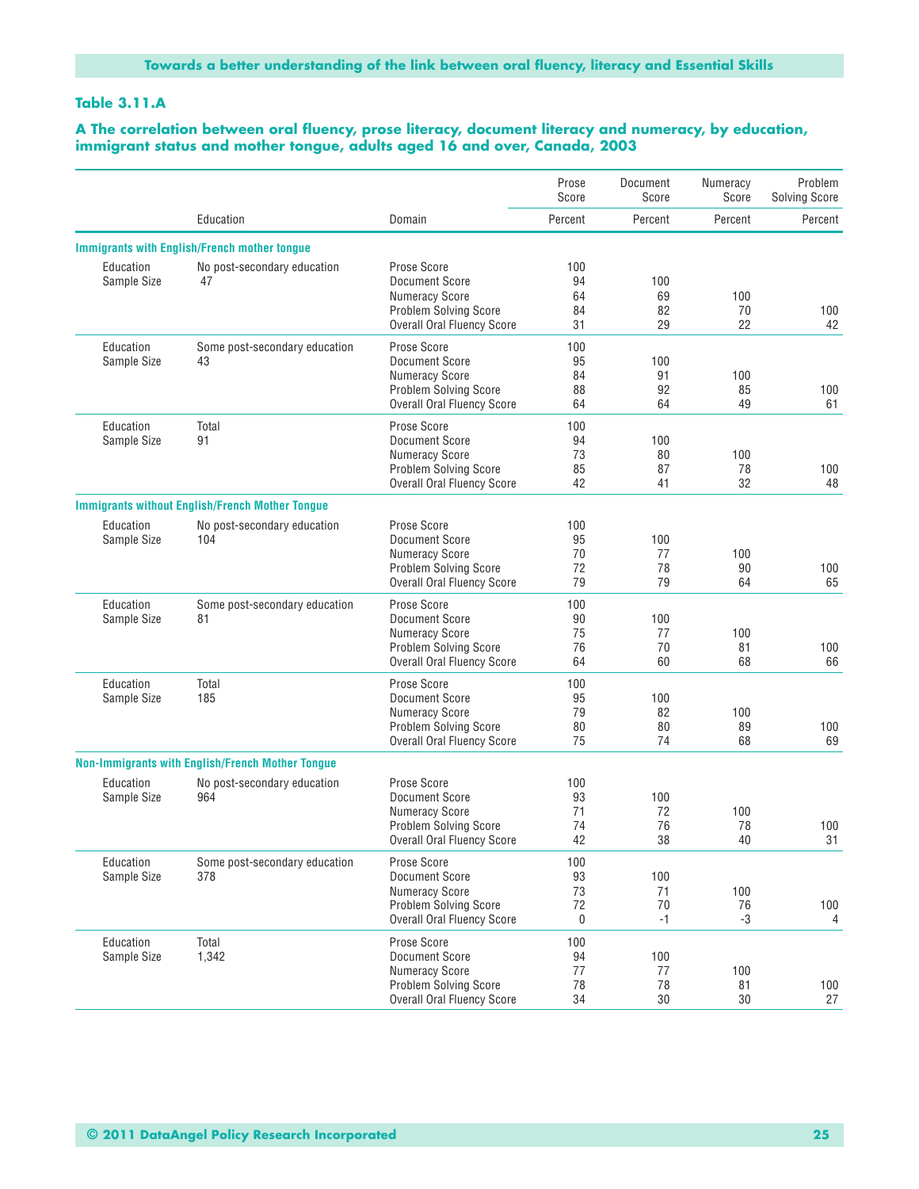### Table 3.11.A

**A The correlation between oral fluency, prose literacy, document literacy and numeracy, by education, immigrant status and mother tongue, adults aged 16 and over, Canada, 2003**

| | Education | Domain | Prose Score | Document Score | Numeracy Score | Problem Solving Score |
|---|---|---|---|---|---|---|
| | | | Percent | Percent | Percent | Percent |
| **Immigrants with English/French mother tongue** | | | | | | |
| Education | No post-secondary education | Prose Score | 100 | | | |
| Sample Size | 47 | Document Score | 94 | 100 | | |
| | | Numeracy Score | 64 | 69 | 100 | |
| | | Problem Solving Score | 84 | 82 | 70 | 100 |
| | | Overall Oral Fluency Score | 31 | 29 | 22 | 42 |
| Education | Some post-secondary education | Prose Score | 100 | | | |
| Sample Size | 43 | Document Score | 95 | 100 | | |
| | | Numeracy Score | 84 | 91 | 100 | |
| | | Problem Solving Score | 88 | 92 | 85 | 100 |
| | | Overall Oral Fluency Score | 64 | 64 | 49 | 61 |
| Education | Total | Prose Score | 100 | | | |
| Sample Size | 91 | Document Score | 94 | 100 | | |
| | | Numeracy Score | 73 | 80 | 100 | |
| | | Problem Solving Score | 85 | 87 | 78 | 100 |
| | | Overall Oral Fluency Score | 42 | 41 | 32 | 48 |
| **Immigrants without English/French Mother Tongue** | | | | | | |
| Education | No post-secondary education | Prose Score | 100 | | | |
| Sample Size | 104 | Document Score | 95 | 100 | | |
| | | Numeracy Score | 70 | 77 | 100 | |
| | | Problem Solving Score | 72 | 78 | 90 | 100 |
| | | Overall Oral Fluency Score | 79 | 79 | 64 | 65 |
| Education | Some post-secondary education | Prose Score | 100 | | | |
| Sample Size | 81 | Document Score | 90 | 100 | | |
| | | Numeracy Score | 75 | 77 | 100 | |
| | | Problem Solving Score | 76 | 70 | 81 | 100 |
| | | Overall Oral Fluency Score | 64 | 60 | 68 | 66 |
| Education | Total | Prose Score | 100 | | | |
| Sample Size | 185 | Document Score | 95 | 100 | | |
| | | Numeracy Score | 79 | 82 | 100 | |
| | | Problem Solving Score | 80 | 80 | 89 | 100 |
| | | Overall Oral Fluency Score | 75 | 74 | 68 | 69 |
| **Non-Immigrants with English/French Mother Tongue** | | | | | | |
| Education | No post-secondary education | Prose Score | 100 | | | |
| Sample Size | 964 | Document Score | 93 | 100 | | |
| | | Numeracy Score | 71 | 72 | 100 | |
| | | Problem Solving Score | 74 | 76 | 78 | 100 |
| | | Overall Oral Fluency Score | 42 | 38 | 40 | 31 |
| Education | Some post-secondary education | Prose Score | 100 | | | |
| Sample Size | 378 | Document Score | 93 | 100 | | |
| | | Numeracy Score | 73 | 71 | 100 | |
| | | Problem Solving Score | 72 | 70 | 76 | 100 |
| | | Overall Oral Fluency Score | 0 | -1 | -3 | 4 |
| Education | Total | Prose Score | 100 | | | |
| Sample Size | 1,342 | Document Score | 94 | 100 | | |
| | | Numeracy Score | 77 | 77 | 100 | |
| | | Problem Solving Score | 78 | 78 | 81 | 100 |
| | | Overall Oral Fluency Score | 34 | 30 | 30 | 27 |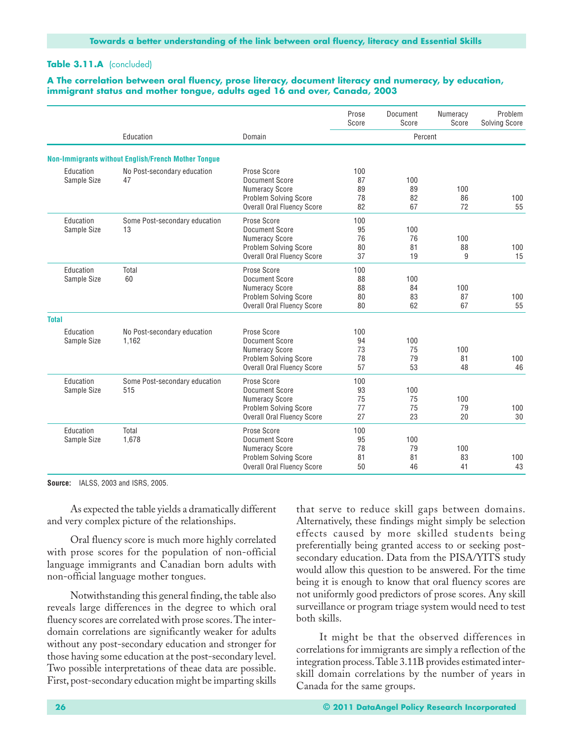**Table 3.11.A** (concluded)

**A The correlation between oral fluency, prose literacy, document literacy and numeracy, by education, immigrant status and mother tongue, adults aged 16 and over, Canada, 2003**

| | Education | Domain | Prose Score | Document Score | Numeracy Score | Problem Solving Score |
|---|---|---|---|---|---|---|
| | | | Percent | | | |
| **Non-Immigrants without English/French Mother Tongue** | | | | | | |
| Education | No Post-secondary education | Prose Score | 100 | | | |
| Sample Size | 47 | Document Score | 87 | 100 | | |
| | | Numeracy Score | 89 | 89 | 100 | |
| | | Problem Solving Score | 78 | 82 | 86 | 100 |
| | | Overall Oral Fluency Score | 82 | 67 | 72 | 55 |
| Education | Some Post-secondary education | Prose Score | 100 | | | |
| Sample Size | 13 | Document Score | 95 | 100 | | |
| | | Numeracy Score | 76 | 76 | 100 | |
| | | Problem Solving Score | 80 | 81 | 88 | 100 |
| | | Overall Oral Fluency Score | 37 | 19 | 9 | 15 |
| Education | Total | Prose Score | 100 | | | |
| Sample Size | 60 | Document Score | 88 | 100 | | |
| | | Numeracy Score | 88 | 84 | 100 | |
| | | Problem Solving Score | 80 | 83 | 87 | 100 |
| | | Overall Oral Fluency Score | 80 | 62 | 67 | 55 |
| **Total** | | | | | | |
| Education | No Post-secondary education | Prose Score | 100 | | | |
| Sample Size | 1,162 | Document Score | 94 | 100 | | |
| | | Numeracy Score | 73 | 75 | 100 | |
| | | Problem Solving Score | 78 | 79 | 81 | 100 |
| | | Overall Oral Fluency Score | 57 | 53 | 48 | 46 |
| Education | Some Post-secondary education | Prose Score | 100 | | | |
| Sample Size | 515 | Document Score | 93 | 100 | | |
| | | Numeracy Score | 75 | 75 | 100 | |
| | | Problem Solving Score | 77 | 75 | 79 | 100 |
| | | Overall Oral Fluency Score | 27 | 23 | 20 | 30 |
| Education | Total | Prose Score | 100 | | | |
| Sample Size | 1,678 | Document Score | 95 | 100 | | |
| | | Numeracy Score | 78 | 79 | 100 | |
| | | Problem Solving Score | 81 | 81 | 83 | 100 |
| | | Overall Oral Fluency Score | 50 | 46 | 41 | 43 |

**Source:** IALSS, 2003 and ISRS, 2005.

As expected the table yields a dramatically different and very complex picture of the relationships.

Oral fluency score is much more highly correlated with prose scores for the population of non-official language immigrants and Canadian born adults with non-official language mother tongues.

Notwithstanding this general finding, the table also reveals large differences in the degree to which oral fluency scores are correlated with prose scores. The inter-domain correlations are significantly weaker for adults without any post-secondary education and stronger for those having some education at the post-secondary level. Two possible interpretations of theae data are possible. First, post-secondary education might be imparting skills that serve to reduce skill gaps between domains. Alternatively, these findings might simply be selection effects caused by more skilled students being preferentially being granted access to or seeking post-secondary education. Data from the PISA/YITS study would allow this question to be answered. For the time being it is enough to know that oral fluency scores are not uniformly good predictors of prose scores. Any skill surveillance or program triage system would need to test both skills.

It might be that the observed differences in correlations for immigrants are simply a reflection of the integration process. Table 3.11B provides estimated inter-skill domain correlations by the number of years in Canada for the same groups.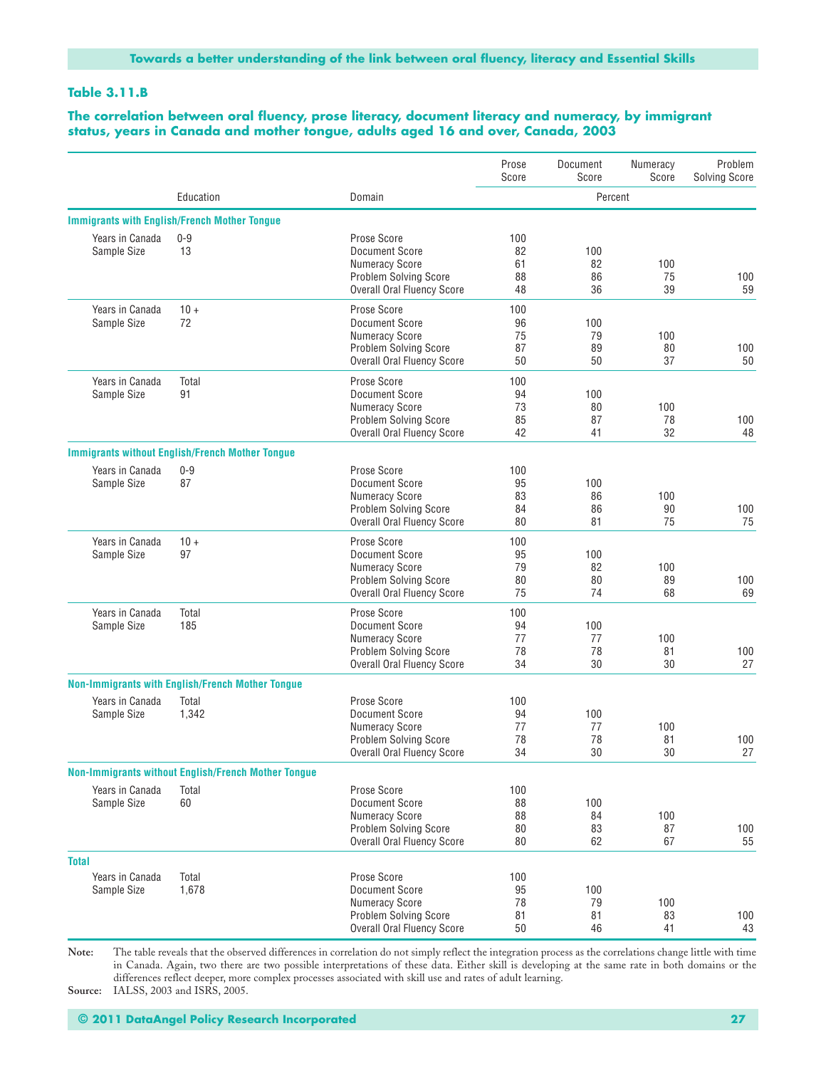### Table 3.11.B

**The correlation between oral fluency, prose literacy, document literacy and numeracy, by immigrant status, years in Canada and mother tongue, adults aged 16 and over, Canada, 2003**

| Education | | Domain | Prose Score | Document Score | Numeracy Score | Problem Solving Score |
|---|---|---|---|---|---|---|
| | | | Percent | | | |
| **Immigrants with English/French Mother Tongue** | | | | | | |
| Years in Canada | 0-9 | Prose Score | 100 | | | |
| Sample Size | 13 | Document Score | 82 | 100 | | |
| | | Numeracy Score | 61 | 82 | 100 | |
| | | Problem Solving Score | 88 | 86 | 75 | 100 |
| | | Overall Oral Fluency Score | 48 | 36 | 39 | 59 |
| Years in Canada | 10 + | Prose Score | 100 | | | |
| Sample Size | 72 | Document Score | 96 | 100 | | |
| | | Numeracy Score | 75 | 79 | 100 | |
| | | Problem Solving Score | 87 | 89 | 80 | 100 |
| | | Overall Oral Fluency Score | 50 | 50 | 37 | 50 |
| Years in Canada | Total | Prose Score | 100 | | | |
| Sample Size | 91 | Document Score | 94 | 100 | | |
| | | Numeracy Score | 73 | 80 | 100 | |
| | | Problem Solving Score | 85 | 87 | 78 | 100 |
| | | Overall Oral Fluency Score | 42 | 41 | 32 | 48 |
| **Immigrants without English/French Mother Tongue** | | | | | | |
| Years in Canada | 0-9 | Prose Score | 100 | | | |
| Sample Size | 87 | Document Score | 95 | 100 | | |
| | | Numeracy Score | 83 | 86 | 100 | |
| | | Problem Solving Score | 84 | 86 | 90 | 100 |
| | | Overall Oral Fluency Score | 80 | 81 | 75 | 75 |
| Years in Canada | 10 + | Prose Score | 100 | | | |
| Sample Size | 97 | Document Score | 95 | 100 | | |
| | | Numeracy Score | 79 | 82 | 100 | |
| | | Problem Solving Score | 80 | 80 | 89 | 100 |
| | | Overall Oral Fluency Score | 75 | 74 | 68 | 69 |
| Years in Canada | Total | Prose Score | 100 | | | |
| Sample Size | 185 | Document Score | 94 | 100 | | |
| | | Numeracy Score | 77 | 77 | 100 | |
| | | Problem Solving Score | 78 | 78 | 81 | 100 |
| | | Overall Oral Fluency Score | 34 | 30 | 30 | 27 |
| **Non-Immigrants with English/French Mother Tongue** | | | | | | |
| Years in Canada | Total | Prose Score | 100 | | | |
| Sample Size | 1,342 | Document Score | 94 | 100 | | |
| | | Numeracy Score | 77 | 77 | 100 | |
| | | Problem Solving Score | 78 | 78 | 81 | 100 |
| | | Overall Oral Fluency Score | 34 | 30 | 30 | 27 |
| **Non-Immigrants without English/French Mother Tongue** | | | | | | |
| Years in Canada | Total | Prose Score | 100 | | | |
| Sample Size | 60 | Document Score | 88 | 100 | | |
| | | Numeracy Score | 88 | 84 | 100 | |
| | | Problem Solving Score | 80 | 83 | 87 | 100 |
| | | Overall Oral Fluency Score | 80 | 62 | 67 | 55 |
| **Total** | | | | | | |
| Years in Canada | Total | Prose Score | 100 | | | |
| Sample Size | 1,678 | Document Score | 95 | 100 | | |
| | | Numeracy Score | 78 | 79 | 100 | |
| | | Problem Solving Score | 81 | 81 | 83 | 100 |
| | | Overall Oral Fluency Score | 50 | 46 | 41 | 43 |

**Note:** The table reveals that the observed differences in correlation do not simply reflect the integration process as the correlations change little with time in Canada. Again, two there are two possible interpretations of these data. Either skill is developing at the same rate in both domains or the differences reflect deeper, more complex processes associated with skill use and rates of adult learning.

**Source:** IALSS, 2003 and ISRS, 2005.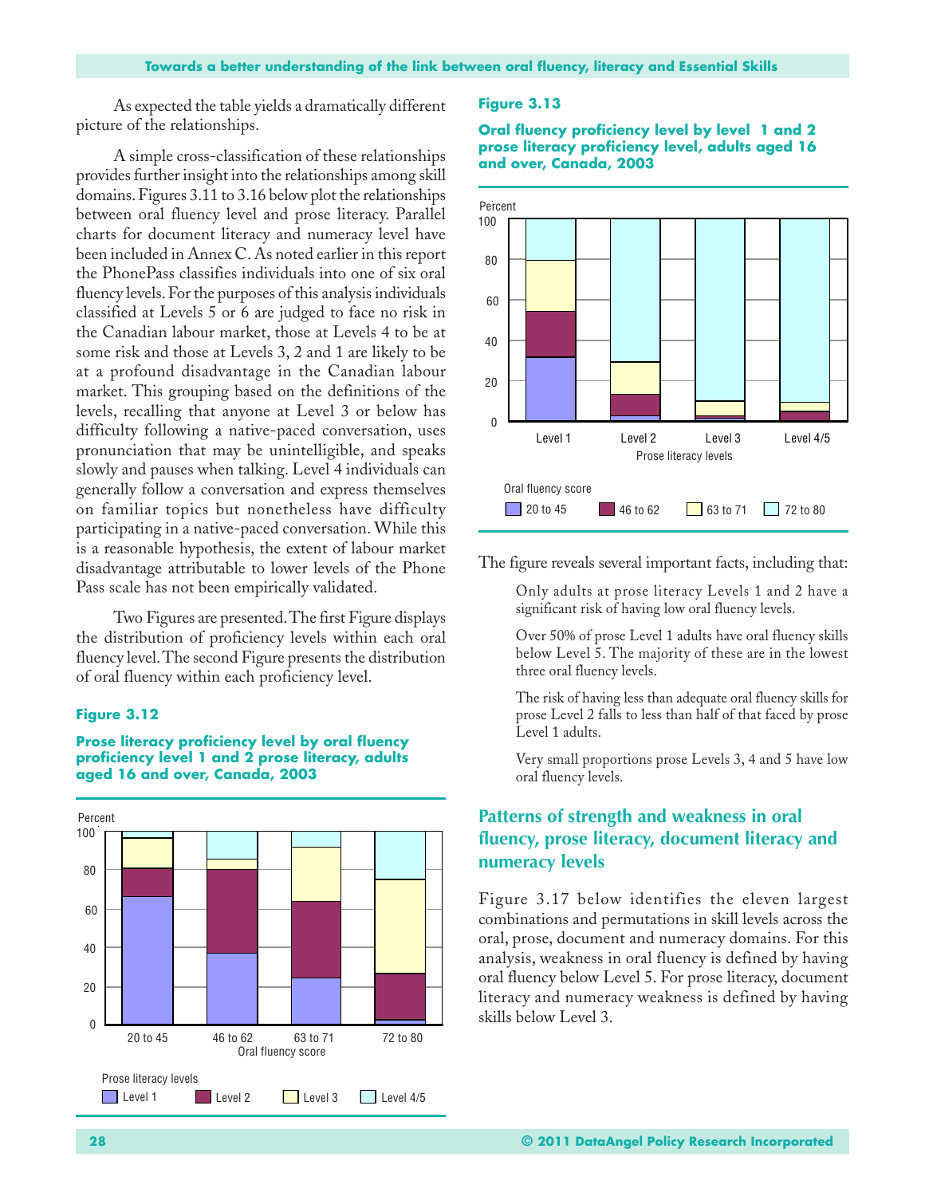As expected the table yields a dramatically different picture of the relationships.

A simple cross-classification of these relationships provides further insight into the relationships among skill domains. Figures 3.11 to 3.16 below plot the relationships between oral fluency level and prose literacy. Parallel charts for document literacy and numeracy level have been included in Annex C. As noted earlier in this report the PhonePass classifies individuals into one of six oral fluency levels. For the purposes of this analysis individuals classified at Levels 5 or 6 are judged to face no risk in the Canadian labour market, those at Levels 4 to be at some risk and those at Levels 3, 2 and 1 are likely to be at a profound disadvantage in the Canadian labour market. This grouping based on the definitions of the levels, recalling that anyone at Level 3 or below has difficulty following a native-paced conversation, uses pronunciation that may be unintelligible, and speaks slowly and pauses when talking. Level 4 individuals can generally follow a conversation and express themselves on familiar topics but nonetheless have difficulty participating in a native-paced conversation. While this is a reasonable hypothesis, the extent of labour market disadvantage attributable to lower levels of the Phone Pass scale has not been empirically validated.

Two Figures are presented. The first Figure displays the distribution of proficiency levels within each oral fluency level. The second Figure presents the distribution of oral fluency within each proficiency level.

**Figure 3.12**

**Prose literacy proficiency level by oral fluency proficiency level 1 and 2 prose literacy, adults aged 16 and over, Canada, 2003**

**Figure 3.13**

**Oral fluency proficiency level by level 1 and 2 prose literacy proficiency level, adults aged 16 and over, Canada, 2003**

The figure reveals several important facts, including that:

Only adults at prose literacy Levels 1 and 2 have a significant risk of having low oral fluency levels.

Over 50% of prose Level 1 adults have oral fluency skills below Level 5. The majority of these are in the lowest three oral fluency levels.

The risk of having less than adequate oral fluency skills for prose Level 2 falls to less than half of that faced by prose Level 1 adults.

Very small proportions prose Levels 3, 4 and 5 have low oral fluency levels.

## Patterns of strength and weakness in oral fluency, prose literacy, document literacy and numeracy levels

Figure 3.17 below identifies the eleven largest combinations and permutations in skill levels across the oral, prose, document and numeracy domains. For this analysis, weakness in oral fluency is defined by having oral fluency below Level 5. For prose literacy, document literacy and numeracy weakness is defined by having skills below Level 3.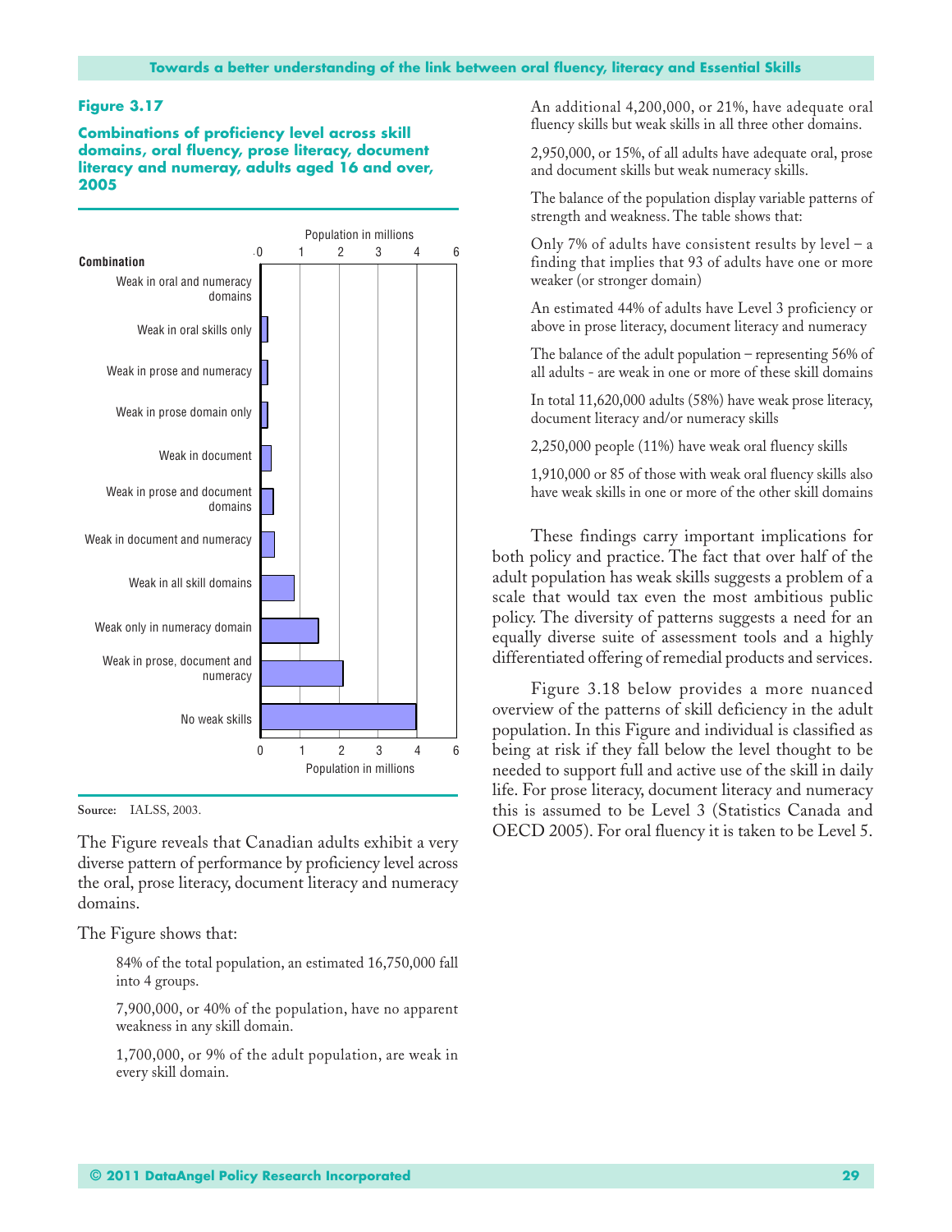**Figure 3.17**

**Combinations of proficiency level across skill domains, oral fluency, prose literacy, document literacy and numeray, adults aged 16 and over, 2005**

Source: IALSS, 2003.

The Figure reveals that Canadian adults exhibit a very diverse pattern of performance by proficiency level across the oral, prose literacy, document literacy and numeracy domains.

The Figure shows that:

> 84% of the total population, an estimated 16,750,000 fall into 4 groups.
>
> 7,900,000, or 40% of the population, have no apparent weakness in any skill domain.
>
> 1,700,000, or 9% of the adult population, are weak in every skill domain.
>
> An additional 4,200,000, or 21%, have adequate oral fluency skills but weak skills in all three other domains.
>
> 2,950,000, or 15%, of all adults have adequate oral, prose and document skills but weak numeracy skills.
>
> The balance of the population display variable patterns of strength and weakness. The table shows that:
>
> Only 7% of adults have consistent results by level – a finding that implies that 93 of adults have one or more weaker (or stronger domain)
>
> An estimated 44% of adults have Level 3 proficiency or above in prose literacy, document literacy and numeracy
>
> The balance of the adult population – representing 56% of all adults - are weak in one or more of these skill domains
>
> In total 11,620,000 adults (58%) have weak prose literacy, document literacy and/or numeracy skills
>
> 2,250,000 people (11%) have weak oral fluency skills
>
> 1,910,000 or 85 of those with weak oral fluency skills also have weak skills in one or more of the other skill domains

These findings carry important implications for both policy and practice. The fact that over half of the adult population has weak skills suggests a problem of a scale that would tax even the most ambitious public policy. The diversity of patterns suggests a need for an equally diverse suite of assessment tools and a highly differentiated offering of remedial products and services.

Figure 3.18 below provides a more nuanced overview of the patterns of skill deficiency in the adult population. In this Figure and individual is classified as being at risk if they fall below the level thought to be needed to support full and active use of the skill in daily life. For prose literacy, document literacy and numeracy this is assumed to be Level 3 (Statistics Canada and OECD 2005). For oral fluency it is taken to be Level 5.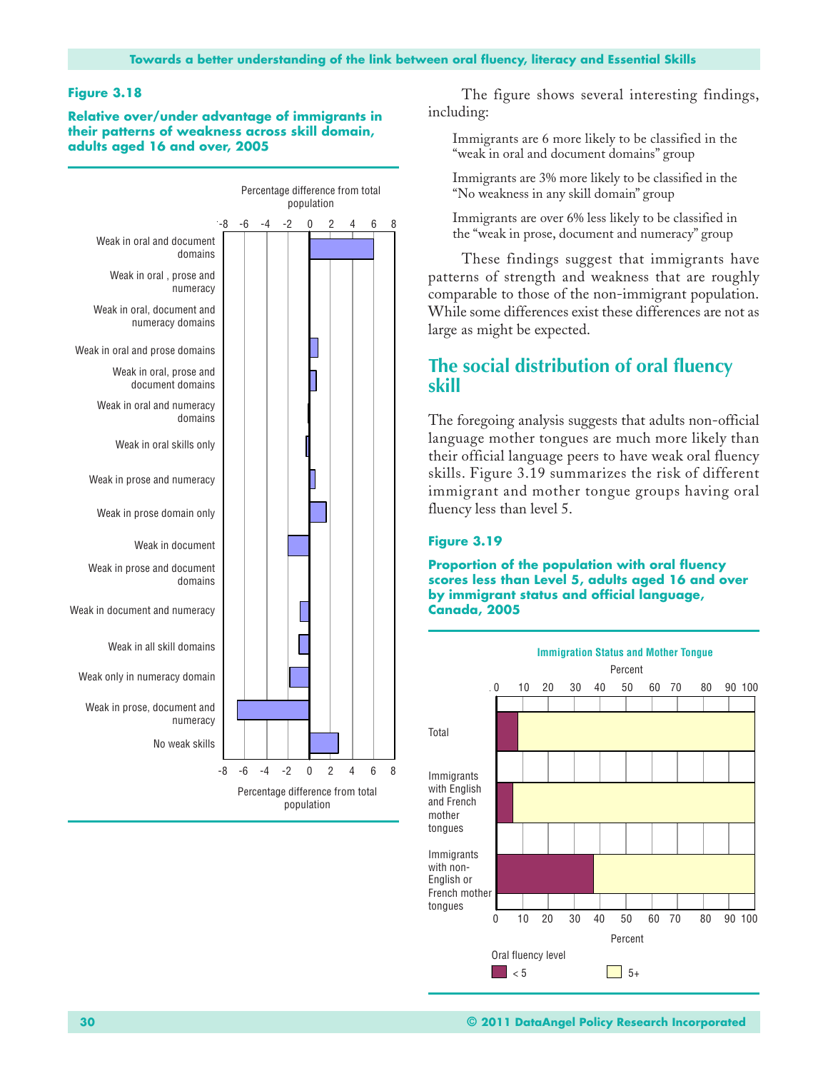**Figure 3.18**

**Relative over/under advantage of immigrants in their patterns of weakness across skill domain, adults aged 16 and over, 2005**

Percentage difference from total population

| Category | Percentage difference from total population |
|---|---|
| Weak in oral and document domains | 6 |
| Weak in oral , prose and numeracy | 0 |
| Weak in oral, document and numeracy domains | 0 |
| Weak in oral and prose domains | 0.8 |
| Weak in oral, prose and document domains | 0.6 |
| Weak in oral and numeracy domains | -0.1 |
| Weak in oral skills only | -0.3 |
| Weak in prose and numeracy | 0.5 |
| Weak in prose domain only | 1.6 |
| Weak in document | -2 |
| Weak in prose and document domains | 0 |
| Weak in document and numeracy | -0.8 |
| Weak in all skill domains | -1 |
| Weak only in numeracy domain | -1.8 |
| Weak in prose, document and numeracy | -6.7 |
| No weak skills | 2.7 |

The figure shows several interesting findings, including:

Immigrants are 6 more likely to be classified in the "weak in oral and document domains" group

Immigrants are 3% more likely to be classified in the "No weakness in any skill domain" group

Immigrants are over 6% less likely to be classified in the "weak in prose, document and numeracy" group

These findings suggest that immigrants have patterns of strength and weakness that are roughly comparable to those of the non-immigrant population. While some differences exist these differences are not as large as might be expected.

## The social distribution of oral fluency skill

The foregoing analysis suggests that adults non-official language mother tongues are much more likely than their official language peers to have weak oral fluency skills. Figure 3.19 summarizes the risk of different immigrant and mother tongue groups having oral fluency less than level 5.

**Figure 3.19**

**Proportion of the population with oral fluency scores less than Level 5, adults aged 16 and over by immigrant status and official language, Canada, 2005**

Immigration Status and Mother Tongue

| Group | Oral fluency level < 5 (Percent) | Oral fluency level 5+ (Percent) |
|---|---|---|
| Total | 8 | 92 |
| Immigrants with English and French mother tongues | 6 | 94 |
| Immigrants with non-English or French mother tongues | 38 | 62 |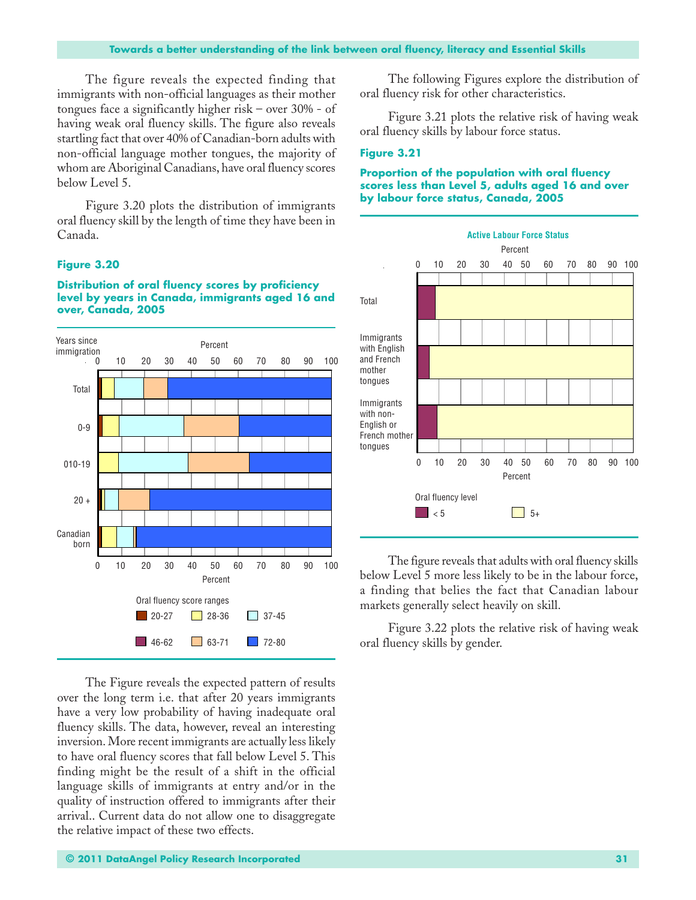The figure reveals the expected finding that immigrants with non-official languages as their mother tongues face a significantly higher risk – over 30% - of having weak oral fluency skills. The figure also reveals startling fact that over 40% of Canadian-born adults with non-official language mother tongues, the majority of whom are Aboriginal Canadians, have oral fluency scores below Level 5.

Figure 3.20 plots the distribution of immigrants oral fluency skill by the length of time they have been in Canada.

**Figure 3.20**

**Distribution of oral fluency scores by proficiency level by years in Canada, immigrants aged 16 and over, Canada, 2005**

The Figure reveals the expected pattern of results over the long term i.e. that after 20 years immigrants have a very low probability of having inadequate oral fluency skills. The data, however, reveal an interesting inversion. More recent immigrants are actually less likely to have oral fluency scores that fall below Level 5. This finding might be the result of a shift in the official language skills of immigrants at entry and/or in the quality of instruction offered to immigrants after their arrival.. Current data do not allow one to disaggregate the relative impact of these two effects.

The following Figures explore the distribution of oral fluency risk for other characteristics.

Figure 3.21 plots the relative risk of having weak oral fluency skills by labour force status.

**Figure 3.21**

**Proportion of the population with oral fluency scores less than Level 5, adults aged 16 and over by labour force status, Canada, 2005**

The figure reveals that adults with oral fluency skills below Level 5 more less likely to be in the labour force, a finding that belies the fact that Canadian labour markets generally select heavily on skill.

Figure 3.22 plots the relative risk of having weak oral fluency skills by gender.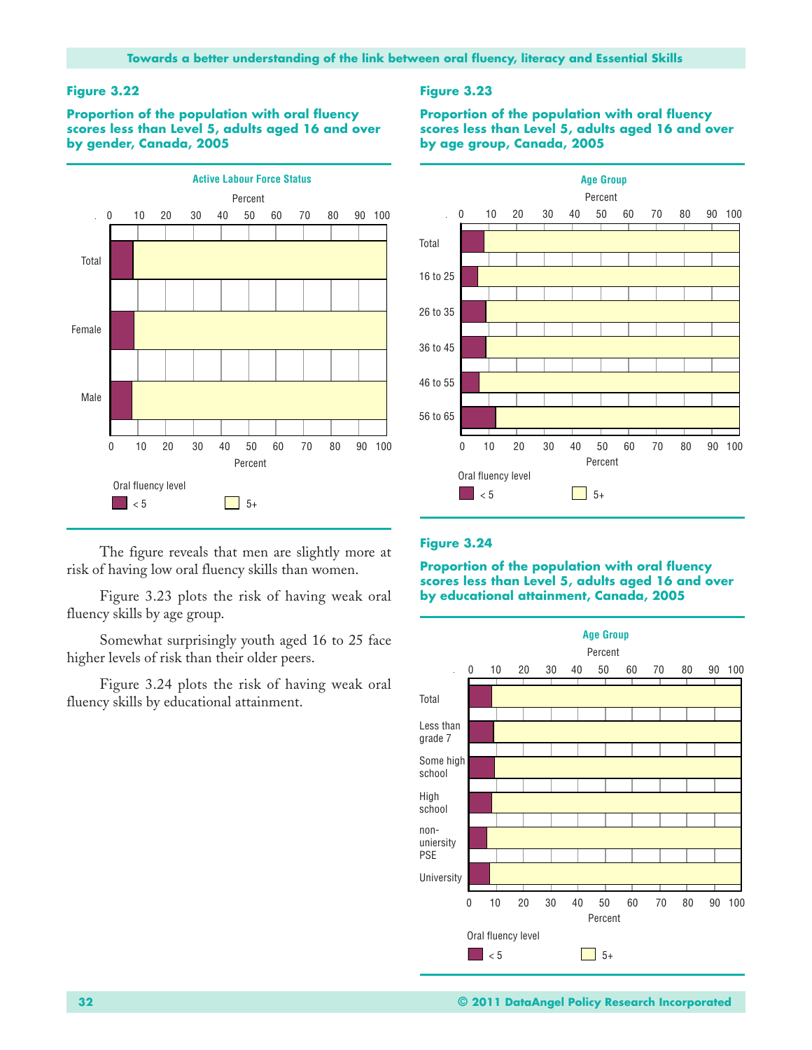**Figure 3.22**

**Proportion of the population with oral fluency scores less than Level 5, adults aged 16 and over by gender, Canada, 2005**

Active Labour Force Status

Percent

Total

Female

Male

Oral fluency level

< 5 5+

The figure reveals that men are slightly more at risk of having low oral fluency skills than women.

Figure 3.23 plots the risk of having weak oral fluency skills by age group.

Somewhat surprisingly youth aged 16 to 25 face higher levels of risk than their older peers.

Figure 3.24 plots the risk of having weak oral fluency skills by educational attainment.

**Figure 3.23**

**Proportion of the population with oral fluency scores less than Level 5, adults aged 16 and over by age group, Canada, 2005**

Age Group

Percent

Total

16 to 25

26 to 35

36 to 45

46 to 55

56 to 65

Oral fluency level

< 5 5+

**Figure 3.24**

**Proportion of the population with oral fluency scores less than Level 5, adults aged 16 and over by educational attainment, Canada, 2005**

Age Group

Percent

Total

Less than grade 7

Some high school

High school

non-uniersity PSE

University

Oral fluency level

< 5 5+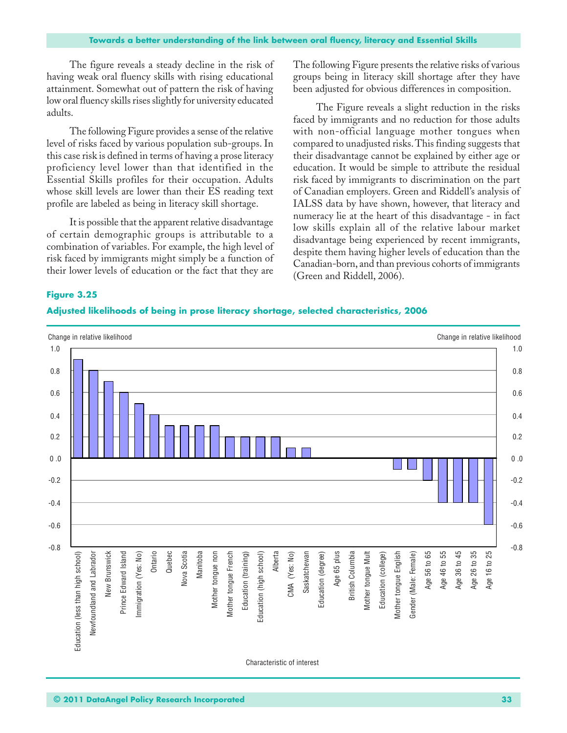The figure reveals a steady decline in the risk of having weak oral fluency skills with rising educational attainment. Somewhat out of pattern the risk of having low oral fluency skills rises slightly for university educated adults.

The following Figure provides a sense of the relative level of risks faced by various population sub-groups. In this case risk is defined in terms of having a prose literacy proficiency level lower than that identified in the Essential Skills profiles for their occupation. Adults whose skill levels are lower than their ES reading text profile are labeled as being in literacy skill shortage.

It is possible that the apparent relative disadvantage of certain demographic groups is attributable to a combination of variables. For example, the high level of risk faced by immigrants might simply be a function of their lower levels of education or the fact that they are

The following Figure presents the relative risks of various groups being in literacy skill shortage after they have been adjusted for obvious differences in composition.

The Figure reveals a slight reduction in the risks faced by immigrants and no reduction for those adults with non-official language mother tongues when compared to unadjusted risks. This finding suggests that their disadvantage cannot be explained by either age or education. It would be simple to attribute the residual risk faced by immigrants to discrimination on the part of Canadian employers. Green and Riddell's analysis of IALSS data by have shown, however, that literacy and numeracy lie at the heart of this disadvantage - in fact low skills explain all of the relative labour market disadvantage being experienced by recent immigrants, despite them having higher levels of education than the Canadian-born, and than previous cohorts of immigrants (Green and Riddell, 2006).

**Figure 3.25**

**Adjusted likelihoods of being in prose literacy shortage, selected characteristics, 2006**

| Characteristic of interest | Change in relative likelihood |
|---|---|
| Education (less than high school) | 0.9 |
| Newfoundland and Labrador | 0.8 |
| New Brunswick | 0.7 |
| Prince Edward Island | 0.6 |
| Immigration (Yes: No) | 0.5 |
| Ontario | 0.4 |
| Quebec | 0.3 |
| Nova Scotia | 0.3 |
| Manitoba | 0.3 |
| Mother tongue non | 0.3 |
| Mother tongue French | 0.2 |
| Education (training) | 0.2 |
| Education (high school) | 0.2 |
| Alberta | 0.2 |
| CMA (Yes: No) | 0.1 |
| Saskatchewan | 0.1 |
| Education (degree) | 0.0 |
| Age 65 plus | 0.0 |
| British Columbia | 0.0 |
| Mother tongue Mult | 0.0 |
| Education (college) | 0.0 |
| Mother tongue English | -0.1 |
| Gender (Male: Female) | -0.1 |
| Age 56 to 65 | -0.2 |
| Age 46 to 55 | -0.4 |
| Age 36 to 45 | -0.4 |
| Age 26 to 35 | -0.4 |
| Age 16 to 25 | -0.6 |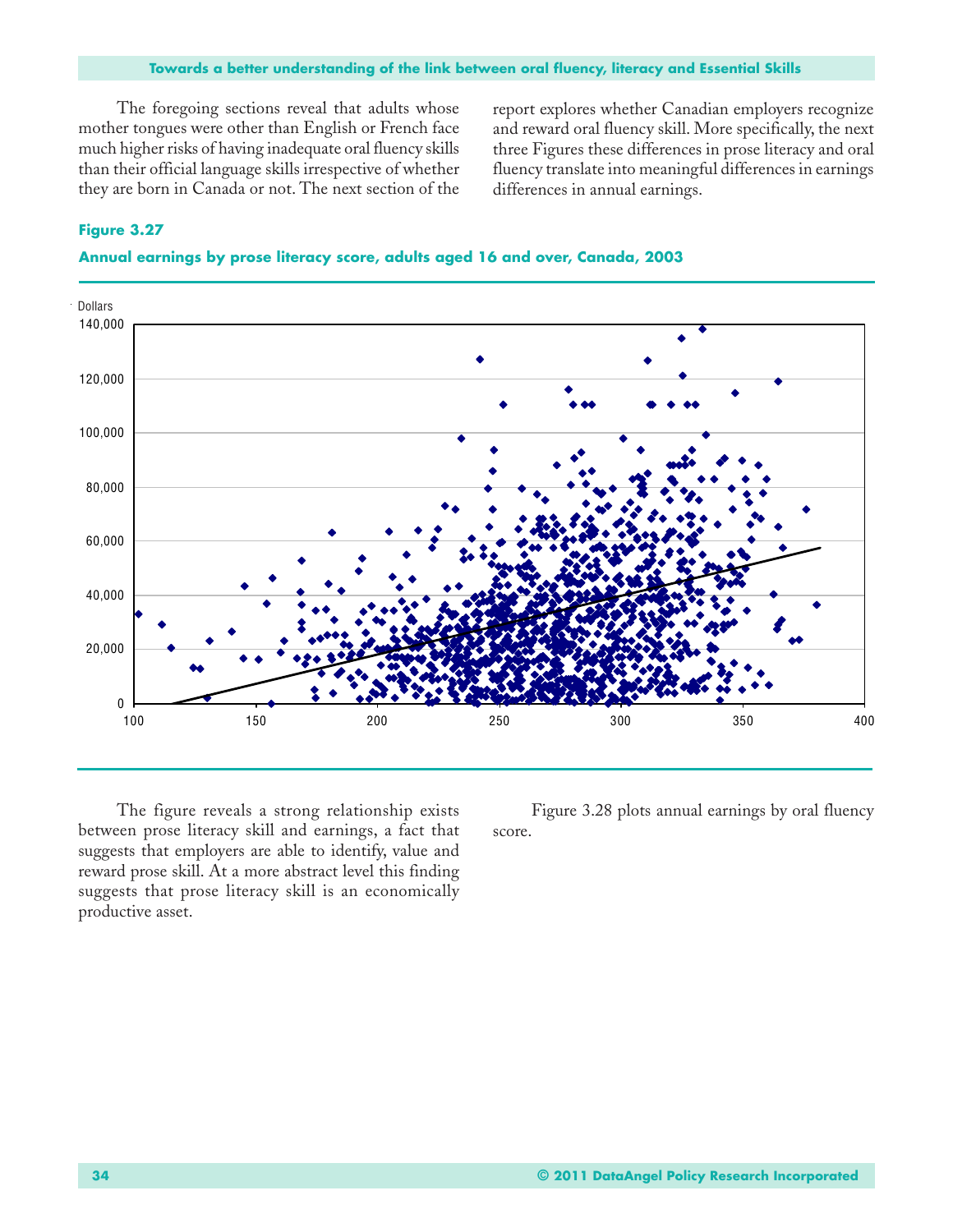The foregoing sections reveal that adults whose mother tongues were other than English or French face much higher risks of having inadequate oral fluency skills than their official language skills irrespective of whether they are born in Canada or not. The next section of the report explores whether Canadian employers recognize and reward oral fluency skill. More specifically, the next three Figures these differences in prose literacy and oral fluency translate into meaningful differences in earnings differences in annual earnings.

**Figure 3.27**

**Annual earnings by prose literacy score, adults aged 16 and over, Canada, 2003**

The figure reveals a strong relationship exists between prose literacy skill and earnings, a fact that suggests that employers are able to identify, value and reward prose skill. At a more abstract level this finding suggests that prose literacy skill is an economically productive asset.

Figure 3.28 plots annual earnings by oral fluency score.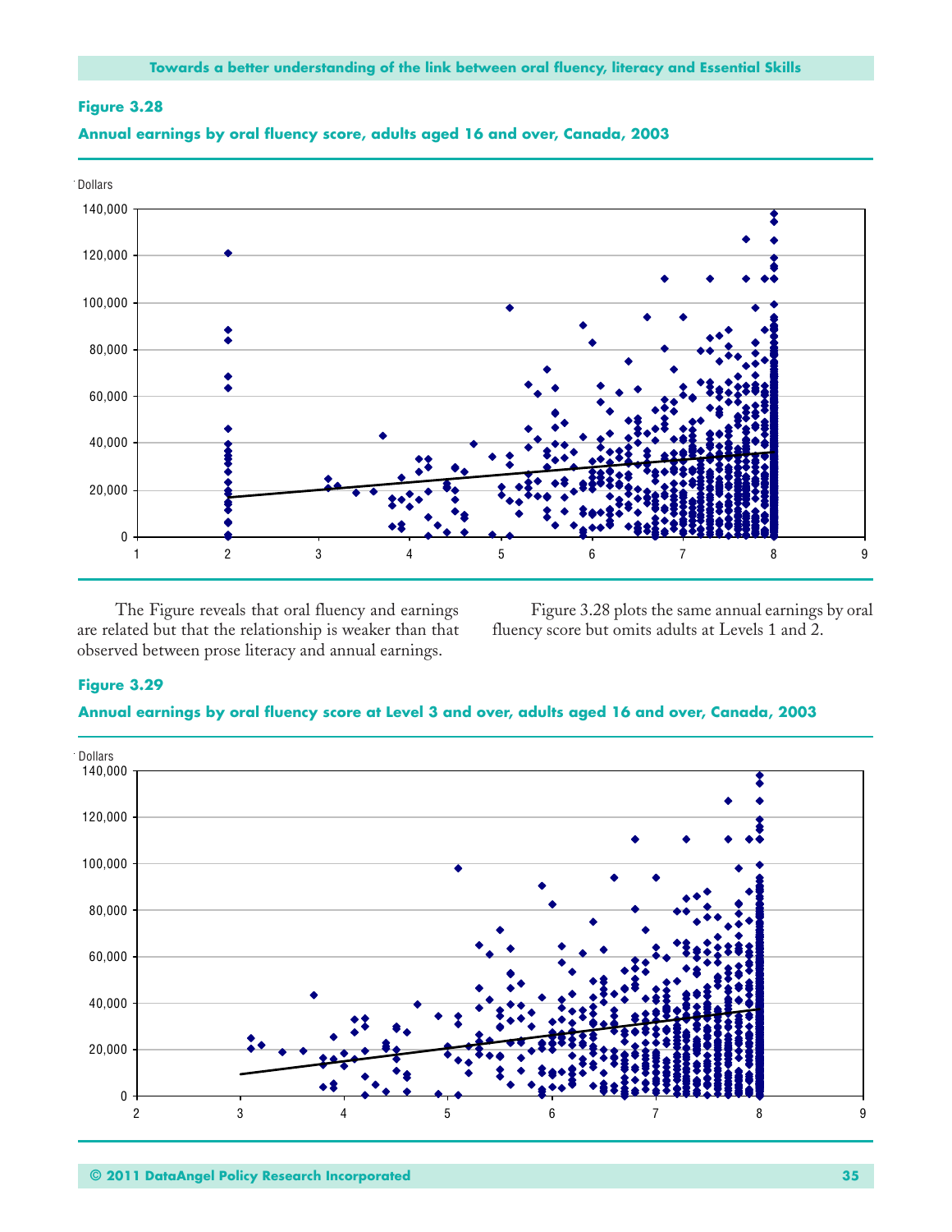**Figure 3.28**

**Annual earnings by oral fluency score, adults aged 16 and over, Canada, 2003**

The Figure reveals that oral fluency and earnings are related but that the relationship is weaker than that observed between prose literacy and annual earnings.

Figure 3.28 plots the same annual earnings by oral fluency score but omits adults at Levels 1 and 2.

**Figure 3.29**

**Annual earnings by oral fluency score at Level 3 and over, adults aged 16 and over, Canada, 2003**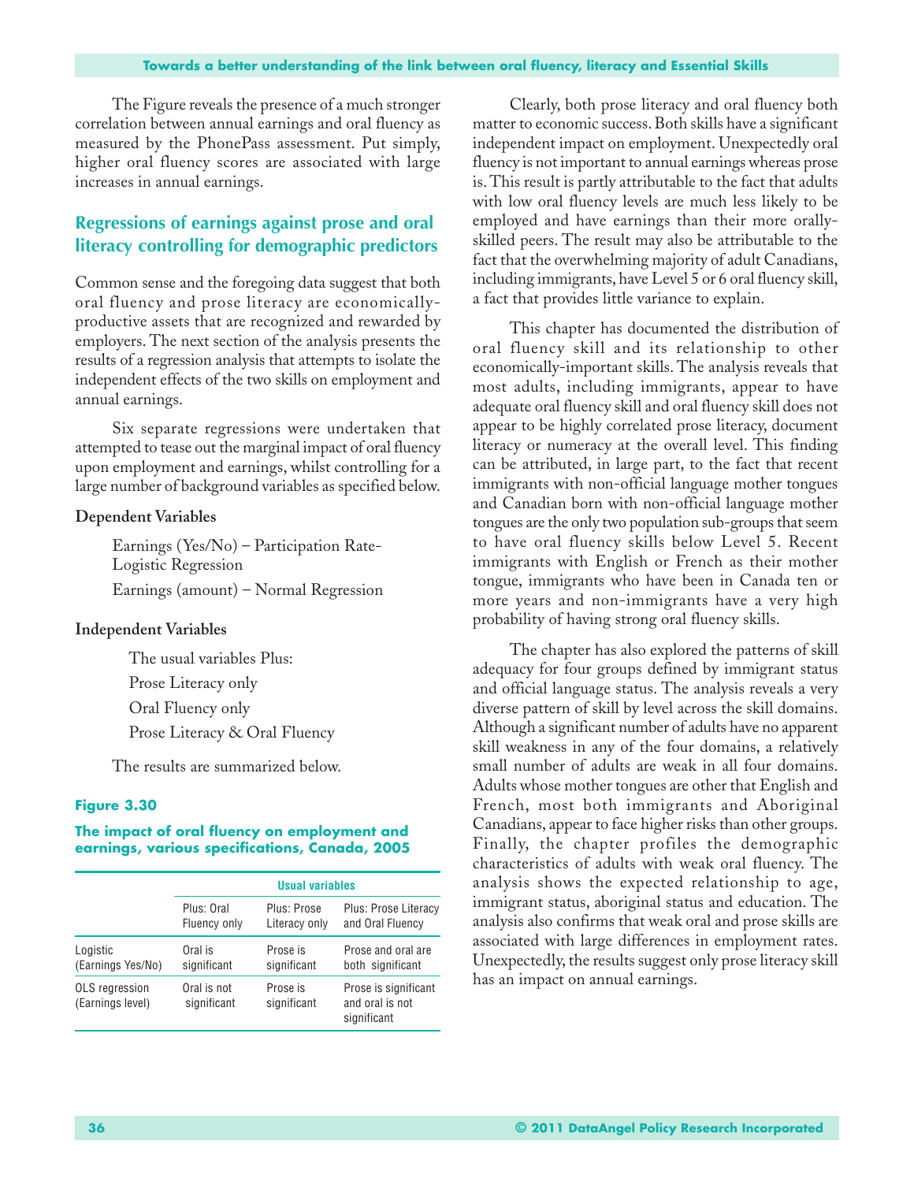The Figure reveals the presence of a much stronger correlation between annual earnings and oral fluency as measured by the PhonePass assessment. Put simply, higher oral fluency scores are associated with large increases in annual earnings.

## Regressions of earnings against prose and oral literacy controlling for demographic predictors

Common sense and the foregoing data suggest that both oral fluency and prose literacy are economically-productive assets that are recognized and rewarded by employers. The next section of the analysis presents the results of a regression analysis that attempts to isolate the independent effects of the two skills on employment and annual earnings.

Six separate regressions were undertaken that attempted to tease out the marginal impact of oral fluency upon employment and earnings, whilst controlling for a large number of background variables as specified below.

**Dependent Variables**

Earnings (Yes/No) – Participation Rate-Logistic Regression

Earnings (amount) – Normal Regression

**Independent Variables**

The usual variables Plus:

Prose Literacy only

Oral Fluency only

Prose Literacy & Oral Fluency

The results are summarized below.

**Figure 3.30**

**The impact of oral fluency on employment and earnings, various specifications, Canada, 2005**

| | Usual variables | | |
|---|---|---|---|
| | Plus: Oral Fluency only | Plus: Prose Literacy only | Plus: Prose Literacy and Oral Fluency |
| Logistic (Earnings Yes/No) | Oral is significant | Prose is significant | Prose and oral are both significant |
| OLS regression (Earnings level) | Oral is not significant | Prose is significant | Prose is significant and oral is not significant |

Clearly, both prose literacy and oral fluency both matter to economic success. Both skills have a significant independent impact on employment. Unexpectedly oral fluency is not important to annual earnings whereas prose is. This result is partly attributable to the fact that adults with low oral fluency levels are much less likely to be employed and have earnings than their more orally-skilled peers. The result may also be attributable to the fact that the overwhelming majority of adult Canadians, including immigrants, have Level 5 or 6 oral fluency skill, a fact that provides little variance to explain.

This chapter has documented the distribution of oral fluency skill and its relationship to other economically-important skills. The analysis reveals that most adults, including immigrants, appear to have adequate oral fluency skill and oral fluency skill does not appear to be highly correlated prose literacy, document literacy or numeracy at the overall level. This finding can be attributed, in large part, to the fact that recent immigrants with non-official language mother tongues and Canadian born with non-official language mother tongues are the only two population sub-groups that seem to have oral fluency skills below Level 5. Recent immigrants with English or French as their mother tongue, immigrants who have been in Canada ten or more years and non-immigrants have a very high probability of having strong oral fluency skills.

The chapter has also explored the patterns of skill adequacy for four groups defined by immigrant status and official language status. The analysis reveals a very diverse pattern of skill by level across the skill domains. Although a significant number of adults have no apparent skill weakness in any of the four domains, a relatively small number of adults are weak in all four domains. Adults whose mother tongues are other that English and French, most both immigrants and Aboriginal Canadians, appear to face higher risks than other groups. Finally, the chapter profiles the demographic characteristics of adults with weak oral fluency. The analysis shows the expected relationship to age, immigrant status, aboriginal status and education. The analysis also confirms that weak oral and prose skills are associated with large differences in employment rates. Unexpectedly, the results suggest only prose literacy skill has an impact on annual earnings.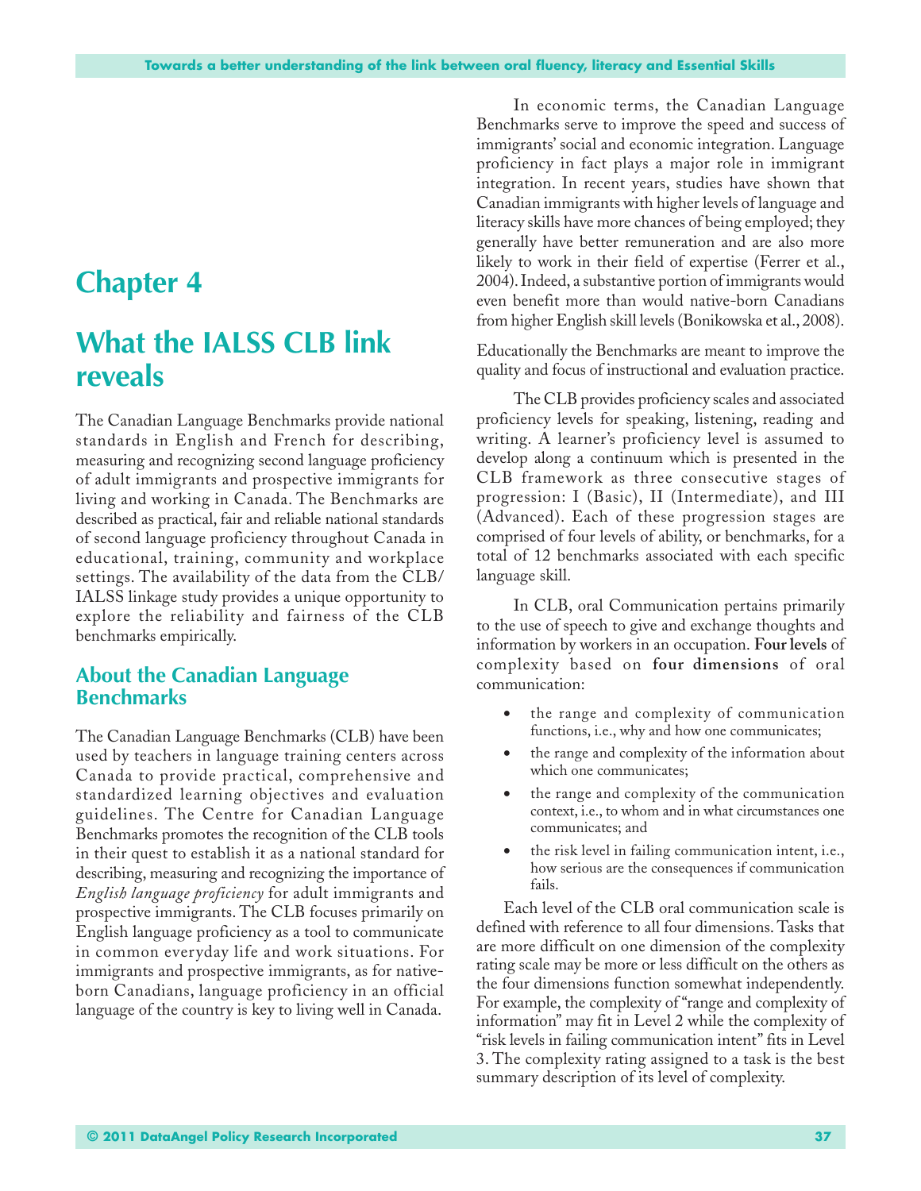# Chapter 4

# What the IALSS CLB link reveals

The Canadian Language Benchmarks provide national standards in English and French for describing, measuring and recognizing second language proficiency of adult immigrants and prospective immigrants for living and working in Canada. The Benchmarks are described as practical, fair and reliable national standards of second language proficiency throughout Canada in educational, training, community and workplace settings. The availability of the data from the CLB/IALSS linkage study provides a unique opportunity to explore the reliability and fairness of the CLB benchmarks empirically.

## About the Canadian Language Benchmarks

The Canadian Language Benchmarks (CLB) have been used by teachers in language training centers across Canada to provide practical, comprehensive and standardized learning objectives and evaluation guidelines. The Centre for Canadian Language Benchmarks promotes the recognition of the CLB tools in their quest to establish it as a national standard for describing, measuring and recognizing the importance of *English language proficiency* for adult immigrants and prospective immigrants. The CLB focuses primarily on English language proficiency as a tool to communicate in common everyday life and work situations. For immigrants and prospective immigrants, as for native-born Canadians, language proficiency in an official language of the country is key to living well in Canada.

In economic terms, the Canadian Language Benchmarks serve to improve the speed and success of immigrants' social and economic integration. Language proficiency in fact plays a major role in immigrant integration. In recent years, studies have shown that Canadian immigrants with higher levels of language and literacy skills have more chances of being employed; they generally have better remuneration and are also more likely to work in their field of expertise (Ferrer et al., 2004). Indeed, a substantive portion of immigrants would even benefit more than would native-born Canadians from higher English skill levels (Bonikowska et al., 2008).

Educationally the Benchmarks are meant to improve the quality and focus of instructional and evaluation practice.

The CLB provides proficiency scales and associated proficiency levels for speaking, listening, reading and writing. A learner's proficiency level is assumed to develop along a continuum which is presented in the CLB framework as three consecutive stages of progression: I (Basic), II (Intermediate), and III (Advanced). Each of these progression stages are comprised of four levels of ability, or benchmarks, for a total of 12 benchmarks associated with each specific language skill.

In CLB, oral Communication pertains primarily to the use of speech to give and exchange thoughts and information by workers in an occupation. **Four levels** of complexity based on **four dimensions** of oral communication:

- the range and complexity of communication functions, i.e., why and how one communicates;
- the range and complexity of the information about which one communicates;
- the range and complexity of the communication context, i.e., to whom and in what circumstances one communicates; and
- the risk level in failing communication intent, i.e., how serious are the consequences if communication fails.

Each level of the CLB oral communication scale is defined with reference to all four dimensions. Tasks that are more difficult on one dimension of the complexity rating scale may be more or less difficult on the others as the four dimensions function somewhat independently. For example, the complexity of "range and complexity of information" may fit in Level 2 while the complexity of "risk levels in failing communication intent" fits in Level 3. The complexity rating assigned to a task is the best summary description of its level of complexity.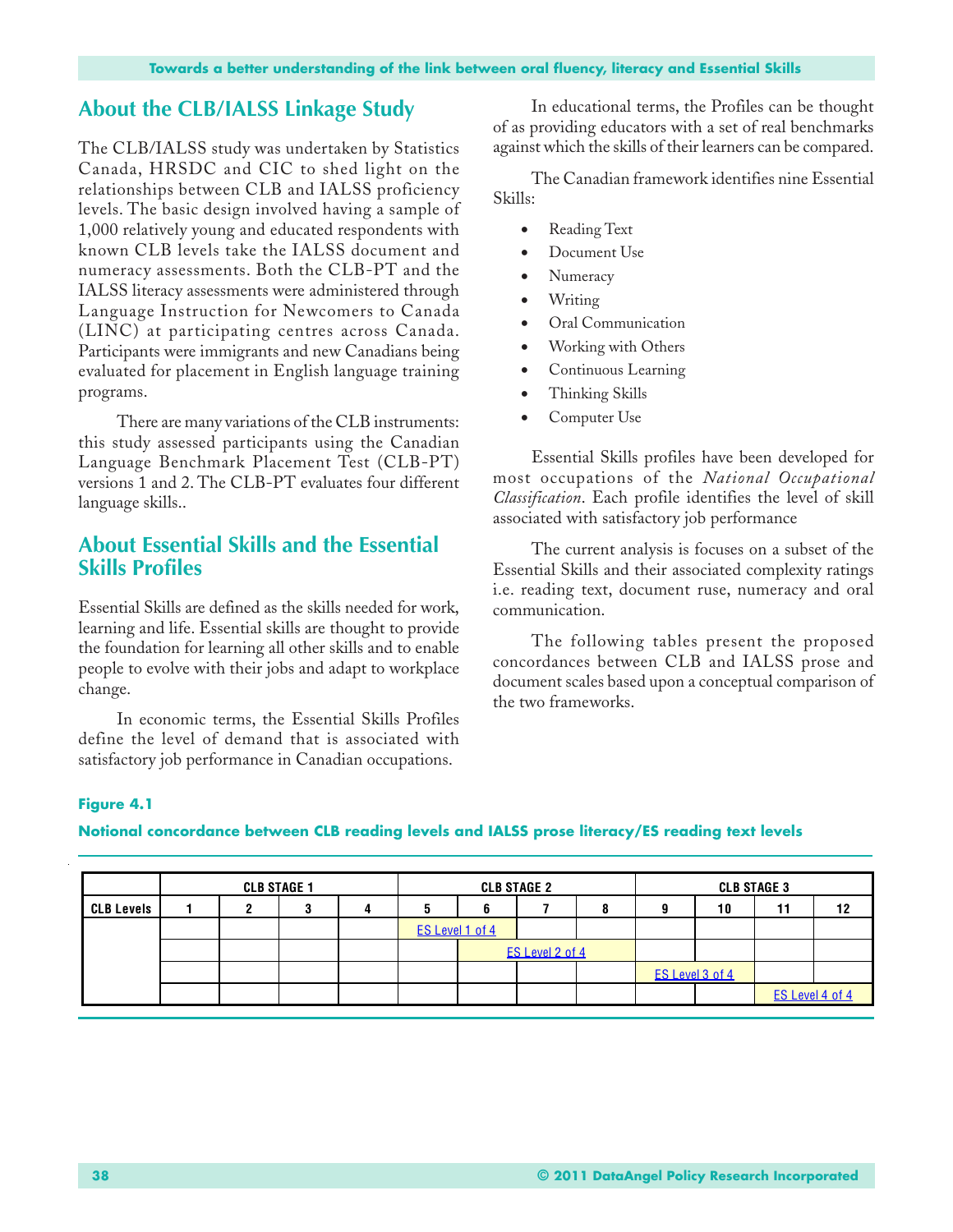## About the CLB/IALSS Linkage Study

The CLB/IALSS study was undertaken by Statistics Canada, HRSDC and CIC to shed light on the relationships between CLB and IALSS proficiency levels. The basic design involved having a sample of 1,000 relatively young and educated respondents with known CLB levels take the IALSS document and numeracy assessments. Both the CLB-PT and the IALSS literacy assessments were administered through Language Instruction for Newcomers to Canada (LINC) at participating centres across Canada. Participants were immigrants and new Canadians being evaluated for placement in English language training programs.

There are many variations of the CLB instruments: this study assessed participants using the Canadian Language Benchmark Placement Test (CLB-PT) versions 1 and 2. The CLB-PT evaluates four different language skills..

## About Essential Skills and the Essential Skills Profiles

Essential Skills are defined as the skills needed for work, learning and life. Essential skills are thought to provide the foundation for learning all other skills and to enable people to evolve with their jobs and adapt to workplace change.

In economic terms, the Essential Skills Profiles define the level of demand that is associated with satisfactory job performance in Canadian occupations.

In educational terms, the Profiles can be thought of as providing educators with a set of real benchmarks against which the skills of their learners can be compared.

The Canadian framework identifies nine Essential Skills:

- Reading Text
- Document Use
- Numeracy
- Writing
- Oral Communication
- Working with Others
- Continuous Learning
- Thinking Skills
- Computer Use

Essential Skills profiles have been developed for most occupations of the *National Occupational Classification*. Each profile identifies the level of skill associated with satisfactory job performance

The current analysis is focuses on a subset of the Essential Skills and their associated complexity ratings i.e. reading text, document ruse, numeracy and oral communication.

The following tables present the proposed concordances between CLB and IALSS prose and document scales based upon a conceptual comparison of the two frameworks.

**Figure 4.1**

**Notional concordance between CLB reading levels and IALSS prose literacy/ES reading text levels**

| | CLB STAGE 1 | | | | CLB STAGE 2 | | | | CLB STAGE 3 | | | |
|---|---|---|---|---|---|---|---|---|---|---|---|---|
| **CLB Levels** | **1** | **2** | **3** | **4** | **5** | **6** | **7** | **8** | **9** | **10** | **11** | **12** |
| | | | | | ES Level 1 of 4 | ES Level 1 of 4 | | | | | | |
| | | | | | | ES Level 2 of 4 | ES Level 2 of 4 | ES Level 2 of 4 | | | | |
| | | | | | | | | | ES Level 3 of 4 | ES Level 3 of 4 | | |
| | | | | | | | | | | | ES Level 4 of 4 | ES Level 4 of 4 |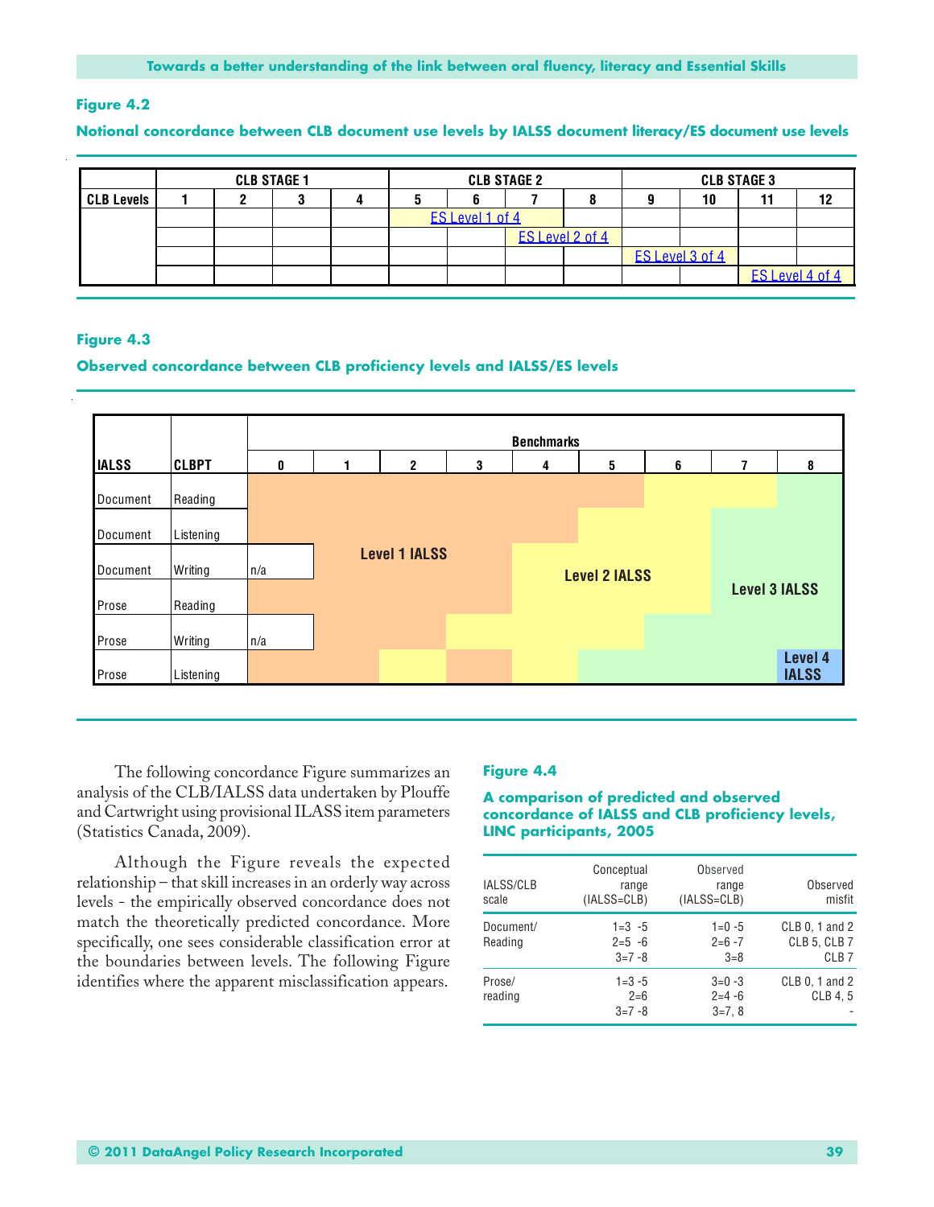**Figure 4.2**

**Notional concordance between CLB document use levels by IALSS document literacy/ES document use levels**

| | CLB STAGE 1 | | | | CLB STAGE 2 | | | | CLB STAGE 3 | | | |
|---|---|---|---|---|---|---|---|---|---|---|---|---|
| **CLB Levels** | **1** | **2** | **3** | **4** | **5** | **6** | **7** | **8** | **9** | **10** | **11** | **12** |
| | | | | | ES Level 1 of 4 | | | | | | | |
| | | | | | | | ES Level 2 of 4 | | | | | |
| | | | | | | | | | ES Level 3 of 4 | | | |
| | | | | | | | | | | | ES Level 4 of 4 | |

**Figure 4.3**

**Observed concordance between CLB proficiency levels and IALSS/ES levels**

| IALSS | CLBPT | Benchmarks 0 | 1 | 2 | 3 | 4 | 5 | 6 | 7 | 8 |
|---|---|---|---|---|---|---|---|---|---|---|
| Document | Reading | Level 1 IALSS | Level 1 IALSS | Level 1 IALSS | Level 1 IALSS | Level 1 IALSS | Level 1 IALSS | Level 2 IALSS | Level 2 IALSS | Level 3 IALSS |
| Document | Listening | Level 1 IALSS | Level 1 IALSS | Level 1 IALSS | Level 1 IALSS | Level 1 IALSS | Level 2 IALSS | Level 2 IALSS | Level 3 IALSS | Level 3 IALSS |
| Document | Writing | n/a | Level 1 IALSS | Level 1 IALSS | Level 1 IALSS | Level 2 IALSS | Level 2 IALSS | Level 2 IALSS | Level 3 IALSS | Level 3 IALSS |
| Prose | Reading | Level 1 IALSS | Level 1 IALSS | Level 1 IALSS | Level 1 IALSS | Level 2 IALSS | Level 2 IALSS | Level 2 IALSS | Level 3 IALSS | Level 3 IALSS |
| Prose | Writing | n/a | Level 1 IALSS | Level 1 IALSS | Level 2 IALSS | Level 2 IALSS | Level 2 IALSS | Level 3 IALSS | Level 3 IALSS | Level 3 IALSS |
| Prose | Listening | Level 1 IALSS | Level 1 IALSS | Level 2 IALSS | Level 1 IALSS | Level 2 IALSS | Level 3 IALSS | Level 3 IALSS | Level 3 IALSS | Level 4 IALSS |

The following concordance Figure summarizes an analysis of the CLB/IALSS data undertaken by Plouffe and Cartwright using provisional ILASS item parameters (Statistics Canada, 2009).

Although the Figure reveals the expected relationship – that skill increases in an orderly way across levels - the empirically observed concordance does not match the theoretically predicted concordance. More specifically, one sees considerable classification error at the boundaries between levels. The following Figure identifies where the apparent misclassification appears.

**Figure 4.4**

**A comparison of predicted and observed concordance of IALSS and CLB proficiency levels, LINC participants, 2005**

| IALSS/CLB scale | Conceptual range (IALSS=CLB) | Observed range (IALSS=CLB) | Observed misfit |
|---|---|---|---|
| Document/ Reading | 1=3 -5<br>2=5 -6<br>3=7 -8 | 1=0 -5<br>2=6 -7<br>3=8 | CLB 0, 1 and 2<br>CLB 5, CLB 7<br>CLB 7 |
| Prose/ reading | 1=3 -5<br>2=6<br>3=7 -8 | 3=0 -3<br>2=4 -6<br>3=7, 8 | CLB 0, 1 and 2<br>CLB 4, 5<br>- |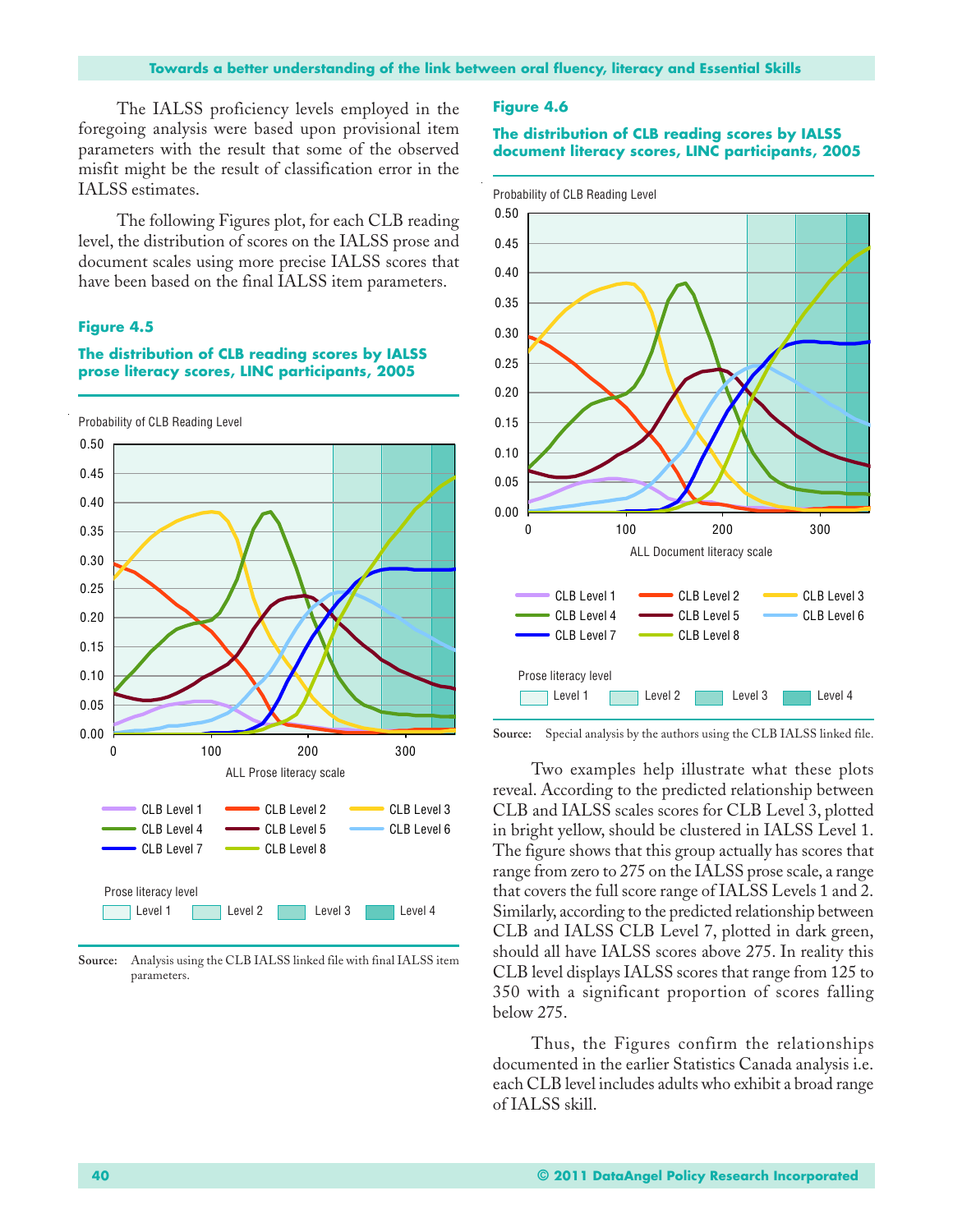The IALSS proficiency levels employed in the foregoing analysis were based upon provisional item parameters with the result that some of the observed misfit might be the result of classification error in the IALSS estimates.

The following Figures plot, for each CLB reading level, the distribution of scores on the IALSS prose and document scales using more precise IALSS scores that have been based on the final IALSS item parameters.

### Figure 4.5

**The distribution of CLB reading scores by IALSS prose literacy scores, LINC participants, 2005**

**Source:** Analysis using the CLB IALSS linked file with final IALSS item parameters.

### Figure 4.6

**The distribution of CLB reading scores by IALSS document literacy scores, LINC participants, 2005**

**Source:** Special analysis by the authors using the CLB IALSS linked file.

Two examples help illustrate what these plots reveal. According to the predicted relationship between CLB and IALSS scales scores for CLB Level 3, plotted in bright yellow, should be clustered in IALSS Level 1. The figure shows that this group actually has scores that range from zero to 275 on the IALSS prose scale, a range that covers the full score range of IALSS Levels 1 and 2. Similarly, according to the predicted relationship between CLB and IALSS CLB Level 7, plotted in dark green, should all have IALSS scores above 275. In reality this CLB level displays IALSS scores that range from 125 to 350 with a significant proportion of scores falling below 275.

Thus, the Figures confirm the relationships documented in the earlier Statistics Canada analysis i.e. each CLB level includes adults who exhibit a broad range of IALSS skill.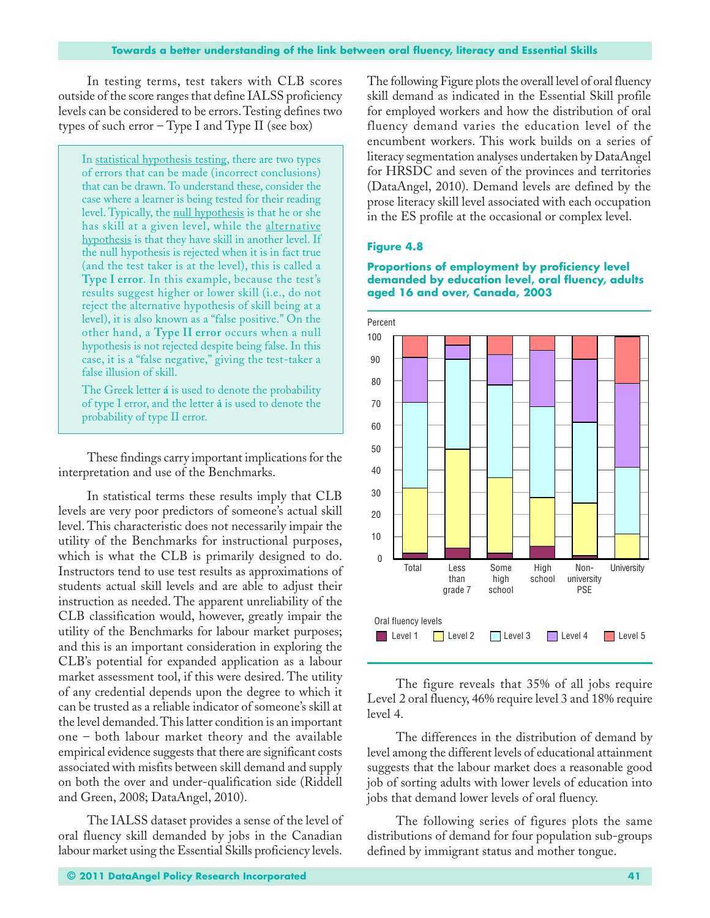In testing terms, test takers with CLB scores outside of the score ranges that define IALSS proficiency levels can be considered to be errors. Testing defines two types of such error – Type I and Type II (see box)

> In statistical hypothesis testing, there are two types of errors that can be made (incorrect conclusions) that can be drawn. To understand these, consider the case where a learner is being tested for their reading level. Typically, the null hypothesis is that he or she has skill at a given level, while the alternative hypothesis is that they have skill in another level. If the null hypothesis is rejected when it is in fact true (and the test taker is at the level), this is called a **Type I error**. In this example, because the test's results suggest higher or lower skill (i.e., do not reject the alternative hypothesis of skill being at a level), it is also known as a "false positive." On the other hand, a **Type II error** occurs when a null hypothesis is not rejected despite being false. In this case, it is a "false negative," giving the test-taker a false illusion of skill.
>
> The Greek letter á is used to denote the probability of type I error, and the letter â is used to denote the probability of type II error.

These findings carry important implications for the interpretation and use of the Benchmarks.

In statistical terms these results imply that CLB levels are very poor predictors of someone's actual skill level. This characteristic does not necessarily impair the utility of the Benchmarks for instructional purposes, which is what the CLB is primarily designed to do. Instructors tend to use test results as approximations of students actual skill levels and are able to adjust their instruction as needed. The apparent unreliability of the CLB classification would, however, greatly impair the utility of the Benchmarks for labour market purposes; and this is an important consideration in exploring the CLB's potential for expanded application as a labour market assessment tool, if this were desired. The utility of any credential depends upon the degree to which it can be trusted as a reliable indicator of someone's skill at the level demanded. This latter condition is an important one – both labour market theory and the available empirical evidence suggests that there are significant costs associated with misfits between skill demand and supply on both the over and under-qualification side (Riddell and Green, 2008; DataAngel, 2010).

The IALSS dataset provides a sense of the level of oral fluency skill demanded by jobs in the Canadian labour market using the Essential Skills proficiency levels.

The following Figure plots the overall level of oral fluency skill demand as indicated in the Essential Skill profile for employed workers and how the distribution of oral fluency demand varies the education level of the encumbent workers. This work builds on a series of literacy segmentation analyses undertaken by DataAngel for HRSDC and seven of the provinces and territories (DataAngel, 2010). Demand levels are defined by the prose literacy skill level associated with each occupation in the ES profile at the occasional or complex level.

**Figure 4.8**

**Proportions of employment by proficiency level demanded by education level, oral fluency, adults aged 16 and over, Canada, 2003**

The figure reveals that 35% of all jobs require Level 2 oral fluency, 46% require level 3 and 18% require level 4.

The differences in the distribution of demand by level among the different levels of educational attainment suggests that the labour market does a reasonable good job of sorting adults with lower levels of education into jobs that demand lower levels of oral fluency.

The following series of figures plots the same distributions of demand for four population sub-groups defined by immigrant status and mother tongue.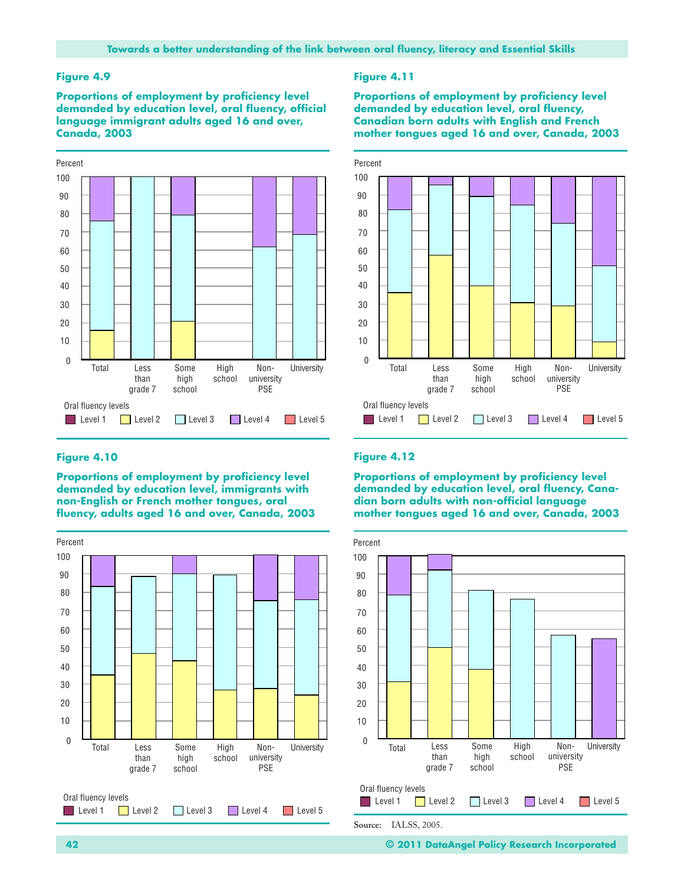**Figure 4.9**

**Proportions of employment by proficiency level demanded by education level, oral fluency, official language immigrant adults aged 16 and over, Canada, 2003**

Percent

Total | Less than grade 7 | Some high school | High school | Non-university PSE | University

Oral fluency levels: Level 1, Level 2, Level 3, Level 4, Level 5

**Figure 4.10**

**Proportions of employment by proficiency level demanded by education level, immigrants with non-English or French mother tongues, oral fluency, adults aged 16 and over, Canada, 2003**

Percent

Total | Less than grade 7 | Some high school | High school | Non-university PSE | University

Oral fluency levels: Level 1, Level 2, Level 3, Level 4, Level 5

**Figure 4.11**

**Proportions of employment by proficiency level demanded by education level, oral fluency, Canadian born adults with English and French mother tongues aged 16 and over, Canada, 2003**

Percent

Total | Less than grade 7 | Some high school | High school | Non-university PSE | University

Oral fluency levels: Level 1, Level 2, Level 3, Level 4, Level 5

**Figure 4.12**

**Proportions of employment by proficiency level demanded by education level, oral fluency, Canadian born adults with non-official language mother tongues aged 16 and over, Canada, 2003**

Percent

Total | Less than grade 7 | Some high school | High school | Non-university PSE | University

Oral fluency levels: Level 1, Level 2, Level 3, Level 4, Level 5

Source: IALSS, 2005.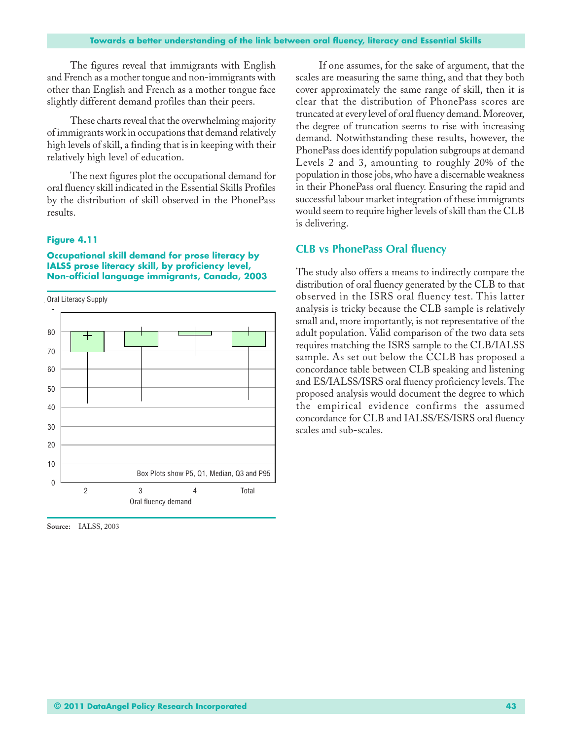The figures reveal that immigrants with English and French as a mother tongue and non-immigrants with other than English and French as a mother tongue face slightly different demand profiles than their peers.

These charts reveal that the overwhelming majority of immigrants work in occupations that demand relatively high levels of skill, a finding that is in keeping with their relatively high level of education.

The next figures plot the occupational demand for oral fluency skill indicated in the Essential Skills Profiles by the distribution of skill observed in the PhonePass results.

**Figure 4.11**

**Occupational skill demand for prose literacy by IALSS prose literacy skill, by proficiency level, Non-official language immigrants, Canada, 2003**

Oral Literacy Supply

Box Plots show P5, Q1, Median, Q3 and P95

Oral fluency demand

**Source:** IALSS, 2003

If one assumes, for the sake of argument, that the scales are measuring the same thing, and that they both cover approximately the same range of skill, then it is clear that the distribution of PhonePass scores are truncated at every level of oral fluency demand. Moreover, the degree of truncation seems to rise with increasing demand. Notwithstanding these results, however, the PhonePass does identify population subgroups at demand Levels 2 and 3, amounting to roughly 20% of the population in those jobs, who have a discernable weakness in their PhonePass oral fluency. Ensuring the rapid and successful labour market integration of these immigrants would seem to require higher levels of skill than the CLB is delivering.

## CLB vs PhonePass Oral fluency

The study also offers a means to indirectly compare the distribution of oral fluency generated by the CLB to that observed in the ISRS oral fluency test. This latter analysis is tricky because the CLB sample is relatively small and, more importantly, is not representative of the adult population. Valid comparison of the two data sets requires matching the ISRS sample to the CLB/IALSS sample. As set out below the CCLB has proposed a concordance table between CLB speaking and listening and ES/IALSS/ISRS oral fluency proficiency levels. The proposed analysis would document the degree to which the empirical evidence confirms the assumed concordance for CLB and IALSS/ES/ISRS oral fluency scales and sub-scales.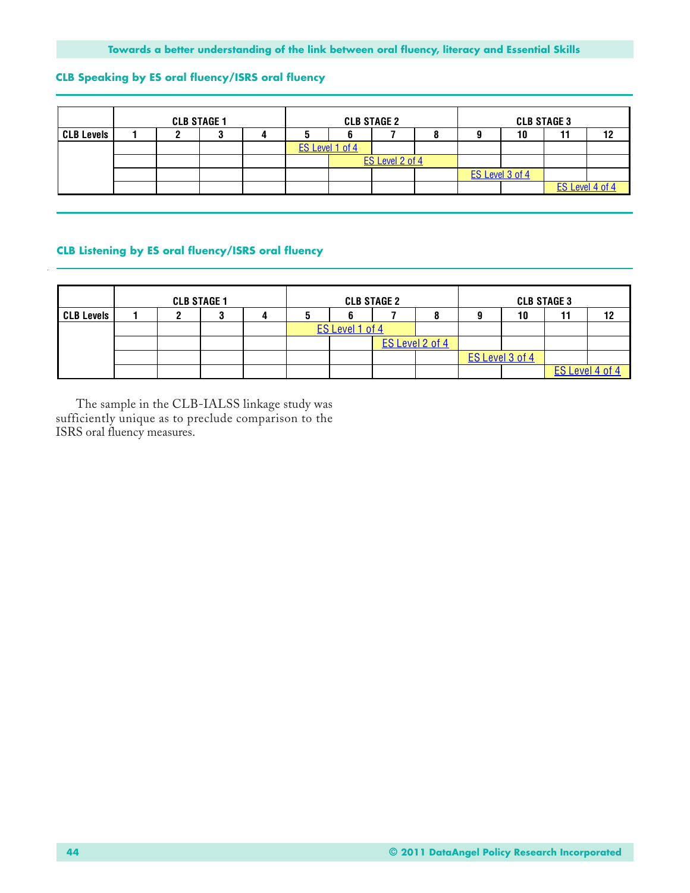### CLB Speaking by ES oral fluency/ISRS oral fluency

| | CLB STAGE 1 | | | | CLB STAGE 2 | | | | CLB STAGE 3 | | | |
|---|---|---|---|---|---|---|---|---|---|---|---|---|
| CLB Levels | 1 | 2 | 3 | 4 | 5 | 6 | 7 | 8 | 9 | 10 | 11 | 12 |
| | | | | | ES Level 1 of 4 | | | | | | | |
| | | | | | | ES Level 2 of 4 | | | | | | |
| | | | | | | | | | ES Level 3 of 4 | | | |
| | | | | | | | | | | | ES Level 4 of 4 | |

### CLB Listening by ES oral fluency/ISRS oral fluency

| | CLB STAGE 1 | | | | CLB STAGE 2 | | | | CLB STAGE 3 | | | |
|---|---|---|---|---|---|---|---|---|---|---|---|---|
| CLB Levels | 1 | 2 | 3 | 4 | 5 | 6 | 7 | 8 | 9 | 10 | 11 | 12 |
| | | | | | ES Level 1 of 4 | | | | | | | |
| | | | | | | | ES Level 2 of 4 | | | | | |
| | | | | | | | | | ES Level 3 of 4 | | | |
| | | | | | | | | | | | ES Level 4 of 4 | |

The sample in the CLB-IALSS linkage study was sufficiently unique as to preclude comparison to the ISRS oral fluency measures.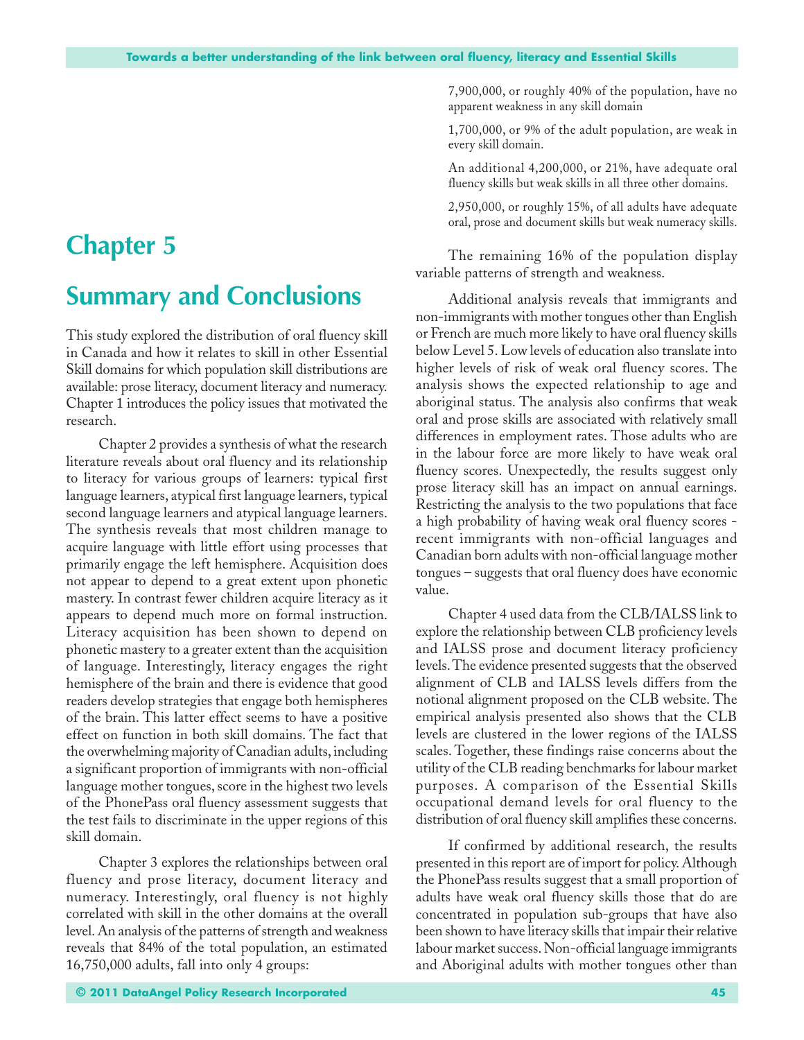# Chapter 5

# Summary and Conclusions

This study explored the distribution of oral fluency skill in Canada and how it relates to skill in other Essential Skill domains for which population skill distributions are available: prose literacy, document literacy and numeracy. Chapter 1 introduces the policy issues that motivated the research.

Chapter 2 provides a synthesis of what the research literature reveals about oral fluency and its relationship to literacy for various groups of learners: typical first language learners, atypical first language learners, typical second language learners and atypical language learners. The synthesis reveals that most children manage to acquire language with little effort using processes that primarily engage the left hemisphere. Acquisition does not appear to depend to a great extent upon phonetic mastery. In contrast fewer children acquire literacy as it appears to depend much more on formal instruction. Literacy acquisition has been shown to depend on phonetic mastery to a greater extent than the acquisition of language. Interestingly, literacy engages the right hemisphere of the brain and there is evidence that good readers develop strategies that engage both hemispheres of the brain. This latter effect seems to have a positive effect on function in both skill domains. The fact that the overwhelming majority of Canadian adults, including a significant proportion of immigrants with non-official language mother tongues, score in the highest two levels of the PhonePass oral fluency assessment suggests that the test fails to discriminate in the upper regions of this skill domain.

Chapter 3 explores the relationships between oral fluency and prose literacy, document literacy and numeracy. Interestingly, oral fluency is not highly correlated with skill in the other domains at the overall level. An analysis of the patterns of strength and weakness reveals that 84% of the total population, an estimated 16,750,000 adults, fall into only 4 groups:

7,900,000, or roughly 40% of the population, have no apparent weakness in any skill domain

1,700,000, or 9% of the adult population, are weak in every skill domain.

An additional 4,200,000, or 21%, have adequate oral fluency skills but weak skills in all three other domains.

2,950,000, or roughly 15%, of all adults have adequate oral, prose and document skills but weak numeracy skills.

The remaining 16% of the population display variable patterns of strength and weakness.

Additional analysis reveals that immigrants and non-immigrants with mother tongues other than English or French are much more likely to have oral fluency skills below Level 5. Low levels of education also translate into higher levels of risk of weak oral fluency scores. The analysis shows the expected relationship to age and aboriginal status. The analysis also confirms that weak oral and prose skills are associated with relatively small differences in employment rates. Those adults who are in the labour force are more likely to have weak oral fluency scores. Unexpectedly, the results suggest only prose literacy skill has an impact on annual earnings. Restricting the analysis to the two populations that face a high probability of having weak oral fluency scores - recent immigrants with non-official languages and Canadian born adults with non-official language mother tongues – suggests that oral fluency does have economic value.

Chapter 4 used data from the CLB/IALSS link to explore the relationship between CLB proficiency levels and IALSS prose and document literacy proficiency levels. The evidence presented suggests that the observed alignment of CLB and IALSS levels differs from the notional alignment proposed on the CLB website. The empirical analysis presented also shows that the CLB levels are clustered in the lower regions of the IALSS scales. Together, these findings raise concerns about the utility of the CLB reading benchmarks for labour market purposes. A comparison of the Essential Skills occupational demand levels for oral fluency to the distribution of oral fluency skill amplifies these concerns.

If confirmed by additional research, the results presented in this report are of import for policy. Although the PhonePass results suggest that a small proportion of adults have weak oral fluency skills those that do are concentrated in population sub-groups that have also been shown to have literacy skills that impair their relative labour market success. Non-official language immigrants and Aboriginal adults with mother tongues other than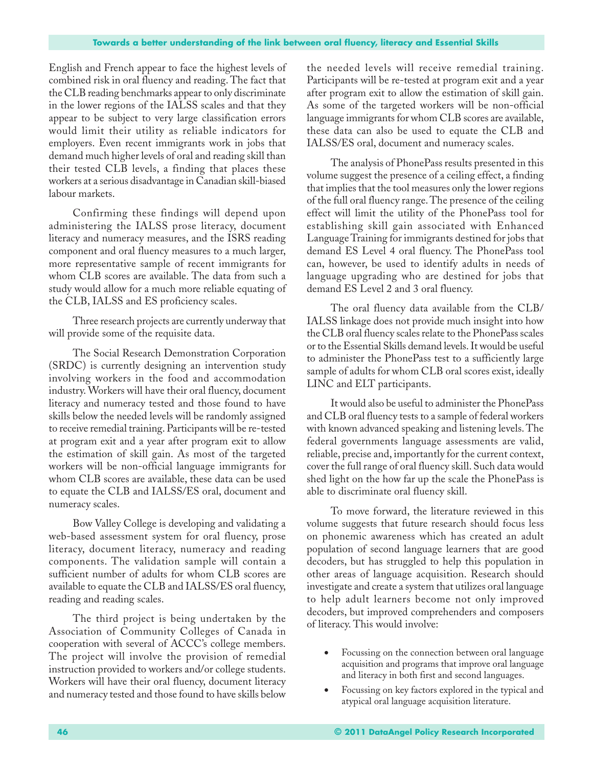English and French appear to face the highest levels of combined risk in oral fluency and reading. The fact that the CLB reading benchmarks appear to only discriminate in the lower regions of the IALSS scales and that they appear to be subject to very large classification errors would limit their utility as reliable indicators for employers. Even recent immigrants work in jobs that demand much higher levels of oral and reading skill than their tested CLB levels, a finding that places these workers at a serious disadvantage in Canadian skill-biased labour markets.

Confirming these findings will depend upon administering the IALSS prose literacy, document literacy and numeracy measures, and the ISRS reading component and oral fluency measures to a much larger, more representative sample of recent immigrants for whom CLB scores are available. The data from such a study would allow for a much more reliable equating of the CLB, IALSS and ES proficiency scales.

Three research projects are currently underway that will provide some of the requisite data.

The Social Research Demonstration Corporation (SRDC) is currently designing an intervention study involving workers in the food and accommodation industry. Workers will have their oral fluency, document literacy and numeracy tested and those found to have skills below the needed levels will be randomly assigned to receive remedial training. Participants will be re-tested at program exit and a year after program exit to allow the estimation of skill gain. As most of the targeted workers will be non-official language immigrants for whom CLB scores are available, these data can be used to equate the CLB and IALSS/ES oral, document and numeracy scales.

Bow Valley College is developing and validating a web-based assessment system for oral fluency, prose literacy, document literacy, numeracy and reading components. The validation sample will contain a sufficient number of adults for whom CLB scores are available to equate the CLB and IALSS/ES oral fluency, reading and reading scales.

The third project is being undertaken by the Association of Community Colleges of Canada in cooperation with several of ACCC's college members. The project will involve the provision of remedial instruction provided to workers and/or college students. Workers will have their oral fluency, document literacy and numeracy tested and those found to have skills below the needed levels will receive remedial training. Participants will be re-tested at program exit and a year after program exit to allow the estimation of skill gain. As some of the targeted workers will be non-official language immigrants for whom CLB scores are available, these data can also be used to equate the CLB and IALSS/ES oral, document and numeracy scales.

The analysis of PhonePass results presented in this volume suggest the presence of a ceiling effect, a finding that implies that the tool measures only the lower regions of the full oral fluency range. The presence of the ceiling effect will limit the utility of the PhonePass tool for establishing skill gain associated with Enhanced Language Training for immigrants destined for jobs that demand ES Level 4 oral fluency. The PhonePass tool can, however, be used to identify adults in needs of language upgrading who are destined for jobs that demand ES Level 2 and 3 oral fluency.

The oral fluency data available from the CLB/IALSS linkage does not provide much insight into how the CLB oral fluency scales relate to the PhonePass scales or to the Essential Skills demand levels. It would be useful to administer the PhonePass test to a sufficiently large sample of adults for whom CLB oral scores exist, ideally LINC and ELT participants.

It would also be useful to administer the PhonePass and CLB oral fluency tests to a sample of federal workers with known advanced speaking and listening levels. The federal governments language assessments are valid, reliable, precise and, importantly for the current context, cover the full range of oral fluency skill. Such data would shed light on the how far up the scale the PhonePass is able to discriminate oral fluency skill.

To move forward, the literature reviewed in this volume suggests that future research should focus less on phonemic awareness which has created an adult population of second language learners that are good decoders, but has struggled to help this population in other areas of language acquisition. Research should investigate and create a system that utilizes oral language to help adult learners become not only improved decoders, but improved comprehenders and composers of literacy. This would involve:

- Focussing on the connection between oral language acquisition and programs that improve oral language and literacy in both first and second languages.
- Focussing on key factors explored in the typical and atypical oral language acquisition literature.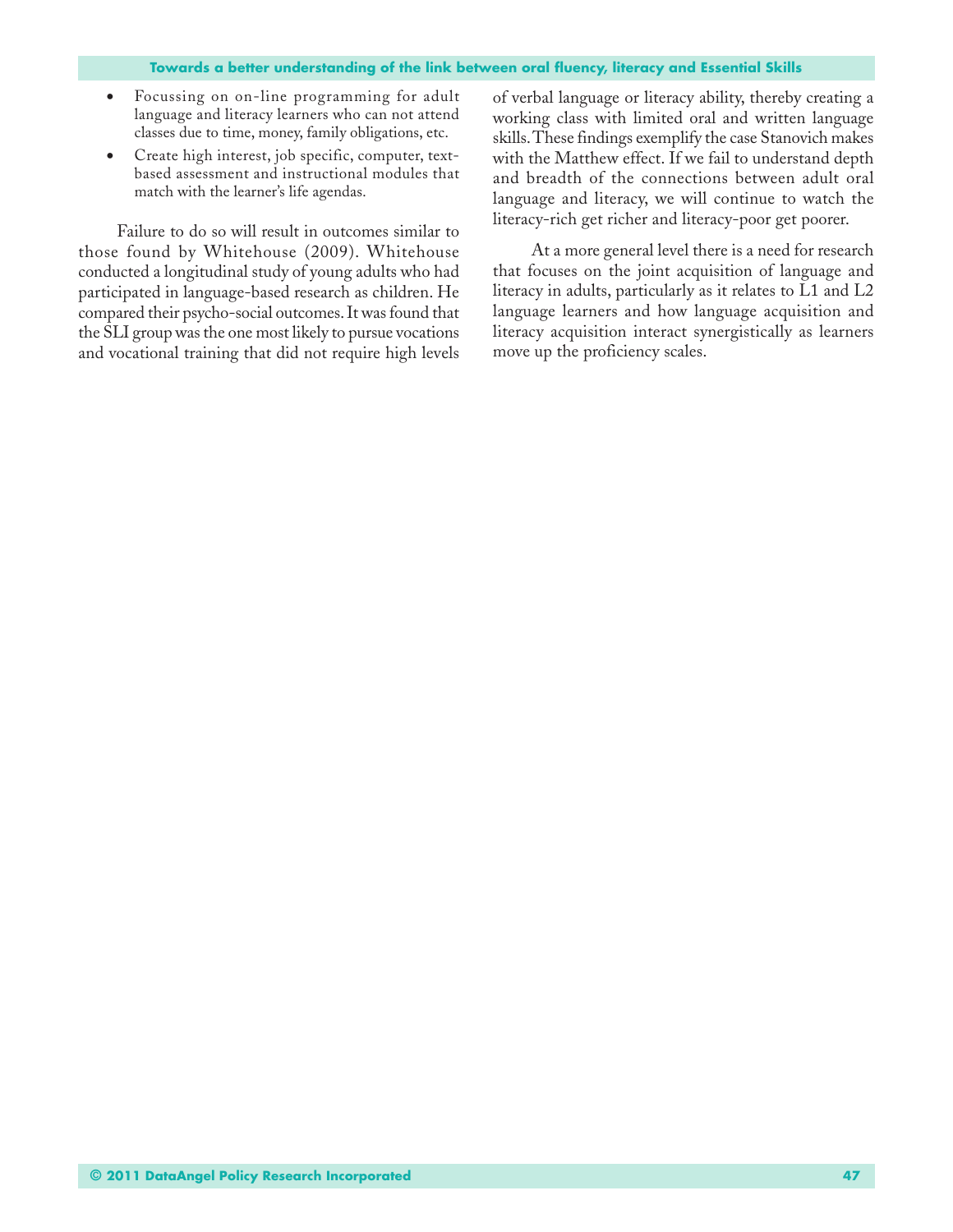- Focussing on on-line programming for adult language and literacy learners who can not attend classes due to time, money, family obligations, etc.
- Create high interest, job specific, computer, text-based assessment and instructional modules that match with the learner's life agendas.

Failure to do so will result in outcomes similar to those found by Whitehouse (2009). Whitehouse conducted a longitudinal study of young adults who had participated in language-based research as children. He compared their psycho-social outcomes. It was found that the SLI group was the one most likely to pursue vocations and vocational training that did not require high levels of verbal language or literacy ability, thereby creating a working class with limited oral and written language skills. These findings exemplify the case Stanovich makes with the Matthew effect. If we fail to understand depth and breadth of the connections between adult oral language and literacy, we will continue to watch the literacy-rich get richer and literacy-poor get poorer.

At a more general level there is a need for research that focuses on the joint acquisition of language and literacy in adults, particularly as it relates to L1 and L2 language learners and how language acquisition and literacy acquisition interact synergistically as learners move up the proficiency scales.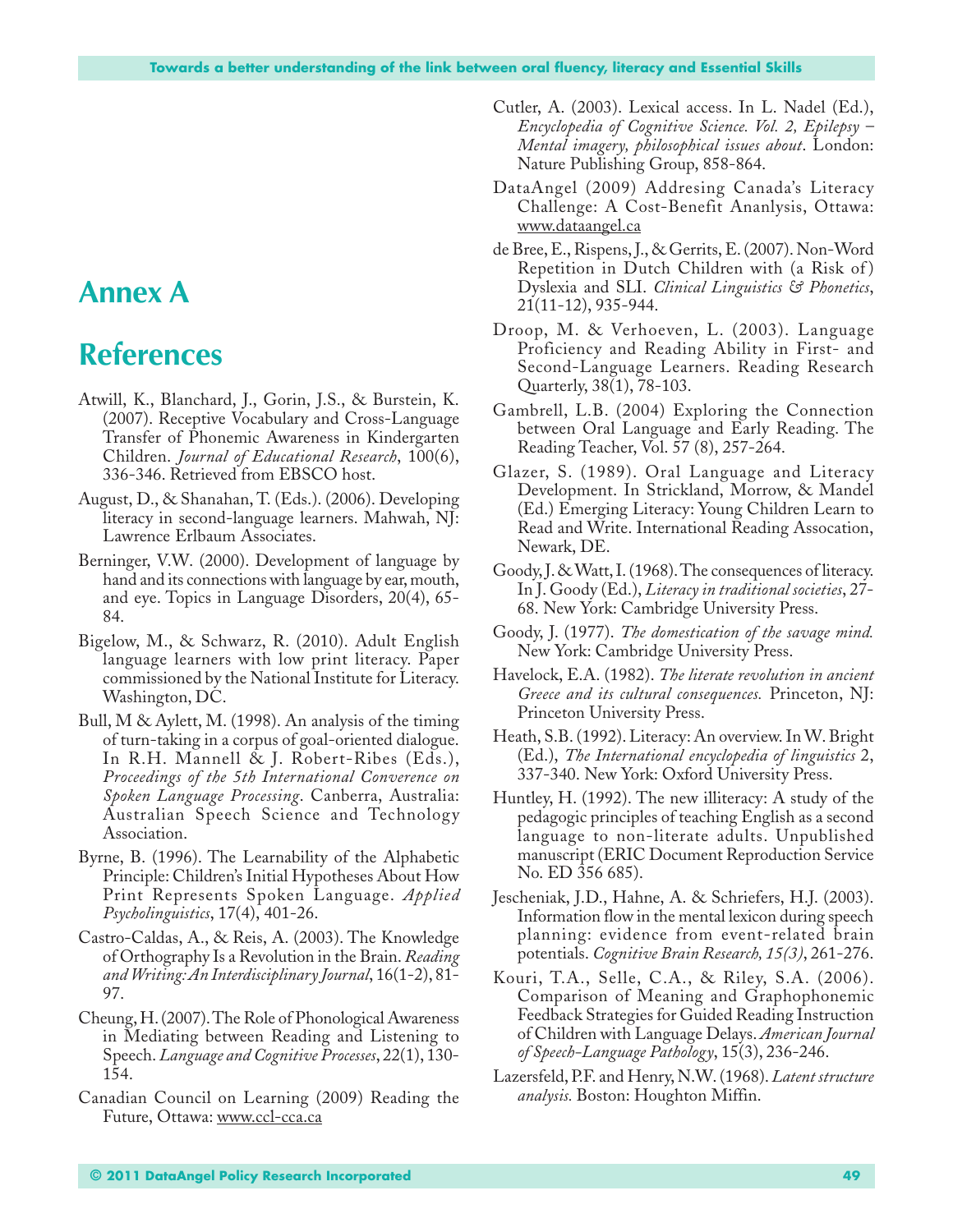# Annex A

# References

Atwill, K., Blanchard, J., Gorin, J.S., & Burstein, K. (2007). Receptive Vocabulary and Cross-Language Transfer of Phonemic Awareness in Kindergarten Children. *Journal of Educational Research*, 100(6), 336-346. Retrieved from EBSCO host.

August, D., & Shanahan, T. (Eds.). (2006). Developing literacy in second-language learners. Mahwah, NJ: Lawrence Erlbaum Associates.

Berninger, V.W. (2000). Development of language by hand and its connections with language by ear, mouth, and eye. Topics in Language Disorders, 20(4), 65-84.

Bigelow, M., & Schwarz, R. (2010). Adult English language learners with low print literacy. Paper commissioned by the National Institute for Literacy. Washington, DC.

Bull, M & Aylett, M. (1998). An analysis of the timing of turn-taking in a corpus of goal-oriented dialogue. In R.H. Mannell & J. Robert-Ribes (Eds.), *Proceedings of the 5th International Converence on Spoken Language Processing*. Canberra, Australia: Australian Speech Science and Technology Association.

Byrne, B. (1996). The Learnability of the Alphabetic Principle: Children's Initial Hypotheses About How Print Represents Spoken Language. *Applied Psycholinguistics*, 17(4), 401-26.

Castro-Caldas, A., & Reis, A. (2003). The Knowledge of Orthography Is a Revolution in the Brain. *Reading and Writing: An Interdisciplinary Journal*, 16(1-2), 81-97.

Cheung, H. (2007). The Role of Phonological Awareness in Mediating between Reading and Listening to Speech. *Language and Cognitive Processes*, 22(1), 130-154.

Canadian Council on Learning (2009) Reading the Future, Ottawa: www.ccl-cca.ca

Cutler, A. (2003). Lexical access. In L. Nadel (Ed.), *Encyclopedia of Cognitive Science. Vol. 2, Epilepsy – Mental imagery, philosophical issues about*. London: Nature Publishing Group, 858-864.

DataAngel (2009) Addresing Canada's Literacy Challenge: A Cost-Benefit Ananlysis, Ottawa: www.dataangel.ca

de Bree, E., Rispens, J., & Gerrits, E. (2007). Non-Word Repetition in Dutch Children with (a Risk of) Dyslexia and SLI. *Clinical Linguistics & Phonetics*, 21(11-12), 935-944.

Droop, M. & Verhoeven, L. (2003). Language Proficiency and Reading Ability in First- and Second-Language Learners. Reading Research Quarterly, 38(1), 78-103.

Gambrell, L.B. (2004) Exploring the Connection between Oral Language and Early Reading. The Reading Teacher, Vol. 57 (8), 257-264.

Glazer, S. (1989). Oral Language and Literacy Development. In Strickland, Morrow, & Mandel (Ed.) Emerging Literacy: Young Children Learn to Read and Write. International Reading Assocation, Newark, DE.

Goody, J. & Watt, I. (1968). The consequences of literacy. In J. Goody (Ed.), *Literacy in traditional societies*, 27-68. New York: Cambridge University Press.

Goody, J. (1977). *The domestication of the savage mind.* New York: Cambridge University Press.

Havelock, E.A. (1982). *The literate revolution in ancient Greece and its cultural consequences.* Princeton, NJ: Princeton University Press.

Heath, S.B. (1992). Literacy: An overview. In W. Bright (Ed.), *The International encyclopedia of linguistics* 2, 337-340. New York: Oxford University Press.

Huntley, H. (1992). The new illiteracy: A study of the pedagogic principles of teaching English as a second language to non-literate adults. Unpublished manuscript (ERIC Document Reproduction Service No. ED 356 685).

Jescheniak, J.D., Hahne, A. & Schriefers, H.J. (2003). Information flow in the mental lexicon during speech planning: evidence from event-related brain potentials. *Cognitive Brain Research, 15(3)*, 261-276.

Kouri, T.A., Selle, C.A., & Riley, S.A. (2006). Comparison of Meaning and Graphophonemic Feedback Strategies for Guided Reading Instruction of Children with Language Delays. *American Journal of Speech-Language Pathology*, 15(3), 236-246.

Lazersfeld, P.F. and Henry, N.W. (1968). *Latent structure analysis.* Boston: Houghton Miffin.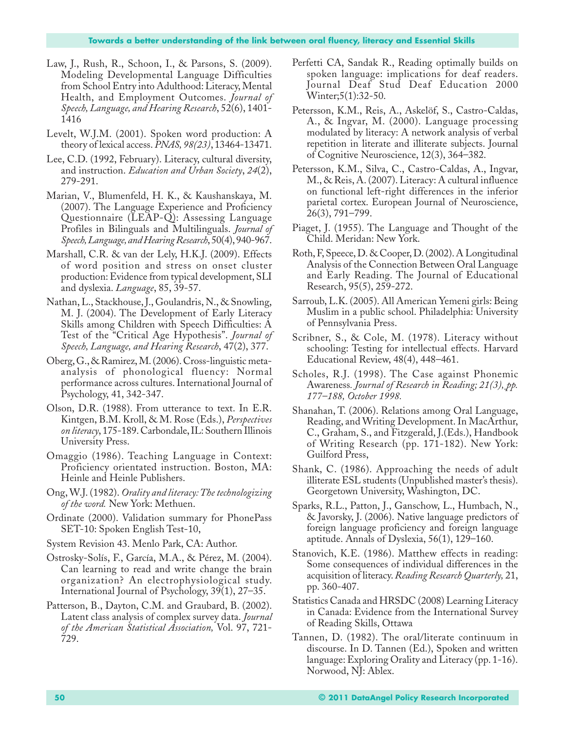Law, J., Rush, R., Schoon, I., & Parsons, S. (2009). Modeling Developmental Language Difficulties from School Entry into Adulthood: Literacy, Mental Health, and Employment Outcomes. *Journal of Speech, Language, and Hearing Research*, 52(6), 1401-1416

Levelt, W.J.M. (2001). Spoken word production: A theory of lexical access. *PNAS, 98(23)*, 13464-13471.

Lee, C.D. (1992, February). Literacy, cultural diversity, and instruction. *Education and Urban Society*, *24*(2), 279-291.

Marian, V., Blumenfeld, H. K., & Kaushanskaya, M. (2007). The Language Experience and Proficiency Questionnaire (LEAP-Q): Assessing Language Profiles in Bilinguals and Multilinguals. *Journal of Speech, Language, and Hearing Research*, 50(4), 940-967.

Marshall, C.R. & van der Lely, H.K.J. (2009). Effects of word position and stress on onset cluster production: Evidence from typical development, SLI and dyslexia. *Language*, 85, 39-57.

Nathan, L., Stackhouse, J., Goulandris, N., & Snowling, M. J. (2004). The Development of Early Literacy Skills among Children with Speech Difficulties: A Test of the "Critical Age Hypothesis". *Journal of Speech, Language, and Hearing Research*, 47(2), 377.

Oberg, G., & Ramirez, M. (2006). Cross-linguistic meta-analysis of phonological fluency: Normal performance across cultures. International Journal of Psychology, 41, 342-347.

Olson, D.R. (1988). From utterance to text. In E.R. Kintgen, B.M. Kroll, & M. Rose (Eds.), *Perspectives on literacy*, 175-189. Carbondale, IL: Southern Illinois University Press.

Omaggio (1986). Teaching Language in Context: Proficiency orientated instruction. Boston, MA: Heinle and Heinle Publishers.

Ong, W.J. (1982). *Orality and literacy: The technologizing of the word.* New York: Methuen.

Ordinate (2000). Validation summary for PhonePass SET-10: Spoken English Test-10,

System Revision 43. Menlo Park, CA: Author.

Ostrosky-Solís, F., García, M.A., & Pérez, M. (2004). Can learning to read and write change the brain organization? An electrophysiological study. International Journal of Psychology, 39(1), 27–35.

Patterson, B., Dayton, C.M. and Graubard, B. (2002). Latent class analysis of complex survey data. *Journal of the American Statistical Association,* Vol. 97, 721-729.

Perfetti CA, Sandak R., Reading optimally builds on spoken language: implications for deaf readers. Journal Deaf Stud Deaf Education 2000 Winter;5(1):32-50.

Petersson, K.M., Reis, A., Askelöf, S., Castro-Caldas, A., & Ingvar, M. (2000). Language processing modulated by literacy: A network analysis of verbal repetition in literate and illiterate subjects. Journal of Cognitive Neuroscience, 12(3), 364–382.

Petersson, K.M., Silva, C., Castro-Caldas, A., Ingvar, M., & Reis, A. (2007). Literacy: A cultural influence on functional left-right differences in the inferior parietal cortex. European Journal of Neuroscience, 26(3), 791–799.

Piaget, J. (1955). The Language and Thought of the Child. Meridan: New York.

Roth, F, Speece, D. & Cooper, D. (2002). A Longitudinal Analysis of the Connection Between Oral Language and Early Reading. The Journal of Educational Research, 95(5), 259-272.

Sarroub, L.K. (2005). All American Yemeni girls: Being Muslim in a public school. Philadelphia: University of Pennsylvania Press.

Scribner, S., & Cole, M. (1978). Literacy without schooling: Testing for intellectual effects. Harvard Educational Review, 48(4), 448–461.

Scholes, R.J. (1998). The Case against Phonemic Awareness. *Journal of Research in Reading; 21(3), pp. 177–188, October 1998.*

Shanahan, T. (2006). Relations among Oral Language, Reading, and Writing Development. In MacArthur, C., Graham, S., and Fitzgerald, J.(Eds.), Handbook of Writing Research (pp. 171-182). New York: Guilford Press,

Shank, C. (1986). Approaching the needs of adult illiterate ESL students (Unpublished master's thesis). Georgetown University, Washington, DC.

Sparks, R.L., Patton, J., Ganschow, L., Humbach, N., & Javorsky, J. (2006). Native language predictors of foreign language proficiency and foreign language aptitude. Annals of Dyslexia, 56(1), 129–160.

Stanovich, K.E. (1986). Matthew effects in reading: Some consequences of individual differences in the acquisition of literacy. *Reading Research Quarterly,* 21, pp. 360-407.

Statistics Canada and HRSDC (2008) Learning Literacy in Canada: Evidence from the International Survey of Reading Skills, Ottawa

Tannen, D. (1982). The oral/literate continuum in discourse. In D. Tannen (Ed.), Spoken and written language: Exploring Orality and Literacy (pp. 1-16). Norwood, NJ: Ablex.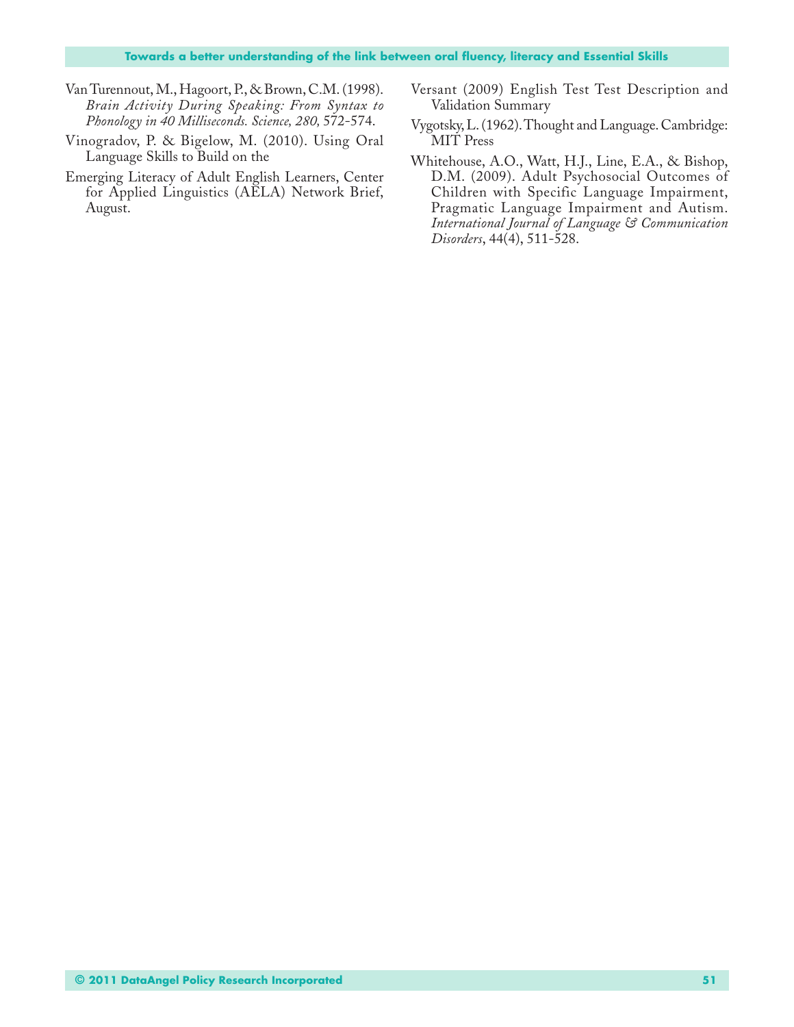Van Turennout, M., Hagoort, P., & Brown, C.M. (1998). *Brain Activity During Speaking: From Syntax to Phonology in 40 Milliseconds. Science, 280,* 572-574.

Vinogradov, P. & Bigelow, M. (2010). Using Oral Language Skills to Build on the

Emerging Literacy of Adult English Learners, Center for Applied Linguistics (AELA) Network Brief, August.

Versant (2009) English Test Test Description and Validation Summary

Vygotsky, L. (1962). Thought and Language. Cambridge: MIT Press

Whitehouse, A.O., Watt, H.J., Line, E.A., & Bishop, D.M. (2009). Adult Psychosocial Outcomes of Children with Specific Language Impairment, Pragmatic Language Impairment and Autism. *International Journal of Language & Communication Disorders*, 44(4), 511-528.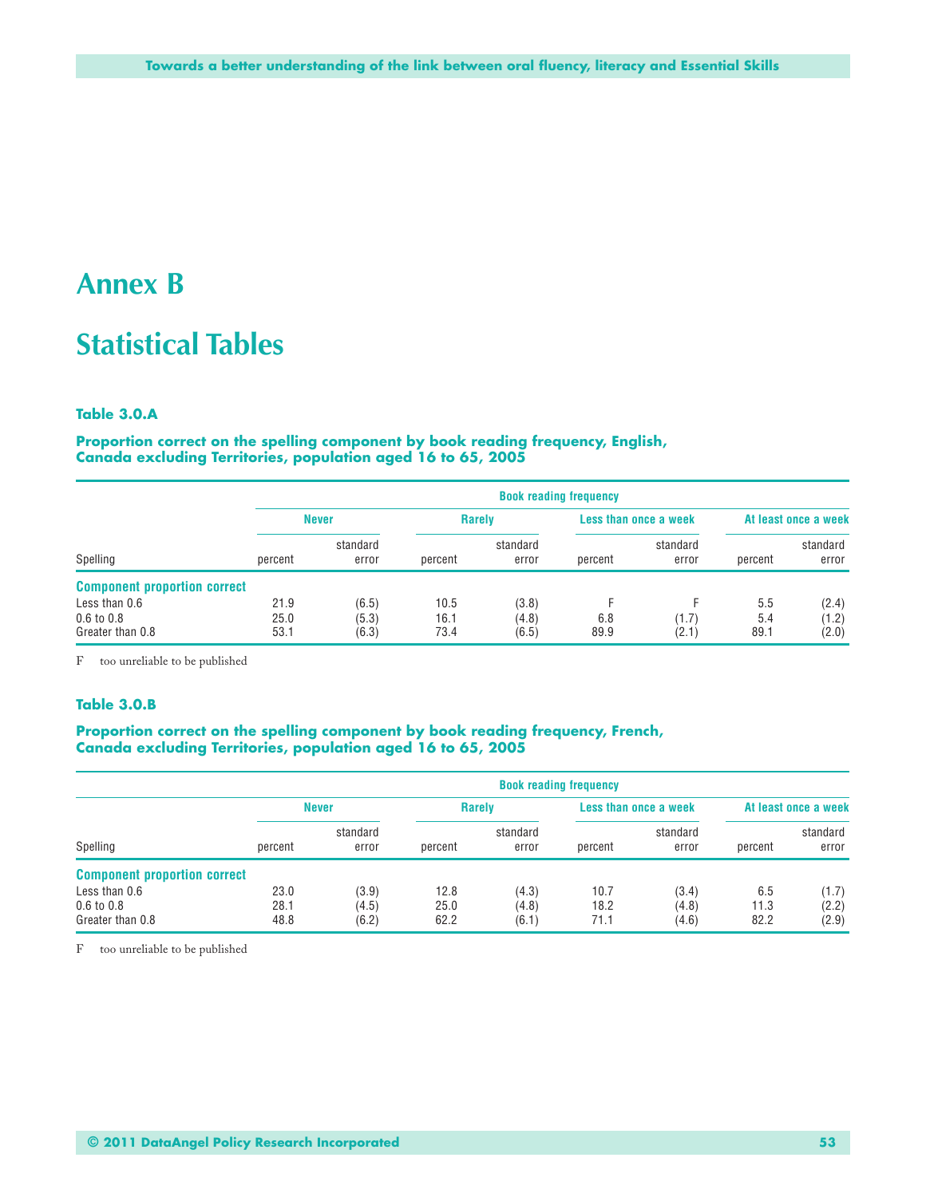# Annex B

# Statistical Tables

### Table 3.0.A

**Proportion correct on the spelling component by book reading frequency, English, Canada excluding Territories, population aged 16 to 65, 2005**

| | Book reading frequency | | | | | | | |
|---|---|---|---|---|---|---|---|---|
| | Never | | Rarely | | Less than once a week | | At least once a week | |
| Spelling | percent | standard error | percent | standard error | percent | standard error | percent | standard error |
| **Component proportion correct** | | | | | | | | |
| Less than 0.6 | 21.9 | (6.5) | 10.5 | (3.8) | F | F | 5.5 | (2.4) |
| 0.6 to 0.8 | 25.0 | (5.3) | 16.1 | (4.8) | 6.8 | (1.7) | 5.4 | (1.2) |
| Greater than 0.8 | 53.1 | (6.3) | 73.4 | (6.5) | 89.9 | (2.1) | 89.1 | (2.0) |

F too unreliable to be published

### Table 3.0.B

**Proportion correct on the spelling component by book reading frequency, French, Canada excluding Territories, population aged 16 to 65, 2005**

| | Book reading frequency | | | | | | | |
|---|---|---|---|---|---|---|---|---|
| | Never | | Rarely | | Less than once a week | | At least once a week | |
| Spelling | percent | standard error | percent | standard error | percent | standard error | percent | standard error |
| **Component proportion correct** | | | | | | | | |
| Less than 0.6 | 23.0 | (3.9) | 12.8 | (4.3) | 10.7 | (3.4) | 6.5 | (1.7) |
| 0.6 to 0.8 | 28.1 | (4.5) | 25.0 | (4.8) | 18.2 | (4.8) | 11.3 | (2.2) |
| Greater than 0.8 | 48.8 | (6.2) | 62.2 | (6.1) | 71.1 | (4.6) | 82.2 | (2.9) |

F too unreliable to be published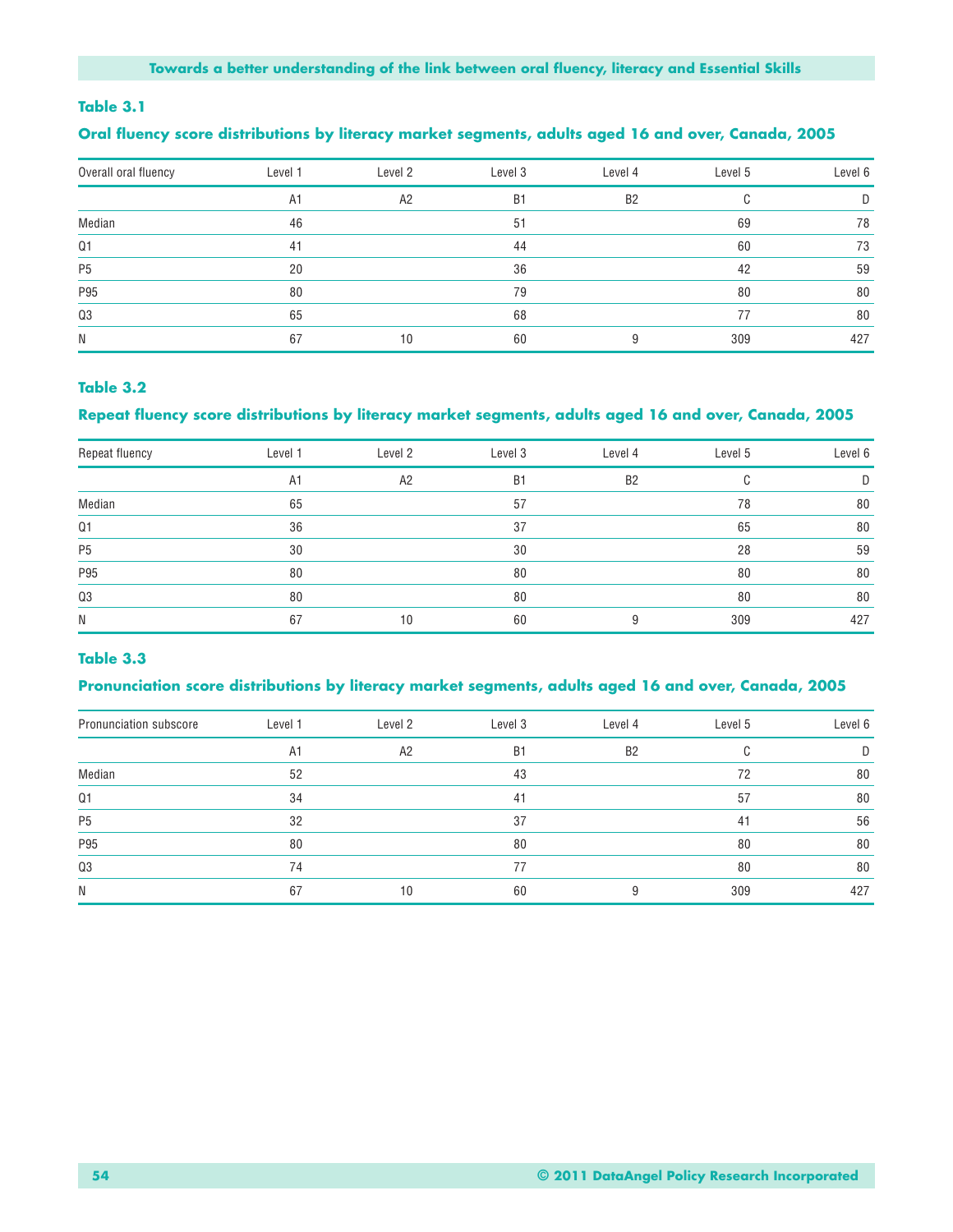### Table 3.1

**Oral fluency score distributions by literacy market segments, adults aged 16 and over, Canada, 2005**

| Overall oral fluency | Level 1 | Level 2 | Level 3 | Level 4 | Level 5 | Level 6 |
|---|---|---|---|---|---|---|
| | A1 | A2 | B1 | B2 | C | D |
| Median | 46 | | 51 | | 69 | 78 |
| Q1 | 41 | | 44 | | 60 | 73 |
| P5 | 20 | | 36 | | 42 | 59 |
| P95 | 80 | | 79 | | 80 | 80 |
| Q3 | 65 | | 68 | | 77 | 80 |
| N | 67 | 10 | 60 | 9 | 309 | 427 |

### Table 3.2

**Repeat fluency score distributions by literacy market segments, adults aged 16 and over, Canada, 2005**

| Repeat fluency | Level 1 | Level 2 | Level 3 | Level 4 | Level 5 | Level 6 |
|---|---|---|---|---|---|---|
| | A1 | A2 | B1 | B2 | C | D |
| Median | 65 | | 57 | | 78 | 80 |
| Q1 | 36 | | 37 | | 65 | 80 |
| P5 | 30 | | 30 | | 28 | 59 |
| P95 | 80 | | 80 | | 80 | 80 |
| Q3 | 80 | | 80 | | 80 | 80 |
| N | 67 | 10 | 60 | 9 | 309 | 427 |

### Table 3.3

**Pronunciation score distributions by literacy market segments, adults aged 16 and over, Canada, 2005**

| Pronunciation subscore | Level 1 | Level 2 | Level 3 | Level 4 | Level 5 | Level 6 |
|---|---|---|---|---|---|---|
| | A1 | A2 | B1 | B2 | C | D |
| Median | 52 | | 43 | | 72 | 80 |
| Q1 | 34 | | 41 | | 57 | 80 |
| P5 | 32 | | 37 | | 41 | 56 |
| P95 | 80 | | 80 | | 80 | 80 |
| Q3 | 74 | | 77 | | 80 | 80 |
| N | 67 | 10 | 60 | 9 | 309 | 427 |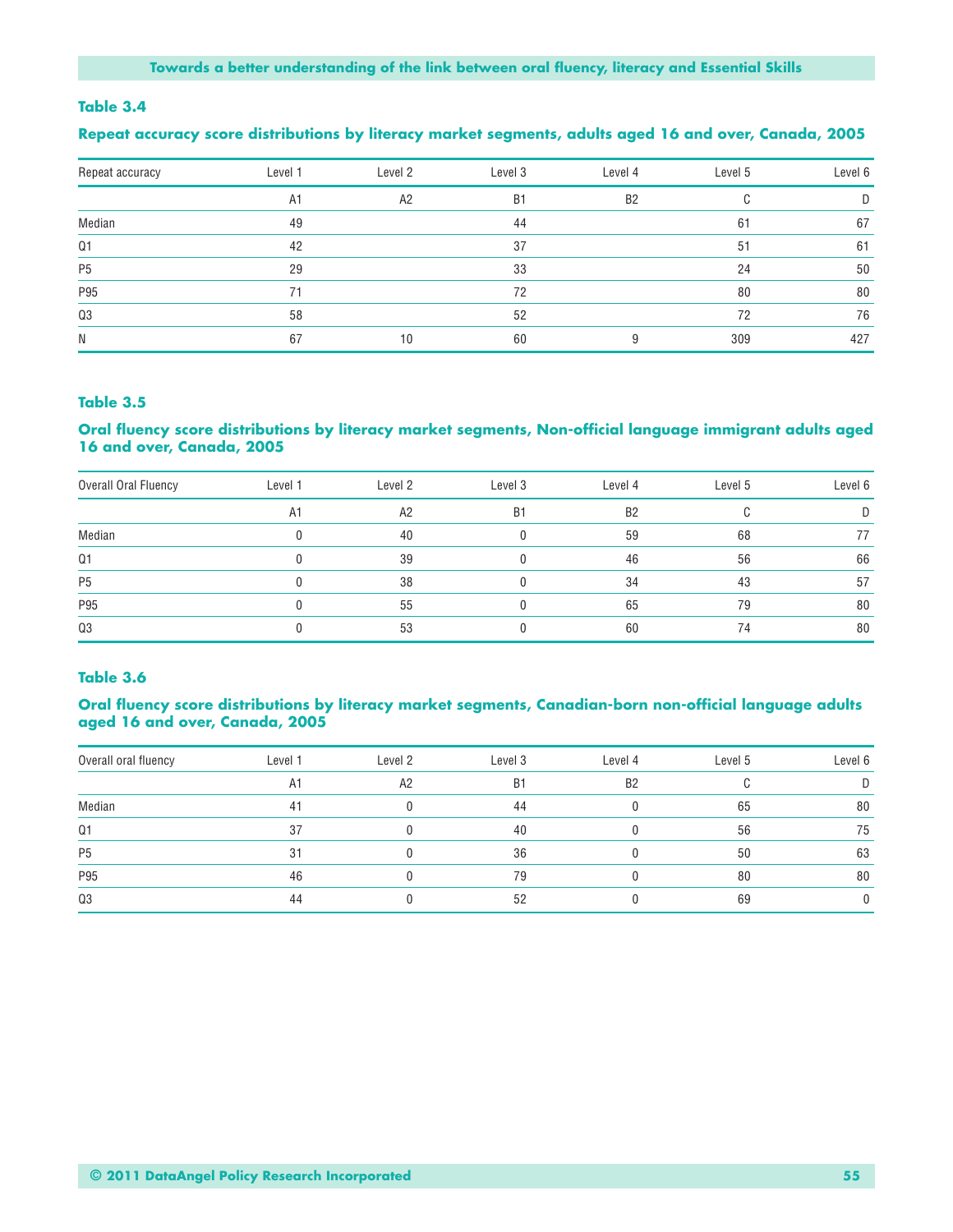**Table 3.4**

**Repeat accuracy score distributions by literacy market segments, adults aged 16 and over, Canada, 2005**

| Repeat accuracy | Level 1 | Level 2 | Level 3 | Level 4 | Level 5 | Level 6 |
|---|---|---|---|---|---|---|
| | A1 | A2 | B1 | B2 | C | D |
| Median | 49 | | 44 | | 61 | 67 |
| Q1 | 42 | | 37 | | 51 | 61 |
| P5 | 29 | | 33 | | 24 | 50 |
| P95 | 71 | | 72 | | 80 | 80 |
| Q3 | 58 | | 52 | | 72 | 76 |
| N | 67 | 10 | 60 | 9 | 309 | 427 |

**Table 3.5**

**Oral fluency score distributions by literacy market segments, Non-official language immigrant adults aged 16 and over, Canada, 2005**

| Overall Oral Fluency | Level 1 | Level 2 | Level 3 | Level 4 | Level 5 | Level 6 |
|---|---|---|---|---|---|---|
| | A1 | A2 | B1 | B2 | C | D |
| Median | 0 | 40 | 0 | 59 | 68 | 77 |
| Q1 | 0 | 39 | 0 | 46 | 56 | 66 |
| P5 | 0 | 38 | 0 | 34 | 43 | 57 |
| P95 | 0 | 55 | 0 | 65 | 79 | 80 |
| Q3 | 0 | 53 | 0 | 60 | 74 | 80 |

**Table 3.6**

**Oral fluency score distributions by literacy market segments, Canadian-born non-official language adults aged 16 and over, Canada, 2005**

| Overall oral fluency | Level 1 | Level 2 | Level 3 | Level 4 | Level 5 | Level 6 |
|---|---|---|---|---|---|---|
| | A1 | A2 | B1 | B2 | C | D |
| Median | 41 | 0 | 44 | 0 | 65 | 80 |
| Q1 | 37 | 0 | 40 | 0 | 56 | 75 |
| P5 | 31 | 0 | 36 | 0 | 50 | 63 |
| P95 | 46 | 0 | 79 | 0 | 80 | 80 |
| Q3 | 44 | 0 | 52 | 0 | 69 | 0 |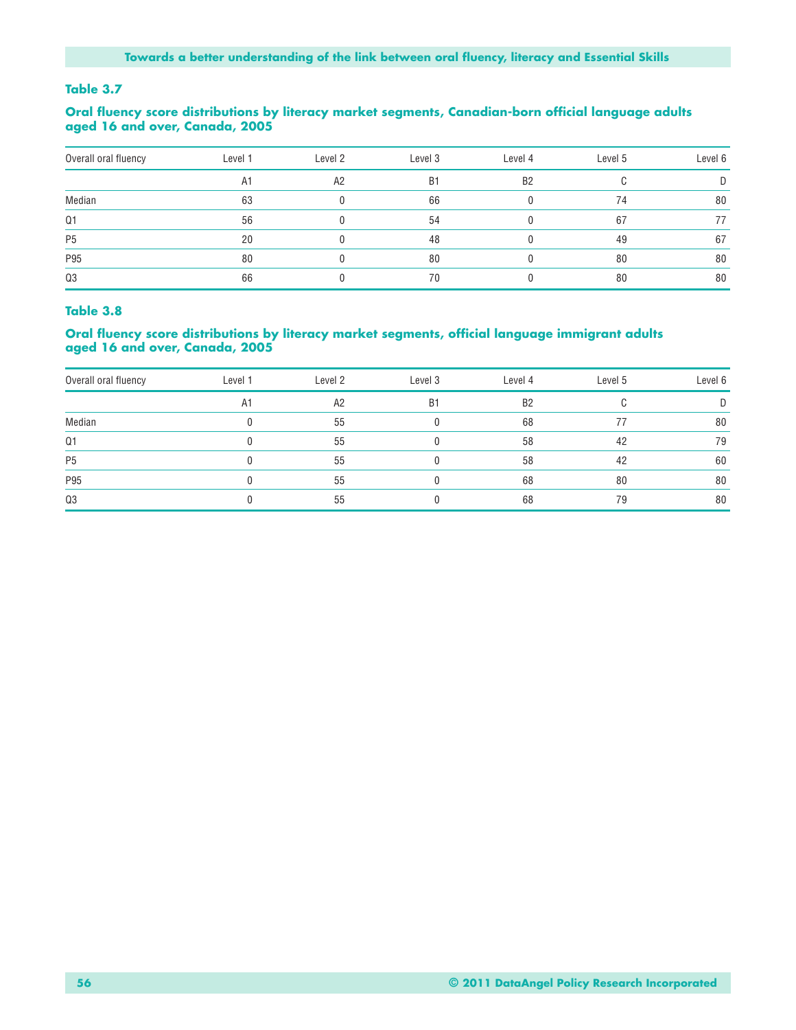### Table 3.7

**Oral fluency score distributions by literacy market segments, Canadian-born official language adults aged 16 and over, Canada, 2005**

| Overall oral fluency | Level 1 | Level 2 | Level 3 | Level 4 | Level 5 | Level 6 |
|---|---|---|---|---|---|---|
| | A1 | A2 | B1 | B2 | C | D |
| Median | 63 | 0 | 66 | 0 | 74 | 80 |
| Q1 | 56 | 0 | 54 | 0 | 67 | 77 |
| P5 | 20 | 0 | 48 | 0 | 49 | 67 |
| P95 | 80 | 0 | 80 | 0 | 80 | 80 |
| Q3 | 66 | 0 | 70 | 0 | 80 | 80 |

### Table 3.8

**Oral fluency score distributions by literacy market segments, official language immigrant adults aged 16 and over, Canada, 2005**

| Overall oral fluency | Level 1 | Level 2 | Level 3 | Level 4 | Level 5 | Level 6 |
|---|---|---|---|---|---|---|
| | A1 | A2 | B1 | B2 | C | D |
| Median | 0 | 55 | 0 | 68 | 77 | 80 |
| Q1 | 0 | 55 | 0 | 58 | 42 | 79 |
| P5 | 0 | 55 | 0 | 58 | 42 | 60 |
| P95 | 0 | 55 | 0 | 68 | 80 | 80 |
| Q3 | 0 | 55 | 0 | 68 | 79 | 80 |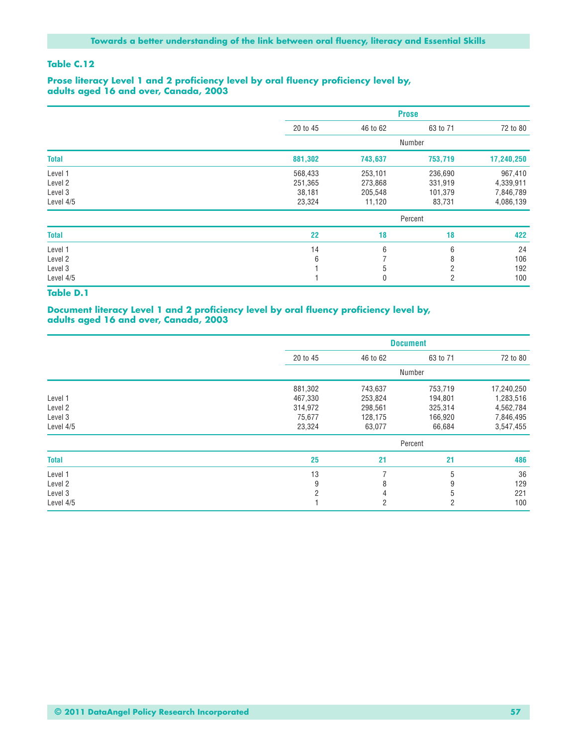### Table C.12

**Prose literacy Level 1 and 2 proficiency level by oral fluency proficiency level by, adults aged 16 and over, Canada, 2003**

| | Prose | | | |
|---|---|---|---|---|
| | 20 to 45 | 46 to 62 | 63 to 71 | 72 to 80 |
| | Number | | | |
| **Total** | **881,302** | **743,637** | **753,719** | **17,240,250** |
| Level 1 | 568,433 | 253,101 | 236,690 | 967,410 |
| Level 2 | 251,365 | 273,868 | 331,919 | 4,339,911 |
| Level 3 | 38,181 | 205,548 | 101,379 | 7,846,789 |
| Level 4/5 | 23,324 | 11,120 | 83,731 | 4,086,139 |
| | Percent | | | |
| **Total** | **22** | **18** | **18** | **422** |
| Level 1 | 14 | 6 | 6 | 24 |
| Level 2 | 6 | 7 | 8 | 106 |
| Level 3 | 1 | 5 | 2 | 192 |
| Level 4/5 | 1 | 0 | 2 | 100 |

### Table D.1

**Document literacy Level 1 and 2 proficiency level by oral fluency proficiency level by, adults aged 16 and over, Canada, 2003**

| | Document | | | |
|---|---|---|---|---|
| | 20 to 45 | 46 to 62 | 63 to 71 | 72 to 80 |
| | Number | | | |
| | 881,302 | 743,637 | 753,719 | 17,240,250 |
| Level 1 | 467,330 | 253,824 | 194,801 | 1,283,516 |
| Level 2 | 314,972 | 298,561 | 325,314 | 4,562,784 |
| Level 3 | 75,677 | 128,175 | 166,920 | 7,846,495 |
| Level 4/5 | 23,324 | 63,077 | 66,684 | 3,547,455 |
| | Percent | | | |
| **Total** | **25** | **21** | **21** | **486** |
| Level 1 | 13 | 7 | 5 | 36 |
| Level 2 | 9 | 8 | 9 | 129 |
| Level 3 | 2 | 4 | 5 | 221 |
| Level 4/5 | 1 | 2 | 2 | 100 |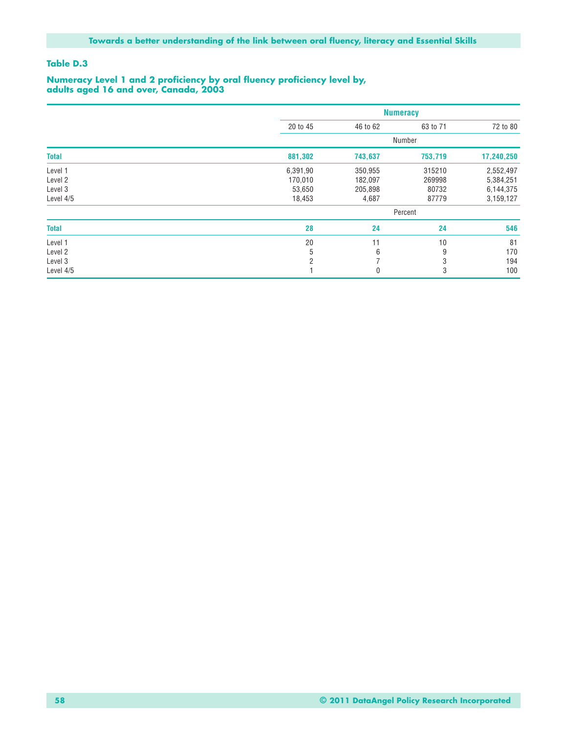**Table D.3**

**Numeracy Level 1 and 2 proficiency by oral fluency proficiency level by, adults aged 16 and over, Canada, 2003**

| | Numeracy | | | |
|---|---|---|---|---|
| | 20 to 45 | 46 to 62 | 63 to 71 | 72 to 80 |
| | Number | | | |
| **Total** | **881,302** | **743,637** | **753,719** | **17,240,250** |
| Level 1 | 6,391,90 | 350,955 | 315210 | 2,552,497 |
| Level 2 | 170,010 | 182,097 | 269998 | 5,384,251 |
| Level 3 | 53,650 | 205,898 | 80732 | 6,144,375 |
| Level 4/5 | 18,453 | 4,687 | 87779 | 3,159,127 |
| | Percent | | | |
| **Total** | **28** | **24** | **24** | **546** |
| Level 1 | 20 | 11 | 10 | 81 |
| Level 2 | 5 | 6 | 9 | 170 |
| Level 3 | 2 | 7 | 3 | 194 |
| Level 4/5 | 1 | 0 | 3 | 100 |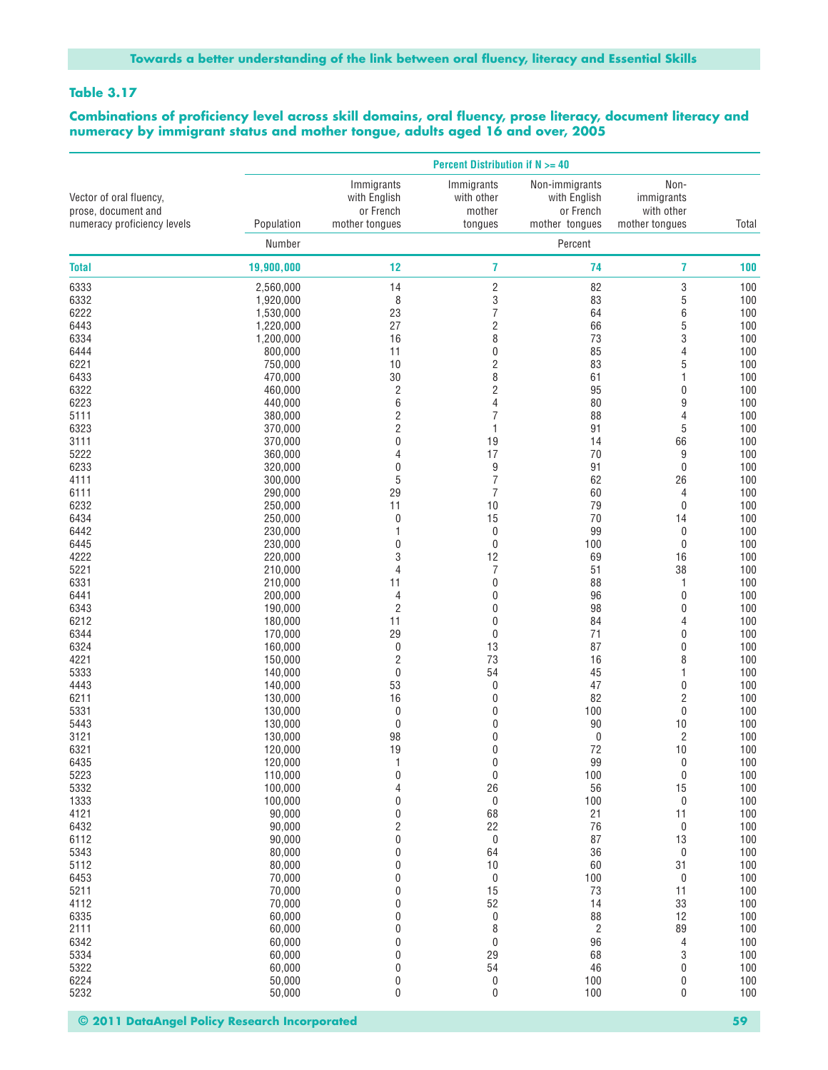## Table 3.17

**Combinations of proficiency level across skill domains, oral fluency, prose literacy, document literacy and numeracy by immigrant status and mother tongue, adults aged 16 and over, 2005**

| Vector of oral fluency, prose, document and numeracy proficiency levels | Population | Immigrants with English or French mother tongues | Immigrants with other mother tongues | Non-immigrants with English or French mother tongues | Non-immigrants with other mother tongues | Total |
|---|---|---|---|---|---|---|
| | | Percent Distribution if N >= 40 | | | | |
| | Number | Percent | | | | |
| **Total** | **19,900,000** | **12** | **7** | **74** | **7** | **100** |
| 6333 | 2,560,000 | 14 | 2 | 82 | 3 | 100 |
| 6332 | 1,920,000 | 8 | 3 | 83 | 5 | 100 |
| 6222 | 1,530,000 | 23 | 7 | 64 | 6 | 100 |
| 6443 | 1,220,000 | 27 | 2 | 66 | 5 | 100 |
| 6334 | 1,200,000 | 16 | 8 | 73 | 3 | 100 |
| 6444 | 800,000 | 11 | 0 | 85 | 4 | 100 |
| 6221 | 750,000 | 10 | 2 | 83 | 5 | 100 |
| 6433 | 470,000 | 30 | 8 | 61 | 1 | 100 |
| 6322 | 460,000 | 2 | 2 | 95 | 0 | 100 |
| 6223 | 440,000 | 6 | 4 | 80 | 9 | 100 |
| 5111 | 380,000 | 2 | 7 | 88 | 4 | 100 |
| 6323 | 370,000 | 2 | 1 | 91 | 5 | 100 |
| 3111 | 370,000 | 0 | 19 | 14 | 66 | 100 |
| 5222 | 360,000 | 4 | 17 | 70 | 9 | 100 |
| 6233 | 320,000 | 0 | 9 | 91 | 0 | 100 |
| 4111 | 300,000 | 5 | 7 | 62 | 26 | 100 |
| 6111 | 290,000 | 29 | 7 | 60 | 4 | 100 |
| 6232 | 250,000 | 11 | 10 | 79 | 0 | 100 |
| 6434 | 250,000 | 0 | 15 | 70 | 14 | 100 |
| 6442 | 230,000 | 1 | 0 | 99 | 0 | 100 |
| 6445 | 230,000 | 0 | 0 | 100 | 0 | 100 |
| 4222 | 220,000 | 3 | 12 | 69 | 16 | 100 |
| 5221 | 210,000 | 4 | 7 | 51 | 38 | 100 |
| 6331 | 210,000 | 11 | 0 | 88 | 1 | 100 |
| 6441 | 200,000 | 4 | 0 | 96 | 0 | 100 |
| 6343 | 190,000 | 2 | 0 | 98 | 0 | 100 |
| 6212 | 180,000 | 11 | 0 | 84 | 4 | 100 |
| 6344 | 170,000 | 29 | 0 | 71 | 0 | 100 |
| 6324 | 160,000 | 0 | 13 | 87 | 0 | 100 |
| 4221 | 150,000 | 2 | 73 | 16 | 8 | 100 |
| 5333 | 140,000 | 0 | 54 | 45 | 1 | 100 |
| 4443 | 140,000 | 53 | 0 | 47 | 0 | 100 |
| 6211 | 130,000 | 16 | 0 | 82 | 2 | 100 |
| 5331 | 130,000 | 0 | 0 | 100 | 0 | 100 |
| 5443 | 130,000 | 0 | 0 | 90 | 10 | 100 |
| 3121 | 130,000 | 98 | 0 | 0 | 2 | 100 |
| 6321 | 120,000 | 19 | 0 | 72 | 10 | 100 |
| 6435 | 120,000 | 1 | 0 | 99 | 0 | 100 |
| 5223 | 110,000 | 0 | 0 | 100 | 0 | 100 |
| 5332 | 100,000 | 4 | 26 | 56 | 15 | 100 |
| 1333 | 100,000 | 0 | 0 | 100 | 0 | 100 |
| 4121 | 90,000 | 0 | 68 | 21 | 11 | 100 |
| 6432 | 90,000 | 2 | 22 | 76 | 0 | 100 |
| 6112 | 90,000 | 0 | 0 | 87 | 13 | 100 |
| 5343 | 80,000 | 0 | 64 | 36 | 0 | 100 |
| 5112 | 80,000 | 0 | 10 | 60 | 31 | 100 |
| 6453 | 70,000 | 0 | 0 | 100 | 0 | 100 |
| 5211 | 70,000 | 0 | 15 | 73 | 11 | 100 |
| 4112 | 70,000 | 0 | 52 | 14 | 33 | 100 |
| 6335 | 60,000 | 0 | 0 | 88 | 12 | 100 |
| 2111 | 60,000 | 0 | 8 | 2 | 89 | 100 |
| 6342 | 60,000 | 0 | 0 | 96 | 4 | 100 |
| 5334 | 60,000 | 0 | 29 | 68 | 3 | 100 |
| 5322 | 60,000 | 0 | 54 | 46 | 0 | 100 |
| 6224 | 50,000 | 0 | 0 | 100 | 0 | 100 |
| 5232 | 50,000 | 0 | 0 | 100 | 0 | 100 |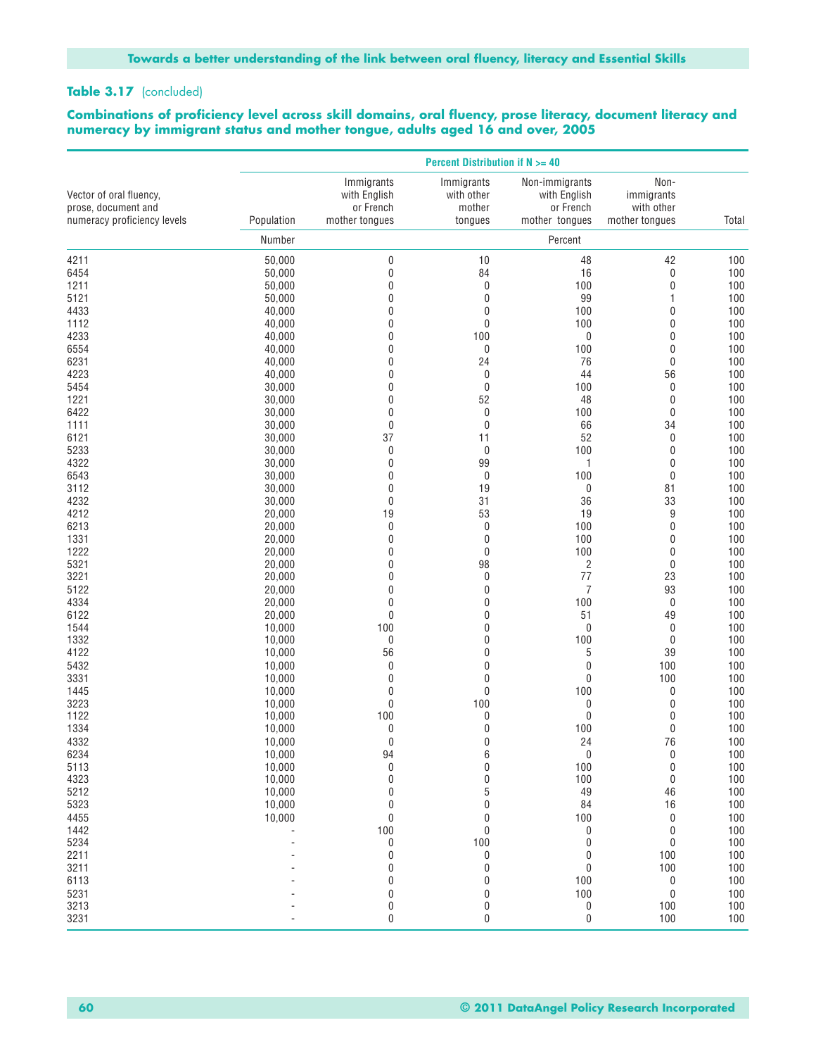**Table 3.17** (concluded)

**Combinations of proficiency level across skill domains, oral fluency, prose literacy, document literacy and numeracy by immigrant status and mother tongue, adults aged 16 and over, 2005**

| Vector of oral fluency, prose, document and numeracy proficiency levels | Population | Immigrants with English or French mother tongues | Immigrants with other mother tongues | Non-immigrants with English or French mother tongues | Non-immigrants with other mother tongues | Total |
|---|---|---|---|---|---|---|
| | | Percent Distribution if N >= 40 | | | | |
| | Number | Percent | | | | |
| 4211 | 50,000 | 0 | 10 | 48 | 42 | 100 |
| 6454 | 50,000 | 0 | 84 | 16 | 0 | 100 |
| 1211 | 50,000 | 0 | 0 | 100 | 0 | 100 |
| 5121 | 50,000 | 0 | 0 | 99 | 1 | 100 |
| 4433 | 40,000 | 0 | 0 | 100 | 0 | 100 |
| 1112 | 40,000 | 0 | 0 | 100 | 0 | 100 |
| 4233 | 40,000 | 0 | 100 | 0 | 0 | 100 |
| 6554 | 40,000 | 0 | 0 | 100 | 0 | 100 |
| 6231 | 40,000 | 0 | 24 | 76 | 0 | 100 |
| 4223 | 40,000 | 0 | 0 | 44 | 56 | 100 |
| 5454 | 30,000 | 0 | 0 | 100 | 0 | 100 |
| 1221 | 30,000 | 0 | 52 | 48 | 0 | 100 |
| 6422 | 30,000 | 0 | 0 | 100 | 0 | 100 |
| 1111 | 30,000 | 0 | 0 | 66 | 34 | 100 |
| 6121 | 30,000 | 37 | 11 | 52 | 0 | 100 |
| 5233 | 30,000 | 0 | 0 | 100 | 0 | 100 |
| 4322 | 30,000 | 0 | 99 | 1 | 0 | 100 |
| 6543 | 30,000 | 0 | 0 | 100 | 0 | 100 |
| 3112 | 30,000 | 0 | 19 | 0 | 81 | 100 |
| 4232 | 30,000 | 0 | 31 | 36 | 33 | 100 |
| 4212 | 20,000 | 19 | 53 | 19 | 9 | 100 |
| 6213 | 20,000 | 0 | 0 | 100 | 0 | 100 |
| 1331 | 20,000 | 0 | 0 | 100 | 0 | 100 |
| 1222 | 20,000 | 0 | 0 | 100 | 0 | 100 |
| 5321 | 20,000 | 0 | 98 | 2 | 0 | 100 |
| 3221 | 20,000 | 0 | 0 | 77 | 23 | 100 |
| 5122 | 20,000 | 0 | 0 | 7 | 93 | 100 |
| 4334 | 20,000 | 0 | 0 | 100 | 0 | 100 |
| 6122 | 20,000 | 0 | 0 | 51 | 49 | 100 |
| 1544 | 10,000 | 100 | 0 | 0 | 0 | 100 |
| 1332 | 10,000 | 0 | 0 | 100 | 0 | 100 |
| 4122 | 10,000 | 56 | 0 | 5 | 39 | 100 |
| 5432 | 10,000 | 0 | 0 | 0 | 100 | 100 |
| 3331 | 10,000 | 0 | 0 | 0 | 100 | 100 |
| 1445 | 10,000 | 0 | 0 | 100 | 0 | 100 |
| 3223 | 10,000 | 0 | 100 | 0 | 0 | 100 |
| 1122 | 10,000 | 100 | 0 | 0 | 0 | 100 |
| 1334 | 10,000 | 0 | 0 | 100 | 0 | 100 |
| 4332 | 10,000 | 0 | 0 | 24 | 76 | 100 |
| 6234 | 10,000 | 94 | 6 | 0 | 0 | 100 |
| 5113 | 10,000 | 0 | 0 | 100 | 0 | 100 |
| 4323 | 10,000 | 0 | 0 | 100 | 0 | 100 |
| 5212 | 10,000 | 0 | 5 | 49 | 46 | 100 |
| 5323 | 10,000 | 0 | 0 | 84 | 16 | 100 |
| 4455 | 10,000 | 0 | 0 | 100 | 0 | 100 |
| 1442 | - | 100 | 0 | 0 | 0 | 100 |
| 5234 | - | 0 | 100 | 0 | 0 | 100 |
| 2211 | - | 0 | 0 | 0 | 100 | 100 |
| 3211 | - | 0 | 0 | 0 | 100 | 100 |
| 6113 | - | 0 | 0 | 100 | 0 | 100 |
| 5231 | - | 0 | 0 | 100 | 0 | 100 |
| 3213 | - | 0 | 0 | 0 | 100 | 100 |
| 3231 | - | 0 | 0 | 0 | 100 | 100 |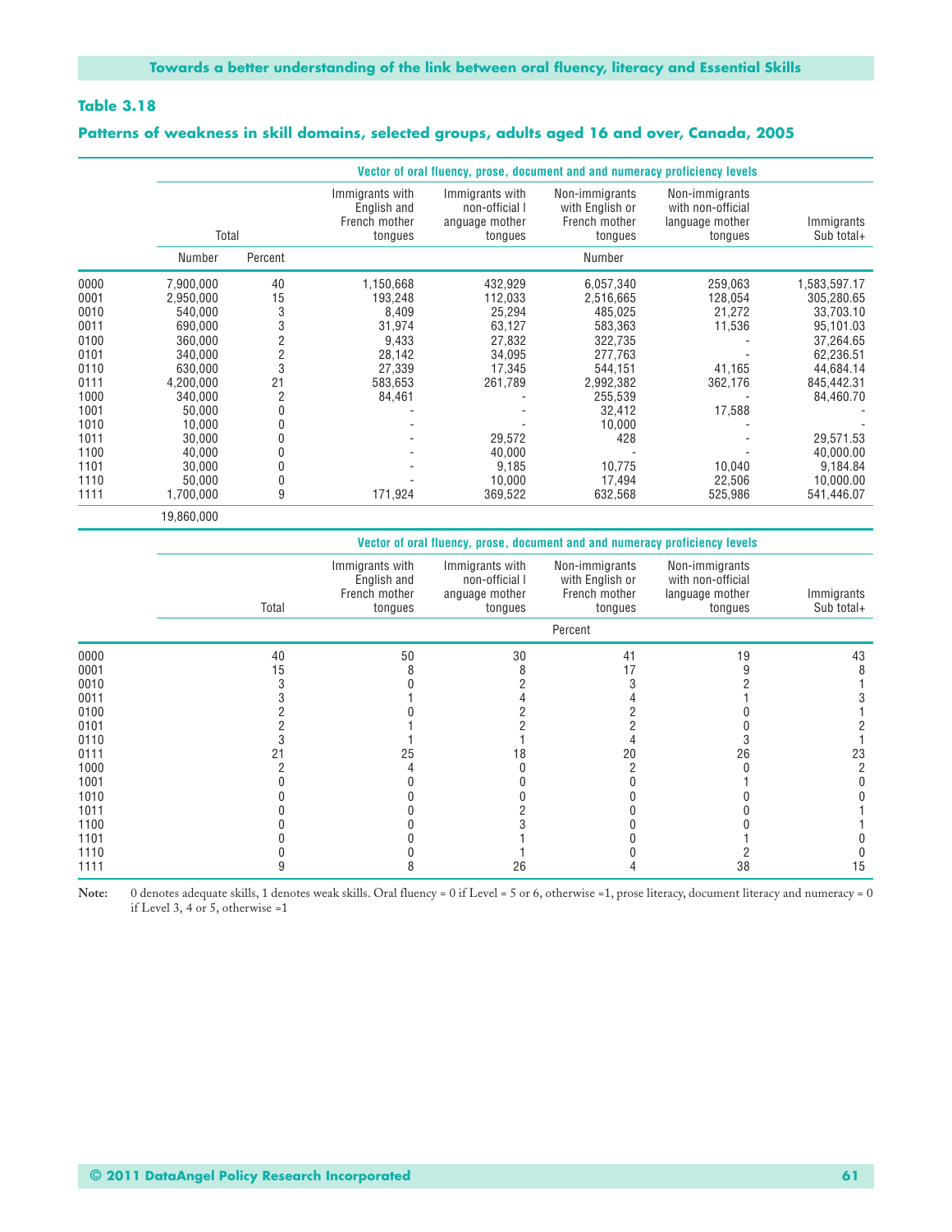## Table 3.18

### Patterns of weakness in skill domains, selected groups, adults aged 16 and over, Canada, 2005

| | Vector of oral fluency, prose, document and and numeracy proficiency levels | | | | | | |
|---|---|---|---|---|---|---|---|
| | Total | | Immigrants with English and French mother tongues | Immigrants with non-official l anguage mother tongues | Non-immigrants with English or French mother tongues | Non-immigrants with non-official language mother tongues | Immigrants Sub total+ |
| | Number | Percent | Number | | | | |
| 0000 | 7,900,000 | 40 | 1,150,668 | 432,929 | 6,057,340 | 259,063 | 1,583,597.17 |
| 0001 | 2,950,000 | 15 | 193,248 | 112,033 | 2,516,665 | 128,054 | 305,280.65 |
| 0010 | 540,000 | 3 | 8,409 | 25,294 | 485,025 | 21,272 | 33,703.10 |
| 0011 | 690,000 | 3 | 31,974 | 63,127 | 583,363 | 11,536 | 95,101.03 |
| 0100 | 360,000 | 2 | 9,433 | 27,832 | 322,735 | - | 37,264.65 |
| 0101 | 340,000 | 2 | 28,142 | 34,095 | 277,763 | - | 62,236.51 |
| 0110 | 630,000 | 3 | 27,339 | 17,345 | 544,151 | 41,165 | 44,684.14 |
| 0111 | 4,200,000 | 21 | 583,653 | 261,789 | 2,992,382 | 362,176 | 845,442.31 |
| 1000 | 340,000 | 2 | 84,461 | - | 255,539 | - | 84,460.70 |
| 1001 | 50,000 | 0 | - | - | 32,412 | 17,588 | - |
| 1010 | 10,000 | 0 | - | - | 10,000 | - | - |
| 1011 | 30,000 | 0 | - | 29,572 | 428 | - | 29,571.53 |
| 1100 | 40,000 | 0 | - | 40,000 | - | - | 40,000.00 |
| 1101 | 30,000 | 0 | - | 9,185 | 10,775 | 10,040 | 9,184.84 |
| 1110 | 50,000 | 0 | - | 10,000 | 17,494 | 22,506 | 10,000.00 |
| 1111 | 1,700,000 | 9 | 171,924 | 369,522 | 632,568 | 525,986 | 541,446.07 |
| | 19,860,000 | | | | | | |

| | Vector of oral fluency, prose, document and and numeracy proficiency levels | | | | | |
|---|---|---|---|---|---|---|
| | Total | Immigrants with English and French mother tongues | Immigrants with non-official l anguage mother tongues | Non-immigrants with English or French mother tongues | Non-immigrants with non-official language mother tongues | Immigrants Sub total+ |
| | Percent | | | | | |
| 0000 | 40 | 50 | 30 | 41 | 19 | 43 |
| 0001 | 15 | 8 | 8 | 17 | 9 | 8 |
| 0010 | 3 | 0 | 2 | 3 | 2 | 1 |
| 0011 | 3 | 1 | 4 | 4 | 1 | 3 |
| 0100 | 2 | 0 | 2 | 2 | 0 | 1 |
| 0101 | 2 | 1 | 2 | 2 | 0 | 2 |
| 0110 | 3 | 1 | 1 | 4 | 3 | 1 |
| 0111 | 21 | 25 | 18 | 20 | 26 | 23 |
| 1000 | 2 | 4 | 0 | 2 | 0 | 2 |
| 1001 | 0 | 0 | 0 | 0 | 1 | 0 |
| 1010 | 0 | 0 | 0 | 0 | 0 | 0 |
| 1011 | 0 | 0 | 2 | 0 | 0 | 1 |
| 1100 | 0 | 0 | 3 | 0 | 0 | 1 |
| 1101 | 0 | 0 | 1 | 0 | 1 | 0 |
| 1110 | 0 | 0 | 1 | 0 | 2 | 0 |
| 1111 | 9 | 8 | 26 | 4 | 38 | 15 |

**Note:** 0 denotes adequate skills, 1 denotes weak skills. Oral fluency = 0 if Level = 5 or 6, otherwise =1, prose literacy, document literacy and numeracy = 0 if Level 3, 4 or 5, otherwise =1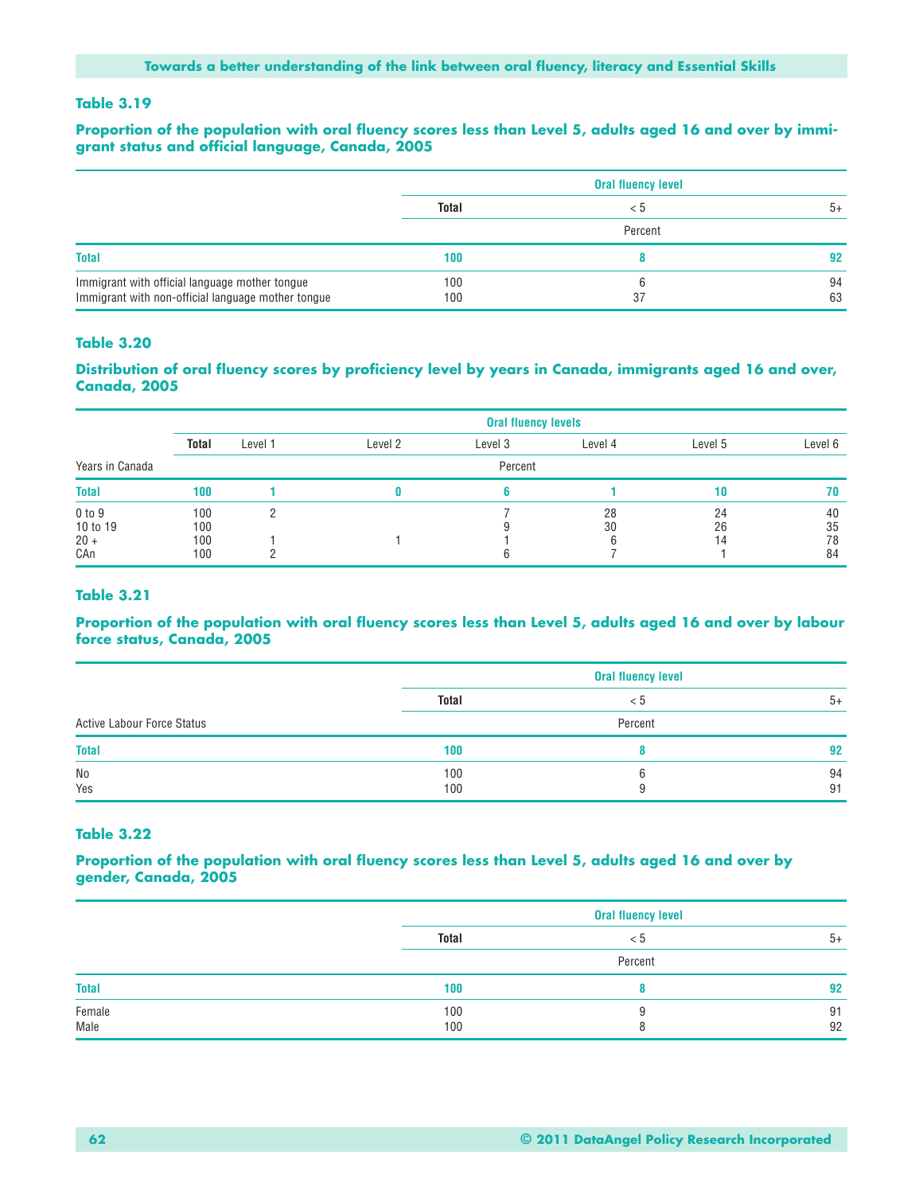### Table 3.19

**Proportion of the population with oral fluency scores less than Level 5, adults aged 16 and over by immigrant status and official language, Canada, 2005**

| | Oral fluency level | | |
|---|---|---|---|
| | **Total** | < 5 | 5+ |
| | Percent | | |
| **Total** | **100** | **8** | **92** |
| Immigrant with official language mother tongue | 100 | 6 | 94 |
| Immigrant with non-official language mother tongue | 100 | 37 | 63 |

### Table 3.20

**Distribution of oral fluency scores by proficiency level by years in Canada, immigrants aged 16 and over, Canada, 2005**

| | Oral fluency levels | | | | | | |
|---|---|---|---|---|---|---|---|
| | **Total** | Level 1 | Level 2 | Level 3 | Level 4 | Level 5 | Level 6 |
| Years in Canada | Percent | | | | | | |
| **Total** | **100** | **1** | **0** | **6** | **1** | **10** | **70** |
| 0 to 9 | 100 | 2 | | 7 | 28 | 24 | 40 |
| 10 to 19 | 100 | | | 9 | 30 | 26 | 35 |
| 20 + | 100 | 1 | 1 | 1 | 6 | 14 | 78 |
| CAn | 100 | 2 | | 6 | 7 | 1 | 84 |

### Table 3.21

**Proportion of the population with oral fluency scores less than Level 5, adults aged 16 and over by labour force status, Canada, 2005**

| | Oral fluency level | | |
|---|---|---|---|
| | **Total** | < 5 | 5+ |
| Active Labour Force Status | Percent | | |
| **Total** | **100** | **8** | **92** |
| No | 100 | 6 | 94 |
| Yes | 100 | 9 | 91 |

### Table 3.22

**Proportion of the population with oral fluency scores less than Level 5, adults aged 16 and over by gender, Canada, 2005**

| | Oral fluency level | | |
|---|---|---|---|
| | **Total** | < 5 | 5+ |
| | Percent | | |
| **Total** | **100** | **8** | **92** |
| Female | 100 | 9 | 91 |
| Male | 100 | 8 | 92 |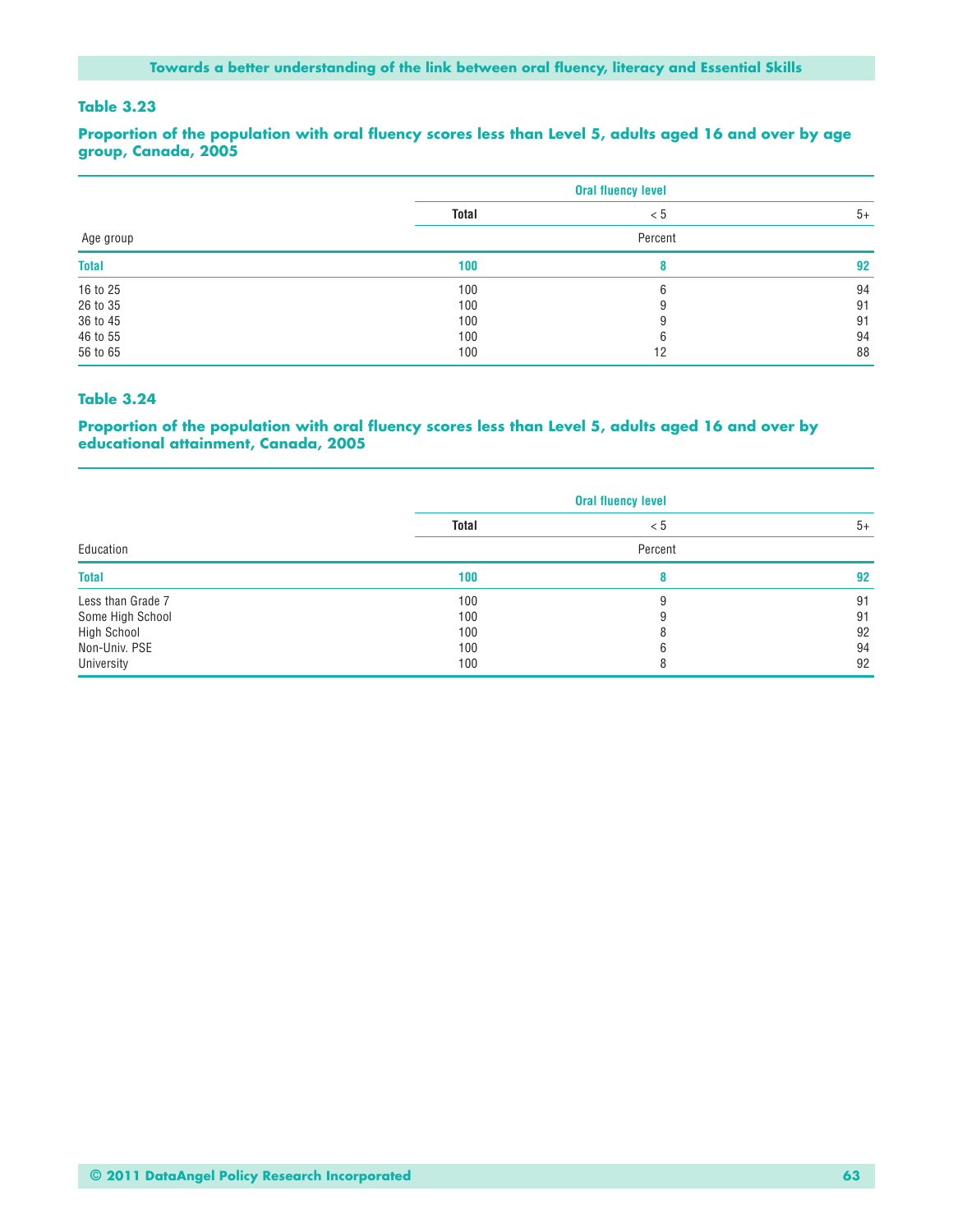### Table 3.23

**Proportion of the population with oral fluency scores less than Level 5, adults aged 16 and over by age group, Canada, 2005**

| | Oral fluency level | | |
|---|---|---|---|
| | Total | < 5 | 5+ |
| Age group | Percent | | |
| **Total** | **100** | **8** | **92** |
| 16 to 25 | 100 | 6 | 94 |
| 26 to 35 | 100 | 9 | 91 |
| 36 to 45 | 100 | 9 | 91 |
| 46 to 55 | 100 | 6 | 94 |
| 56 to 65 | 100 | 12 | 88 |

### Table 3.24

**Proportion of the population with oral fluency scores less than Level 5, adults aged 16 and over by educational attainment, Canada, 2005**

| | Oral fluency level | | |
|---|---|---|---|
| | Total | < 5 | 5+ |
| Education | Percent | | |
| **Total** | **100** | **8** | **92** |
| Less than Grade 7 | 100 | 9 | 91 |
| Some High School | 100 | 9 | 91 |
| High School | 100 | 8 | 92 |
| Non-Univ. PSE | 100 | 6 | 94 |
| University | 100 | 8 | 92 |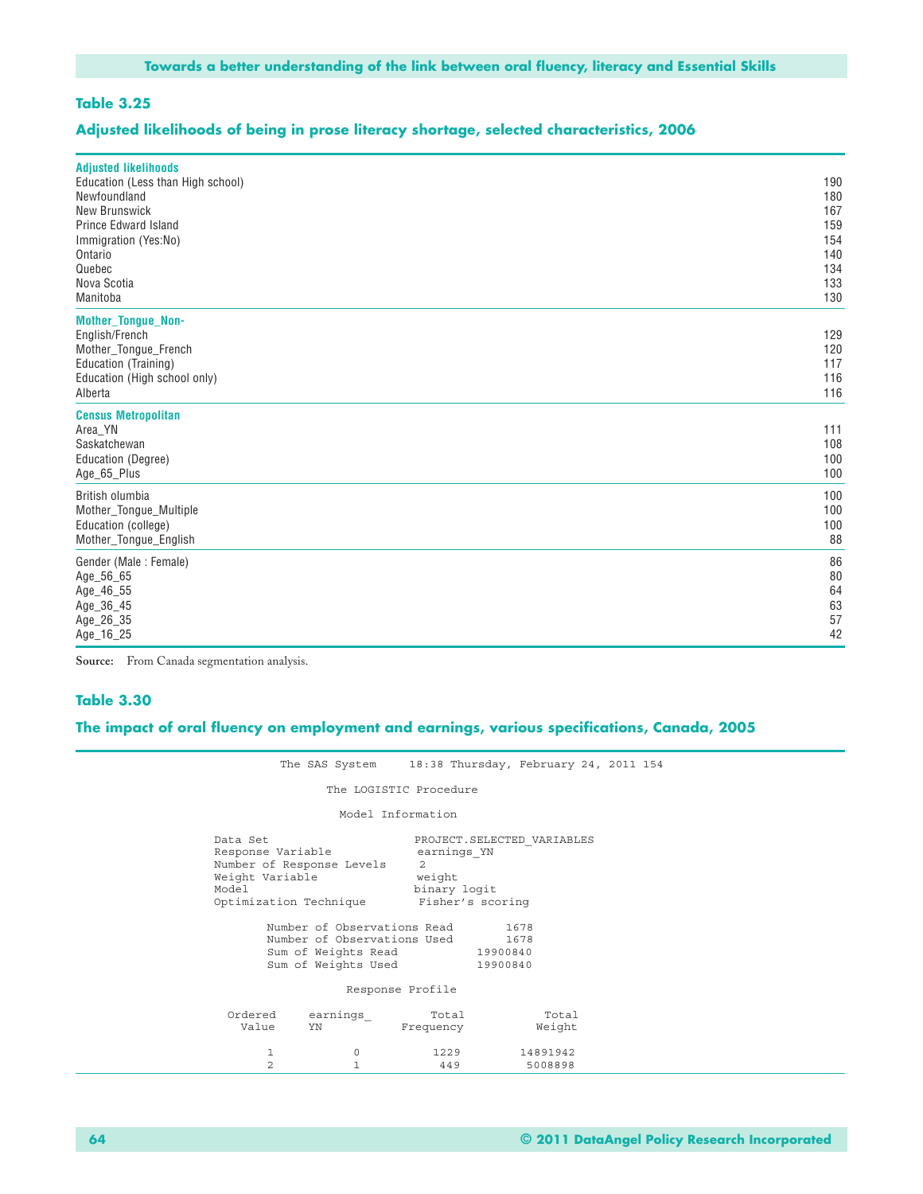### Table 3.25

#### Adjusted likelihoods of being in prose literacy shortage, selected characteristics, 2006

| | |
|---|---|
| **Adjusted likelihoods** | |
| Education (Less than High school) | 190 |
| Newfoundland | 180 |
| New Brunswick | 167 |
| Prince Edward Island | 159 |
| Immigration (Yes:No) | 154 |
| Ontario | 140 |
| Quebec | 134 |
| Nova Scotia | 133 |
| Manitoba | 130 |
| **Mother_Tongue_Non-** | |
| English/French | 129 |
| Mother_Tongue_French | 120 |
| Education (Training) | 117 |
| Education (High school only) | 116 |
| Alberta | 116 |
| **Census Metropolitan** | |
| Area_YN | 111 |
| Saskatchewan | 108 |
| Education (Degree) | 100 |
| Age_65_Plus | 100 |
| British olumbia | 100 |
| Mother_Tongue_Multiple | 100 |
| Education (college) | 100 |
| Mother_Tongue_English | 88 |
| Gender (Male : Female) | 86 |
| Age_56_65 | 80 |
| Age_46_55 | 64 |
| Age_36_45 | 63 |
| Age_26_35 | 57 |
| Age_16_25 | 42 |

**Source:** From Canada segmentation analysis.

### Table 3.30

#### The impact of oral fluency on employment and earnings, various specifications, Canada, 2005

```
                    The SAS System     18:38 Thursday, February 24, 2011 154

                           The LOGISTIC Procedure

                             Model Information

          Data Set                      PROJECT.SELECTED_VARIABLES
          Response Variable             earnings_YN
          Number of Response Levels      2
          Weight Variable               weight
          Model                         binary logit
          Optimization Technique         Fisher's scoring

                  Number of Observations Read        1678
                  Number of Observations Used        1678
                  Sum of Weights Read            19900840
                  Sum of Weights Used            19900840

                              Response Profile

            Ordered     earnings_         Total            Total
              Value     YN            Frequency           Weight

                  1          0             1229         14891942
                  2          1              449          5008898
```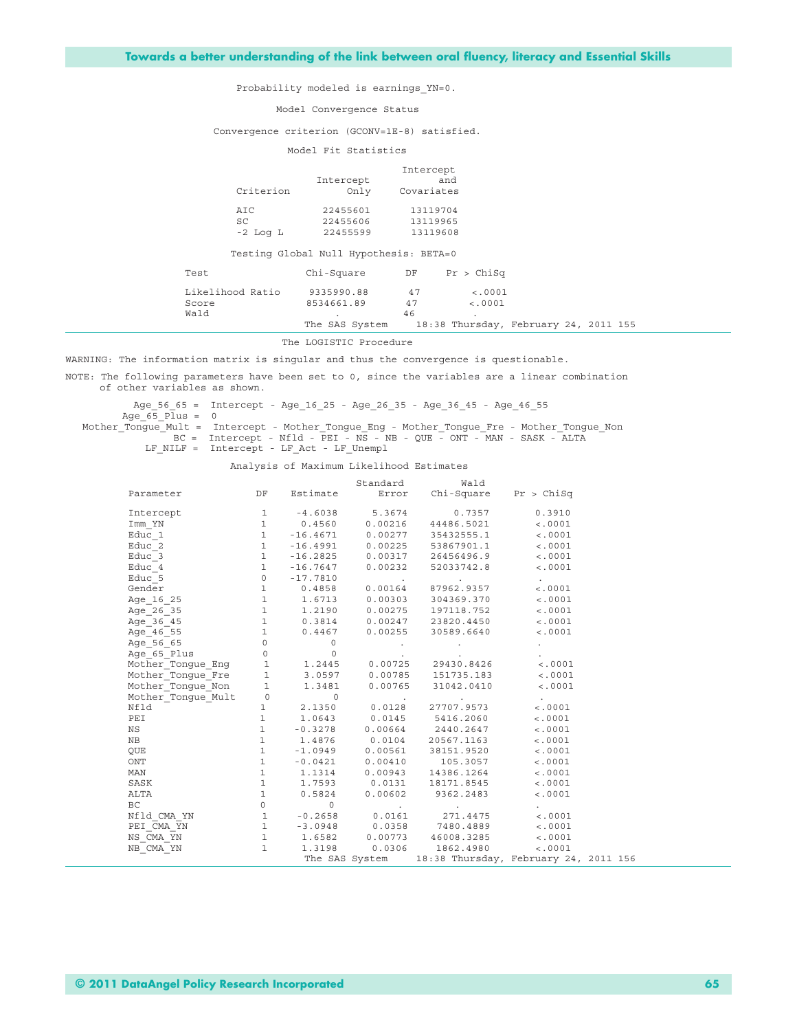Probability modeled is earnings_YN=0.

Model Convergence Status

Convergence criterion (GCONV=1E-8) satisfied.

Model Fit Statistics

| Criterion | Intercept Only | Intercept and Covariates |
|---|---|---|
| AIC | 22455601 | 13119704 |
| SC | 22455606 | 13119965 |
| -2 Log L | 22455599 | 13119608 |

Testing Global Null Hypothesis: BETA=0

| Test | Chi-Square | DF | Pr > ChiSq |
|---|---|---|---|
| Likelihood Ratio | 9335990.88 | 47 | <.0001 |
| Score | 8534661.89 | 47 | <.0001 |
| Wald | . | 46 | . |

The LOGISTIC Procedure

WARNING: The information matrix is singular and thus the convergence is questionable.

NOTE: The following parameters have been set to 0, since the variables are a linear combination of other variables as shown.

```
          Age_56_65 =  Intercept - Age_16_25 - Age_26_35 - Age_36_45 - Age_46_55
        Age_65_Plus =  0
 Mother_Tongue_Mult =  Intercept - Mother_Tongue_Eng - Mother_Tongue_Fre - Mother_Tongue_Non
                 BC =  Intercept - Nfld - PEI - NS - NB - QUE - ONT - MAN - SASK - ALTA
            LF_NILF =  Intercept - LF_Act - LF_Unempl
```

Analysis of Maximum Likelihood Estimates

| Parameter | DF | Estimate | Standard Error | Wald Chi-Square | Pr > ChiSq |
|---|---|---|---|---|---|
| Intercept | 1 | -4.6038 | 5.3674 | 0.7357 | 0.3910 |
| Imm_YN | 1 | 0.4560 | 0.00216 | 44486.5021 | <.0001 |
| Educ_1 | 1 | -16.4671 | 0.00277 | 35432555.1 | <.0001 |
| Educ_2 | 1 | -16.4991 | 0.00225 | 53867901.1 | <.0001 |
| Educ_3 | 1 | -16.2825 | 0.00317 | 26456496.9 | <.0001 |
| Educ_4 | 1 | -16.7647 | 0.00232 | 52033742.8 | <.0001 |
| Educ_5 | 0 | -17.7810 | . | . | . |
| Gender | 1 | 0.4858 | 0.00164 | 87962.9357 | <.0001 |
| Age_16_25 | 1 | 1.6713 | 0.00303 | 304369.370 | <.0001 |
| Age_26_35 | 1 | 1.2190 | 0.00275 | 197118.752 | <.0001 |
| Age_36_45 | 1 | 0.3814 | 0.00247 | 23820.4450 | <.0001 |
| Age_46_55 | 1 | 0.4467 | 0.00255 | 30589.6640 | <.0001 |
| Age_56_65 | 0 | 0 | . | . | . |
| Age_65_Plus | 0 | 0 | . | . | . |
| Mother_Tongue_Eng | 1 | 1.2445 | 0.00725 | 29430.8426 | <.0001 |
| Mother_Tongue_Fre | 1 | 3.0597 | 0.00785 | 151735.183 | <.0001 |
| Mother_Tongue_Non | 1 | 1.3481 | 0.00765 | 31042.0410 | <.0001 |
| Mother_Tongue_Mult | 0 | 0 | . | . | . |
| Nfld | 1 | 2.1350 | 0.0128 | 27707.9573 | <.0001 |
| PEI | 1 | 1.0643 | 0.0145 | 5416.2060 | <.0001 |
| NS | 1 | -0.3278 | 0.00664 | 2440.2647 | <.0001 |
| NB | 1 | 1.4876 | 0.0104 | 20567.1163 | <.0001 |
| QUE | 1 | -1.0949 | 0.00561 | 38151.9520 | <.0001 |
| ONT | 1 | -0.0421 | 0.00410 | 105.3057 | <.0001 |
| MAN | 1 | 1.1314 | 0.00943 | 14386.1264 | <.0001 |
| SASK | 1 | 1.7593 | 0.0131 | 18171.8545 | <.0001 |
| ALTA | 1 | 0.5824 | 0.00602 | 9362.2483 | <.0001 |
| BC | 0 | 0 | . | . | . |
| Nfld_CMA_YN | 1 | -0.2658 | 0.0161 | 271.4475 | <.0001 |
| PEI_CMA_YN | 1 | -3.0948 | 0.0358 | 7480.4889 | <.0001 |
| NS_CMA_YN | 1 | 1.6582 | 0.00773 | 46008.3285 | <.0001 |
| NB_CMA_YN | 1 | 1.3198 | 0.0306 | 1862.4980 | <.0001 |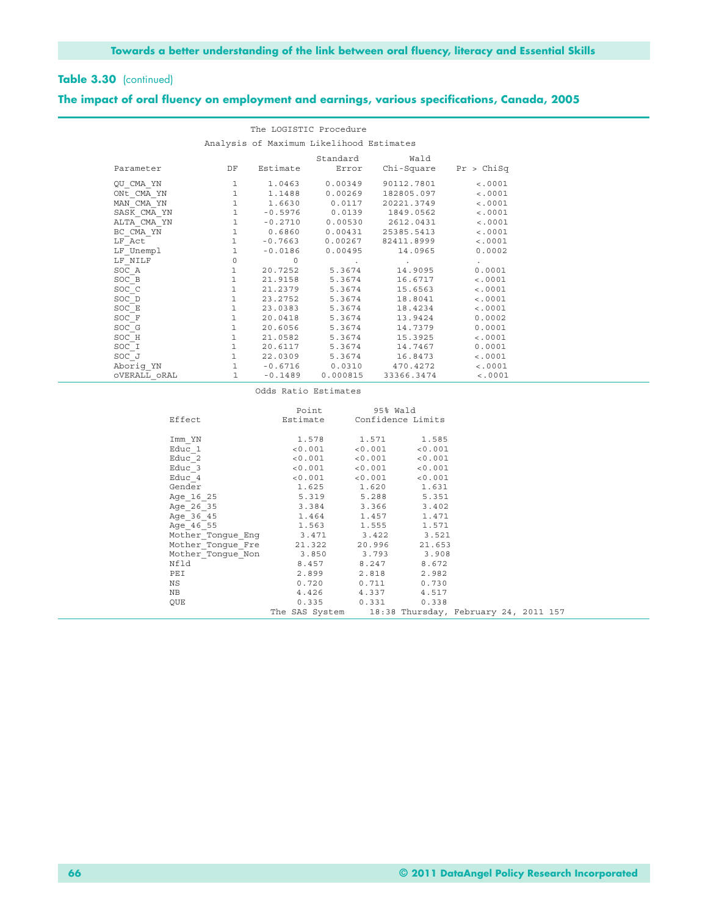**Table 3.30** (continued)

**The impact of oral fluency on employment and earnings, various specifications, Canada, 2005**

The LOGISTIC Procedure

Analysis of Maximum Likelihood Estimates

| Parameter | DF | Estimate | Standard Error | Wald Chi-Square | Pr > ChiSq |
|---|---|---|---|---|---|
| QU_CMA_YN | 1 | 1.0463 | 0.00349 | 90112.7801 | <.0001 |
| ONt_CMA_YN | 1 | 1.1488 | 0.00269 | 182805.097 | <.0001 |
| MAN_CMA_YN | 1 | 1.6630 | 0.0117 | 20221.3749 | <.0001 |
| SASK_CMA_YN | 1 | -0.5976 | 0.0139 | 1849.0562 | <.0001 |
| ALTA_CMA_YN | 1 | -0.2710 | 0.00530 | 2612.0431 | <.0001 |
| BC_CMA_YN | 1 | 0.6860 | 0.00431 | 25385.5413 | <.0001 |
| LF_Act | 1 | -0.7663 | 0.00267 | 82411.8999 | <.0001 |
| LF_Unempl | 1 | -0.0186 | 0.00495 | 14.0965 | 0.0002 |
| LF_NILF | 0 | 0 | . | . | . |
| SOC_A | 1 | 20.7252 | 5.3674 | 14.9095 | 0.0001 |
| SOC_B | 1 | 21.9158 | 5.3674 | 16.6717 | <.0001 |
| SOC_C | 1 | 21.2379 | 5.3674 | 15.6563 | <.0001 |
| SOC_D | 1 | 23.2752 | 5.3674 | 18.8041 | <.0001 |
| SOC_E | 1 | 23.0383 | 5.3674 | 18.4234 | <.0001 |
| SOC_F | 1 | 20.0418 | 5.3674 | 13.9424 | 0.0002 |
| SOC_G | 1 | 20.6056 | 5.3674 | 14.7379 | 0.0001 |
| SOC_H | 1 | 21.0582 | 5.3674 | 15.3925 | <.0001 |
| SOC_I | 1 | 20.6117 | 5.3674 | 14.7467 | 0.0001 |
| SOC_J | 1 | 22.0309 | 5.3674 | 16.8473 | <.0001 |
| Aborig_YN | 1 | -0.6716 | 0.0310 | 470.4272 | <.0001 |
| oVERALL_oRAL | 1 | -0.1489 | 0.000815 | 33366.3474 | <.0001 |

Odds Ratio Estimates

| Effect | Point Estimate | 95% Wald Confidence Limits | |
|---|---|---|---|
| Imm_YN | 1.578 | 1.571 | 1.585 |
| Educ_1 | <0.001 | <0.001 | <0.001 |
| Educ_2 | <0.001 | <0.001 | <0.001 |
| Educ_3 | <0.001 | <0.001 | <0.001 |
| Educ_4 | <0.001 | <0.001 | <0.001 |
| Gender | 1.625 | 1.620 | 1.631 |
| Age_16_25 | 5.319 | 5.288 | 5.351 |
| Age_26_35 | 3.384 | 3.366 | 3.402 |
| Age_36_45 | 1.464 | 1.457 | 1.471 |
| Age_46_55 | 1.563 | 1.555 | 1.571 |
| Mother_Tongue_Eng | 3.471 | 3.422 | 3.521 |
| Mother_Tongue_Fre | 21.322 | 20.996 | 21.653 |
| Mother_Tongue_Non | 3.850 | 3.793 | 3.908 |
| Nfld | 8.457 | 8.247 | 8.672 |
| PEI | 2.899 | 2.818 | 2.982 |
| NS | 0.720 | 0.711 | 0.730 |
| NB | 4.426 | 4.337 | 4.517 |
| QUE | 0.335 | 0.331 | 0.338 |

The SAS System 18:38 Thursday, February 24, 2011 157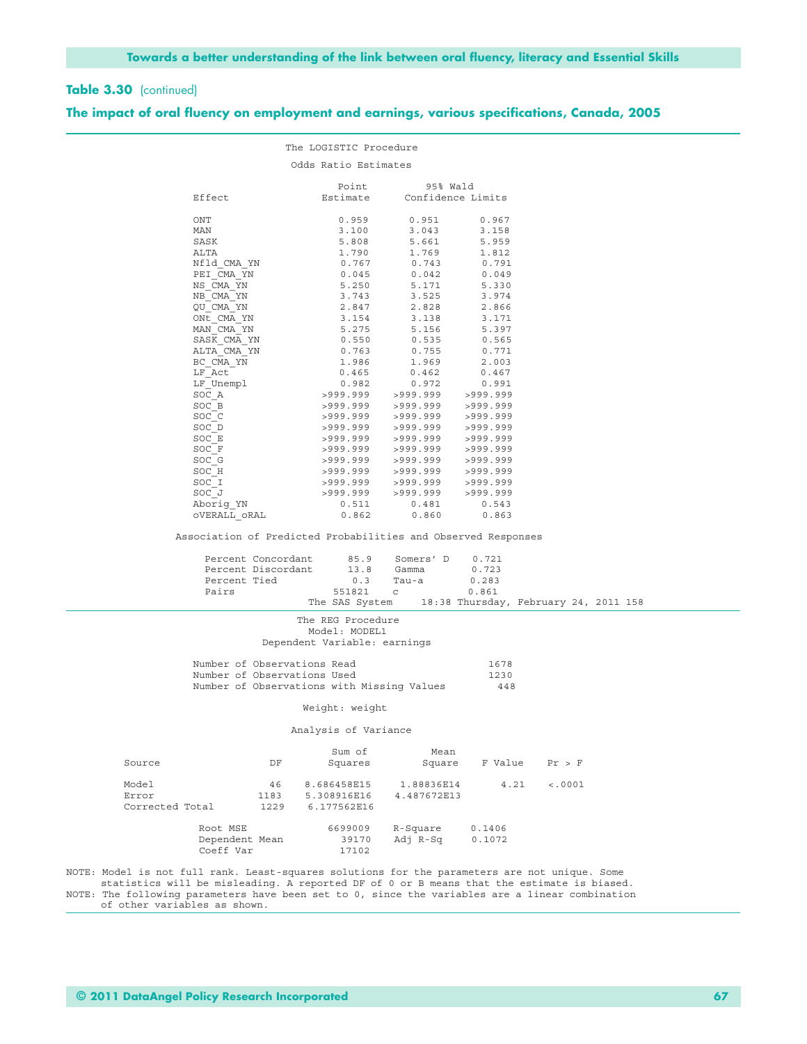**Table 3.30** (continued)

**The impact of oral fluency on employment and earnings, various specifications, Canada, 2005**

The LOGISTIC Procedure

Odds Ratio Estimates

| Effect | Point Estimate | 95% Wald Confidence Limits | |
|---|---|---|---|
| ONT | 0.959 | 0.951 | 0.967 |
| MAN | 3.100 | 3.043 | 3.158 |
| SASK | 5.808 | 5.661 | 5.959 |
| ALTA | 1.790 | 1.769 | 1.812 |
| Nfld_CMA_YN | 0.767 | 0.743 | 0.791 |
| PEI_CMA_YN | 0.045 | 0.042 | 0.049 |
| NS_CMA_YN | 5.250 | 5.171 | 5.330 |
| NB_CMA_YN | 3.743 | 3.525 | 3.974 |
| QU_CMA_YN | 2.847 | 2.828 | 2.866 |
| ONt_CMA_YN | 3.154 | 3.138 | 3.171 |
| MAN_CMA_YN | 5.275 | 5.156 | 5.397 |
| SASK_CMA_YN | 0.550 | 0.535 | 0.565 |
| ALTA_CMA_YN | 0.763 | 0.755 | 0.771 |
| BC_CMA_YN | 1.986 | 1.969 | 2.003 |
| LF_Act | 0.465 | 0.462 | 0.467 |
| LF_Unempl | 0.982 | 0.972 | 0.991 |
| SOC_A | >999.999 | >999.999 | >999.999 |
| SOC_B | >999.999 | >999.999 | >999.999 |
| SOC_C | >999.999 | >999.999 | >999.999 |
| SOC_D | >999.999 | >999.999 | >999.999 |
| SOC_E | >999.999 | >999.999 | >999.999 |
| SOC_F | >999.999 | >999.999 | >999.999 |
| SOC_G | >999.999 | >999.999 | >999.999 |
| SOC_H | >999.999 | >999.999 | >999.999 |
| SOC_I | >999.999 | >999.999 | >999.999 |
| SOC_J | >999.999 | >999.999 | >999.999 |
| Aborig_YN | 0.511 | 0.481 | 0.543 |
| oVERALL_oRAL | 0.862 | 0.860 | 0.863 |

Association of Predicted Probabilities and Observed Responses

| | | | |
|---|---|---|---|
| Percent Concordant | 85.9 | Somers' D | 0.721 |
| Percent Discordant | 13.8 | Gamma | 0.723 |
| Percent Tied | 0.3 | Tau-a | 0.283 |
| Pairs | 551821 | c | 0.861 |

The SAS System 18:38 Thursday, February 24, 2011 158

The REG Procedure
Model: MODEL1
Dependent Variable: earnings

| | |
|---|---|
| Number of Observations Read | 1678 |
| Number of Observations Used | 1230 |
| Number of Observations with Missing Values | 448 |

Weight: weight

Analysis of Variance

| Source | DF | Sum of Squares | Mean Square | F Value | Pr > F |
|---|---|---|---|---|---|
| Model | 46 | 8.686458E15 | 1.88836E14 | 4.21 | <.0001 |
| Error | 1183 | 5.308916E16 | 4.487672E13 | | |
| Corrected Total | 1229 | 6.177562E16 | | | |

| | | | |
|---|---|---|---|
| Root MSE | 6699009 | R-Square | 0.1406 |
| Dependent Mean | 39170 | Adj R-Sq | 0.1072 |
| Coeff Var | 17102 | | |

NOTE: Model is not full rank. Least-squares solutions for the parameters are not unique. Some statistics will be misleading. A reported DF of 0 or B means that the estimate is biased.
NOTE: The following parameters have been set to 0, since the variables are a linear combination of other variables as shown.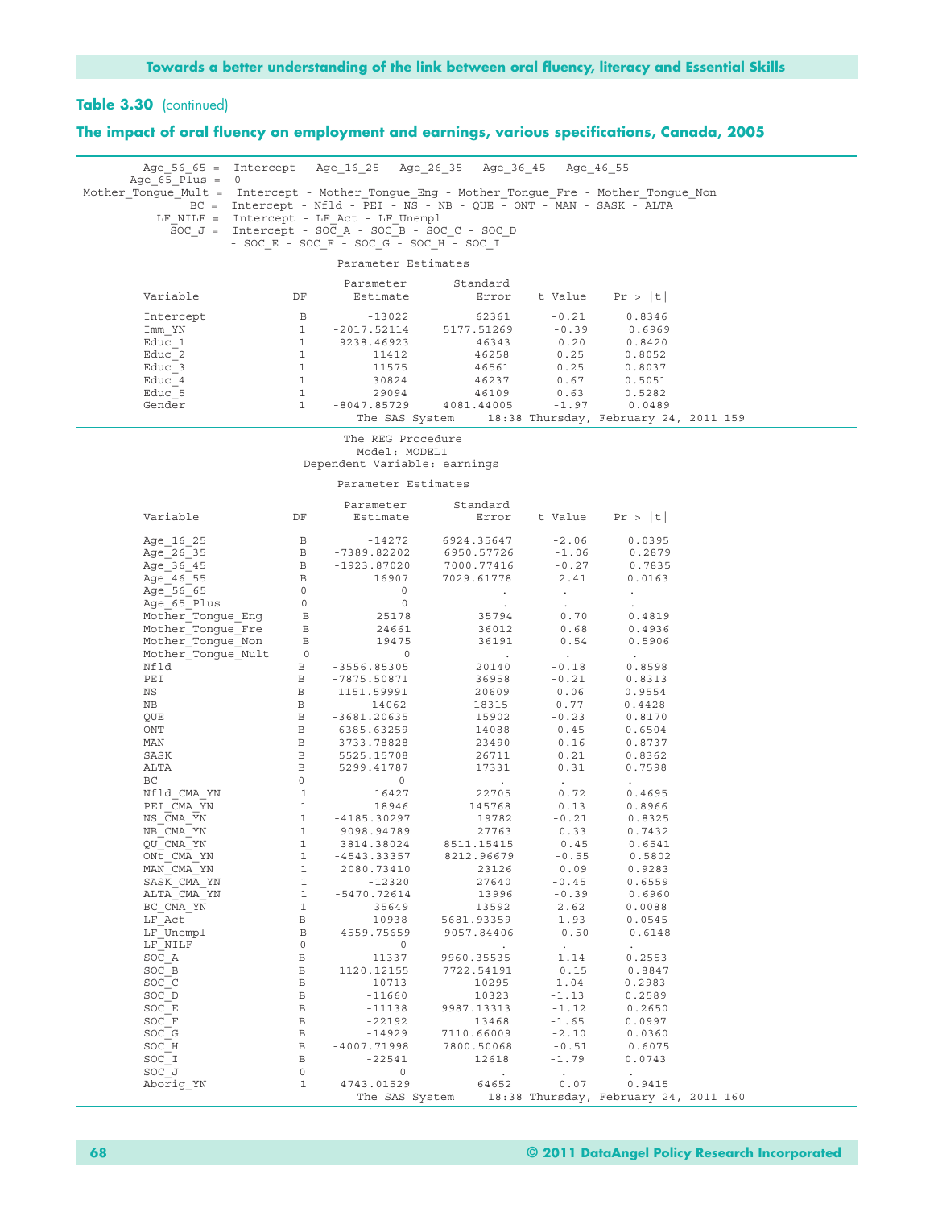## Table 3.30 (continued)

## The impact of oral fluency on employment and earnings, various specifications, Canada, 2005

```
        Age_56_65 =  Intercept - Age_16_25 - Age_26_35 - Age_36_45 - Age_46_55
      Age_65_Plus =  0
Mother_Tongue_Mult =  Intercept - Mother_Tongue_Eng - Mother_Tongue_Fre - Mother_Tongue_Non
               BC =  Intercept - Nfld - PEI - NS - NB - QUE - ONT - MAN - SASK - ALTA
          LF_NILF =  Intercept - LF_Act - LF_Unempl
            SOC_J =  Intercept - SOC_A - SOC_B - SOC_C - SOC_D
                     - SOC_E - SOC_F - SOC_G - SOC_H - SOC_I
```

Parameter Estimates

| Variable | DF | Parameter Estimate | Standard Error | t Value | Pr > \|t\| |
|---|---|---|---|---|---|
| Intercept | B | -13022 | 62361 | -0.21 | 0.8346 |
| Imm_YN | 1 | -2017.52114 | 5177.51269 | -0.39 | 0.6969 |
| Educ_1 | 1 | 9238.46923 | 46343 | 0.20 | 0.8420 |
| Educ_2 | 1 | 11412 | 46258 | 0.25 | 0.8052 |
| Educ_3 | 1 | 11575 | 46561 | 0.25 | 0.8037 |
| Educ_4 | 1 | 30824 | 46237 | 0.67 | 0.5051 |
| Educ_5 | 1 | 29094 | 46109 | 0.63 | 0.5282 |
| Gender | 1 | -8047.85729 | 4081.44005 | -1.97 | 0.0489 |

The SAS System 18:38 Thursday, February 24, 2011 159

The REG Procedure
Model: MODEL1
Dependent Variable: earnings

Parameter Estimates

| Variable | DF | Parameter Estimate | Standard Error | t Value | Pr > \|t\| |
|---|---|---|---|---|---|
| Age_16_25 | B | -14272 | 6924.35647 | -2.06 | 0.0395 |
| Age_26_35 | B | -7389.82202 | 6950.57726 | -1.06 | 0.2879 |
| Age_36_45 | B | -1923.87020 | 7000.77416 | -0.27 | 0.7835 |
| Age_46_55 | B | 16907 | 7029.61778 | 2.41 | 0.0163 |
| Age_56_65 | 0 | 0 | . | . | . |
| Age_65_Plus | 0 | 0 | . | . | . |
| Mother_Tongue_Eng | B | 25178 | 35794 | 0.70 | 0.4819 |
| Mother_Tongue_Fre | B | 24661 | 36012 | 0.68 | 0.4936 |
| Mother_Tongue_Non | B | 19475 | 36191 | 0.54 | 0.5906 |
| Mother_Tongue_Mult | 0 | 0 | . | . | . |
| Nfld | B | -3556.85305 | 20140 | -0.18 | 0.8598 |
| PEI | B | -7875.50871 | 36958 | -0.21 | 0.8313 |
| NS | B | 1151.59991 | 20609 | 0.06 | 0.9554 |
| NB | B | -14062 | 18315 | -0.77 | 0.4428 |
| QUE | B | -3681.20635 | 15902 | -0.23 | 0.8170 |
| ONT | B | 6385.63259 | 14088 | 0.45 | 0.6504 |
| MAN | B | -3733.78828 | 23490 | -0.16 | 0.8737 |
| SASK | B | 5525.15708 | 26711 | 0.21 | 0.8362 |
| ALTA | B | 5299.41787 | 17331 | 0.31 | 0.7598 |
| BC | 0 | 0 | . | . | . |
| Nfld_CMA_YN | 1 | 16427 | 22705 | 0.72 | 0.4695 |
| PEI_CMA_YN | 1 | 18946 | 145768 | 0.13 | 0.8966 |
| NS_CMA_YN | 1 | -4185.30297 | 19782 | -0.21 | 0.8325 |
| NB_CMA_YN | 1 | 9098.94789 | 27763 | 0.33 | 0.7432 |
| QU_CMA_YN | 1 | 3814.38024 | 8511.15415 | 0.45 | 0.6541 |
| ONt_CMA_YN | 1 | -4543.33357 | 8212.96679 | -0.55 | 0.5802 |
| MAN_CMA_YN | 1 | 2080.73410 | 23126 | 0.09 | 0.9283 |
| SASK_CMA_YN | 1 | -12320 | 27640 | -0.45 | 0.6559 |
| ALTA_CMA_YN | 1 | -5470.72614 | 13996 | -0.39 | 0.6960 |
| BC_CMA_YN | 1 | 35649 | 13592 | 2.62 | 0.0088 |
| LF_Act | B | 10938 | 5681.93359 | 1.93 | 0.0545 |
| LF_Unempl | B | -4559.75659 | 9057.84406 | -0.50 | 0.6148 |
| LF_NILF | 0 | 0 | . | . | . |
| SOC_A | B | 11337 | 9960.35535 | 1.14 | 0.2553 |
| SOC_B | B | 1120.12155 | 7722.54191 | 0.15 | 0.8847 |
| SOC_C | B | 10713 | 10295 | 1.04 | 0.2983 |
| SOC_D | B | -11660 | 10323 | -1.13 | 0.2589 |
| SOC_E | B | -11138 | 9987.13313 | -1.12 | 0.2650 |
| SOC_F | B | -22192 | 13468 | -1.65 | 0.0997 |
| SOC_G | B | -14929 | 7110.66009 | -2.10 | 0.0360 |
| SOC_H | B | -4007.71998 | 7800.50068 | -0.51 | 0.6075 |
| SOC_I | B | -22541 | 12618 | -1.79 | 0.0743 |
| SOC_J | 0 | 0 | . | . | . |
| Aborig_YN | 1 | 4743.01529 | 64652 | 0.07 | 0.9415 |

The SAS System 18:38 Thursday, February 24, 2011 160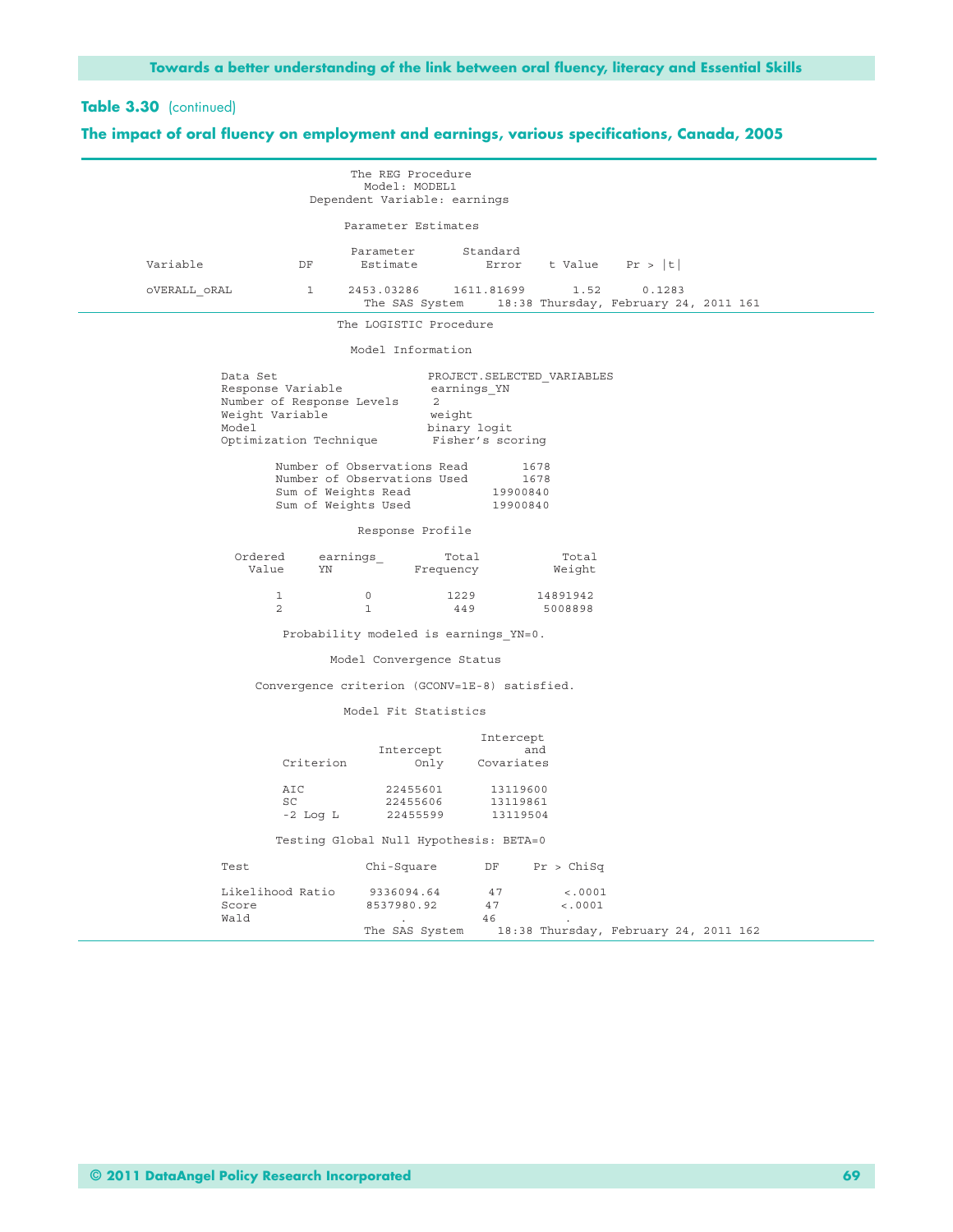**Table 3.30** (continued)

**The impact of oral fluency on employment and earnings, various specifications, Canada, 2005**

```
                         The REG Procedure
                           Model: MODEL1
                   Dependent Variable: earnings

                        Parameter Estimates

                         Parameter      Standard
Variable           DF     Estimate         Error    t Value    Pr > |t|

oVERALL_oRAL        1    2453.03286    1611.81699      1.52      0.1283
                           The SAS System     18:38 Thursday, February 24, 2011 161
```

```
                        The LOGISTIC Procedure

                          Model Information

           Data Set                     PROJECT.SELECTED_VARIABLES
           Response Variable             earnings_YN
           Number of Response Levels     2
           Weight Variable               weight
           Model                        binary logit
           Optimization Technique        Fisher's scoring

                  Number of Observations Read        1678
                  Number of Observations Used        1678
                  Sum of Weights Read            19900840
                  Sum of Weights Used            19900840

                           Response Profile

             Ordered     earnings_        Total           Total
               Value     YN           Frequency          Weight

                   1          0            1229        14891942
                   2          1             449         5008898

                   Probability modeled is earnings_YN=0.

                       Model Convergence Status

            Convergence criterion (GCONV=1E-8) satisfied.

                        Model Fit Statistics

                                             Intercept
                                Intercept          and
                   Criterion         Only     Covariates

                   AIC           22455601       13119600
                   SC            22455606       13119861
                   -2 Log L      22455599       13119504

                  Testing Global Null Hypothesis: BETA=0

           Test               Chi-Square       DF     Pr > ChiSq

           Likelihood Ratio     9336094.64       47         <.0001
           Score                8537980.92       47         <.0001
           Wald                          .       46          .
                           The SAS System     18:38 Thursday, February 24, 2011 162
```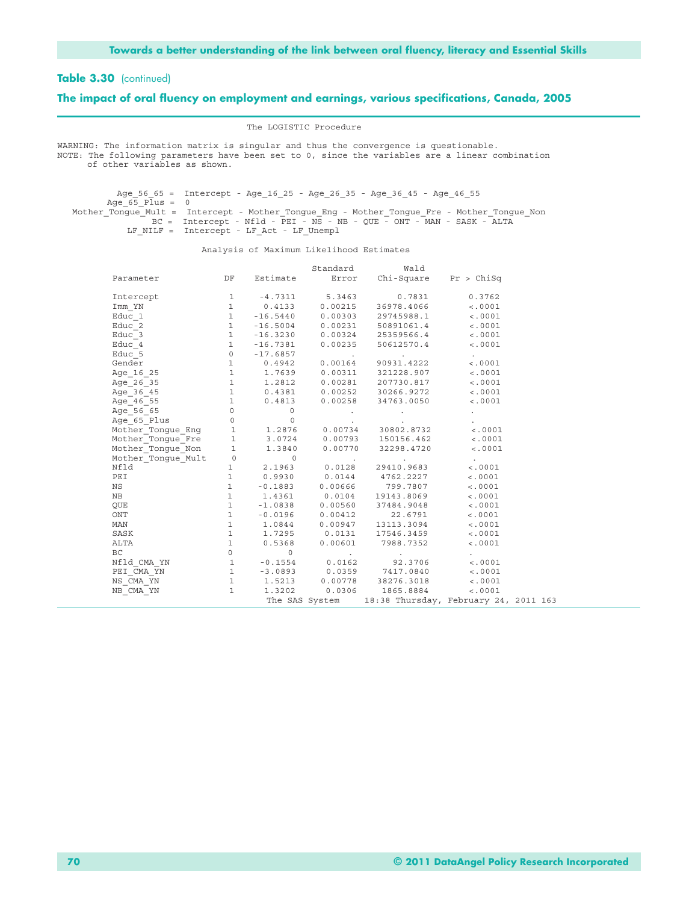## Table 3.30 (continued)

## The impact of oral fluency on employment and earnings, various specifications, Canada, 2005

```
                                    The LOGISTIC Procedure

WARNING: The information matrix is singular and thus the convergence is questionable.
NOTE: The following parameters have been set to 0, since the variables are a linear combination
      of other variables as shown.


          Age_56_65 =  Intercept - Age_16_25 - Age_26_35 - Age_36_45 - Age_46_55
         Age_65_Plus =  0
   Mother_Tongue_Mult =  Intercept - Mother_Tongue_Eng - Mother_Tongue_Fre - Mother_Tongue_Non
                  BC =  Intercept - Nfld - PEI - NS - NB - QUE - ONT - MAN - SASK - ALTA
             LF_NILF =  Intercept - LF_Act - LF_Unempl

                           Analysis of Maximum Likelihood Estimates
```

| Parameter | DF | Estimate | Standard Error | Wald Chi-Square | Pr > ChiSq |
|---|---|---|---|---|---|
| Intercept | 1 | -4.7311 | 5.3463 | 0.7831 | 0.3762 |
| Imm_YN | 1 | 0.4133 | 0.00215 | 36978.4066 | <.0001 |
| Educ_1 | 1 | -16.5440 | 0.00303 | 29745988.1 | <.0001 |
| Educ_2 | 1 | -16.5004 | 0.00231 | 50891061.4 | <.0001 |
| Educ_3 | 1 | -16.3230 | 0.00324 | 25359566.4 | <.0001 |
| Educ_4 | 1 | -16.7381 | 0.00235 | 50612570.4 | <.0001 |
| Educ_5 | 0 | -17.6857 | . | . | . |
| Gender | 1 | 0.4942 | 0.00164 | 90931.4222 | <.0001 |
| Age_16_25 | 1 | 1.7639 | 0.00311 | 321228.907 | <.0001 |
| Age_26_35 | 1 | 1.2812 | 0.00281 | 207730.817 | <.0001 |
| Age_36_45 | 1 | 0.4381 | 0.00252 | 30266.9272 | <.0001 |
| Age_46_55 | 1 | 0.4813 | 0.00258 | 34763.0050 | <.0001 |
| Age_56_65 | 0 | 0 | . | . | . |
| Age_65_Plus | 0 | 0 | . | . | . |
| Mother_Tongue_Eng | 1 | 1.2876 | 0.00734 | 30802.8732 | <.0001 |
| Mother_Tongue_Fre | 1 | 3.0724 | 0.00793 | 150156.462 | <.0001 |
| Mother_Tongue_Non | 1 | 1.3840 | 0.00770 | 32298.4720 | <.0001 |
| Mother_Tongue_Mult | 0 | 0 | . | . | . |
| Nfld | 1 | 2.1963 | 0.0128 | 29410.9683 | <.0001 |
| PEI | 1 | 0.9930 | 0.0144 | 4762.2227 | <.0001 |
| NS | 1 | -0.1883 | 0.00666 | 799.7807 | <.0001 |
| NB | 1 | 1.4361 | 0.0104 | 19143.8069 | <.0001 |
| QUE | 1 | -1.0838 | 0.00560 | 37484.9048 | <.0001 |
| ONT | 1 | -0.0196 | 0.00412 | 22.6791 | <.0001 |
| MAN | 1 | 1.0844 | 0.00947 | 13113.3094 | <.0001 |
| SASK | 1 | 1.7295 | 0.0131 | 17546.3459 | <.0001 |
| ALTA | 1 | 0.5368 | 0.00601 | 7988.7352 | <.0001 |
| BC | 0 | 0 | . | . | . |
| Nfld_CMA_YN | 1 | -0.1554 | 0.0162 | 92.3706 | <.0001 |
| PEI_CMA_YN | 1 | -3.0893 | 0.0359 | 7417.0840 | <.0001 |
| NS_CMA_YN | 1 | 1.5213 | 0.00778 | 38276.3018 | <.0001 |
| NB_CMA_YN | 1 | 1.3202 | 0.0306 | 1865.8884 | <.0001 |

```
                                  The SAS System     18:38 Thursday, February 24, 2011 163
```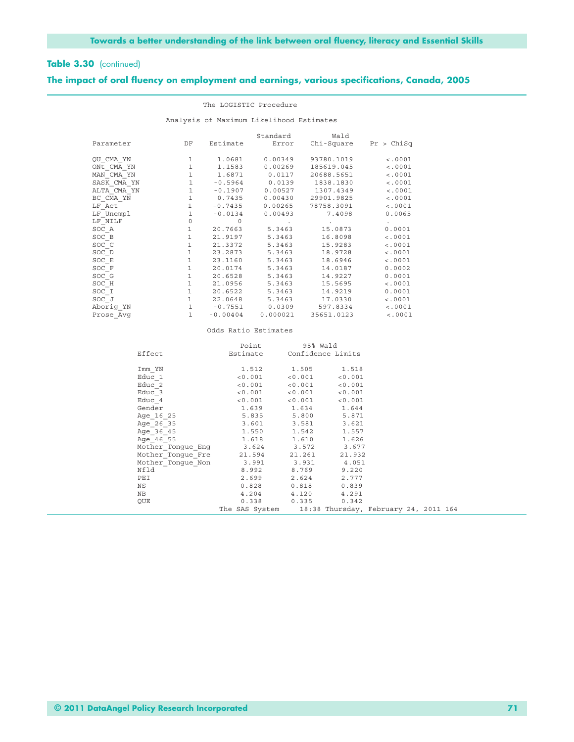**Table 3.30** (continued)

**The impact of oral fluency on employment and earnings, various specifications, Canada, 2005**

The LOGISTIC Procedure

Analysis of Maximum Likelihood Estimates

| Parameter | DF | Estimate | Standard Error | Wald Chi-Square | Pr > ChiSq |
|---|---|---|---|---|---|
| QU_CMA_YN | 1 | 1.0681 | 0.00349 | 93780.1019 | <.0001 |
| ONt_CMA_YN | 1 | 1.1583 | 0.00269 | 185619.045 | <.0001 |
| MAN_CMA_YN | 1 | 1.6871 | 0.0117 | 20688.5651 | <.0001 |
| SASK_CMA_YN | 1 | -0.5964 | 0.0139 | 1838.1830 | <.0001 |
| ALTA_CMA_YN | 1 | -0.1907 | 0.00527 | 1307.4349 | <.0001 |
| BC_CMA_YN | 1 | 0.7435 | 0.00430 | 29901.9825 | <.0001 |
| LF_Act | 1 | -0.7435 | 0.00265 | 78758.3091 | <.0001 |
| LF_Unempl | 1 | -0.0134 | 0.00493 | 7.4098 | 0.0065 |
| LF_NILF | 0 | 0 | . | . | . |
| SOC_A | 1 | 20.7663 | 5.3463 | 15.0873 | 0.0001 |
| SOC_B | 1 | 21.9197 | 5.3463 | 16.8098 | <.0001 |
| SOC_C | 1 | 21.3372 | 5.3463 | 15.9283 | <.0001 |
| SOC_D | 1 | 23.2873 | 5.3463 | 18.9728 | <.0001 |
| SOC_E | 1 | 23.1160 | 5.3463 | 18.6946 | <.0001 |
| SOC_F | 1 | 20.0174 | 5.3463 | 14.0187 | 0.0002 |
| SOC_G | 1 | 20.6528 | 5.3463 | 14.9227 | 0.0001 |
| SOC_H | 1 | 21.0956 | 5.3463 | 15.5695 | <.0001 |
| SOC_I | 1 | 20.6522 | 5.3463 | 14.9219 | 0.0001 |
| SOC_J | 1 | 22.0648 | 5.3463 | 17.0330 | <.0001 |
| Aborig_YN | 1 | -0.7551 | 0.0309 | 597.8334 | <.0001 |
| Prose_Avg | 1 | -0.00404 | 0.000021 | 35651.0123 | <.0001 |

Odds Ratio Estimates

| Effect | Point Estimate | 95% Wald Confidence Limits | |
|---|---|---|---|
| Imm_YN | 1.512 | 1.505 | 1.518 |
| Educ_1 | <0.001 | <0.001 | <0.001 |
| Educ_2 | <0.001 | <0.001 | <0.001 |
| Educ_3 | <0.001 | <0.001 | <0.001 |
| Educ_4 | <0.001 | <0.001 | <0.001 |
| Gender | 1.639 | 1.634 | 1.644 |
| Age_16_25 | 5.835 | 5.800 | 5.871 |
| Age_26_35 | 3.601 | 3.581 | 3.621 |
| Age_36_45 | 1.550 | 1.542 | 1.557 |
| Age_46_55 | 1.618 | 1.610 | 1.626 |
| Mother_Tongue_Eng | 3.624 | 3.572 | 3.677 |
| Mother_Tongue_Fre | 21.594 | 21.261 | 21.932 |
| Mother_Tongue_Non | 3.991 | 3.931 | 4.051 |
| Nfld | 8.992 | 8.769 | 9.220 |
| PEI | 2.699 | 2.624 | 2.777 |
| NS | 0.828 | 0.818 | 0.839 |
| NB | 4.204 | 4.120 | 4.291 |
| QUE | 0.338 | 0.335 | 0.342 |

The SAS System 18:38 Thursday, February 24, 2011 164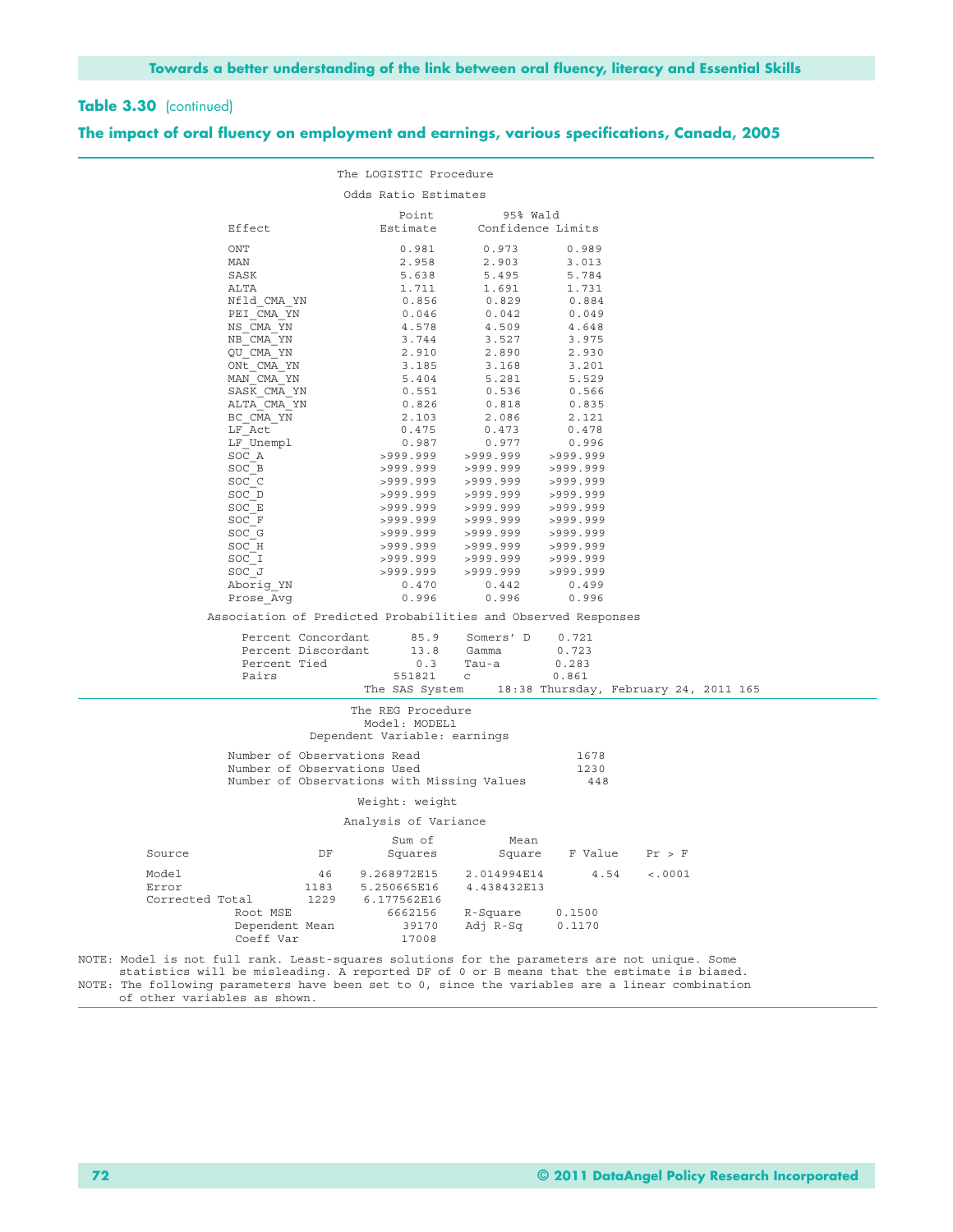**Table 3.30** (continued)

**The impact of oral fluency on employment and earnings, various specifications, Canada, 2005**

The LOGISTIC Procedure

Odds Ratio Estimates

| Effect | Point Estimate | 95% Wald Confidence Limits | |
|---|---|---|---|
| ONT | 0.981 | 0.973 | 0.989 |
| MAN | 2.958 | 2.903 | 3.013 |
| SASK | 5.638 | 5.495 | 5.784 |
| ALTA | 1.711 | 1.691 | 1.731 |
| Nfld_CMA_YN | 0.856 | 0.829 | 0.884 |
| PEI_CMA_YN | 0.046 | 0.042 | 0.049 |
| NS_CMA_YN | 4.578 | 4.509 | 4.648 |
| NB_CMA_YN | 3.744 | 3.527 | 3.975 |
| QU_CMA_YN | 2.910 | 2.890 | 2.930 |
| ONt_CMA_YN | 3.185 | 3.168 | 3.201 |
| MAN_CMA_YN | 5.404 | 5.281 | 5.529 |
| SASK_CMA_YN | 0.551 | 0.536 | 0.566 |
| ALTA_CMA_YN | 0.826 | 0.818 | 0.835 |
| BC_CMA_YN | 2.103 | 2.086 | 2.121 |
| LF_Act | 0.475 | 0.473 | 0.478 |
| LF_Unempl | 0.987 | 0.977 | 0.996 |
| SOC_A | >999.999 | >999.999 | >999.999 |
| SOC_B | >999.999 | >999.999 | >999.999 |
| SOC_C | >999.999 | >999.999 | >999.999 |
| SOC_D | >999.999 | >999.999 | >999.999 |
| SOC_E | >999.999 | >999.999 | >999.999 |
| SOC_F | >999.999 | >999.999 | >999.999 |
| SOC_G | >999.999 | >999.999 | >999.999 |
| SOC_H | >999.999 | >999.999 | >999.999 |
| SOC_I | >999.999 | >999.999 | >999.999 |
| SOC_J | >999.999 | >999.999 | >999.999 |
| Aborig_YN | 0.470 | 0.442 | 0.499 |
| Prose_Avg | 0.996 | 0.996 | 0.996 |

Association of Predicted Probabilities and Observed Responses

| | | | |
|---|---|---|---|
| Percent Concordant | 85.9 | Somers' D | 0.721 |
| Percent Discordant | 13.8 | Gamma | 0.723 |
| Percent Tied | 0.3 | Tau-a | 0.283 |
| Pairs | 551821 | c | 0.861 |

The SAS System 18:38 Thursday, February 24, 2011 165

The REG Procedure
Model: MODEL1
Dependent Variable: earnings

| | |
|---|---|
| Number of Observations Read | 1678 |
| Number of Observations Used | 1230 |
| Number of Observations with Missing Values | 448 |

Weight: weight

Analysis of Variance

| Source | DF | Sum of Squares | Mean Square | F Value | Pr > F |
|---|---|---|---|---|---|
| Model | 46 | 9.268972E15 | 2.014994E14 | 4.54 | <.0001 |
| Error | 1183 | 5.250665E16 | 4.438432E13 | | |
| Corrected Total | 1229 | 6.177562E16 | | | |

| | | | |
|---|---|---|---|
| Root MSE | 6662156 | R-Square | 0.1500 |
| Dependent Mean | 39170 | Adj R-Sq | 0.1170 |
| Coeff Var | 17008 | | |

NOTE: Model is not full rank. Least-squares solutions for the parameters are not unique. Some statistics will be misleading. A reported DF of 0 or B means that the estimate is biased.
NOTE: The following parameters have been set to 0, since the variables are a linear combination of other variables as shown.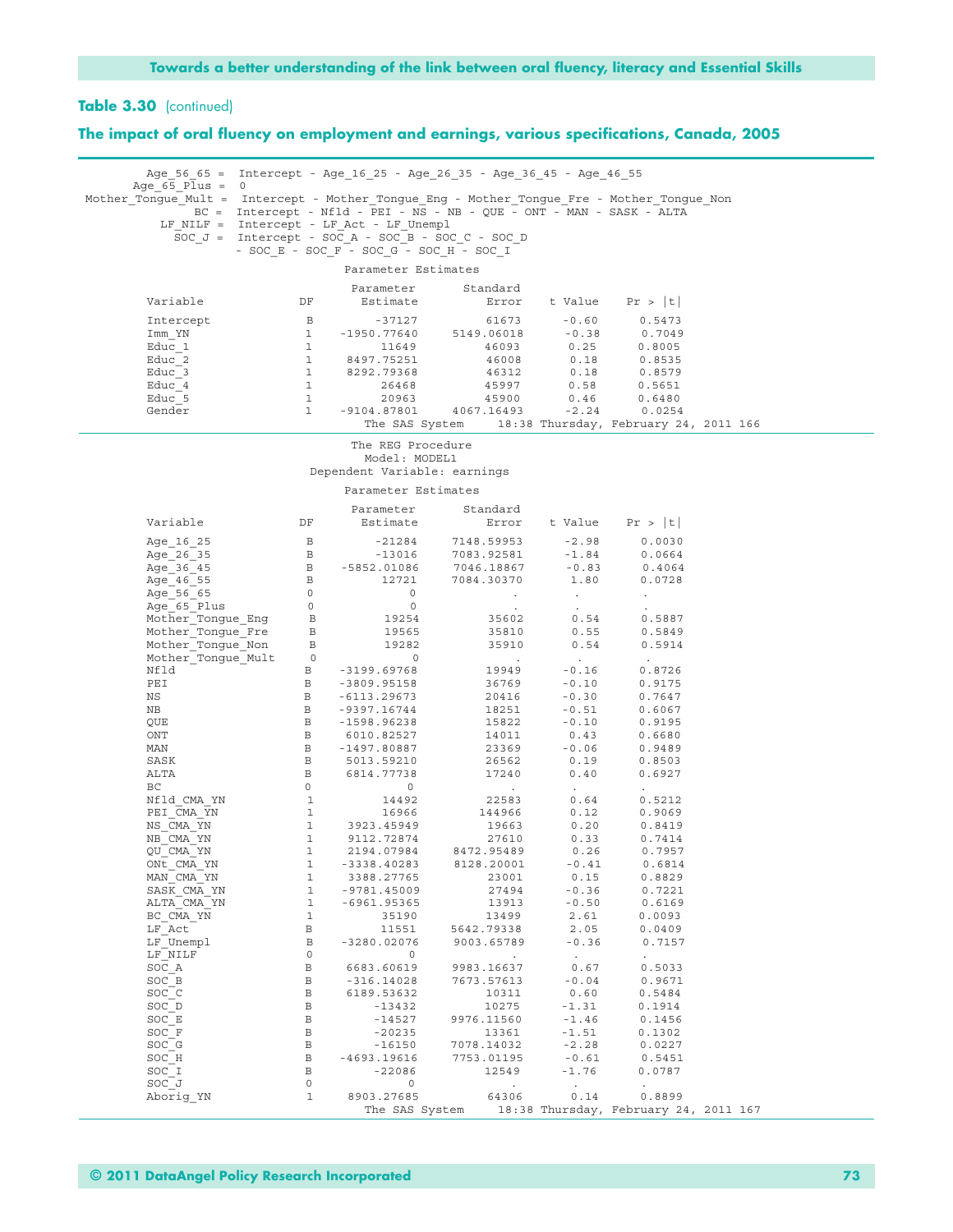**Table 3.30** (continued)

**The impact of oral fluency on employment and earnings, various specifications, Canada, 2005**

```
       Age_56_65 =  Intercept - Age_16_25 - Age_26_35 - Age_36_45 - Age_46_55
     Age_65_Plus =  0
Mother_Tongue_Mult =  Intercept - Mother_Tongue_Eng - Mother_Tongue_Fre - Mother_Tongue_Non
              BC =  Intercept - Nfld - PEI - NS - NB - QUE - ONT - MAN - SASK - ALTA
         LF_NILF =  Intercept - LF_Act - LF_Unempl
           SOC_J =  Intercept - SOC_A - SOC_B - SOC_C - SOC_D
                    - SOC_E - SOC_F - SOC_G - SOC_H - SOC_I
```

Parameter Estimates

| Variable | DF | Parameter Estimate | Standard Error | t Value | Pr > \|t\| |
|---|---|---|---|---|---|
| Intercept | B | -37127 | 61673 | -0.60 | 0.5473 |
| Imm_YN | 1 | -1950.77640 | 5149.06018 | -0.38 | 0.7049 |
| Educ_1 | 1 | 11649 | 46093 | 0.25 | 0.8005 |
| Educ_2 | 1 | 8497.75251 | 46008 | 0.18 | 0.8535 |
| Educ_3 | 1 | 8292.79368 | 46312 | 0.18 | 0.8579 |
| Educ_4 | 1 | 26468 | 45997 | 0.58 | 0.5651 |
| Educ_5 | 1 | 20963 | 45900 | 0.46 | 0.6480 |
| Gender | 1 | -9104.87801 | 4067.16493 | -2.24 | 0.0254 |

The SAS System 18:38 Thursday, February 24, 2011 166

The REG Procedure
Model: MODEL1
Dependent Variable: earnings

Parameter Estimates

| Variable | DF | Parameter Estimate | Standard Error | t Value | Pr > \|t\| |
|---|---|---|---|---|---|
| Age_16_25 | B | -21284 | 7148.59953 | -2.98 | 0.0030 |
| Age_26_35 | B | -13016 | 7083.92581 | -1.84 | 0.0664 |
| Age_36_45 | B | -5852.01086 | 7046.18867 | -0.83 | 0.4064 |
| Age_46_55 | B | 12721 | 7084.30370 | 1.80 | 0.0728 |
| Age_56_65 | 0 | 0 | . | . | . |
| Age_65_Plus | 0 | 0 | . | . | . |
| Mother_Tongue_Eng | B | 19254 | 35602 | 0.54 | 0.5887 |
| Mother_Tongue_Fre | B | 19565 | 35810 | 0.55 | 0.5849 |
| Mother_Tongue_Non | B | 19282 | 35910 | 0.54 | 0.5914 |
| Mother_Tongue_Mult | 0 | 0 | . | . | . |
| Nfld | B | -3199.69768 | 19949 | -0.16 | 0.8726 |
| PEI | B | -3809.95158 | 36769 | -0.10 | 0.9175 |
| NS | B | -6113.29673 | 20416 | -0.30 | 0.7647 |
| NB | B | -9397.16744 | 18251 | -0.51 | 0.6067 |
| QUE | B | -1598.96238 | 15822 | -0.10 | 0.9195 |
| ONT | B | 6010.82527 | 14011 | 0.43 | 0.6680 |
| MAN | B | -1497.80887 | 23369 | -0.06 | 0.9489 |
| SASK | B | 5013.59210 | 26562 | 0.19 | 0.8503 |
| ALTA | B | 6814.77738 | 17240 | 0.40 | 0.6927 |
| BC | 0 | 0 | . | . | . |
| Nfld_CMA_YN | 1 | 14492 | 22583 | 0.64 | 0.5212 |
| PEI_CMA_YN | 1 | 16966 | 144966 | 0.12 | 0.9069 |
| NS_CMA_YN | 1 | 3923.45949 | 19663 | 0.20 | 0.8419 |
| NB_CMA_YN | 1 | 9112.72874 | 27610 | 0.33 | 0.7414 |
| QU_CMA_YN | 1 | 2194.07984 | 8472.95489 | 0.26 | 0.7957 |
| ONt_CMA_YN | 1 | -3338.40283 | 8128.20001 | -0.41 | 0.6814 |
| MAN_CMA_YN | 1 | 3388.27765 | 23001 | 0.15 | 0.8829 |
| SASK_CMA_YN | 1 | -9781.45009 | 27494 | -0.36 | 0.7221 |
| ALTA_CMA_YN | 1 | -6961.95365 | 13913 | -0.50 | 0.6169 |
| BC_CMA_YN | 1 | 35190 | 13499 | 2.61 | 0.0093 |
| LF_Act | B | 11551 | 5642.79338 | 2.05 | 0.0409 |
| LF_Unempl | B | -3280.02076 | 9003.65789 | -0.36 | 0.7157 |
| LF_NILF | 0 | 0 | . | . | . |
| SOC_A | B | 6683.60619 | 9983.16637 | 0.67 | 0.5033 |
| SOC_B | B | -316.14028 | 7673.57613 | -0.04 | 0.9671 |
| SOC_C | B | 6189.53632 | 10311 | 0.60 | 0.5484 |
| SOC_D | B | -13432 | 10275 | -1.31 | 0.1914 |
| SOC_E | B | -14527 | 9976.11560 | -1.46 | 0.1456 |
| SOC_F | B | -20235 | 13361 | -1.51 | 0.1302 |
| SOC_G | B | -16150 | 7078.14032 | -2.28 | 0.0227 |
| SOC_H | B | -4693.19616 | 7753.01195 | -0.61 | 0.5451 |
| SOC_I | B | -22086 | 12549 | -1.76 | 0.0787 |
| SOC_J | 0 | 0 | . | . | . |
| Aborig_YN | 1 | 8903.27685 | 64306 | 0.14 | 0.8899 |

The SAS System 18:38 Thursday, February 24, 2011 167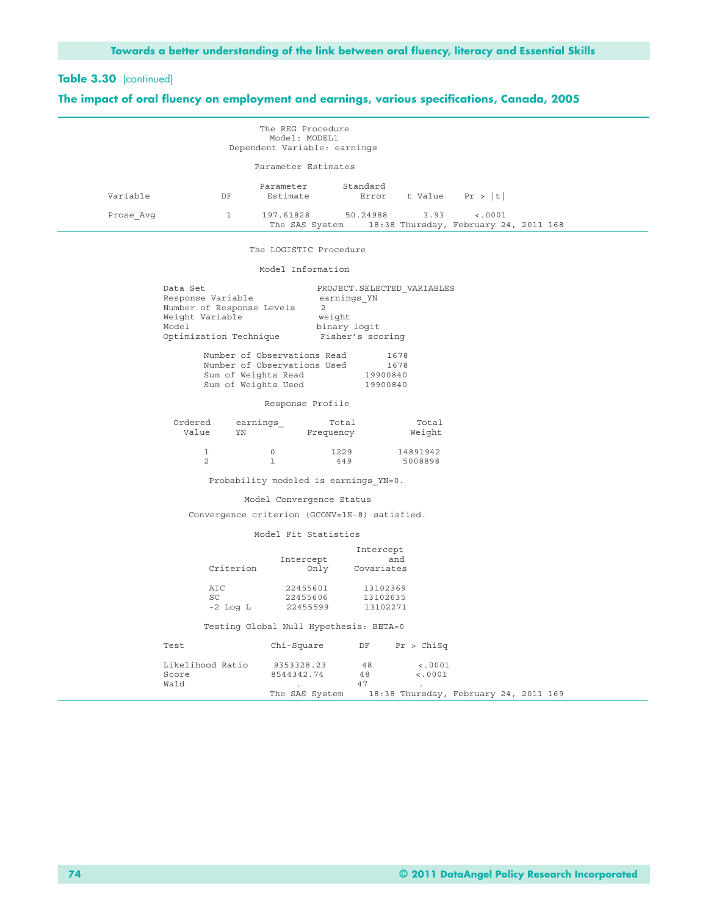**Table 3.30** (continued)

**The impact of oral fluency on employment and earnings, various specifications, Canada, 2005**

```
                         The REG Procedure
                           Model: MODEL1
                   Dependent Variable: earnings

                        Parameter Estimates

                          Parameter       Standard
Variable          DF       Estimate          Error    t Value    Pr > |t|

Prose_Avg          1      197.61828       50.24988       3.93      <.0001
                           The SAS System     18:38 Thursday, February 24, 2011 168
```

```
                       The LOGISTIC Procedure

                         Model Information

Data Set                      PROJECT.SELECTED_VARIABLES
Response Variable              earnings_YN
Number of Response Levels      2
Weight Variable                weight
Model                         binary logit
Optimization Technique         Fisher's scoring

        Number of Observations Read        1678
        Number of Observations Used        1678
        Sum of Weights Read            19900840
        Sum of Weights Used            19900840

                          Response Profile

  Ordered     earnings_         Total            Total
    Value     YN            Frequency           Weight

        1          0             1229         14891942
        2          1              449          5008898

          Probability modeled is earnings_YN=0.

                  Model Convergence Status

     Convergence criterion (GCONV=1E-8) satisfied.

                    Model Fit Statistics

                                        Intercept
                        Intercept             and
         Criterion           Only      Covariates

         AIC             22455601        13102369
         SC              22455606        13102635
         -2 Log L        22455599        13102271

        Testing Global Null Hypothesis: BETA=0

Test                 Chi-Square       DF     Pr > ChiSq

Likelihood Ratio     9353328.23       48         <.0001
Score                8544342.74       48         <.0001
Wald                      .           47           .
                           The SAS System     18:38 Thursday, February 24, 2011 169
```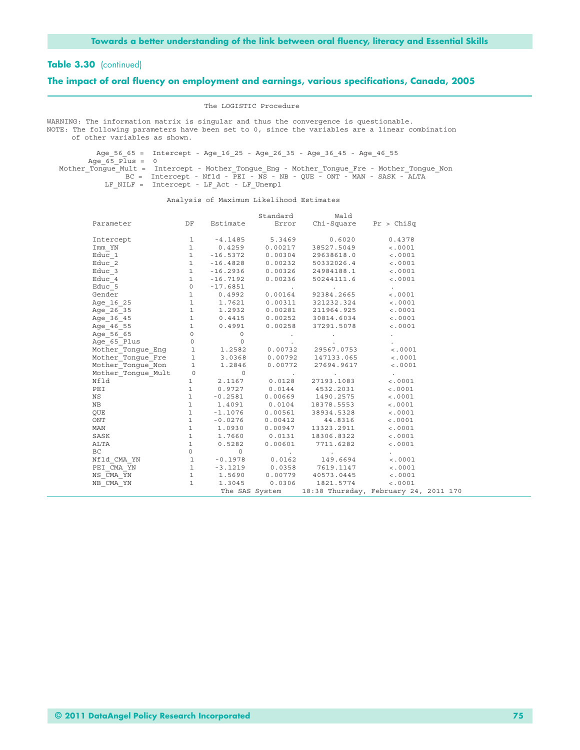**Table 3.30** (continued)

**The impact of oral fluency on employment and earnings, various specifications, Canada, 2005**

The LOGISTIC Procedure

```
WARNING: The information matrix is singular and thus the convergence is questionable.
NOTE: The following parameters have been set to 0, since the variables are a linear combination
      of other variables as shown.

         Age_56_65 =  Intercept - Age_16_25 - Age_26_35 - Age_36_45 - Age_46_55
       Age_65_Plus =  0
  Mother_Tongue_Mult =  Intercept - Mother_Tongue_Eng - Mother_Tongue_Fre - Mother_Tongue_Non
                BC =  Intercept - Nfld - PEI - NS - NB - QUE - ONT - MAN - SASK - ALTA
           LF_NILF =  Intercept - LF_Act - LF_Unempl
```

Analysis of Maximum Likelihood Estimates

| Parameter | DF | Estimate | Standard Error | Wald Chi-Square | Pr > ChiSq |
|---|---|---|---|---|---|
| Intercept | 1 | -4.1485 | 5.3469 | 0.6020 | 0.4378 |
| Imm_YN | 1 | 0.4259 | 0.00217 | 38527.5049 | <.0001 |
| Educ_1 | 1 | -16.5372 | 0.00304 | 29638618.0 | <.0001 |
| Educ_2 | 1 | -16.4828 | 0.00232 | 50332026.4 | <.0001 |
| Educ_3 | 1 | -16.2936 | 0.00326 | 24984188.1 | <.0001 |
| Educ_4 | 1 | -16.7192 | 0.00236 | 50244111.6 | <.0001 |
| Educ_5 | 0 | -17.6851 | . | . | . |
| Gender | 1 | 0.4992 | 0.00164 | 92384.2665 | <.0001 |
| Age_16_25 | 1 | 1.7621 | 0.00311 | 321232.324 | <.0001 |
| Age_26_35 | 1 | 1.2932 | 0.00281 | 211964.925 | <.0001 |
| Age_36_45 | 1 | 0.4415 | 0.00252 | 30814.6034 | <.0001 |
| Age_46_55 | 1 | 0.4991 | 0.00258 | 37291.5078 | <.0001 |
| Age_56_65 | 0 | 0 | . | . | . |
| Age_65_Plus | 0 | 0 | . | . | . |
| Mother_Tongue_Eng | 1 | 1.2582 | 0.00732 | 29567.0753 | <.0001 |
| Mother_Tongue_Fre | 1 | 3.0368 | 0.00792 | 147133.065 | <.0001 |
| Mother_Tongue_Non | 1 | 1.2846 | 0.00772 | 27694.9617 | <.0001 |
| Mother_Tongue_Mult | 0 | 0 | . | . | . |
| Nfld | 1 | 2.1167 | 0.0128 | 27193.1083 | <.0001 |
| PEI | 1 | 0.9727 | 0.0144 | 4532.2031 | <.0001 |
| NS | 1 | -0.2581 | 0.00669 | 1490.2575 | <.0001 |
| NB | 1 | 1.4091 | 0.0104 | 18378.5553 | <.0001 |
| QUE | 1 | -1.1076 | 0.00561 | 38934.5328 | <.0001 |
| ONT | 1 | -0.0276 | 0.00412 | 44.8316 | <.0001 |
| MAN | 1 | 1.0930 | 0.00947 | 13323.2911 | <.0001 |
| SASK | 1 | 1.7660 | 0.0131 | 18306.8322 | <.0001 |
| ALTA | 1 | 0.5282 | 0.00601 | 7711.6282 | <.0001 |
| BC | 0 | 0 | . | . | . |
| Nfld_CMA_YN | 1 | -0.1978 | 0.0162 | 149.6694 | <.0001 |
| PEI_CMA_YN | 1 | -3.1219 | 0.0358 | 7619.1147 | <.0001 |
| NS_CMA_YN | 1 | 1.5690 | 0.00779 | 40573.0445 | <.0001 |
| NB_CMA_YN | 1 | 1.3045 | 0.0306 | 1821.5774 | <.0001 |

The SAS System 18:38 Thursday, February 24, 2011 170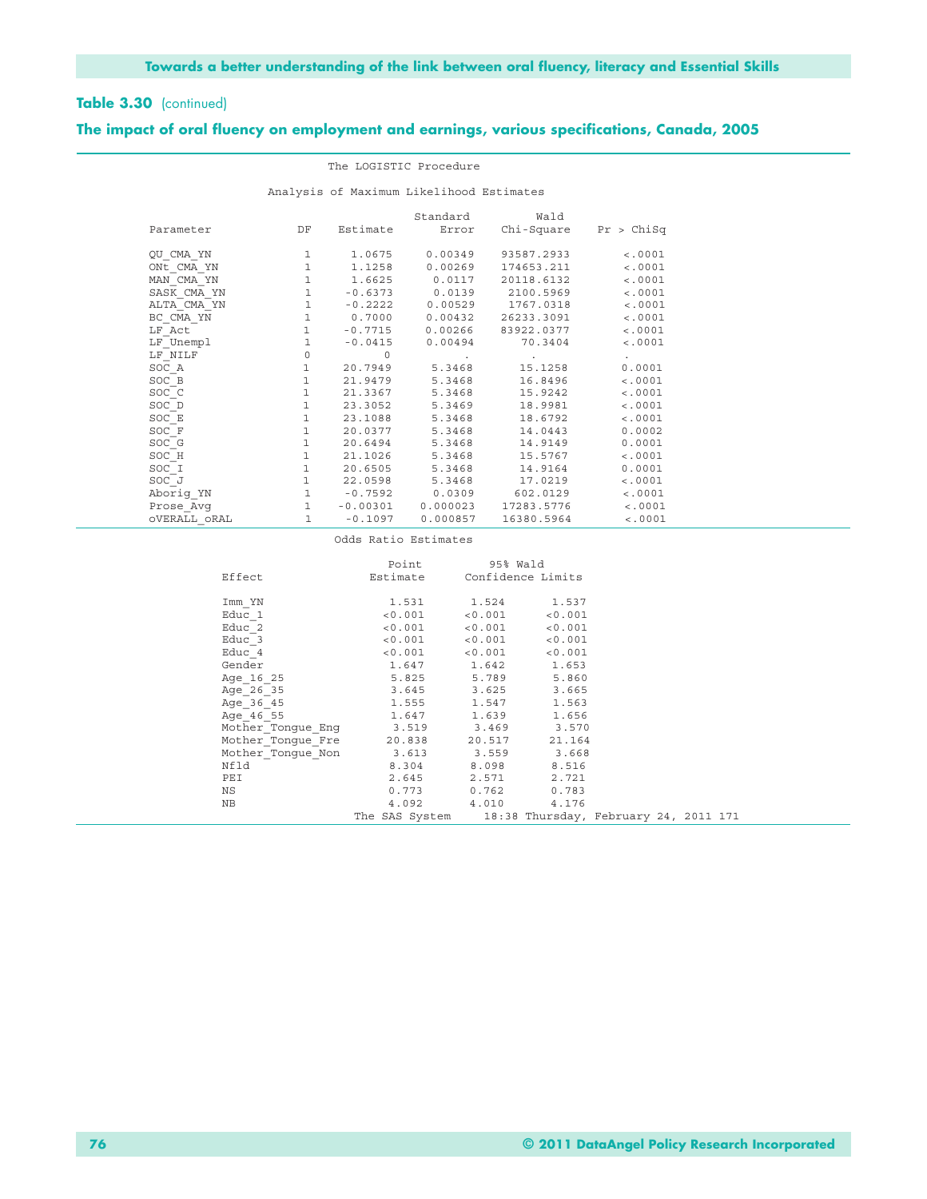**Table 3.30** (continued)

**The impact of oral fluency on employment and earnings, various specifications, Canada, 2005**

The LOGISTIC Procedure

Analysis of Maximum Likelihood Estimates

| Parameter | DF | Estimate | Standard Error | Wald Chi-Square | Pr > ChiSq |
|---|---|---|---|---|---|
| QU_CMA_YN | 1 | 1.0675 | 0.00349 | 93587.2933 | <.0001 |
| ONt_CMA_YN | 1 | 1.1258 | 0.00269 | 174653.211 | <.0001 |
| MAN_CMA_YN | 1 | 1.6625 | 0.0117 | 20118.6132 | <.0001 |
| SASK_CMA_YN | 1 | -0.6373 | 0.0139 | 2100.5969 | <.0001 |
| ALTA_CMA_YN | 1 | -0.2222 | 0.00529 | 1767.0318 | <.0001 |
| BC_CMA_YN | 1 | 0.7000 | 0.00432 | 26233.3091 | <.0001 |
| LF_Act | 1 | -0.7715 | 0.00266 | 83922.0377 | <.0001 |
| LF_Unempl | 1 | -0.0415 | 0.00494 | 70.3404 | <.0001 |
| LF_NILF | 0 | 0 | . | . | . |
| SOC_A | 1 | 20.7949 | 5.3468 | 15.1258 | 0.0001 |
| SOC_B | 1 | 21.9479 | 5.3468 | 16.8496 | <.0001 |
| SOC_C | 1 | 21.3367 | 5.3468 | 15.9242 | <.0001 |
| SOC_D | 1 | 23.3052 | 5.3469 | 18.9981 | <.0001 |
| SOC_E | 1 | 23.1088 | 5.3468 | 18.6792 | <.0001 |
| SOC_F | 1 | 20.0377 | 5.3468 | 14.0443 | 0.0002 |
| SOC_G | 1 | 20.6494 | 5.3468 | 14.9149 | 0.0001 |
| SOC_H | 1 | 21.1026 | 5.3468 | 15.5767 | <.0001 |
| SOC_I | 1 | 20.6505 | 5.3468 | 14.9164 | 0.0001 |
| SOC_J | 1 | 22.0598 | 5.3468 | 17.0219 | <.0001 |
| Aborig_YN | 1 | -0.7592 | 0.0309 | 602.0129 | <.0001 |
| Prose_Avg | 1 | -0.00301 | 0.000023 | 17283.5776 | <.0001 |
| oVERALL_oRAL | 1 | -0.1097 | 0.000857 | 16380.5964 | <.0001 |

Odds Ratio Estimates

| Effect | Point Estimate | 95% Wald Confidence Limits | |
|---|---|---|---|
| Imm_YN | 1.531 | 1.524 | 1.537 |
| Educ_1 | <0.001 | <0.001 | <0.001 |
| Educ_2 | <0.001 | <0.001 | <0.001 |
| Educ_3 | <0.001 | <0.001 | <0.001 |
| Educ_4 | <0.001 | <0.001 | <0.001 |
| Gender | 1.647 | 1.642 | 1.653 |
| Age_16_25 | 5.825 | 5.789 | 5.860 |
| Age_26_35 | 3.645 | 3.625 | 3.665 |
| Age_36_45 | 1.555 | 1.547 | 1.563 |
| Age_46_55 | 1.647 | 1.639 | 1.656 |
| Mother_Tongue_Eng | 3.519 | 3.469 | 3.570 |
| Mother_Tongue_Fre | 20.838 | 20.517 | 21.164 |
| Mother_Tongue_Non | 3.613 | 3.559 | 3.668 |
| Nfld | 8.304 | 8.098 | 8.516 |
| PEI | 2.645 | 2.571 | 2.721 |
| NS | 0.773 | 0.762 | 0.783 |
| NB | 4.092 | 4.010 | 4.176 |

The SAS System 18:38 Thursday, February 24, 2011 171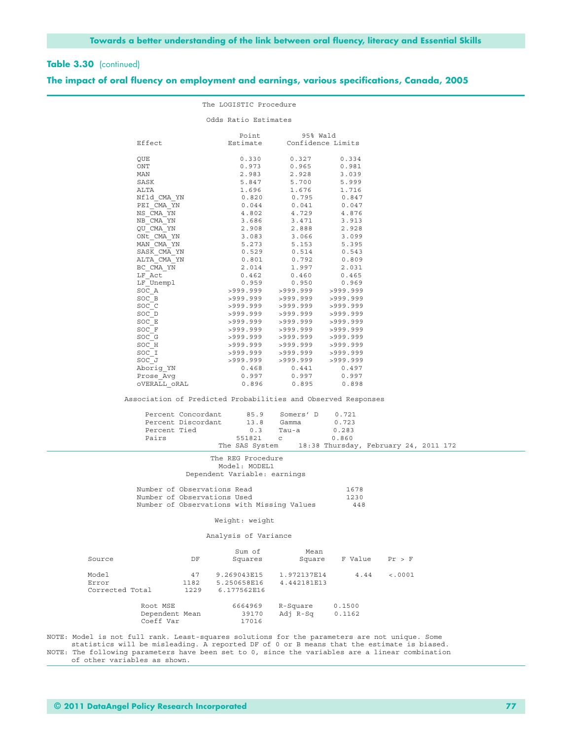**Table 3.30** (continued)

**The impact of oral fluency on employment and earnings, various specifications, Canada, 2005**

The LOGISTIC Procedure

Odds Ratio Estimates

| Effect | Point Estimate | 95% Wald Confidence Limits | |
|---|---|---|---|
| QUE | 0.330 | 0.327 | 0.334 |
| ONT | 0.973 | 0.965 | 0.981 |
| MAN | 2.983 | 2.928 | 3.039 |
| SASK | 5.847 | 5.700 | 5.999 |
| ALTA | 1.696 | 1.676 | 1.716 |
| Nfld_CMA_YN | 0.820 | 0.795 | 0.847 |
| PEI_CMA_YN | 0.044 | 0.041 | 0.047 |
| NS_CMA_YN | 4.802 | 4.729 | 4.876 |
| NB_CMA_YN | 3.686 | 3.471 | 3.913 |
| QU_CMA_YN | 2.908 | 2.888 | 2.928 |
| ONt_CMA_YN | 3.083 | 3.066 | 3.099 |
| MAN_CMA_YN | 5.273 | 5.153 | 5.395 |
| SASK_CMA_YN | 0.529 | 0.514 | 0.543 |
| ALTA_CMA_YN | 0.801 | 0.792 | 0.809 |
| BC_CMA_YN | 2.014 | 1.997 | 2.031 |
| LF_Act | 0.462 | 0.460 | 0.465 |
| LF_Unempl | 0.959 | 0.950 | 0.969 |
| SOC_A | >999.999 | >999.999 | >999.999 |
| SOC_B | >999.999 | >999.999 | >999.999 |
| SOC_C | >999.999 | >999.999 | >999.999 |
| SOC_D | >999.999 | >999.999 | >999.999 |
| SOC_E | >999.999 | >999.999 | >999.999 |
| SOC_F | >999.999 | >999.999 | >999.999 |
| SOC_G | >999.999 | >999.999 | >999.999 |
| SOC_H | >999.999 | >999.999 | >999.999 |
| SOC_I | >999.999 | >999.999 | >999.999 |
| SOC_J | >999.999 | >999.999 | >999.999 |
| Aborig_YN | 0.468 | 0.441 | 0.497 |
| Prose_Avg | 0.997 | 0.997 | 0.997 |
| oVERALL_oRAL | 0.896 | 0.895 | 0.898 |

Association of Predicted Probabilities and Observed Responses

| | | | |
|---|---|---|---|
| Percent Concordant | 85.9 | Somers' D | 0.721 |
| Percent Discordant | 13.8 | Gamma | 0.723 |
| Percent Tied | 0.3 | Tau-a | 0.283 |
| Pairs | 551821 | c | 0.860 |

The SAS System 18:38 Thursday, February 24, 2011 172

The REG Procedure
Model: MODEL1
Dependent Variable: earnings

| | |
|---|---|
| Number of Observations Read | 1678 |
| Number of Observations Used | 1230 |
| Number of Observations with Missing Values | 448 |

Weight: weight

Analysis of Variance

| Source | DF | Sum of Squares | Mean Square | F Value | Pr > F |
|---|---|---|---|---|---|
| Model | 47 | 9.269043E15 | 1.972137E14 | 4.44 | <.0001 |
| Error | 1182 | 5.250658E16 | 4.442181E13 | | |
| Corrected Total | 1229 | 6.177562E16 | | | |

| | | | |
|---|---|---|---|
| Root MSE | 6664969 | R-Square | 0.1500 |
| Dependent Mean | 39170 | Adj R-Sq | 0.1162 |
| Coeff Var | 17016 | | |

NOTE: Model is not full rank. Least-squares solutions for the parameters are not unique. Some statistics will be misleading. A reported DF of 0 or B means that the estimate is biased.
NOTE: The following parameters have been set to 0, since the variables are a linear combination of other variables as shown.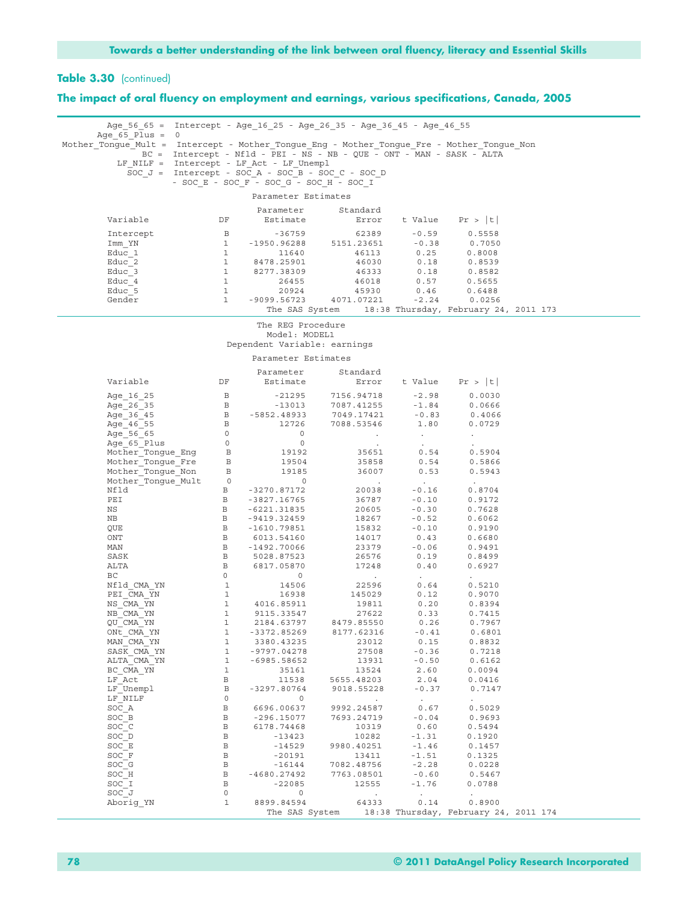## Table 3.30 (continued)

## The impact of oral fluency on employment and earnings, various specifications, Canada, 2005

```
      Age_56_65 =  Intercept - Age_16_25 - Age_26_35 - Age_36_45 - Age_46_55
    Age_65_Plus =  0
Mother_Tongue_Mult =  Intercept - Mother_Tongue_Eng - Mother_Tongue_Fre - Mother_Tongue_Non
             BC =  Intercept - Nfld - PEI - NS - NB - QUE - ONT - MAN - SASK - ALTA
        LF_NILF =  Intercept - LF_Act - LF_Unempl
          SOC_J =  Intercept - SOC_A - SOC_B - SOC_C - SOC_D
                   - SOC_E - SOC_F - SOC_G - SOC_H - SOC_I
```

Parameter Estimates

| Variable | DF | Parameter Estimate | Standard Error | t Value | Pr > \|t\| |
|---|---|---|---|---|---|
| Intercept | B | -36759 | 62389 | -0.59 | 0.5558 |
| Imm_YN | 1 | -1950.96288 | 5151.23651 | -0.38 | 0.7050 |
| Educ_1 | 1 | 11640 | 46113 | 0.25 | 0.8008 |
| Educ_2 | 1 | 8478.25901 | 46030 | 0.18 | 0.8539 |
| Educ_3 | 1 | 8277.38309 | 46333 | 0.18 | 0.8582 |
| Educ_4 | 1 | 26455 | 46018 | 0.57 | 0.5655 |
| Educ_5 | 1 | 20924 | 45930 | 0.46 | 0.6488 |
| Gender | 1 | -9099.56723 | 4071.07221 | -2.24 | 0.0256 |

The SAS System 18:38 Thursday, February 24, 2011 173

The REG Procedure
Model: MODEL1
Dependent Variable: earnings

Parameter Estimates

| Variable | DF | Parameter Estimate | Standard Error | t Value | Pr > \|t\| |
|---|---|---|---|---|---|
| Age_16_25 | B | -21295 | 7156.94718 | -2.98 | 0.0030 |
| Age_26_35 | B | -13013 | 7087.41255 | -1.84 | 0.0666 |
| Age_36_45 | B | -5852.48933 | 7049.17421 | -0.83 | 0.4066 |
| Age_46_55 | B | 12726 | 7088.53546 | 1.80 | 0.0729 |
| Age_56_65 | 0 | 0 | . | . | . |
| Age_65_Plus | 0 | 0 | . | . | . |
| Mother_Tongue_Eng | B | 19192 | 35651 | 0.54 | 0.5904 |
| Mother_Tongue_Fre | B | 19504 | 35858 | 0.54 | 0.5866 |
| Mother_Tongue_Non | B | 19185 | 36007 | 0.53 | 0.5943 |
| Mother_Tongue_Mult | 0 | 0 | . | . | . |
| Nfld | B | -3270.87172 | 20038 | -0.16 | 0.8704 |
| PEI | B | -3827.16765 | 36787 | -0.10 | 0.9172 |
| NS | B | -6221.31835 | 20605 | -0.30 | 0.7628 |
| NB | B | -9419.32459 | 18267 | -0.52 | 0.6062 |
| QUE | B | -1610.79851 | 15832 | -0.10 | 0.9190 |
| ONT | B | 6013.54160 | 14017 | 0.43 | 0.6680 |
| MAN | B | -1492.70066 | 23379 | -0.06 | 0.9491 |
| SASK | B | 5028.87523 | 26576 | 0.19 | 0.8499 |
| ALTA | B | 6817.05870 | 17248 | 0.40 | 0.6927 |
| BC | 0 | 0 | . | . | . |
| Nfld_CMA_YN | 1 | 14506 | 22596 | 0.64 | 0.5210 |
| PEI_CMA_YN | 1 | 16938 | 145029 | 0.12 | 0.9070 |
| NS_CMA_YN | 1 | 4016.85911 | 19811 | 0.20 | 0.8394 |
| NB_CMA_YN | 1 | 9115.33547 | 27622 | 0.33 | 0.7415 |
| QU_CMA_YN | 1 | 2184.63797 | 8479.85550 | 0.26 | 0.7967 |
| ONt_CMA_YN | 1 | -3372.85269 | 8177.62316 | -0.41 | 0.6801 |
| MAN_CMA_YN | 1 | 3380.43235 | 23012 | 0.15 | 0.8832 |
| SASK_CMA_YN | 1 | -9797.04278 | 27508 | -0.36 | 0.7218 |
| ALTA_CMA_YN | 1 | -6985.58652 | 13931 | -0.50 | 0.6162 |
| BC_CMA_YN | 1 | 35161 | 13524 | 2.60 | 0.0094 |
| LF_Act | B | 11538 | 5655.48203 | 2.04 | 0.0416 |
| LF_Unempl | B | -3297.80764 | 9018.55228 | -0.37 | 0.7147 |
| LF_NILF | 0 | 0 | . | . | . |
| SOC_A | B | 6696.00637 | 9992.24587 | 0.67 | 0.5029 |
| SOC_B | B | -296.15077 | 7693.24719 | -0.04 | 0.9693 |
| SOC_C | B | 6178.74468 | 10319 | 0.60 | 0.5494 |
| SOC_D | B | -13423 | 10282 | -1.31 | 0.1920 |
| SOC_E | B | -14529 | 9980.40251 | -1.46 | 0.1457 |
| SOC_F | B | -20191 | 13411 | -1.51 | 0.1325 |
| SOC_G | B | -16144 | 7082.48756 | -2.28 | 0.0228 |
| SOC_H | B | -4680.27492 | 7763.08501 | -0.60 | 0.5467 |
| SOC_I | B | -22085 | 12555 | -1.76 | 0.0788 |
| SOC_J | 0 | 0 | . | . | . |
| Aborig_YN | 1 | 8899.84594 | 64333 | 0.14 | 0.8900 |

The SAS System 18:38 Thursday, February 24, 2011 174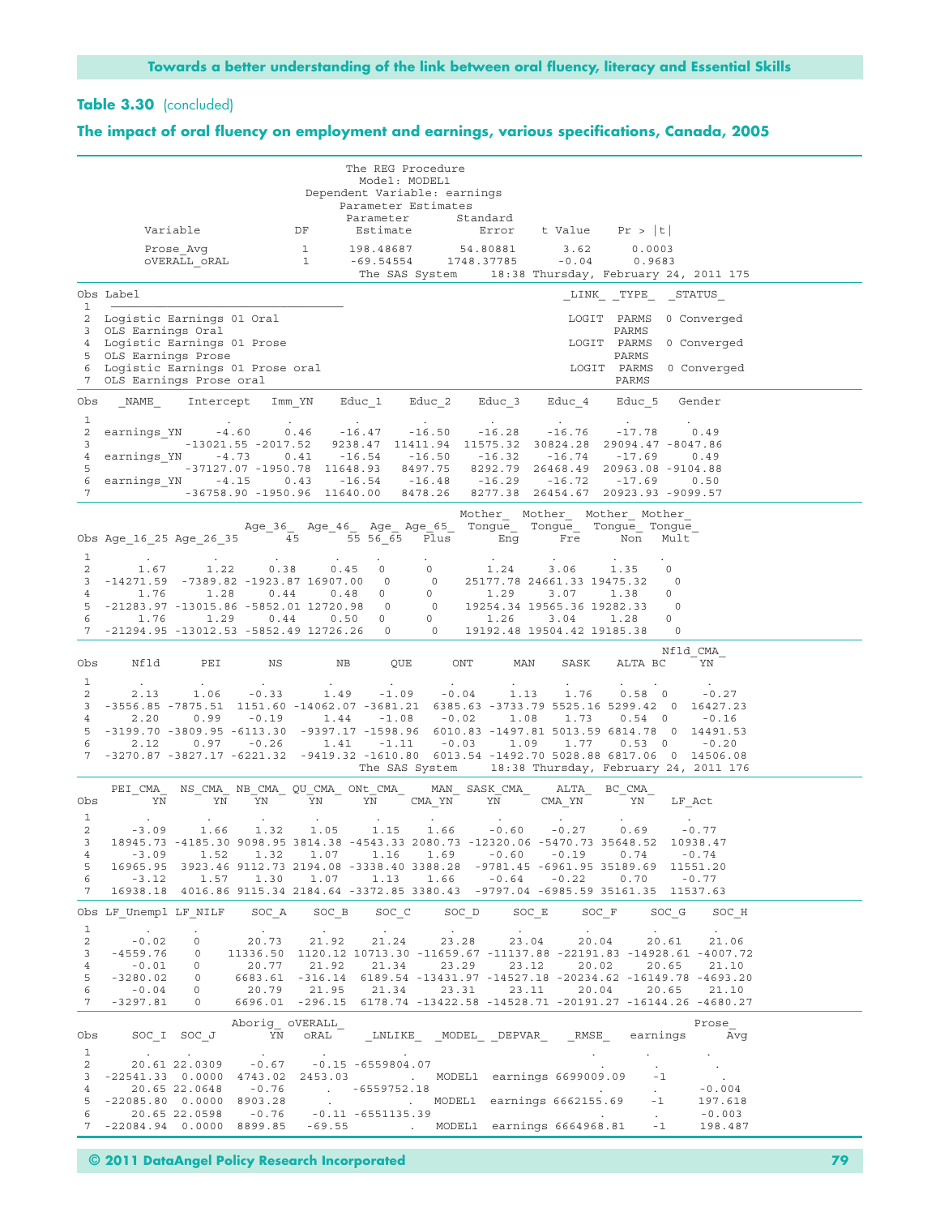## Table 3.30 (concluded)

## The impact of oral fluency on employment and earnings, various specifications, Canada, 2005

The REG Procedure
Model: MODEL1
Dependent Variable: earnings
Parameter Estimates

| Variable | DF | Parameter Estimate | Standard Error | t Value | Pr > \|t\| |
|---|---|---|---|---|---|
| Prose_Avg | 1 | 198.48687 | 54.80881 | 3.62 | 0.0003 |
| oVERALL_oRAL | 1 | -69.54554 | 1748.37785 | -0.04 | 0.9683 |

The SAS System 18:38 Thursday, February 24, 2011 175

| Obs | Label | _LINK_ | _TYPE_ | _STATUS_ |
|---|---|---|---|---|
| 1 | | | | |
| 2 | Logistic Earnings 01 Oral | LOGIT | PARMS | 0 Converged |
| 3 | OLS Earnings Oral | | PARMS | |
| 4 | Logistic Earnings 01 Prose | LOGIT | PARMS | 0 Converged |
| 5 | OLS Earnings Prose | | PARMS | |
| 6 | Logistic Earnings 01 Prose oral | LOGIT | PARMS | 0 Converged |
| 7 | OLS Earnings Prose oral | | PARMS | |

| Obs | _NAME_ | Intercept | Imm_YN | Educ_1 | Educ_2 | Educ_3 | Educ_4 | Educ_5 | Gender |
|---|---|---|---|---|---|---|---|---|---|
| 1 | | . | . | . | . | . | . | . | . |
| 2 | earnings_YN | -4.60 | 0.46 | -16.47 | -16.50 | -16.28 | -16.76 | -17.78 | 0.49 |
| 3 | | -13021.55 | -2017.52 | 9238.47 | 11411.94 | 11575.32 | 30824.28 | 29094.47 | -8047.86 |
| 4 | earnings_YN | -4.73 | 0.41 | -16.54 | -16.50 | -16.32 | -16.74 | -17.69 | 0.49 |
| 5 | | -37127.07 | -1950.78 | 11648.93 | 8497.75 | 8292.79 | 26468.49 | 20963.08 | -9104.88 |
| 6 | earnings_YN | -4.15 | 0.43 | -16.54 | -16.48 | -16.29 | -16.72 | -17.69 | 0.50 |
| 7 | | -36758.90 | -1950.96 | 11640.00 | 8478.26 | 8277.38 | 26454.67 | 20923.93 | -9099.57 |

| Obs | Age_16_25 | Age_26_35 | Age_36_45 | Age_46_55 | Age_56_65 | Age_65_Plus | Mother_Tongue_Eng | Mother_Tongue_Fre | Mother_Tongue_Non | Mother_Tongue_Mult |
|---|---|---|---|---|---|---|---|---|---|---|
| 1 | . | . | . | . | . | . | . | . | . | . |
| 2 | 1.67 | 1.22 | 0.38 | 0.45 | 0 | 0 | 1.24 | 3.06 | 1.35 | 0 |
| 3 | -14271.59 | -7389.82 | -1923.87 | 16907.00 | 0 | 0 | 25177.78 | 24661.33 | 19475.32 | 0 |
| 4 | 1.76 | 1.28 | 0.44 | 0.48 | 0 | 0 | 1.29 | 3.07 | 1.38 | 0 |
| 5 | -21283.97 | -13015.86 | -5852.01 | 12720.98 | 0 | 0 | 19254.34 | 19565.36 | 19282.33 | 0 |
| 6 | 1.76 | 1.29 | 0.44 | 0.50 | 0 | 0 | 1.26 | 3.04 | 1.28 | 0 |
| 7 | -21294.95 | -13012.53 | -5852.49 | 12726.26 | 0 | 0 | 19192.48 | 19504.42 | 19185.38 | 0 |

| Obs | Nfld | PEI | NS | NB | QUE | ONT | MAN | SASK | ALTA | BC | Nfld_CMA_YN |
|---|---|---|---|---|---|---|---|---|---|---|---|
| 1 | . | . | . | . | . | . | . | . | . | . | . |
| 2 | 2.13 | 1.06 | -0.33 | 1.49 | -1.09 | -0.04 | 1.13 | 1.76 | 0.58 | 0 | -0.27 |
| 3 | -3556.85 | -7875.51 | 1151.60 | -14062.07 | -3681.21 | 6385.63 | -3733.79 | 5525.16 | 5299.42 | 0 | 16427.23 |
| 4 | 2.20 | 0.99 | -0.19 | 1.44 | -1.08 | -0.02 | 1.08 | 1.73 | 0.54 | 0 | -0.16 |
| 5 | -3199.70 | -3809.95 | -6113.30 | -9397.17 | -1598.96 | 6010.83 | -1497.81 | 5013.59 | 6814.78 | 0 | 14491.53 |
| 6 | 2.12 | 0.97 | -0.26 | 1.41 | -1.11 | -0.03 | 1.09 | 1.77 | 0.53 | 0 | -0.20 |
| 7 | -3270.87 | -3827.17 | -6221.32 | -9419.32 | -1610.80 | 6013.54 | -1492.70 | 5028.88 | 6817.06 | 0 | 14506.08 |

The SAS System 18:38 Thursday, February 24, 2011 176

| Obs | PEI_CMA_YN | NS_CMA_YN | NB_CMA_YN | QU_CMA_YN | ONt_CMA_YN | MAN_CMA_YN | SASK_CMA_YN | ALTA_CMA_YN | BC_CMA_YN | LF_Act |
|---|---|---|---|---|---|---|---|---|---|---|
| 1 | . | . | . | . | . | . | . | . | . | . |
| 2 | -3.09 | 1.66 | 1.32 | 1.05 | 1.15 | 1.66 | -0.60 | -0.27 | 0.69 | -0.77 |
| 3 | 18945.73 | -4185.30 | 9098.95 | 3814.38 | -4543.33 | 2080.73 | -12320.06 | -5470.73 | 35648.52 | 10938.47 |
| 4 | -3.09 | 1.52 | 1.32 | 1.07 | 1.16 | 1.69 | -0.60 | -0.19 | 0.74 | -0.74 |
| 5 | 16965.95 | 3923.46 | 9112.73 | 2194.08 | -3338.40 | 3388.28 | -9781.45 | -6961.95 | 35189.69 | 11551.20 |
| 6 | -3.12 | 1.57 | 1.30 | 1.07 | 1.13 | 1.66 | -0.64 | -0.22 | 0.70 | -0.77 |
| 7 | 16938.18 | 4016.86 | 9115.34 | 2184.64 | -3372.85 | 3380.43 | -9797.04 | -6985.59 | 35161.35 | 11537.63 |

| Obs | LF_Unempl | LF_NILF | SOC_A | SOC_B | SOC_C | SOC_D | SOC_E | SOC_F | SOC_G | SOC_H |
|---|---|---|---|---|---|---|---|---|---|---|
| 1 | . | . | . | . | . | . | . | . | . | . |
| 2 | -0.02 | 0 | 20.73 | 21.92 | 21.24 | 23.28 | 23.04 | 20.04 | 20.61 | 21.06 |
| 3 | -4559.76 | 0 | 11336.50 | 1120.12 | 10713.30 | -11659.67 | -11137.88 | -22191.83 | -14928.61 | -4007.72 |
| 4 | -0.01 | 0 | 20.77 | 21.92 | 21.34 | 23.29 | 23.12 | 20.02 | 20.65 | 21.10 |
| 5 | -3280.02 | 0 | 6683.61 | -316.14 | 6189.54 | -13431.97 | -14527.18 | -20234.62 | -16149.78 | -4693.20 |
| 6 | -0.04 | 0 | 20.79 | 21.95 | 21.34 | 23.31 | 23.11 | 20.04 | 20.65 | 21.10 |
| 7 | -3297.81 | 0 | 6696.01 | -296.15 | 6178.74 | -13422.58 | -14528.71 | -20191.27 | -16144.26 | -4680.27 |

| Obs | SOC_I | SOC_J | Aborig_YN | oVERALL_oRAL | _LNLIKE_ | _MODEL_ | _DEPVAR_ | _RMSE_ | earnings | Prose_Avg |
|---|---|---|---|---|---|---|---|---|---|---|
| 1 | . | . | . | . | . | | | . | . | . |
| 2 | 20.61 | 22.0309 | -0.67 | -0.15 | -6559804.07 | | | . | . | . |
| 3 | -22541.33 | 0.0000 | 4743.02 | 2453.03 | . | MODEL1 | earnings | 6699009.09 | -1 | . |
| 4 | 20.65 | 22.0648 | -0.76 | . | -6559752.18 | | | . | . | -0.004 |
| 5 | -22085.80 | 0.0000 | 8903.28 | . | . | MODEL1 | earnings | 6662155.69 | -1 | 197.618 |
| 6 | 20.65 | 22.0598 | -0.76 | -0.11 | -6551135.39 | | | . | . | -0.003 |
| 7 | -22084.94 | 0.0000 | 8899.85 | -69.55 | . | MODEL1 | earnings | 6664968.81 | -1 | 198.487 |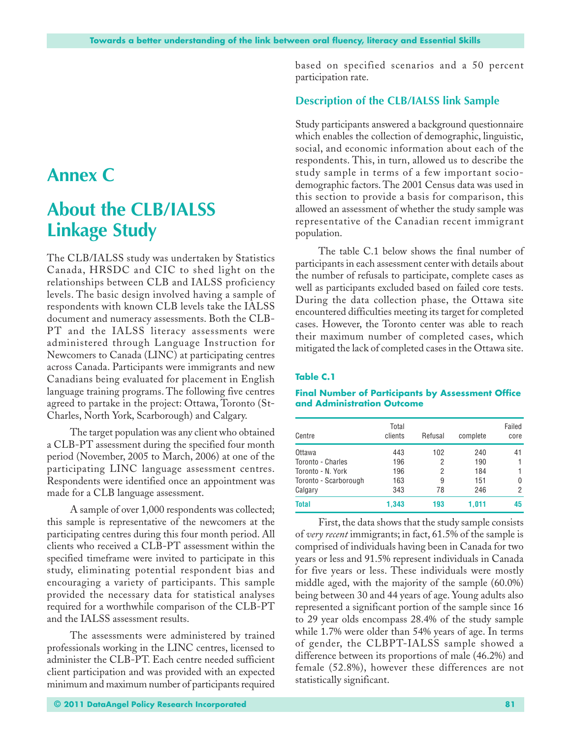# Annex C

# About the CLB/IALSS Linkage Study

The CLB/IALSS study was undertaken by Statistics Canada, HRSDC and CIC to shed light on the relationships between CLB and IALSS proficiency levels. The basic design involved having a sample of respondents with known CLB levels take the IALSS document and numeracy assessments. Both the CLB-PT and the IALSS literacy assessments were administered through Language Instruction for Newcomers to Canada (LINC) at participating centres across Canada. Participants were immigrants and new Canadians being evaluated for placement in English language training programs. The following five centres agreed to partake in the project: Ottawa, Toronto (St-Charles, North York, Scarborough) and Calgary.

The target population was any client who obtained a CLB-PT assessment during the specified four month period (November, 2005 to March, 2006) at one of the participating LINC language assessment centres. Respondents were identified once an appointment was made for a CLB language assessment.

A sample of over 1,000 respondents was collected; this sample is representative of the newcomers at the participating centres during this four month period. All clients who received a CLB-PT assessment within the specified timeframe were invited to participate in this study, eliminating potential respondent bias and encouraging a variety of participants. This sample provided the necessary data for statistical analyses required for a worthwhile comparison of the CLB-PT and the IALSS assessment results.

The assessments were administered by trained professionals working in the LINC centres, licensed to administer the CLB-PT. Each centre needed sufficient client participation and was provided with an expected minimum and maximum number of participants required based on specified scenarios and a 50 percent participation rate.

## Description of the CLB/IALSS link Sample

Study participants answered a background questionnaire which enables the collection of demographic, linguistic, social, and economic information about each of the respondents. This, in turn, allowed us to describe the study sample in terms of a few important socio-demographic factors. The 2001 Census data was used in this section to provide a basis for comparison, this allowed an assessment of whether the study sample was representative of the Canadian recent immigrant population.

The table C.1 below shows the final number of participants in each assessment center with details about the number of refusals to participate, complete cases as well as participants excluded based on failed core tests. During the data collection phase, the Ottawa site encountered difficulties meeting its target for completed cases. However, the Toronto center was able to reach their maximum number of completed cases, which mitigated the lack of completed cases in the Ottawa site.

**Table C.1**

**Final Number of Participants by Assessment Office and Administration Outcome**

| Centre | Total clients | Refusal | complete | Failed core |
|---|---|---|---|---|
| Ottawa | 443 | 102 | 240 | 41 |
| Toronto - Charles | 196 | 2 | 190 | 1 |
| Toronto - N. York | 196 | 2 | 184 | 1 |
| Toronto - Scarborough | 163 | 9 | 151 | 0 |
| Calgary | 343 | 78 | 246 | 2 |
| **Total** | **1,343** | **193** | **1,011** | **45** |

First, the data shows that the study sample consists of *very recent* immigrants; in fact, 61.5% of the sample is comprised of individuals having been in Canada for two years or less and 91.5% represent individuals in Canada for five years or less. These individuals were mostly middle aged, with the majority of the sample (60.0%) being between 30 and 44 years of age. Young adults also represented a significant portion of the sample since 16 to 29 year olds encompass 28.4% of the study sample while 1.7% were older than 54% years of age. In terms of gender, the CLBPT-IALSS sample showed a difference between its proportions of male (46.2%) and female (52.8%), however these differences are not statistically significant.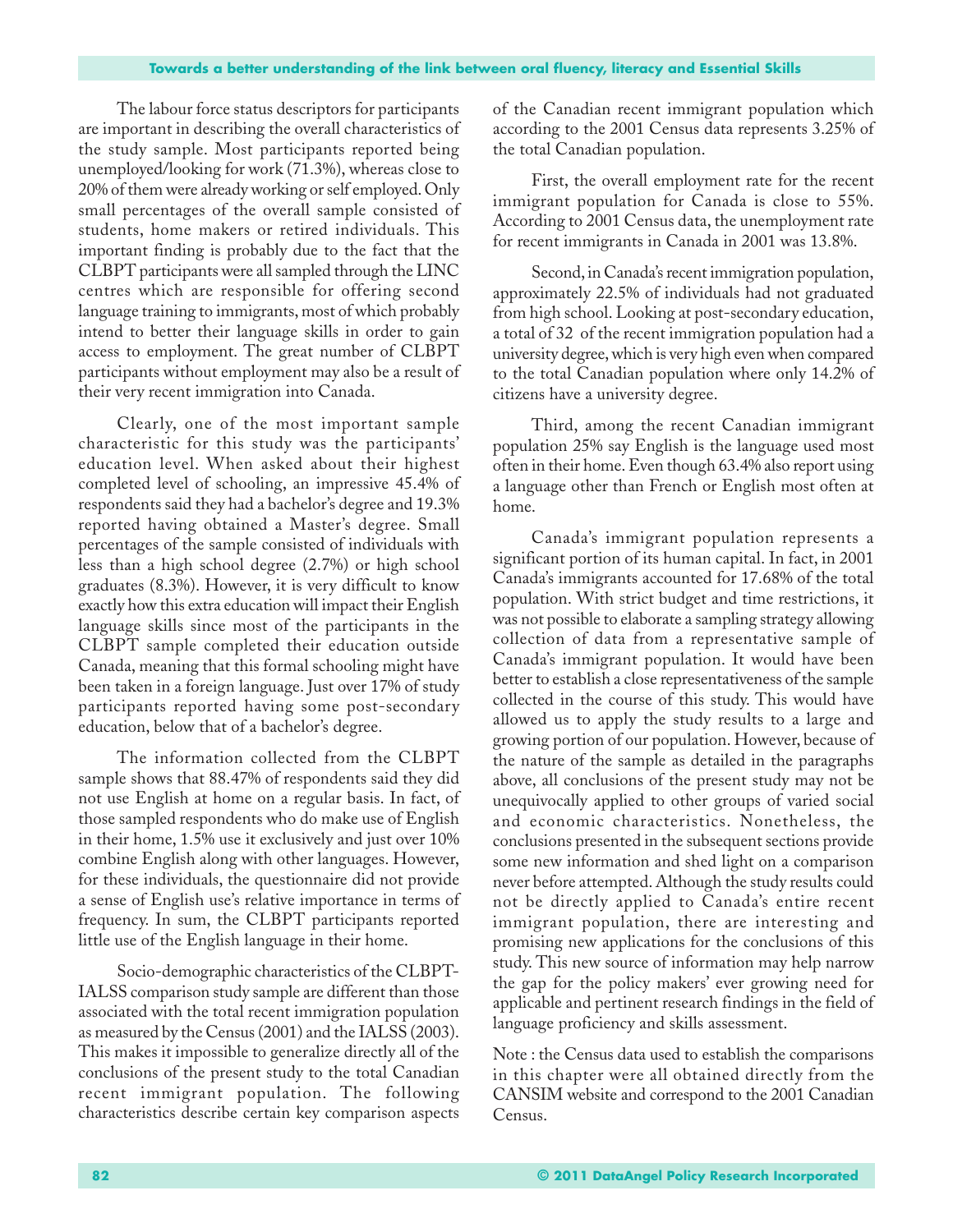The labour force status descriptors for participants are important in describing the overall characteristics of the study sample. Most participants reported being unemployed/looking for work (71.3%), whereas close to 20% of them were already working or self employed. Only small percentages of the overall sample consisted of students, home makers or retired individuals. This important finding is probably due to the fact that the CLBPT participants were all sampled through the LINC centres which are responsible for offering second language training to immigrants, most of which probably intend to better their language skills in order to gain access to employment. The great number of CLBPT participants without employment may also be a result of their very recent immigration into Canada.

Clearly, one of the most important sample characteristic for this study was the participants' education level. When asked about their highest completed level of schooling, an impressive 45.4% of respondents said they had a bachelor's degree and 19.3% reported having obtained a Master's degree. Small percentages of the sample consisted of individuals with less than a high school degree (2.7%) or high school graduates (8.3%). However, it is very difficult to know exactly how this extra education will impact their English language skills since most of the participants in the CLBPT sample completed their education outside Canada, meaning that this formal schooling might have been taken in a foreign language. Just over 17% of study participants reported having some post-secondary education, below that of a bachelor's degree.

The information collected from the CLBPT sample shows that 88.47% of respondents said they did not use English at home on a regular basis. In fact, of those sampled respondents who do make use of English in their home, 1.5% use it exclusively and just over 10% combine English along with other languages. However, for these individuals, the questionnaire did not provide a sense of English use's relative importance in terms of frequency. In sum, the CLBPT participants reported little use of the English language in their home.

Socio-demographic characteristics of the CLBPT-IALSS comparison study sample are different than those associated with the total recent immigration population as measured by the Census (2001) and the IALSS (2003). This makes it impossible to generalize directly all of the conclusions of the present study to the total Canadian recent immigrant population. The following characteristics describe certain key comparison aspects of the Canadian recent immigrant population which according to the 2001 Census data represents 3.25% of the total Canadian population.

First, the overall employment rate for the recent immigrant population for Canada is close to 55%. According to 2001 Census data, the unemployment rate for recent immigrants in Canada in 2001 was 13.8%.

Second, in Canada's recent immigration population, approximately 22.5% of individuals had not graduated from high school. Looking at post-secondary education, a total of 32 of the recent immigration population had a university degree, which is very high even when compared to the total Canadian population where only 14.2% of citizens have a university degree.

Third, among the recent Canadian immigrant population 25% say English is the language used most often in their home. Even though 63.4% also report using a language other than French or English most often at home.

Canada's immigrant population represents a significant portion of its human capital. In fact, in 2001 Canada's immigrants accounted for 17.68% of the total population. With strict budget and time restrictions, it was not possible to elaborate a sampling strategy allowing collection of data from a representative sample of Canada's immigrant population. It would have been better to establish a close representativeness of the sample collected in the course of this study. This would have allowed us to apply the study results to a large and growing portion of our population. However, because of the nature of the sample as detailed in the paragraphs above, all conclusions of the present study may not be unequivocally applied to other groups of varied social and economic characteristics. Nonetheless, the conclusions presented in the subsequent sections provide some new information and shed light on a comparison never before attempted. Although the study results could not be directly applied to Canada's entire recent immigrant population, there are interesting and promising new applications for the conclusions of this study. This new source of information may help narrow the gap for the policy makers' ever growing need for applicable and pertinent research findings in the field of language proficiency and skills assessment.

Note : the Census data used to establish the comparisons in this chapter were all obtained directly from the CANSIM website and correspond to the 2001 Canadian Census.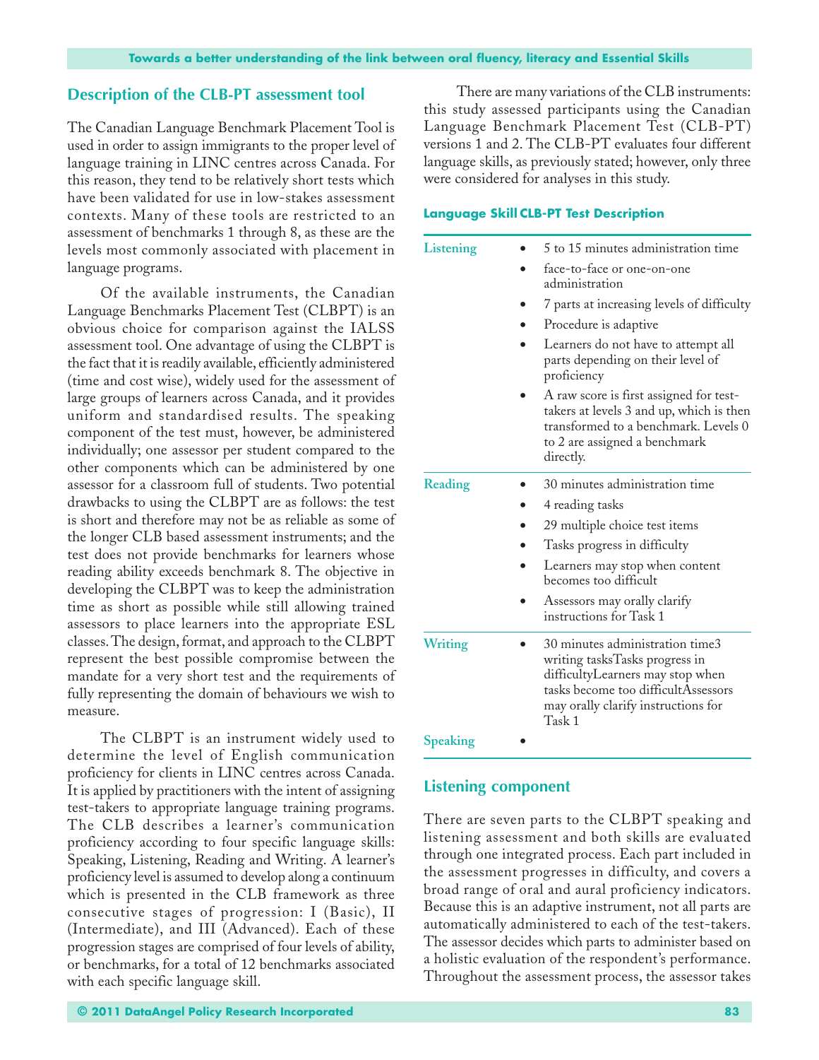## Description of the CLB-PT assessment tool

The Canadian Language Benchmark Placement Tool is used in order to assign immigrants to the proper level of language training in LINC centres across Canada. For this reason, they tend to be relatively short tests which have been validated for use in low-stakes assessment contexts. Many of these tools are restricted to an assessment of benchmarks 1 through 8, as these are the levels most commonly associated with placement in language programs.

Of the available instruments, the Canadian Language Benchmarks Placement Test (CLBPT) is an obvious choice for comparison against the IALSS assessment tool. One advantage of using the CLBPT is the fact that it is readily available, efficiently administered (time and cost wise), widely used for the assessment of large groups of learners across Canada, and it provides uniform and standardised results. The speaking component of the test must, however, be administered individually; one assessor per student compared to the other components which can be administered by one assessor for a classroom full of students. Two potential drawbacks to using the CLBPT are as follows: the test is short and therefore may not be as reliable as some of the longer CLB based assessment instruments; and the test does not provide benchmarks for learners whose reading ability exceeds benchmark 8. The objective in developing the CLBPT was to keep the administration time as short as possible while still allowing trained assessors to place learners into the appropriate ESL classes. The design, format, and approach to the CLBPT represent the best possible compromise between the mandate for a very short test and the requirements of fully representing the domain of behaviours we wish to measure.

The CLBPT is an instrument widely used to determine the level of English communication proficiency for clients in LINC centres across Canada. It is applied by practitioners with the intent of assigning test-takers to appropriate language training programs. The CLB describes a learner's communication proficiency according to four specific language skills: Speaking, Listening, Reading and Writing. A learner's proficiency level is assumed to develop along a continuum which is presented in the CLB framework as three consecutive stages of progression: I (Basic), II (Intermediate), and III (Advanced). Each of these progression stages are comprised of four levels of ability, or benchmarks, for a total of 12 benchmarks associated with each specific language skill.

There are many variations of the CLB instruments: this study assessed participants using the Canadian Language Benchmark Placement Test (CLB-PT) versions 1 and 2. The CLB-PT evaluates four different language skills, as previously stated; however, only three were considered for analyses in this study.

| Language Skill | CLB-PT Test Description |
|---|---|
| Listening | • 5 to 15 minutes administration time<br>• face-to-face or one-on-one administration<br>• 7 parts at increasing levels of difficulty<br>• Procedure is adaptive<br>• Learners do not have to attempt all parts depending on their level of proficiency<br>• A raw score is first assigned for test-takers at levels 3 and up, which is then transformed to a benchmark. Levels 0 to 2 are assigned a benchmark directly. |
| Reading | • 30 minutes administration time<br>• 4 reading tasks<br>• 29 multiple choice test items<br>• Tasks progress in difficulty<br>• Learners may stop when content becomes too difficult<br>• Assessors may orally clarify instructions for Task 1 |
| Writing | • 30 minutes administration time3 writing tasksTasks progress in difficultyLearners may stop when tasks become too difficultAssessors may orally clarify instructions for Task 1 |
| Speaking | • |

## Listening component

There are seven parts to the CLBPT speaking and listening assessment and both skills are evaluated through one integrated process. Each part included in the assessment progresses in difficulty, and covers a broad range of oral and aural proficiency indicators. Because this is an adaptive instrument, not all parts are automatically administered to each of the test-takers. The assessor decides which parts to administer based on a holistic evaluation of the respondent's performance. Throughout the assessment process, the assessor takes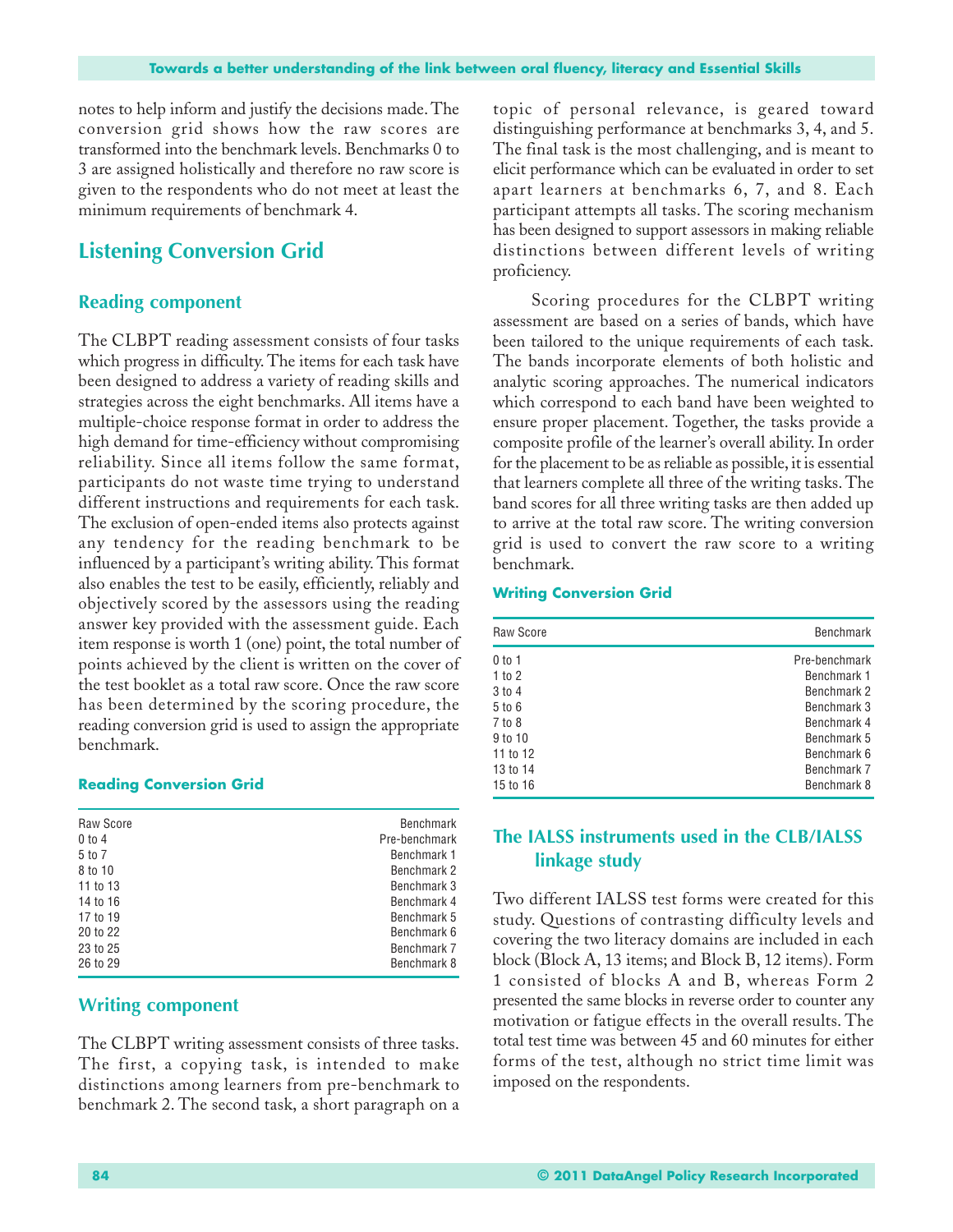notes to help inform and justify the decisions made. The conversion grid shows how the raw scores are transformed into the benchmark levels. Benchmarks 0 to 3 are assigned holistically and therefore no raw score is given to the respondents who do not meet at least the minimum requirements of benchmark 4.

## Listening Conversion Grid

### Reading component

The CLBPT reading assessment consists of four tasks which progress in difficulty. The items for each task have been designed to address a variety of reading skills and strategies across the eight benchmarks. All items have a multiple-choice response format in order to address the high demand for time-efficiency without compromising reliability. Since all items follow the same format, participants do not waste time trying to understand different instructions and requirements for each task. The exclusion of open-ended items also protects against any tendency for the reading benchmark to be influenced by a participant's writing ability. This format also enables the test to be easily, efficiently, reliably and objectively scored by the assessors using the reading answer key provided with the assessment guide. Each item response is worth 1 (one) point, the total number of points achieved by the client is written on the cover of the test booklet as a total raw score. Once the raw score has been determined by the scoring procedure, the reading conversion grid is used to assign the appropriate benchmark.

#### Reading Conversion Grid

| Raw Score | Benchmark |
|---|---|
| 0 to 4 | Pre-benchmark |
| 5 to 7 | Benchmark 1 |
| 8 to 10 | Benchmark 2 |
| 11 to 13 | Benchmark 3 |
| 14 to 16 | Benchmark 4 |
| 17 to 19 | Benchmark 5 |
| 20 to 22 | Benchmark 6 |
| 23 to 25 | Benchmark 7 |
| 26 to 29 | Benchmark 8 |

### Writing component

The CLBPT writing assessment consists of three tasks. The first, a copying task, is intended to make distinctions among learners from pre-benchmark to benchmark 2. The second task, a short paragraph on a topic of personal relevance, is geared toward distinguishing performance at benchmarks 3, 4, and 5. The final task is the most challenging, and is meant to elicit performance which can be evaluated in order to set apart learners at benchmarks 6, 7, and 8. Each participant attempts all tasks. The scoring mechanism has been designed to support assessors in making reliable distinctions between different levels of writing proficiency.

Scoring procedures for the CLBPT writing assessment are based on a series of bands, which have been tailored to the unique requirements of each task. The bands incorporate elements of both holistic and analytic scoring approaches. The numerical indicators which correspond to each band have been weighted to ensure proper placement. Together, the tasks provide a composite profile of the learner's overall ability. In order for the placement to be as reliable as possible, it is essential that learners complete all three of the writing tasks. The band scores for all three writing tasks are then added up to arrive at the total raw score. The writing conversion grid is used to convert the raw score to a writing benchmark.

#### Writing Conversion Grid

| Raw Score | Benchmark |
|---|---|
| 0 to 1 | Pre-benchmark |
| 1 to 2 | Benchmark 1 |
| 3 to 4 | Benchmark 2 |
| 5 to 6 | Benchmark 3 |
| 7 to 8 | Benchmark 4 |
| 9 to 10 | Benchmark 5 |
| 11 to 12 | Benchmark 6 |
| 13 to 14 | Benchmark 7 |
| 15 to 16 | Benchmark 8 |

## The IALSS instruments used in the CLB/IALSS linkage study

Two different IALSS test forms were created for this study. Questions of contrasting difficulty levels and covering the two literacy domains are included in each block (Block A, 13 items; and Block B, 12 items). Form 1 consisted of blocks A and B, whereas Form 2 presented the same blocks in reverse order to counter any motivation or fatigue effects in the overall results. The total test time was between 45 and 60 minutes for either forms of the test, although no strict time limit was imposed on the respondents.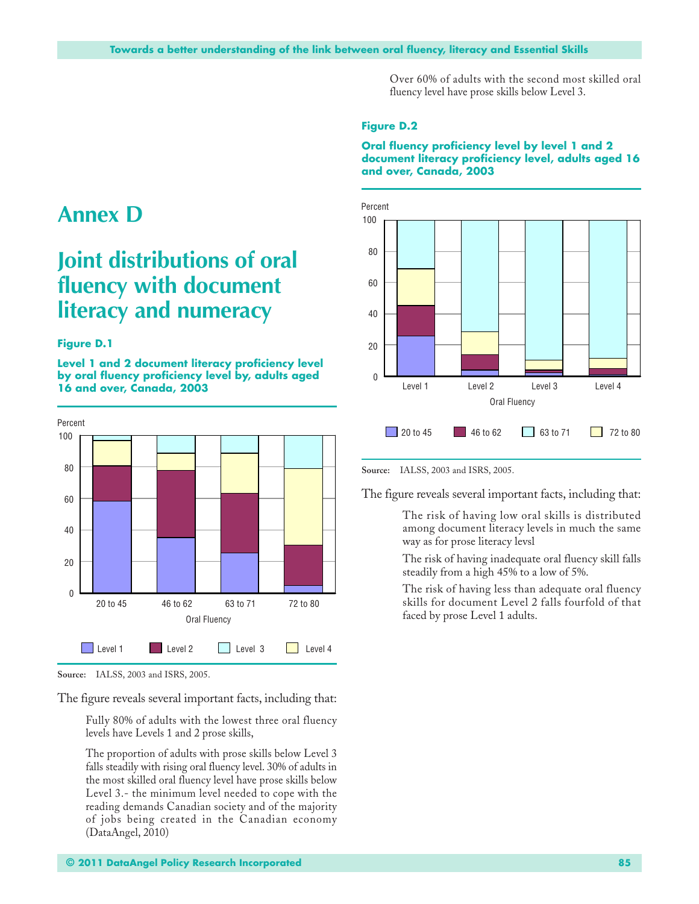# Annex D

## Joint distributions of oral fluency with document literacy and numeracy

**Figure D.1**

**Level 1 and 2 document literacy proficiency level by oral fluency proficiency level by, adults aged 16 and over, Canada, 2003**

**Source:** IALSS, 2003 and ISRS, 2005.

The figure reveals several important facts, including that:

> Fully 80% of adults with the lowest three oral fluency levels have Levels 1 and 2 prose skills,
>
> The proportion of adults with prose skills below Level 3 falls steadily with rising oral fluency level. 30% of adults in the most skilled oral fluency level have prose skills below Level 3.- the minimum level needed to cope with the reading demands Canadian society and of the majority of jobs being created in the Canadian economy (DataAngel, 2010)
>
> Over 60% of adults with the second most skilled oral fluency level have prose skills below Level 3.

**Figure D.2**

**Oral fluency proficiency level by level 1 and 2 document literacy proficiency level, adults aged 16 and over, Canada, 2003**

**Source:** IALSS, 2003 and ISRS, 2005.

The figure reveals several important facts, including that:

> The risk of having low oral skills is distributed among document literacy levels in much the same way as for prose literacy levsl
>
> The risk of having inadequate oral fluency skill falls steadily from a high 45% to a low of 5%.
>
> The risk of having less than adequate oral fluency skills for document Level 2 falls fourfold of that faced by prose Level 1 adults.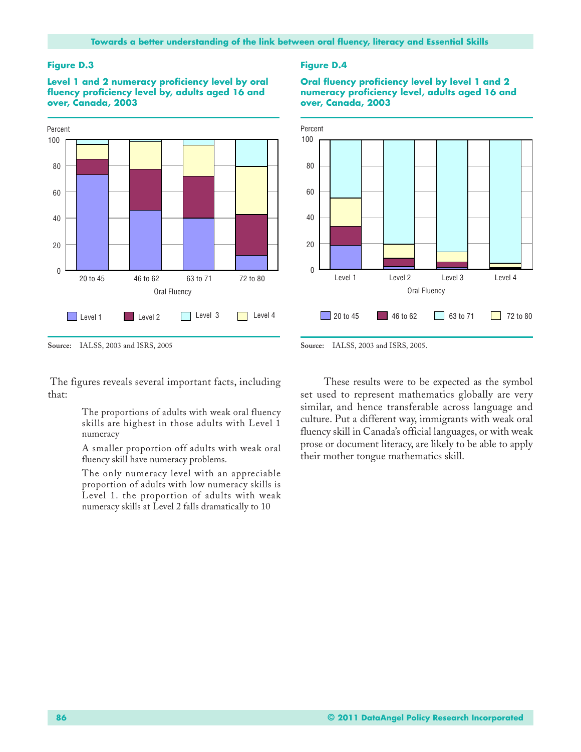## Figure D.3

**Level 1 and 2 numeracy proficiency level by oral fluency proficiency level by, adults aged 16 and over, Canada, 2003**

Percent
100
80
60
40
20
0
20 to 45
46 to 62
63 to 71
72 to 80
Oral Fluency
Level 1
Level 2
Level 3
Level 4

**Source:** IALSS, 2003 and ISRS, 2005

## Figure D.4

**Oral fluency proficiency level by level 1 and 2 numeracy proficiency level, adults aged 16 and over, Canada, 2003**

Percent
100
80
60
40
20
0
Level 1
Level 2
Level 3
Level 4
Oral Fluency
20 to 45
46 to 62
63 to 71
72 to 80

**Source:** IALSS, 2003 and ISRS, 2005.

The figures reveals several important facts, including that:

- The proportions of adults with weak oral fluency skills are highest in those adults with Level 1 numeracy
- A smaller proportion off adults with weak oral fluency skill have numeracy problems.
- The only numeracy level with an appreciable proportion of adults with low numeracy skills is Level 1. the proportion of adults with weak numeracy skills at Level 2 falls dramatically to 10

These results were to be expected as the symbol set used to represent mathematics globally are very similar, and hence transferable across language and culture. Put a different way, immigrants with weak oral fluency skill in Canada's official languages, or with weak prose or document literacy, are likely to be able to apply their mother tongue mathematics skill.